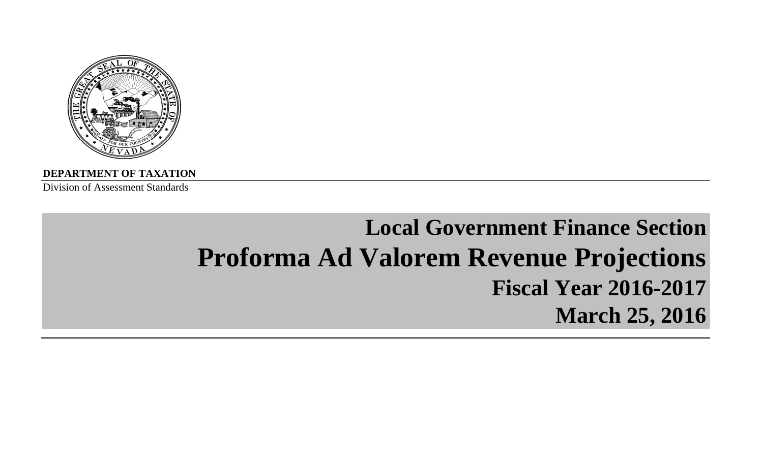**DEPARTMENT OF TAXATION**

Division of Assessment Standards

# Local Government Finance Section

# Proforma Ad Valorem Revenue Projections

## Fiscal Year 2016-2017

## March 25, 2016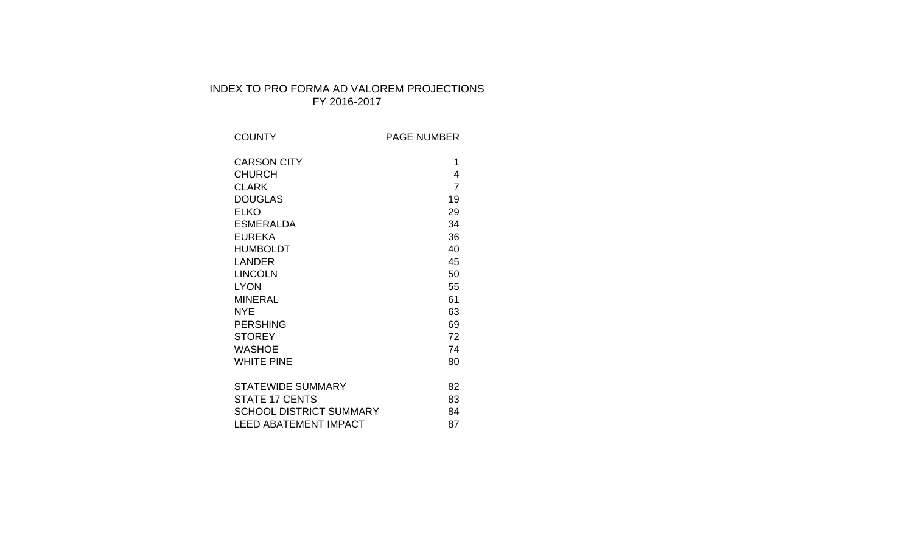# INDEX TO PRO FORMA AD VALOREM PROJECTIONS
## FY 2016-2017

| COUNTY | PAGE NUMBER |
|---|---|
| CARSON CITY | 1 |
| CHURCH | 4 |
| CLARK | 7 |
| DOUGLAS | 19 |
| ELKO | 29 |
| ESMERALDA | 34 |
| EUREKA | 36 |
| HUMBOLDT | 40 |
| LANDER | 45 |
| LINCOLN | 50 |
| LYON | 55 |
| MINERAL | 61 |
| NYE | 63 |
| PERSHING | 69 |
| STOREY | 72 |
| WASHOE | 74 |
| WHITE PINE | 80 |
| | |
| STATEWIDE SUMMARY | 82 |
| STATE 17 CENTS | 83 |
| SCHOOL DISTRICT SUMMARY | 84 |
| LEED ABATEMENT IMPACT | 87 |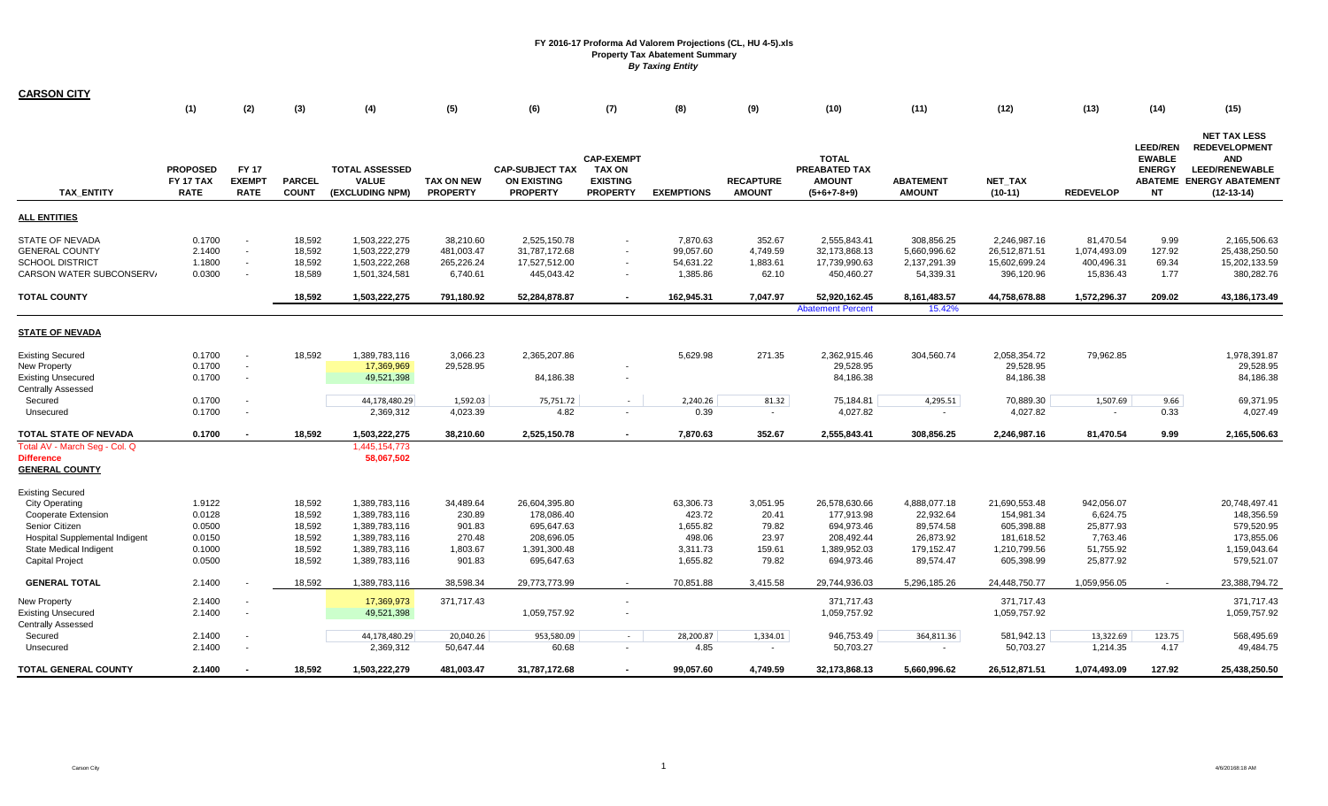**FY 2016-17 Proforma Ad Valorem Projections (CL, HU 4-5).xls**
**Property Tax Abatement Summary**
***By Taxing Entity***

## CARSON CITY

| TAX_ENTITY | (1) PROPOSED FY 17 TAX RATE | (2) FY 17 EXEMPT RATE | (3) PARCEL COUNT | (4) TOTAL ASSESSED VALUE (EXCLUDING NPM) | (5) TAX ON NEW PROPERTY | (6) CAP-SUBJECT TAX ON EXISTING PROPERTY | (7) CAP-EXEMPT TAX ON EXISTING PROPERTY | (8) EXEMPTIONS | (9) RECAPTURE AMOUNT | (10) TOTAL PREABATED TAX AMOUNT (5+6+7-8+9) | (11) ABATEMENT AMOUNT | (12) NET_TAX (10-11) | (13) REDEVELOP | (14) LEED/RENEWABLE ENERGY ABATEMENT | (15) NET TAX LESS REDEVELOPMENT AND LEED/RENEWABLE ENERGY ABATEMENT (12-13-14) |
|---|---|---|---|---|---|---|---|---|---|---|---|---|---|---|---|
| **ALL ENTITIES** | | | | | | | | | | | | | | | |
| STATE OF NEVADA | 0.1700 | - | 18,592 | 1,503,222,275 | 38,210.60 | 2,525,150.78 | - | 7,870.63 | 352.67 | 2,555,843.41 | 308,856.25 | 2,246,987.16 | 81,470.54 | 9.99 | 2,165,506.63 |
| GENERAL COUNTY | 2.1400 | - | 18,592 | 1,503,222,279 | 481,003.47 | 31,787,172.68 | - | 99,057.60 | 4,749.59 | 32,173,868.13 | 5,660,996.62 | 26,512,871.51 | 1,074,493.09 | 127.92 | 25,438,250.50 |
| SCHOOL DISTRICT | 1.1800 | - | 18,592 | 1,503,222,268 | 265,226.24 | 17,527,512.00 | - | 54,631.22 | 1,883.61 | 17,739,990.63 | 2,137,291.39 | 15,602,699.24 | 400,496.31 | 69.34 | 15,202,133.59 |
| CARSON WATER SUBCONSERV/ | 0.0300 | - | 18,589 | 1,501,324,581 | 6,740.61 | 445,043.42 | - | 1,385.86 | 62.10 | 450,460.27 | 54,339.31 | 396,120.96 | 15,836.43 | 1.77 | 380,282.76 |
| **TOTAL COUNTY** | | | **18,592** | **1,503,222,275** | **791,180.92** | **52,284,878.87** | **-** | **162,945.31** | **7,047.97** | **52,920,162.45** | **8,161,483.57** | **44,758,678.88** | **1,572,296.37** | **209.02** | **43,186,173.49** |
| | | | | | | | | | | Abatement Percent | 15.42% | | | | |
| **STATE OF NEVADA** | | | | | | | | | | | | | | | |
| Existing Secured | 0.1700 | - | 18,592 | 1,389,783,116 | 3,066.23 | 2,365,207.86 | | 5,629.98 | 271.35 | 2,362,915.46 | 304,560.74 | 2,058,354.72 | 79,962.85 | | 1,978,391.87 |
| New Property | 0.1700 | - | | 17,369,969 | 29,528.95 | | - | | | 29,528.95 | | 29,528.95 | | | 29,528.95 |
| Existing Unsecured | 0.1700 | - | | 49,521,398 | | 84,186.38 | - | | | 84,186.38 | | 84,186.38 | | | 84,186.38 |
| Centrally Assessed | | | | | | | | | | | | | | | |
| Secured | 0.1700 | - | | 44,178,480.29 | 1,592.03 | 75,751.72 | - | 2,240.26 | 81.32 | 75,184.81 | 4,295.51 | 70,889.30 | 1,507.69 | 9.66 | 69,371.95 |
| Unsecured | 0.1700 | - | | 2,369,312 | 4,023.39 | 4.82 | - | 0.39 | - | 4,027.82 | - | 4,027.82 | - | 0.33 | 4,027.49 |
| **TOTAL STATE OF NEVADA** | **0.1700** | **-** | **18,592** | **1,503,222,275** | **38,210.60** | **2,525,150.78** | **-** | **7,870.63** | **352.67** | **2,555,843.41** | **308,856.25** | **2,246,987.16** | **81,470.54** | **9.99** | **2,165,506.63** |
| Total AV - March Seg - Col. Q | | | | 1,445,154,773 | | | | | | | | | | | |
| **Difference** | | | | 58,067,502 | | | | | | | | | | | |
| **GENERAL COUNTY** | | | | | | | | | | | | | | | |
| Existing Secured | | | | | | | | | | | | | | | |
| City Operating | 1.9122 | | 18,592 | 1,389,783,116 | 34,489.64 | 26,604,395.80 | | 63,306.73 | 3,051.95 | 26,578,630.66 | 4,888,077.18 | 21,690,553.48 | 942,056.07 | | 20,748,497.41 |
| Cooperate Extension | 0.0128 | | 18,592 | 1,389,783,116 | 230.89 | 178,086.40 | | 423.72 | 20.41 | 177,913.98 | 22,932.64 | 154,981.34 | 6,624.75 | | 148,356.59 |
| Senior Citizen | 0.0500 | | 18,592 | 1,389,783,116 | 901.83 | 695,647.63 | | 1,655.82 | 79.82 | 694,973.46 | 89,574.58 | 605,398.88 | 25,877.93 | | 579,520.95 |
| Hospital Supplemental Indigent | 0.0150 | | 18,592 | 1,389,783,116 | 270.48 | 208,696.05 | | 498.06 | 23.97 | 208,492.44 | 26,873.92 | 181,618.52 | 7,763.46 | | 173,855.06 |
| State Medical Indigent | 0.1000 | | 18,592 | 1,389,783,116 | 1,803.67 | 1,391,300.48 | | 3,311.73 | 159.61 | 1,389,952.03 | 179,152.47 | 1,210,799.56 | 51,755.92 | | 1,159,043.64 |
| Capital Project | 0.0500 | | 18,592 | 1,389,783,116 | 901.83 | 695,647.63 | | 1,655.82 | 79.82 | 694,973.46 | 89,574.47 | 605,398.99 | 25,877.92 | | 579,521.07 |
| **GENERAL TOTAL** | **2.1400** | **-** | **18,592** | **1,389,783,116** | **38,598.34** | **29,773,773.99** | **-** | **70,851.88** | **3,415.58** | **29,744,936.03** | **5,296,185.26** | **24,448,750.77** | **1,059,956.05** | **-** | **23,388,794.72** |
| New Property | 2.1400 | - | | 17,369,973 | 371,717.43 | | - | | | 371,717.43 | | 371,717.43 | | | 371,717.43 |
| Existing Unsecured | 2.1400 | - | | 49,521,398 | | 1,059,757.92 | - | | | 1,059,757.92 | | 1,059,757.92 | | | 1,059,757.92 |
| Centrally Assessed | | | | | | | | | | | | | | | |
| Secured | 2.1400 | - | | 44,178,480.29 | 20,040.26 | 953,580.09 | - | 28,200.87 | 1,334.01 | 946,753.49 | 364,811.36 | 581,942.13 | 13,322.69 | 123.75 | 568,495.69 |
| Unsecured | 2.1400 | - | | 2,369,312 | 50,647.44 | 60.68 | - | 4.85 | - | 50,703.27 | - | 50,703.27 | 1,214.35 | 4.17 | 49,484.75 |
| **TOTAL GENERAL COUNTY** | **2.1400** | **-** | **18,592** | **1,503,222,279** | **481,003.47** | **31,787,172.68** | **-** | **99,057.60** | **4,749.59** | **32,173,868.13** | **5,660,996.62** | **26,512,871.51** | **1,074,493.09** | **127.92** | **25,438,250.50** |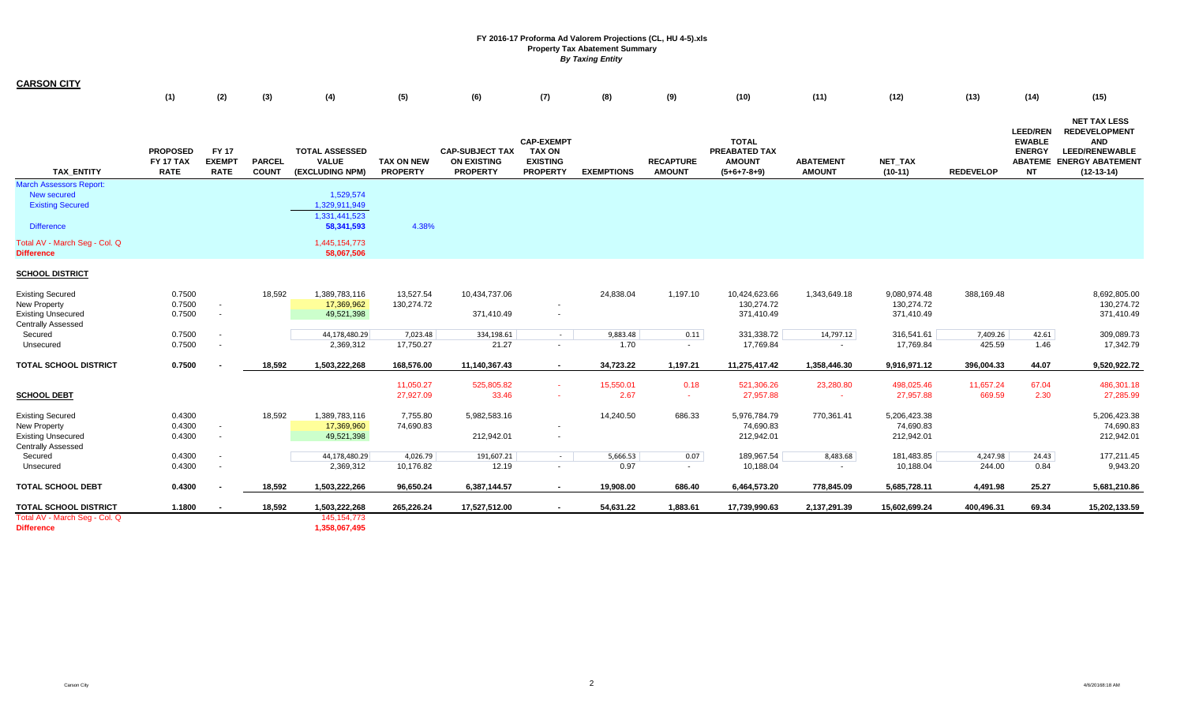# FY 2016-17 Proforma Ad Valorem Projections (CL, HU 4-5).xls
## Property Tax Abatement Summary
*By Taxing Entity*

## CARSON CITY

| TAX_ENTITY | (1) PROPOSED FY 17 TAX RATE | (2) FY 17 EXEMPT RATE | (3) PARCEL COUNT | (4) TOTAL ASSESSED VALUE (EXCLUDING NPM) | (5) TAX ON NEW PROPERTY | (6) CAP-SUBJECT TAX ON EXISTING PROPERTY | (7) CAP-EXEMPT TAX ON EXISTING PROPERTY | (8) EXEMPTIONS | (9) RECAPTURE AMOUNT | (10) TOTAL PREABATED TAX AMOUNT (5+6+7-8+9) | (11) ABATEMENT AMOUNT | (12) NET_TAX (10-11) | (13) REDEVELOP | (14) LEED/RENEWABLE ENERGY ABATEMENT | (15) NET TAX LESS REDEVELOPMENT AND LEED/RENEWABLE ENERGY ABATEMENT (12-13-14) |
|---|---|---|---|---|---|---|---|---|---|---|---|---|---|---|---|
| March Assessors Report: | | | | | | | | | | | | | | | |
| New secured | | | | 1,529,574 | | | | | | | | | | | |
| Existing Secured | | | | 1,329,911,949 | | | | | | | | | | | |
| | | | | 1,331,441,523 | | | | | | | | | | | |
| Difference | | | | **58,341,593** | 4.38% | | | | | | | | | | |
| Total AV - March Seg - Col. Q | | | | 1,445,154,773 | | | | | | | | | | | |
| **Difference** | | | | **58,067,506** | | | | | | | | | | | |
| **SCHOOL DISTRICT** | | | | | | | | | | | | | | | |
| Existing Secured | 0.7500 | | 18,592 | 1,389,783,116 | 13,527.54 | 10,434,737.06 | | 24,838.04 | 1,197.10 | 10,424,623.66 | 1,343,649.18 | 9,080,974.48 | 388,169.48 | | 8,692,805.00 |
| New Property | 0.7500 | - | | 17,369,962 | 130,274.72 | | - | | | 130,274.72 | | 130,274.72 | | | 130,274.72 |
| Existing Unsecured | 0.7500 | - | | 49,521,398 | | 371,410.49 | - | | | 371,410.49 | | 371,410.49 | | | 371,410.49 |
| Centrally Assessed | | | | | | | | | | | | | | | |
| Secured | 0.7500 | - | | 44,178,480.29 | 7,023.48 | 334,198.61 | - | 9,883.48 | 0.11 | 331,338.72 | 14,797.12 | 316,541.61 | 7,409.26 | 42.61 | 309,089.73 |
| Unsecured | 0.7500 | - | | 2,369,312 | 17,750.27 | 21.27 | - | 1.70 | - | 17,769.84 | - | 17,769.84 | 425.59 | 1.46 | 17,342.79 |
| **TOTAL SCHOOL DISTRICT** | **0.7500** | **-** | **18,592** | **1,503,222,268** | **168,576.00** | **11,140,367.43** | **-** | **34,723.22** | **1,197.21** | **11,275,417.42** | **1,358,446.30** | **9,916,971.12** | **396,004.33** | **44.07** | **9,520,922.72** |
| | | | | | 11,050.27 | 525,805.82 | - | 15,550.01 | 0.18 | 521,306.26 | 23,280.80 | 498,025.46 | 11,657.24 | 67.04 | 486,301.18 |
| **SCHOOL DEBT** | | | | | 27,927.09 | 33.46 | - | 2.67 | - | 27,957.88 | - | 27,957.88 | 669.59 | 2.30 | 27,285.99 |
| Existing Secured | 0.4300 | | 18,592 | 1,389,783,116 | 7,755.80 | 5,982,583.16 | | 14,240.50 | 686.33 | 5,976,784.79 | 770,361.41 | 5,206,423.38 | | | 5,206,423.38 |
| New Property | 0.4300 | - | | 17,369,960 | 74,690.83 | | - | | | 74,690.83 | | 74,690.83 | | | 74,690.83 |
| Existing Unsecured | 0.4300 | - | | 49,521,398 | | 212,942.01 | - | | | 212,942.01 | | 212,942.01 | | | 212,942.01 |
| Centrally Assessed | | | | | | | | | | | | | | | |
| Secured | 0.4300 | - | | 44,178,480.29 | 4,026.79 | 191,607.21 | - | 5,666.53 | 0.07 | 189,967.54 | 8,483.68 | 181,483.85 | 4,247.98 | 24.43 | 177,211.45 |
| Unsecured | 0.4300 | - | | 2,369,312 | 10,176.82 | 12.19 | - | 0.97 | - | 10,188.04 | - | 10,188.04 | 244.00 | 0.84 | 9,943.20 |
| **TOTAL SCHOOL DEBT** | **0.4300** | **-** | **18,592** | **1,503,222,266** | **96,650.24** | **6,387,144.57** | **-** | **19,908.00** | **686.40** | **6,464,573.20** | **778,845.09** | **5,685,728.11** | **4,491.98** | **25.27** | **5,681,210.86** |
| **TOTAL SCHOOL DISTRICT** | **1.1800** | **-** | **18,592** | **1,503,222,268** | **265,226.24** | **17,527,512.00** | **-** | **54,631.22** | **1,883.61** | **17,739,990.63** | **2,137,291.39** | **15,602,699.24** | **400,496.31** | **69.34** | **15,202,133.59** |
| Total AV - March Seg - Col. Q | | | | 145,154,773 | | | | | | | | | | | |
| **Difference** | | | | **1,358,067,495** | | | | | | | | | | | |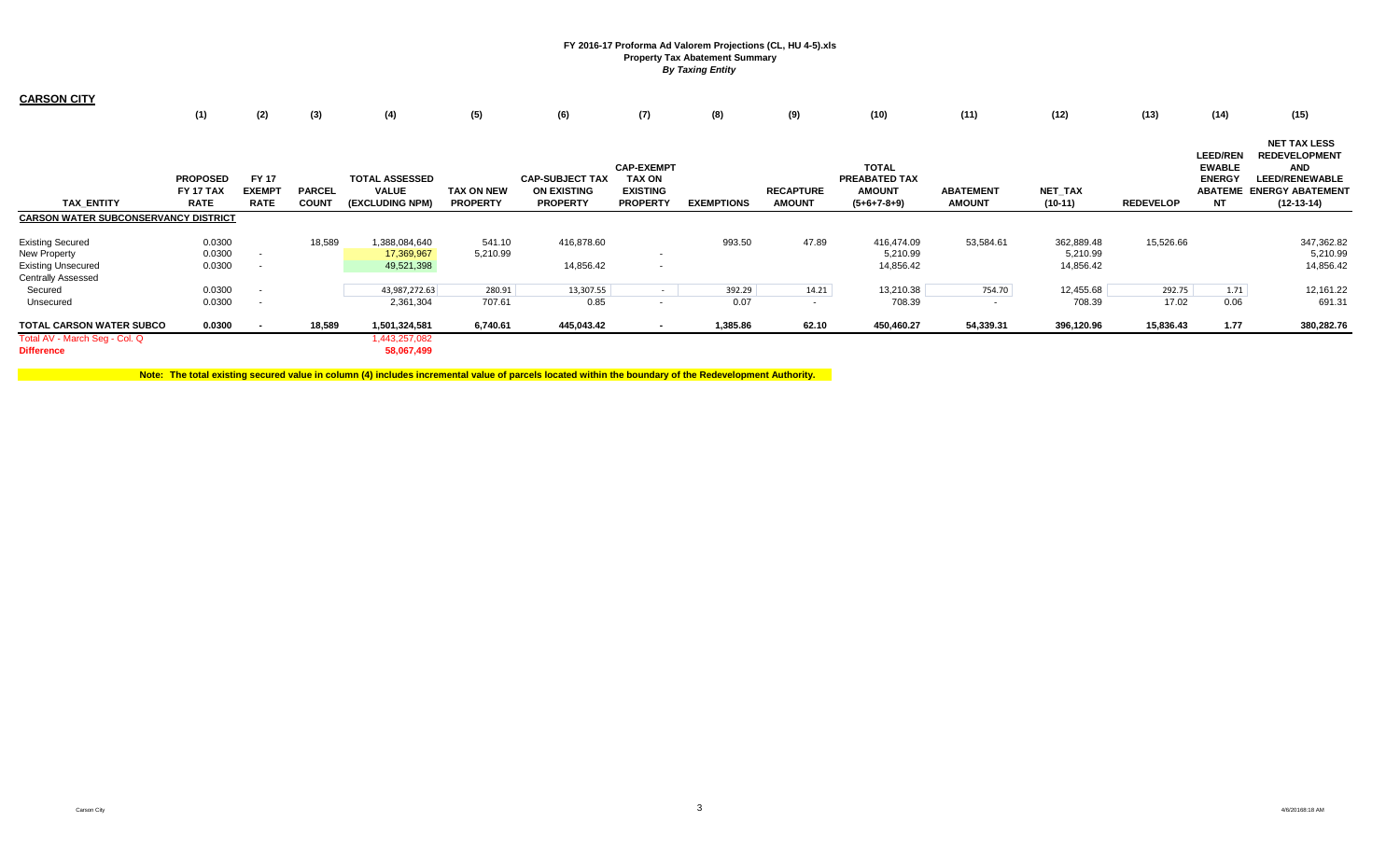**FY 2016-17 Proforma Ad Valorem Projections (CL, HU 4-5).xls**
**Property Tax Abatement Summary**
***By Taxing Entity***

## CARSON CITY

| TAX_ENTITY | (1) PROPOSED FY 17 TAX RATE | (2) FY 17 EXEMPT RATE | (3) PARCEL COUNT | (4) TOTAL ASSESSED VALUE (EXCLUDING NPM) | (5) TAX ON NEW PROPERTY | (6) CAP-SUBJECT TAX ON EXISTING PROPERTY | (7) CAP-EXEMPT TAX ON EXISTING PROPERTY | (8) EXEMPTIONS | (9) RECAPTURE AMOUNT | (10) TOTAL PREABATED TAX AMOUNT (5+6+7-8+9) | (11) ABATEMENT AMOUNT | (12) NET_TAX (10-11) | (13) REDEVELOP | (14) LEED/RENEWABLE ENERGY ABATEMENT | (15) NET TAX LESS REDEVELOPMENT AND LEED/RENEWABLE ENERGY ABATEMENT (12-13-14) |
|---|---|---|---|---|---|---|---|---|---|---|---|---|---|---|---|
| **CARSON WATER SUBCONSERVANCY DISTRICT** | | | | | | | | | | | | | | | |
| Existing Secured | 0.0300 | | 18,589 | 1,388,084,640 | 541.10 | 416,878.60 | | 993.50 | 47.89 | 416,474.09 | 53,584.61 | 362,889.48 | 15,526.66 | | 347,362.82 |
| New Property | 0.0300 | - | | 17,369,967 | 5,210.99 | | - | | | 5,210.99 | | 5,210.99 | | | 5,210.99 |
| Existing Unsecured | 0.0300 | - | | 49,521,398 | | 14,856.42 | - | | | 14,856.42 | | 14,856.42 | | | 14,856.42 |
| Centrally Assessed | | | | | | | | | | | | | | | |
| Secured | 0.0300 | - | | 43,987,272.63 | 280.91 | 13,307.55 | - | 392.29 | 14.21 | 13,210.38 | 754.70 | 12,455.68 | 292.75 | 1.71 | 12,161.22 |
| Unsecured | 0.0300 | - | | 2,361,304 | 707.61 | 0.85 | - | 0.07 | - | 708.39 | - | 708.39 | 17.02 | 0.06 | 691.31 |
| **TOTAL CARSON WATER SUBCO** | **0.0300** | **-** | **18,589** | **1,501,324,581** | **6,740.61** | **445,043.42** | **-** | **1,385.86** | **62.10** | **450,460.27** | **54,339.31** | **396,120.96** | **15,836.43** | **1.77** | **380,282.76** |
| Total AV - March Seg - Col. Q | | | | 1,443,257,082 | | | | | | | | | | | |
| **Difference** | | | | **58,067,499** | | | | | | | | | | | |

**Note: The total existing secured value in column (4) includes incremental value of parcels located within the boundary of the Redevelopment Authority.**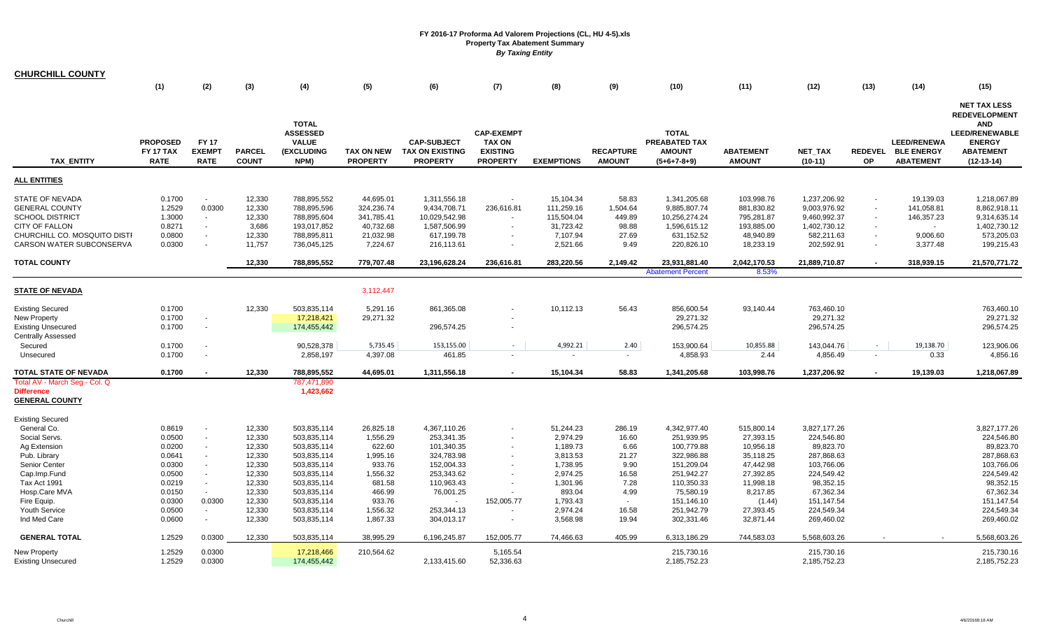# FY 2016-17 Proforma Ad Valorem Projections (CL, HU 4-5).xls

## Property Tax Abatement Summary

*By Taxing Entity*

**CHURCHILL COUNTY**

| | (1) | (2) | (3) | (4) | (5) | (6) | (7) | (8) | (9) | (10) | (11) | (12) | (13) | (14) | (15) |
|---|---|---|---|---|---|---|---|---|---|---|---|---|---|---|---|
| **TAX_ENTITY** | **PROPOSED FY 17 TAX RATE** | **FY 17 EXEMPT RATE** | **PARCEL COUNT** | **TOTAL ASSESSED VALUE (EXCLUDING NPM)** | **TAX ON NEW PROPERTY** | **CAP-SUBJECT TAX ON EXISTING PROPERTY** | **CAP-EXEMPT TAX ON EXISTING PROPERTY** | **EXEMPTIONS** | **RECAPTURE AMOUNT** | **TOTAL PREABATED TAX AMOUNT (5+6+7-8+9)** | **ABATEMENT AMOUNT** | **NET_TAX (10-11)** | **REDEVEL OP** | **LEED/RENEWABLE ENERGY ABATEMENT** | **NET TAX LESS REDEVELOPMENT AND LEED/RENEWABLE ENERGY ABATEMENT (12-13-14)** |
| **ALL ENTITIES** | | | | | | | | | | | | | | | |
| STATE OF NEVADA | 0.1700 | - | 12,330 | 788,895,552 | 44,695.01 | 1,311,556.18 | - | 15,104.34 | 58.83 | 1,341,205.68 | 103,998.76 | 1,237,206.92 | - | 19,139.03 | 1,218,067.89 |
| GENERAL COUNTY | 1.2529 | 0.0300 | 12,330 | 788,895,596 | 324,236.74 | 9,434,708.71 | 236,616.81 | 111,259.16 | 1,504.64 | 9,885,807.74 | 881,830.82 | 9,003,976.92 | - | 141,058.81 | 8,862,918.11 |
| SCHOOL DISTRICT | 1.3000 | - | 12,330 | 788,895,604 | 341,785.41 | 10,029,542.98 | - | 115,504.04 | 449.89 | 10,256,274.24 | 795,281.87 | 9,460,992.37 | - | 146,357.23 | 9,314,635.14 |
| CITY OF FALLON | 0.8271 | - | 3,686 | 193,017,852 | 40,732.68 | 1,587,506.99 | - | 31,723.42 | 98.88 | 1,596,615.12 | 193,885.00 | 1,402,730.12 | - | - | 1,402,730.12 |
| CHURCHILL CO. MOSQUITO DISTI | 0.0800 | - | 12,330 | 788,895,811 | 21,032.98 | 617,199.78 | - | 7,107.94 | 27.69 | 631,152.52 | 48,940.89 | 582,211.63 | - | 9,006.60 | 573,205.03 |
| CARSON WATER SUBCONSERVA | 0.0300 | - | 11,757 | 736,045,125 | 7,224.67 | 216,113.61 | - | 2,521.66 | 9.49 | 220,826.10 | 18,233.19 | 202,592.91 | - | 3,377.48 | 199,215.43 |
| **TOTAL COUNTY** | | | **12,330** | **788,895,552** | **779,707.48** | **23,196,628.24** | **236,616.81** | **283,220.56** | **2,149.42** | **23,931,881.40** | **2,042,170.53** | **21,889,710.87** | **-** | **318,939.15** | **21,570,771.72** |
| | | | | | | | | | | Abatement Percent | 8.53% | | | | |
| **STATE OF NEVADA** | | | | | 3,112,447 | | | | | | | | | | |
| Existing Secured | 0.1700 | | 12,330 | 503,835,114 | 5,291.16 | 861,365.08 | - | 10,112.13 | 56.43 | 856,600.54 | 93,140.44 | 763,460.10 | | | 763,460.10 |
| New Property | 0.1700 | - | | 17,218,421 | 29,271.32 | | - | | | 29,271.32 | | 29,271.32 | | | 29,271.32 |
| Existing Unsecured | 0.1700 | - | | 174,455,442 | | 296,574.25 | - | | | 296,574.25 | | 296,574.25 | | | 296,574.25 |
| Centrally Assessed | | | | | | | | | | | | | | | |
| Secured | 0.1700 | - | | 90,528,378 | 5,735.45 | 153,155.00 | - | 4,992.21 | 2.40 | 153,900.64 | 10,855.88 | 143,044.76 | - | 19,138.70 | 123,906.06 |
| Unsecured | 0.1700 | - | | 2,858,197 | 4,397.08 | 461.85 | - | - | - | 4,858.93 | 2.44 | 4,856.49 | - | 0.33 | 4,856.16 |
| **TOTAL STATE OF NEVADA** | **0.1700** | **-** | **12,330** | **788,895,552** | **44,695.01** | **1,311,556.18** | **-** | **15,104.34** | **58.83** | **1,341,205.68** | **103,998.76** | **1,237,206.92** | **-** | **19,139.03** | **1,218,067.89** |
| Total AV - March Seg - Col. Q | | | | 787,471,890 | | | | | | | | | | | |
| **Difference** | | | | **1,423,662** | | | | | | | | | | | |
| **GENERAL COUNTY** | | | | | | | | | | | | | | | |
| Existing Secured | | | | | | | | | | | | | | | |
| General Co. | 0.8619 | - | 12,330 | 503,835,114 | 26,825.18 | 4,367,110.26 | - | 51,244.23 | 286.19 | 4,342,977.40 | 515,800.14 | 3,827,177.26 | | | 3,827,177.26 |
| Social Servs. | 0.0500 | - | 12,330 | 503,835,114 | 1,556.29 | 253,341.35 | - | 2,974.29 | 16.60 | 251,939.95 | 27,393.15 | 224,546.80 | | | 224,546.80 |
| Ag Extension | 0.0200 | - | 12,330 | 503,835,114 | 622.60 | 101,340.35 | - | 1,189.73 | 6.66 | 100,779.88 | 10,956.18 | 89,823.70 | | | 89,823.70 |
| Pub. Library | 0.0641 | - | 12,330 | 503,835,114 | 1,995.16 | 324,783.98 | - | 3,813.53 | 21.27 | 322,986.88 | 35,118.25 | 287,868.63 | | | 287,868.63 |
| Senior Center | 0.0300 | - | 12,330 | 503,835,114 | 933.76 | 152,004.33 | - | 1,738.95 | 9.90 | 151,209.04 | 47,442.98 | 103,766.06 | | | 103,766.06 |
| Cap.Imp.Fund | 0.0500 | - | 12,330 | 503,835,114 | 1,556.32 | 253,343.62 | - | 2,974.25 | 16.58 | 251,942.27 | 27,392.85 | 224,549.42 | | | 224,549.42 |
| Tax Act 1991 | 0.0219 | - | 12,330 | 503,835,114 | 681.58 | 110,963.43 | - | 1,301.96 | 7.28 | 110,350.33 | 11,998.18 | 98,352.15 | | | 98,352.15 |
| Hosp.Care MVA | 0.0150 | - | 12,330 | 503,835,114 | 466.99 | 76,001.25 | - | 893.04 | 4.99 | 75,580.19 | 8,217.85 | 67,362.34 | | | 67,362.34 |
| Fire Equip. | 0.0300 | 0.0300 | 12,330 | 503,835,114 | 933.76 | - | 152,005.77 | 1,793.43 | - | 151,146.10 | (1.44) | 151,147.54 | | | 151,147.54 |
| Youth Service | 0.0500 | - | 12,330 | 503,835,114 | 1,556.32 | 253,344.13 | - | 2,974.24 | 16.58 | 251,942.79 | 27,393.45 | 224,549.34 | | | 224,549.34 |
| Ind Med Care | 0.0600 | - | 12,330 | 503,835,114 | 1,867.33 | 304,013.17 | - | 3,568.98 | 19.94 | 302,331.46 | 32,871.44 | 269,460.02 | | | 269,460.02 |
| **GENERAL TOTAL** | 1.2529 | 0.0300 | 12,330 | 503,835,114 | 38,995.29 | 6,196,245.87 | 152,005.77 | 74,466.63 | 405.99 | 6,313,186.29 | 744,583.03 | 5,568,603.26 | - | - | 5,568,603.26 |
| New Property | 1.2529 | 0.0300 | | 17,218,466 | 210,564.62 | | 5,165.54 | | | 215,730.16 | | 215,730.16 | | | 215,730.16 |
| Existing Unsecured | 1.2529 | 0.0300 | | 174,455,442 | | 2,133,415.60 | 52,336.63 | | | 2,185,752.23 | | 2,185,752.23 | | | 2,185,752.23 |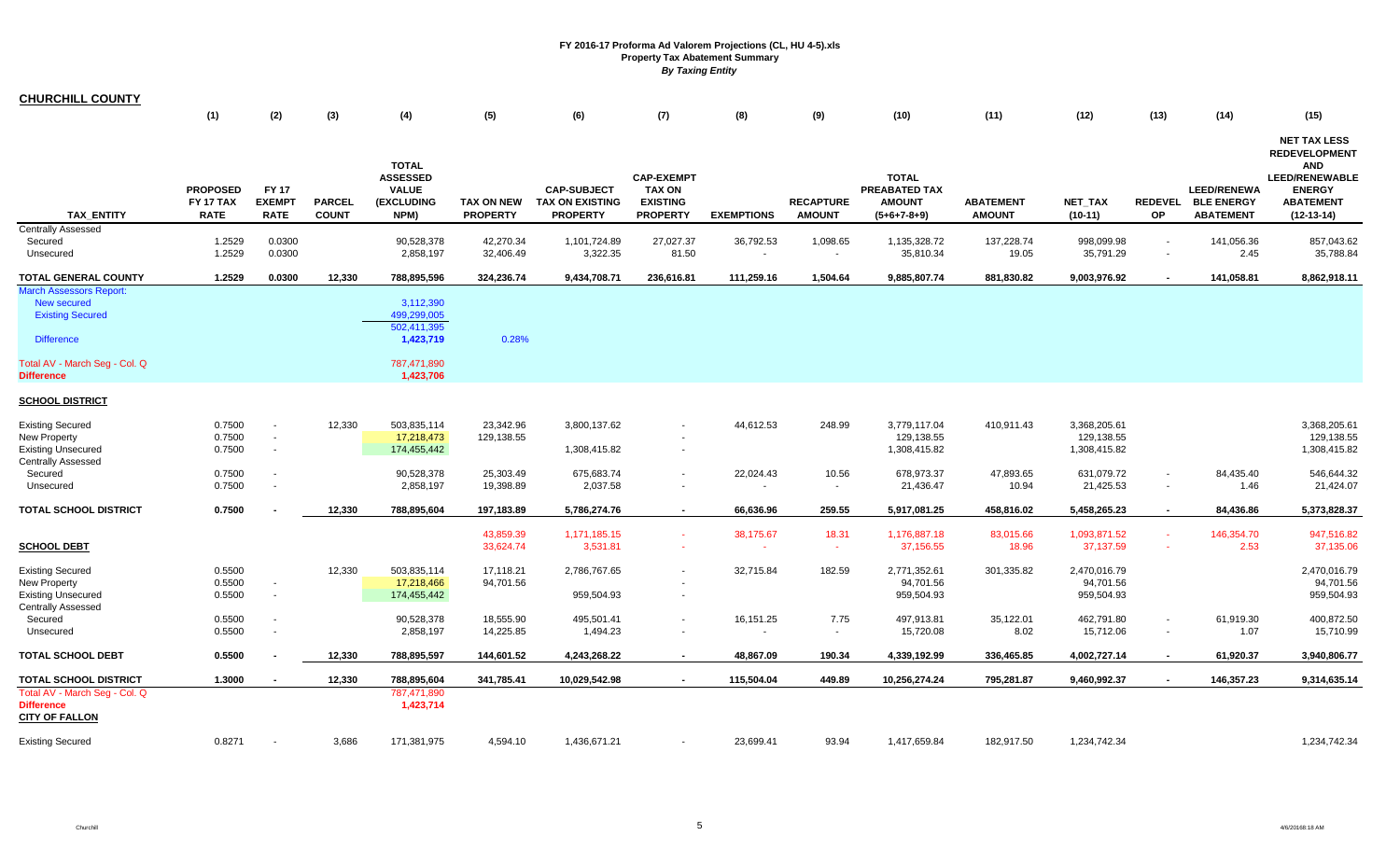# FY 2016-17 Proforma Ad Valorem Projections (CL, HU 4-5).xls
## Property Tax Abatement Summary
*By Taxing Entity*

**CHURCHILL COUNTY**

| TAX_ENTITY | (1) PROPOSED FY 17 TAX RATE | (2) FY 17 EXEMPT RATE | (3) PARCEL COUNT | (4) TOTAL ASSESSED VALUE (EXCLUDING NPM) | (5) TAX ON NEW PROPERTY | (6) CAP-SUBJECT TAX ON EXISTING PROPERTY | (7) CAP-EXEMPT TAX ON EXISTING PROPERTY | (8) EXEMPTIONS | (9) RECAPTURE AMOUNT | (10) TOTAL PREABATED TAX AMOUNT (5+6+7-8+9) | (11) ABATEMENT AMOUNT | (12) NET_TAX (10-11) | (13) REDEVEL OP | (14) LEED/RENEWABLE ENERGY ABATEMENT | (15) NET TAX LESS REDEVELOPMENT AND LEED/RENEWABLE ENERGY ABATEMENT (12-13-14) |
|---|---|---|---|---|---|---|---|---|---|---|---|---|---|---|---|
| Centrally Assessed | | | | | | | | | | | | | | | |
| Secured | 1.2529 | 0.0300 | | 90,528,378 | 42,270.34 | 1,101,724.89 | 27,027.37 | 36,792.53 | 1,098.65 | 1,135,328.72 | 137,228.74 | 998,099.98 | - | 141,056.36 | 857,043.62 |
| Unsecured | 1.2529 | 0.0300 | | 2,858,197 | 32,406.49 | 3,322.35 | 81.50 | - | - | 35,810.34 | 19.05 | 35,791.29 | - | 2.45 | 35,788.84 |
| **TOTAL GENERAL COUNTY** | **1.2529** | **0.0300** | **12,330** | **788,895,596** | **324,236.74** | **9,434,708.71** | **236,616.81** | **111,259.16** | **1,504.64** | **9,885,807.74** | **881,830.82** | **9,003,976.92** | **-** | **141,058.81** | **8,862,918.11** |
| March Assessors Report: | | | | | | | | | | | | | | | |
| New secured | | | | 3,112,390 | | | | | | | | | | | |
| Existing Secured | | | | 499,299,005 | | | | | | | | | | | |
| | | | | 502,411,395 | | | | | | | | | | | |
| Difference | | | | 1,423,719 | 0.28% | | | | | | | | | | |
| Total AV - March Seg - Col. Q | | | | 787,471,890 | | | | | | | | | | | |
| **Difference** | | | | 1,423,706 | | | | | | | | | | | |
| **SCHOOL DISTRICT** | | | | | | | | | | | | | | | |
| Existing Secured | 0.7500 | - | 12,330 | 503,835,114 | 23,342.96 | 3,800,137.62 | - | 44,612.53 | 248.99 | 3,779,117.04 | 410,911.43 | 3,368,205.61 | | | 3,368,205.61 |
| New Property | 0.7500 | - | | 17,218,473 | 129,138.55 | | - | | | 129,138.55 | | 129,138.55 | | | 129,138.55 |
| Existing Unsecured | 0.7500 | - | | 174,455,442 | | 1,308,415.82 | - | | | 1,308,415.82 | | 1,308,415.82 | | | 1,308,415.82 |
| Centrally Assessed | | | | | | | | | | | | | | | |
| Secured | 0.7500 | - | | 90,528,378 | 25,303.49 | 675,683.74 | - | 22,024.43 | 10.56 | 678,973.37 | 47,893.65 | 631,079.72 | - | 84,435.40 | 546,644.32 |
| Unsecured | 0.7500 | - | | 2,858,197 | 19,398.89 | 2,037.58 | - | - | - | 21,436.47 | 10.94 | 21,425.53 | - | 1.46 | 21,424.07 |
| **TOTAL SCHOOL DISTRICT** | **0.7500** | **-** | **12,330** | **788,895,604** | **197,183.89** | **5,786,274.76** | **-** | **66,636.96** | **259.55** | **5,917,081.25** | **458,816.02** | **5,458,265.23** | **-** | **84,436.86** | **5,373,828.37** |
| | | | | | 43,859.39 | 1,171,185.15 | - | 38,175.67 | 18.31 | 1,176,887.18 | 83,015.66 | 1,093,871.52 | - | 146,354.70 | 947,516.82 |
| **SCHOOL DEBT** | | | | | 33,624.74 | 3,531.81 | - | - | - | 37,156.55 | 18.96 | 37,137.59 | - | 2.53 | 37,135.06 |
| Existing Secured | 0.5500 | | 12,330 | 503,835,114 | 17,118.21 | 2,786,767.65 | - | 32,715.84 | 182.59 | 2,771,352.61 | 301,335.82 | 2,470,016.79 | | | 2,470,016.79 |
| New Property | 0.5500 | - | | 17,218,466 | 94,701.56 | | - | | | 94,701.56 | | 94,701.56 | | | 94,701.56 |
| Existing Unsecured | 0.5500 | - | | 174,455,442 | | 959,504.93 | - | | | 959,504.93 | | 959,504.93 | | | 959,504.93 |
| Centrally Assessed | | | | | | | | | | | | | | | |
| Secured | 0.5500 | - | | 90,528,378 | 18,555.90 | 495,501.41 | - | 16,151.25 | 7.75 | 497,913.81 | 35,122.01 | 462,791.80 | - | 61,919.30 | 400,872.50 |
| Unsecured | 0.5500 | - | | 2,858,197 | 14,225.85 | 1,494.23 | - | - | - | 15,720.08 | 8.02 | 15,712.06 | - | 1.07 | 15,710.99 |
| **TOTAL SCHOOL DEBT** | **0.5500** | **-** | **12,330** | **788,895,597** | **144,601.52** | **4,243,268.22** | **-** | **48,867.09** | **190.34** | **4,339,192.99** | **336,465.85** | **4,002,727.14** | **-** | **61,920.37** | **3,940,806.77** |
| **TOTAL SCHOOL DISTRICT** | **1.3000** | **-** | **12,330** | **788,895,604** | **341,785.41** | **10,029,542.98** | **-** | **115,504.04** | **449.89** | **10,256,274.24** | **795,281.87** | **9,460,992.37** | **-** | **146,357.23** | **9,314,635.14** |
| Total AV - March Seg - Col. Q | | | | 787,471,890 | | | | | | | | | | | |
| **Difference** | | | | 1,423,714 | | | | | | | | | | | |
| **CITY OF FALLON** | | | | | | | | | | | | | | | |
| Existing Secured | 0.8271 | - | 3,686 | 171,381,975 | 4,594.10 | 1,436,671.21 | - | 23,699.41 | 93.94 | 1,417,659.84 | 182,917.50 | 1,234,742.34 | | | 1,234,742.34 |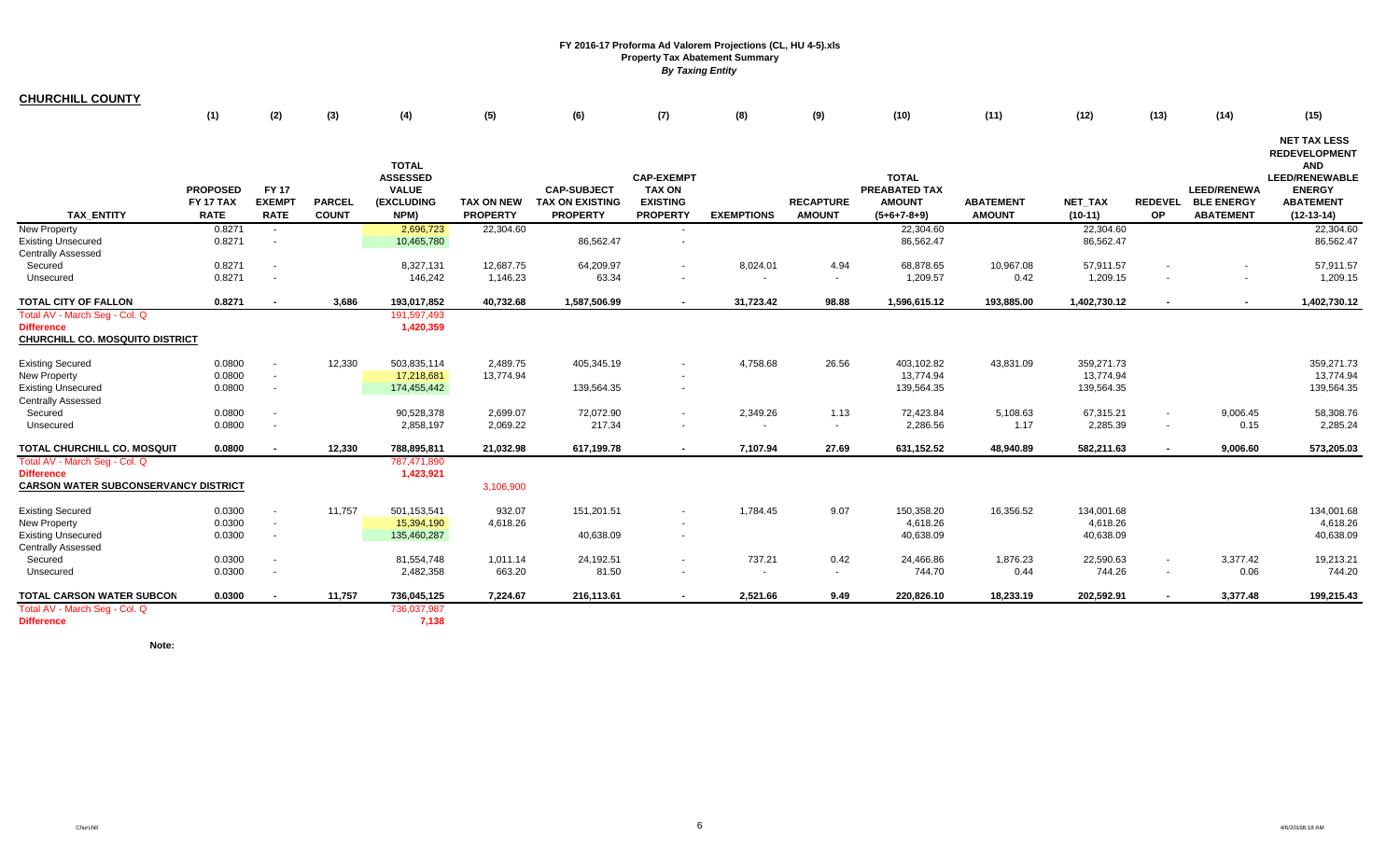**FY 2016-17 Proforma Ad Valorem Projections (CL, HU 4-5).xls**
**Property Tax Abatement Summary**
***By Taxing Entity***

## CHURCHILL COUNTY

| TAX_ENTITY | (1) PROPOSED FY 17 TAX RATE | (2) FY 17 EXEMPT RATE | (3) PARCEL COUNT | (4) TOTAL ASSESSED VALUE (EXCLUDING NPM) | (5) TAX ON NEW PROPERTY | (6) CAP-SUBJECT TAX ON EXISTING PROPERTY | (7) CAP-EXEMPT TAX ON EXISTING PROPERTY | (8) EXEMPTIONS | (9) RECAPTURE AMOUNT | (10) TOTAL PREABATED TAX AMOUNT (5+6+7-8+9) | (11) ABATEMENT AMOUNT | (12) NET_TAX (10-11) | (13) REDEVELOP | (14) LEED/RENEWABLE ENERGY ABATEMENT | (15) NET TAX LESS REDEVELOPMENT AND LEED/RENEWABLE ENERGY ABATEMENT (12-13-14) |
|---|---|---|---|---|---|---|---|---|---|---|---|---|---|---|---|
| New Property | 0.8271 | - | | 2,696,723 | 22,304.60 | | - | | | 22,304.60 | | 22,304.60 | | | 22,304.60 |
| Existing Unsecured | 0.8271 | - | | 10,465,780 | | 86,562.47 | - | | | 86,562.47 | | 86,562.47 | | | 86,562.47 |
| Centrally Assessed | | | | | | | | | | | | | | | |
| Secured | 0.8271 | - | | 8,327,131 | 12,687.75 | 64,209.97 | - | 8,024.01 | 4.94 | 68,878.65 | 10,967.08 | 57,911.57 | - | - | 57,911.57 |
| Unsecured | 0.8271 | - | | 146,242 | 1,146.23 | 63.34 | - | - | - | 1,209.57 | 0.42 | 1,209.15 | - | - | 1,209.15 |
| **TOTAL CITY OF FALLON** | **0.8271** | **-** | **3,686** | **193,017,852** | **40,732.68** | **1,587,506.99** | **-** | **31,723.42** | **98.88** | **1,596,615.12** | **193,885.00** | **1,402,730.12** | **-** | **-** | **1,402,730.12** |
| Total AV - March Seg - Col. Q | | | | 191,597,493 | | | | | | | | | | | |
| **Difference** | | | | **1,420,359** | | | | | | | | | | | |
| **CHURCHILL CO. MOSQUITO DISTRICT** | | | | | | | | | | | | | | | |
| Existing Secured | 0.0800 | - | 12,330 | 503,835,114 | 2,489.75 | 405,345.19 | - | 4,758.68 | 26.56 | 403,102.82 | 43,831.09 | 359,271.73 | | | 359,271.73 |
| New Property | 0.0800 | - | | 17,218,681 | 13,774.94 | | - | | | 13,774.94 | | 13,774.94 | | | 13,774.94 |
| Existing Unsecured | 0.0800 | - | | 174,455,442 | | 139,564.35 | - | | | 139,564.35 | | 139,564.35 | | | 139,564.35 |
| Centrally Assessed | | | | | | | | | | | | | | | |
| Secured | 0.0800 | - | | 90,528,378 | 2,699.07 | 72,072.90 | - | 2,349.26 | 1.13 | 72,423.84 | 5,108.63 | 67,315.21 | - | 9,006.45 | 58,308.76 |
| Unsecured | 0.0800 | - | | 2,858,197 | 2,069.22 | 217.34 | - | - | - | 2,286.56 | 1.17 | 2,285.39 | - | 0.15 | 2,285.24 |
| **TOTAL CHURCHILL CO. MOSQUIT** | **0.0800** | **-** | **12,330** | **788,895,811** | **21,032.98** | **617,199.78** | **-** | **7,107.94** | **27.69** | **631,152.52** | **48,940.89** | **582,211.63** | **-** | **9,006.60** | **573,205.03** |
| Total AV - March Seg - Col. Q | | | | 787,471,890 | | | | | | | | | | | |
| **Difference** | | | | **1,423,921** | | | | | | | | | | | |
| **CARSON WATER SUBCONSERVANCY DISTRICT** | | | | | 3,106,900 | | | | | | | | | | |
| Existing Secured | 0.0300 | - | 11,757 | 501,153,541 | 932.07 | 151,201.51 | - | 1,784.45 | 9.07 | 150,358.20 | 16,356.52 | 134,001.68 | | | 134,001.68 |
| New Property | 0.0300 | - | | 15,394,190 | 4,618.26 | | - | | | 4,618.26 | | 4,618.26 | | | 4,618.26 |
| Existing Unsecured | 0.0300 | - | | 135,460,287 | | 40,638.09 | - | | | 40,638.09 | | 40,638.09 | | | 40,638.09 |
| Centrally Assessed | | | | | | | | | | | | | | | |
| Secured | 0.0300 | - | | 81,554,748 | 1,011.14 | 24,192.51 | - | 737.21 | 0.42 | 24,466.86 | 1,876.23 | 22,590.63 | - | 3,377.42 | 19,213.21 |
| Unsecured | 0.0300 | - | | 2,482,358 | 663.20 | 81.50 | - | - | - | 744.70 | 0.44 | 744.26 | - | 0.06 | 744.20 |
| **TOTAL CARSON WATER SUBCON** | **0.0300** | **-** | **11,757** | **736,045,125** | **7,224.67** | **216,113.61** | **-** | **2,521.66** | **9.49** | **220,826.10** | **18,233.19** | **202,592.91** | **-** | **3,377.48** | **199,215.43** |
| Total AV - March Seg - Col. Q | | | | 736,037,987 | | | | | | | | | | | |
| **Difference** | | | | **7,138** | | | | | | | | | | | |

**Note:**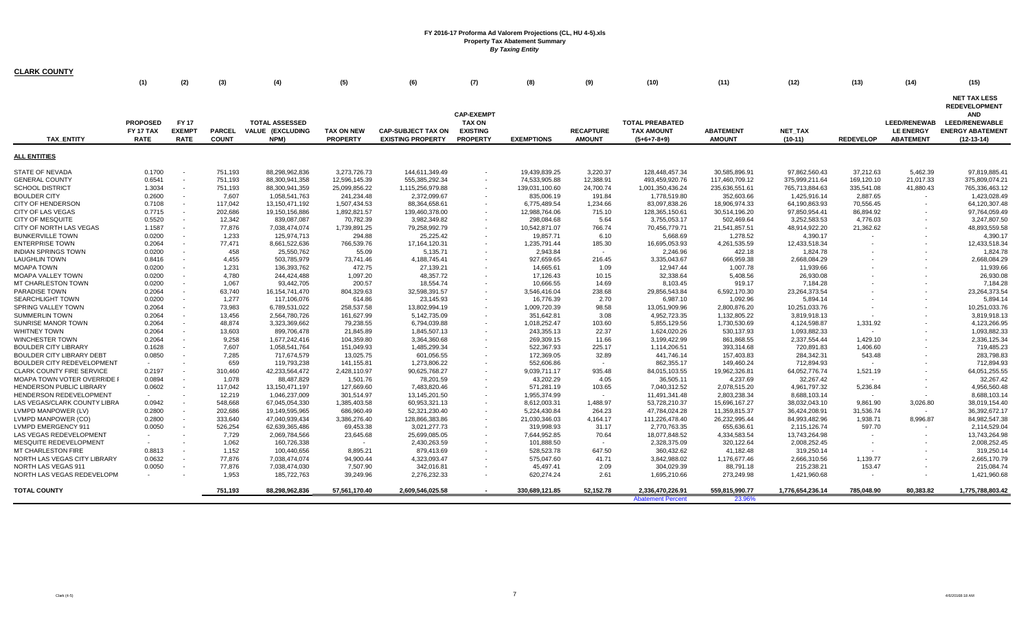# FY 2016-17 Proforma Ad Valorem Projections (CL, HU 4-5).xls
## Property Tax Abatement Summary
### *By Taxing Entity*

**CLARK COUNTY**

| | (1) | (2) | (3) | (4) | (5) | (6) | (7) | (8) | (9) | (10) | (11) | (12) | (13) | (14) | (15) |
|---|---|---|---|---|---|---|---|---|---|---|---|---|---|---|---|
| TAX_ENTITY | PROPOSED FY 17 TAX RATE | FY 17 EXEMPT RATE | PARCEL COUNT | TOTAL ASSESSED VALUE (EXCLUDING NPM) | TAX ON NEW PROPERTY | CAP-SUBJECT TAX ON EXISTING PROPERTY | CAP-EXEMPT TAX ON EXISTING PROPERTY | EXEMPTIONS | RECAPTURE AMOUNT | TOTAL PREABATED TAX AMOUNT (5+6+7-8+9) | ABATEMENT AMOUNT | NET_TAX (10-11) | REDEVELOP | LEED/RENEWAB LE ENERGY ABATEMENT | NET TAX LESS REDEVELOPMENT AND LEED/RENEWABLE ENERGY ABATEMENT (12-13-14) |
| **ALL ENTITIES** | | | | | | | | | | | | | | | |
| STATE OF NEVADA | 0.1700 | - | 751,193 | 88,298,962,836 | 3,273,726.73 | 144,611,349.49 | - | 19,439,839.25 | 3,220.37 | 128,448,457.34 | 30,585,896.91 | 97,862,560.43 | 37,212.63 | 5,462.39 | 97,819,885.41 |
| GENERAL COUNTY | 0.6541 | - | 751,193 | 88,300,941,358 | 12,596,145.39 | 555,385,292.34 | - | 74,533,905.88 | 12,388.91 | 493,459,920.76 | 117,460,709.12 | 375,999,211.64 | 169,120.10 | 21,017.33 | 375,809,074.21 |
| SCHOOL DISTRICT | 1.3034 | - | 751,193 | 88,300,941,359 | 25,099,856.22 | 1,115,256,979.88 | - | 139,031,100.60 | 24,700.74 | 1,001,350,436.24 | 235,636,551.61 | 765,713,884.63 | 335,541.08 | 41,880.43 | 765,336,463.12 |
| BOULDER CITY | 0.2600 | - | 7,607 | 1,058,541,763 | 241,234.48 | 2,372,099.67 | - | 835,006.19 | 191.84 | 1,778,519.80 | 352,603.66 | 1,425,916.14 | 2,887.65 | - | 1,423,028.49 |
| CITY OF HENDERSON | 0.7108 | - | 117,042 | 13,150,471,192 | 1,507,434.53 | 88,364,658.61 | - | 6,775,489.54 | 1,234.66 | 83,097,838.26 | 18,906,974.33 | 64,190,863.93 | 70,556.45 | - | 64,120,307.48 |
| CITY OF LAS VEGAS | 0.7715 | - | 202,686 | 19,150,156,886 | 1,892,821.57 | 139,460,378.00 | - | 12,988,764.06 | 715.10 | 128,365,150.61 | 30,514,196.20 | 97,850,954.41 | 86,894.92 | - | 97,764,059.49 |
| CITY OF MESQUITE | 0.5520 | - | 12,342 | 839,087,087 | 70,782.39 | 3,982,349.82 | - | 298,084.68 | 5.64 | 3,755,053.17 | 502,469.64 | 3,252,583.53 | 4,776.03 | - | 3,247,807.50 |
| CITY OF NORTH LAS VEGAS | 1.1587 | - | 77,876 | 7,038,474,074 | 1,739,891.25 | 79,258,992.79 | - | 10,542,871.07 | 766.74 | 70,456,779.71 | 21,541,857.51 | 48,914,922.20 | 21,362.62 | - | 48,893,559.58 |
| BUNKERVILLE TOWN | 0.0200 | - | 1,233 | 125,974,713 | 294.88 | 25,225.42 | - | 19,857.71 | 6.10 | 5,668.69 | 1,278.52 | 4,390.17 | - | - | 4,390.17 |
| ENTERPRISE TOWN | 0.2064 | - | 77,471 | 8,661,522,636 | 766,539.76 | 17,164,120.31 | - | 1,235,791.44 | 185.30 | 16,695,053.93 | 4,261,535.59 | 12,433,518.34 | - | - | 12,433,518.34 |
| INDIAN SPRINGS TOWN | 0.0200 | - | 458 | 25,550,762 | 55.09 | 5,135.71 | - | 2,943.84 | - | 2,246.96 | 422.18 | 1,824.78 | - | - | 1,824.78 |
| LAUGHLIN TOWN | 0.8416 | - | 4,455 | 503,785,979 | 73,741.46 | 4,188,745.41 | - | 927,659.65 | 216.45 | 3,335,043.67 | 666,959.38 | 2,668,084.29 | - | - | 2,668,084.29 |
| MOAPA TOWN | 0.0200 | - | 1,231 | 136,393,762 | 472.75 | 27,139.21 | - | 14,665.61 | 1.09 | 12,947.44 | 1,007.78 | 11,939.66 | - | - | 11,939.66 |
| MOAPA VALLEY TOWN | 0.0200 | - | 4,780 | 244,424,488 | 1,097.20 | 48,357.72 | - | 17,126.43 | 10.15 | 32,338.64 | 5,408.56 | 26,930.08 | - | - | 26,930.08 |
| MT CHARLESTON TOWN | 0.0200 | - | 1,067 | 93,442,705 | 200.57 | 18,554.74 | - | 10,666.55 | 14.69 | 8,103.45 | 919.17 | 7,184.28 | - | - | 7,184.28 |
| PARADISE TOWN | 0.2064 | - | 63,740 | 16,154,741,470 | 804,329.63 | 32,598,391.57 | - | 3,546,416.04 | 238.68 | 29,856,543.84 | 6,592,170.30 | 23,264,373.54 | - | - | 23,264,373.54 |
| SEARCHLIGHT TOWN | 0.0200 | - | 1,277 | 117,106,076 | 614.86 | 23,145.93 | - | 16,776.39 | 2.70 | 6,987.10 | 1,092.96 | 5,894.14 | - | - | 5,894.14 |
| SPRING VALLEY TOWN | 0.2064 | - | 73,983 | 6,789,531,022 | 258,537.58 | 13,802,994.19 | - | 1,009,720.39 | 98.58 | 13,051,909.96 | 2,800,876.20 | 10,251,033.76 | - | - | 10,251,033.76 |
| SUMMERLIN TOWN | 0.2064 | - | 13,456 | 2,564,780,726 | 161,627.99 | 5,142,735.09 | - | 351,642.81 | 3.08 | 4,952,723.35 | 1,132,805.22 | 3,819,918.13 | - | - | 3,819,918.13 |
| SUNRISE MANOR TOWN | 0.2064 | - | 48,874 | 3,323,369,662 | 79,238.55 | 6,794,039.88 | - | 1,018,252.47 | 103.60 | 5,855,129.56 | 1,730,530.69 | 4,124,598.87 | 1,331.92 | - | 4,123,266.95 |
| WHITNEY TOWN | 0.2064 | - | 13,603 | 899,706,478 | 21,845.89 | 1,845,507.13 | - | 243,355.13 | 22.37 | 1,624,020.26 | 530,137.93 | 1,093,882.33 | - | - | 1,093,882.33 |
| WINCHESTER TOWN | 0.2064 | - | 9,258 | 1,677,242,416 | 104,359.80 | 3,364,360.68 | - | 269,309.15 | 11.66 | 3,199,422.99 | 861,868.55 | 2,337,554.44 | 1,429.10 | - | 2,336,125.34 |
| BOULDER CITY LIBRARY | 0.1628 | - | 7,607 | 1,058,541,764 | 151,049.93 | 1,485,299.34 | - | 522,367.93 | 225.17 | 1,114,206.51 | 393,314.68 | 720,891.83 | 1,406.60 | - | 719,485.23 |
| BOULDER CITY LIBRARY DEBT | 0.0850 | - | 7,285 | 717,674,579 | 13,025.75 | 601,056.55 | - | 172,369.05 | 32.89 | 441,746.14 | 157,403.83 | 284,342.31 | 543.48 | - | 283,798.83 |
| BOULDER CITY REDEVELOPMENT | - | - | 659 | 119,793,238 | 141,155.81 | 1,273,806.22 | - | 552,606.86 | - | 862,355.17 | 149,460.24 | 712,894.93 | - | - | 712,894.93 |
| CLARK COUNTY FIRE SERVICE | 0.2197 | - | 310,460 | 42,233,564,472 | 2,428,110.97 | 90,625,768.27 | - | 9,039,711.17 | 935.48 | 84,015,103.55 | 19,962,326.81 | 64,052,776.74 | 1,521.19 | - | 64,051,255.55 |
| MOAPA TOWN VOTER OVERRIDE F | 0.0894 | - | 1,078 | 88,487,829 | 1,501.76 | 78,201.59 | - | 43,202.29 | 4.05 | 36,505.11 | 4,237.69 | 32,267.42 | - | - | 32,267.42 |
| HENDERSON PUBLIC LIBRARY | 0.0602 | - | 117,042 | 13,150,471,197 | 127,669.60 | 7,483,820.46 | - | 571,281.19 | 103.65 | 7,040,312.52 | 2,078,515.20 | 4,961,797.32 | 5,236.84 | - | 4,956,560.48 |
| HENDERSON REDEVELOPMENT | - | - | 12,219 | 1,046,237,009 | 301,514.97 | 13,145,201.50 | - | 1,955,374.99 | - | 11,491,341.48 | 2,803,238.34 | 8,688,103.14 | - | - | 8,688,103.14 |
| LAS VEGAS/CLARK COUNTY LIBRA | 0.0942 | - | 548,668 | 67,045,054,330 | 1,385,403.58 | 60,953,321.13 | - | 8,612,003.31 | 1,488.97 | 53,728,210.37 | 15,696,167.27 | 38,032,043.10 | 9,861.90 | 3,026.80 | 38,019,154.40 |
| LVMPD MANPOWER (LV) | 0.2800 | - | 202,686 | 19,149,595,965 | 686,960.49 | 52,321,230.40 | - | 5,224,430.84 | 264.23 | 47,784,024.28 | 11,359,815.37 | 36,424,208.91 | 31,536.74 | - | 36,392,672.17 |
| LVMPD MANPOWER (CO) | 0.2800 | - | 333,640 | 47,040,939,434 | 3,386,276.40 | 128,866,383.86 | - | 21,030,346.03 | 4,164.17 | 111,226,478.40 | 26,232,995.44 | 84,993,482.96 | 1,938.71 | 8,996.87 | 84,982,547.38 |
| LVMPD EMERGENCY 911 | 0.0050 | - | 526,254 | 62,639,365,486 | 69,453.38 | 3,021,277.73 | - | 319,998.93 | 31.17 | 2,770,763.35 | 655,636.61 | 2,115,126.74 | 597.70 | - | 2,114,529.04 |
| LAS VEGAS REDEVELOPMENT | - | - | 7,729 | 2,069,784,566 | 23,645.68 | 25,699,085.05 | - | 7,644,952.85 | 70.64 | 18,077,848.52 | 4,334,583.54 | 13,743,264.98 | - | - | 13,743,264.98 |
| MESQUITE REDEVELOPMENT | - | - | 1,062 | 160,726,338 | - | 2,430,263.59 | - | 101,888.50 | - | 2,328,375.09 | 320,122.64 | 2,008,252.45 | - | - | 2,008,252.45 |
| MT CHARLESTON FIRE | 0.8813 | - | 1,152 | 100,440,656 | 8,895.21 | 879,413.69 | - | 528,523.78 | 647.50 | 360,432.62 | 41,182.48 | 319,250.14 | - | - | 319,250.14 |
| NORTH LAS VEGAS CITY LIBRARY | 0.0632 | - | 77,876 | 7,038,474,074 | 94,900.44 | 4,323,093.47 | - | 575,047.60 | 41.71 | 3,842,988.02 | 1,176,677.46 | 2,666,310.56 | 1,139.77 | - | 2,665,170.79 |
| NORTH LAS VEGAS 911 | 0.0050 | - | 77,876 | 7,038,474,030 | 7,507.90 | 342,016.81 | - | 45,497.41 | 2.09 | 304,029.39 | 88,791.18 | 215,238.21 | 153.47 | - | 215,084.74 |
| NORTH LAS VEGAS REDEVELOPM | - | - | 1,953 | 185,722,763 | 39,249.96 | 2,276,232.33 | - | 620,274.24 | 2.61 | 1,695,210.66 | 273,249.98 | 1,421,960.68 | - | - | 1,421,960.68 |
| **TOTAL COUNTY** | | | 751,193 | 88,298,962,836 | 57,561,170.40 | 2,609,546,025.58 | - | 330,689,121.85 | 52,152.78 | 2,336,470,226.91 | 559,815,990.77 | 1,776,654,236.14 | 785,048.90 | 80,383.82 | 1,775,788,803.42 |
| | | | | | | | | | | Abatement Percent | 23.96% | | | | |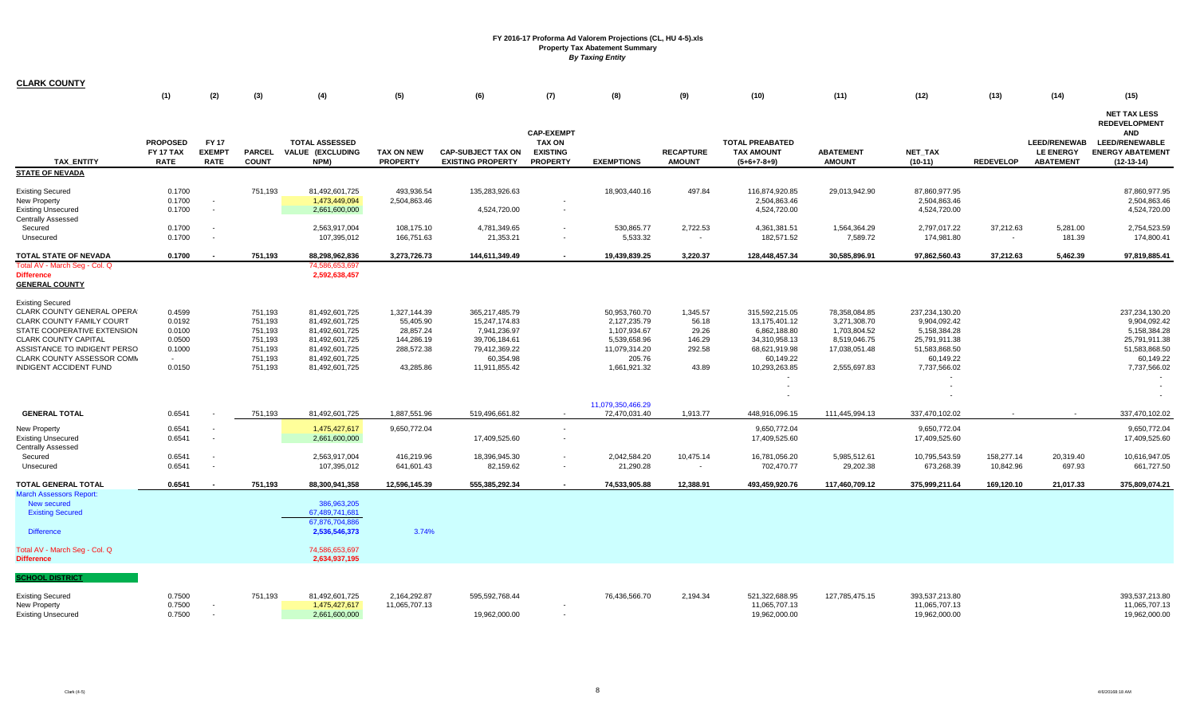**FY 2016-17 Proforma Ad Valorem Projections (CL, HU 4-5).xls**
**Property Tax Abatement Summary**
***By Taxing Entity***

**CLARK COUNTY**

| TAX_ENTITY | (1) PROPOSED FY 17 TAX RATE | (2) FY 17 EXEMPT RATE | (3) PARCEL COUNT | (4) TOTAL ASSESSED VALUE (EXCLUDING NPM) | (5) TAX ON NEW PROPERTY | (6) CAP-SUBJECT TAX ON EXISTING PROPERTY | (7) CAP-EXEMPT TAX ON EXISTING PROPERTY | (8) EXEMPTIONS | (9) RECAPTURE AMOUNT | (10) TOTAL PREABATED TAX AMOUNT (5+6+7-8+9) | (11) ABATEMENT AMOUNT | (12) NET_TAX (10-11) | (13) REDEVELOP | (14) LEED/RENEWAB LE ENERGY ABATEMENT | (15) NET TAX LESS REDEVELOPMENT AND LEED/RENEWABLE ENERGY ABATEMENT (12-13-14) |
|---|---|---|---|---|---|---|---|---|---|---|---|---|---|---|---|
| **STATE OF NEVADA** | | | | | | | | | | | | | | | |
| Existing Secured | 0.1700 | | 751,193 | 81,492,601,725 | 493,936.54 | 135,283,926.63 | | 18,903,440.16 | 497.84 | 116,874,920.85 | 29,013,942.90 | 87,860,977.95 | | | 87,860,977.95 |
| New Property | 0.1700 | - | | 1,473,449,094 | 2,504,863.46 | | - | | | 2,504,863.46 | | 2,504,863.46 | | | 2,504,863.46 |
| Existing Unsecured | 0.1700 | - | | 2,661,600,000 | | 4,524,720.00 | - | | | 4,524,720.00 | | 4,524,720.00 | | | 4,524,720.00 |
| Centrally Assessed | | | | | | | | | | | | | | | |
| Secured | 0.1700 | - | | 2,563,917,004 | 108,175.10 | 4,781,349.65 | - | 530,865.77 | 2,722.53 | 4,361,381.51 | 1,564,364.29 | 2,797,017.22 | 37,212.63 | 5,281.00 | 2,754,523.59 |
| Unsecured | 0.1700 | - | | 107,395,012 | 166,751.63 | 21,353.21 | - | 5,533.32 | - | 182,571.52 | 7,589.72 | 174,981.80 | - | 181.39 | 174,800.41 |
| **TOTAL STATE OF NEVADA** | **0.1700** | **-** | **751,193** | **88,298,962,836** | **3,273,726.73** | **144,611,349.49** | **-** | **19,439,839.25** | **3,220.37** | **128,448,457.34** | **30,585,896.91** | **97,862,560.43** | **37,212.63** | **5,462.39** | **97,819,885.41** |
| Total AV - March Seg - Col. Q | | | | 74,586,653,697 | | | | | | | | | | | |
| Difference | | | | 2,592,638,457 | | | | | | | | | | | |
| **GENERAL COUNTY** | | | | | | | | | | | | | | | |
| Existing Secured | | | | | | | | | | | | | | | |
| CLARK COUNTY GENERAL OPERA | 0.4599 | | 751,193 | 81,492,601,725 | 1,327,144.39 | 365,217,485.79 | | 50,953,760.70 | 1,345.57 | 315,592,215.05 | 78,358,084.85 | 237,234,130.20 | | | 237,234,130.20 |
| CLARK COUNTY FAMILY COURT | 0.0192 | | 751,193 | 81,492,601,725 | 55,405.90 | 15,247,174.83 | | 2,127,235.79 | 56.18 | 13,175,401.12 | 3,271,308.70 | 9,904,092.42 | | | 9,904,092.42 |
| STATE COOPERATIVE EXTENSION | 0.0100 | | 751,193 | 81,492,601,725 | 28,857.24 | 7,941,236.97 | | 1,107,934.67 | 29.26 | 6,862,188.80 | 1,703,804.52 | 5,158,384.28 | | | 5,158,384.28 |
| CLARK COUNTY CAPITAL | 0.0500 | | 751,193 | 81,492,601,725 | 144,286.19 | 39,706,184.61 | | 5,539,658.96 | 146.29 | 34,310,958.13 | 8,519,046.75 | 25,791,911.38 | | | 25,791,911.38 |
| ASSISTANCE TO INDIGENT PERSO | 0.1000 | | 751,193 | 81,492,601,725 | 288,572.38 | 79,412,369.22 | | 11,079,314.20 | 292.58 | 68,621,919.98 | 17,038,051.48 | 51,583,868.50 | | | 51,583,868.50 |
| CLARK COUNTY ASSESSOR COMM | - | | 751,193 | 81,492,601,725 | | 60,354.98 | | 205.76 | | 60,149.22 | | 60,149.22 | | | 60,149.22 |
| INDIGENT ACCIDENT FUND | 0.0150 | | 751,193 | 81,492,601,725 | 43,285.86 | 11,911,855.42 | | 1,661,921.32 | 43.89 | 10,293,263.85 | 2,555,697.83 | 7,737,566.02 | | | 7,737,566.02 |
| | | | | | | | | | | - | | - | | | - |
| | | | | | | | | | | - | | - | | | - |
| | | | | | | | | | | - | | - | | | - |
| | | | | | | | | 11,079,350,466.29 | | | | | | | |
| **GENERAL TOTAL** | 0.6541 | - | 751,193 | 81,492,601,725 | 1,887,551.96 | 519,496,661.82 | - | 72,470,031.40 | 1,913.77 | 448,916,096.15 | 111,445,994.13 | 337,470,102.02 | - | - | 337,470,102.02 |
| New Property | 0.6541 | - | | 1,475,427,617 | 9,650,772.04 | | - | | | 9,650,772.04 | | 9,650,772.04 | | | 9,650,772.04 |
| Existing Unsecured | 0.6541 | - | | 2,661,600,000 | | 17,409,525.60 | - | | | 17,409,525.60 | | 17,409,525.60 | | | 17,409,525.60 |
| Centrally Assessed | | | | | | | | | | | | | | | |
| Secured | 0.6541 | - | | 2,563,917,004 | 416,219.96 | 18,396,945.30 | - | 2,042,584.20 | 10,475.14 | 16,781,056.20 | 5,985,512.61 | 10,795,543.59 | 158,277.14 | 20,319.40 | 10,616,947.05 |
| Unsecured | 0.6541 | - | | 107,395,012 | 641,601.43 | 82,159.62 | - | 21,290.28 | - | 702,470.77 | 29,202.38 | 673,268.39 | 10,842.96 | 697.93 | 661,727.50 |
| **TOTAL GENERAL TOTAL** | **0.6541** | **-** | **751,193** | **88,300,941,358** | **12,596,145.39** | **555,385,292.34** | **-** | **74,533,905.88** | **12,388.91** | **493,459,920.76** | **117,460,709.12** | **375,999,211.64** | **169,120.10** | **21,017.33** | **375,809,074.21** |
| March Assessors Report: | | | | | | | | | | | | | | | |
| New secured | | | | 386,963,205 | | | | | | | | | | | |
| Existing Secured | | | | 67,489,741,681 | | | | | | | | | | | |
| | | | | 67,876,704,886 | | | | | | | | | | | |
| Difference | | | | 2,536,546,373 | 3.74% | | | | | | | | | | |
| Total AV - March Seg - Col. Q | | | | 74,586,653,697 | | | | | | | | | | | |
| Difference | | | | 2,634,937,195 | | | | | | | | | | | |
| **SCHOOL DISTRICT** | | | | | | | | | | | | | | | |
| Existing Secured | 0.7500 | | 751,193 | 81,492,601,725 | 2,164,292.87 | 595,592,768.44 | | 76,436,566.70 | 2,194.34 | 521,322,688.95 | 127,785,475.15 | 393,537,213.80 | | | 393,537,213.80 |
| New Property | 0.7500 | - | | 1,475,427,617 | 11,065,707.13 | | - | | | 11,065,707.13 | | 11,065,707.13 | | | 11,065,707.13 |
| Existing Unsecured | 0.7500 | - | | 2,661,600,000 | | 19,962,000.00 | - | | | 19,962,000.00 | | 19,962,000.00 | | | 19,962,000.00 |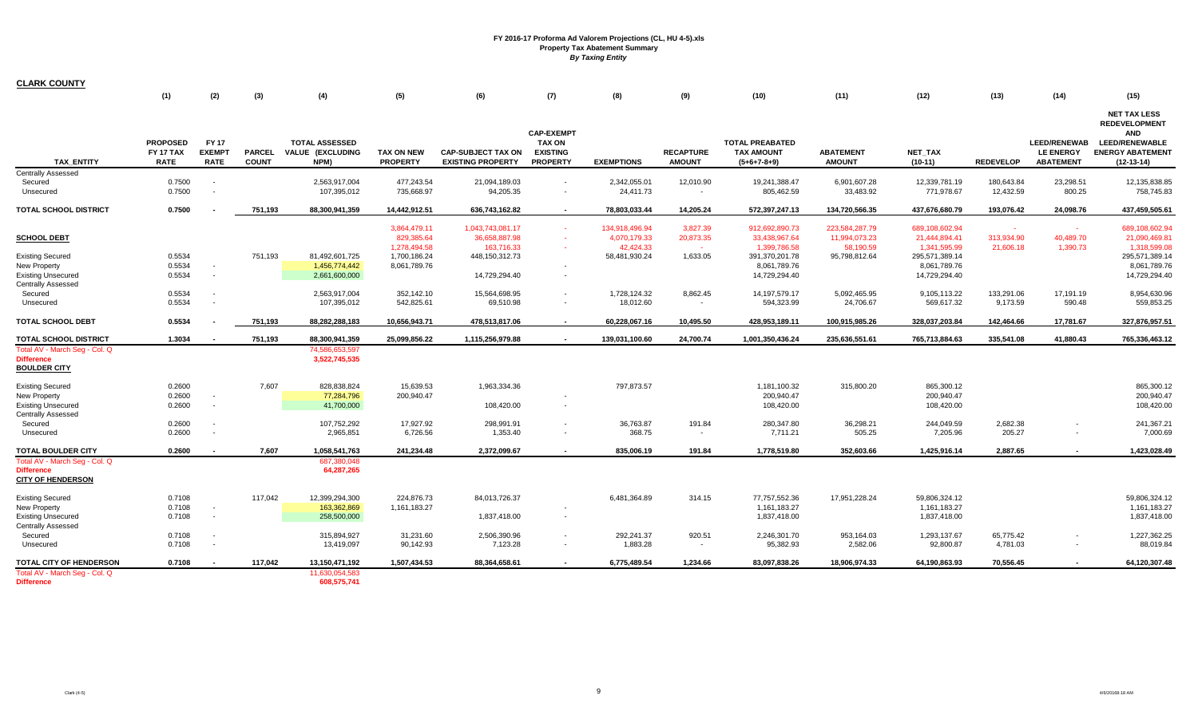**FY 2016-17 Proforma Ad Valorem Projections (CL, HU 4-5).xls**
**Property Tax Abatement Summary**
*By Taxing Entity*

**CLARK COUNTY**

| TAX_ENTITY | (1) PROPOSED FY 17 TAX RATE | (2) FY 17 EXEMPT RATE | (3) PARCEL COUNT | (4) TOTAL ASSESSED VALUE (EXCLUDING NPM) | (5) TAX ON NEW PROPERTY | (6) CAP-SUBJECT TAX ON EXISTING PROPERTY | (7) CAP-EXEMPT TAX ON EXISTING PROPERTY | (8) EXEMPTIONS | (9) RECAPTURE AMOUNT | (10) TOTAL PREABATED TAX AMOUNT (5+6+7-8+9) | (11) ABATEMENT AMOUNT | (12) NET_TAX (10-11) | (13) REDEVELOP | (14) LEED/RENEWABLE ENERGY ABATEMENT | (15) NET TAX LESS REDEVELOPMENT AND LEED/RENEWABLE ENERGY ABATEMENT (12-13-14) |
|---|---|---|---|---|---|---|---|---|---|---|---|---|---|---|---|
| Centrally Assessed | | | | | | | | | | | | | | | |
| Secured | 0.7500 | - | | 2,563,917,004 | 477,243.54 | 21,094,189.03 | - | 2,342,055.01 | 12,010.90 | 19,241,388.47 | 6,901,607.28 | 12,339,781.19 | 180,643.84 | 23,298.51 | 12,135,838.85 |
| Unsecured | 0.7500 | - | | 107,395,012 | 735,668.97 | 94,205.35 | - | 24,411.73 | - | 805,462.59 | 33,483.92 | 771,978.67 | 12,432.59 | 800.25 | 758,745.83 |
| **TOTAL SCHOOL DISTRICT** | **0.7500** | **-** | **751,193** | **88,300,941,359** | **14,442,912.51** | **636,743,162.82** | **-** | **78,803,033.44** | **14,205.24** | **572,397,247.13** | **134,720,566.35** | **437,676,680.79** | **193,076.42** | **24,098.76** | **437,459,505.61** |
| | | | | | 3,864,479.11 | 1,043,743,081.17 | - | 134,918,496.94 | 3,827.39 | 912,692,890.73 | 223,584,287.79 | 689,108,602.94 | - | - | 689,108,602.94 |
| **SCHOOL DEBT** | | | | | 829,385.64 | 36,658,887.98 | - | 4,070,179.33 | 20,873.35 | 33,438,967.64 | 11,994,073.23 | 21,444,894.41 | 313,934.90 | 40,489.70 | 21,090,469.81 |
| | | | | | 1,278,494.58 | 163,716.33 | - | 42,424.33 | - | 1,399,786.58 | 58,190.59 | 1,341,595.99 | 21,606.18 | 1,390.73 | 1,318,599.08 |
| Existing Secured | 0.5534 | | 751,193 | 81,492,601,725 | 1,700,186.24 | 448,150,312.73 | | 58,481,930.24 | 1,633.05 | 391,370,201.78 | 95,798,812.64 | 295,571,389.14 | | | 295,571,389.14 |
| New Property | 0.5534 | - | | 1,456,774,442 | 8,061,789.76 | | - | | | 8,061,789.76 | | 8,061,789.76 | | | 8,061,789.76 |
| Existing Unsecured | 0.5534 | - | | 2,661,600,000 | | 14,729,294.40 | - | | | 14,729,294.40 | | 14,729,294.40 | | | 14,729,294.40 |
| Centrally Assessed | | | | | | | | | | | | | | | |
| Secured | 0.5534 | - | | 2,563,917,004 | 352,142.10 | 15,564,698.95 | - | 1,728,124.32 | 8,862.45 | 14,197,579.17 | 5,092,465.95 | 9,105,113.22 | 133,291.06 | 17,191.19 | 8,954,630.96 |
| Unsecured | 0.5534 | - | | 107,395,012 | 542,825.61 | 69,510.98 | - | 18,012.60 | - | 594,323.99 | 24,706.67 | 569,617.32 | 9,173.59 | 590.48 | 559,853.25 |
| **TOTAL SCHOOL DEBT** | **0.5534** | **-** | **751,193** | **88,282,288,183** | **10,656,943.71** | **478,513,817.06** | **-** | **60,228,067.16** | **10,495.50** | **428,953,189.11** | **100,915,985.26** | **328,037,203.84** | **142,464.66** | **17,781.67** | **327,876,957.51** |
| **TOTAL SCHOOL DISTRICT** | **1.3034** | **-** | **751,193** | **88,300,941,359** | **25,099,856.22** | **1,115,256,979.88** | **-** | **139,031,100.60** | **24,700.74** | **1,001,350,436.24** | **235,636,551.61** | **765,713,884.63** | **335,541.08** | **41,880.43** | **765,336,463.12** |
| Total AV - March Seg - Col. Q | | | | 74,586,653,597 | | | | | | | | | | | |
| **Difference** | | | | **3,522,745,535** | | | | | | | | | | | |
| **BOULDER CITY** | | | | | | | | | | | | | | | |
| Existing Secured | 0.2600 | | 7,607 | 828,838,824 | 15,639.53 | 1,963,334.36 | | 797,873.57 | | 1,181,100.32 | 315,800.20 | 865,300.12 | | | 865,300.12 |
| New Property | 0.2600 | - | | 77,284,796 | 200,940.47 | | - | | | 200,940.47 | | 200,940.47 | | | 200,940.47 |
| Existing Unsecured | 0.2600 | - | | 41,700,000 | | 108,420.00 | - | | | 108,420.00 | | 108,420.00 | | | 108,420.00 |
| Centrally Assessed | | | | | | | | | | | | | | | |
| Secured | 0.2600 | - | | 107,752,292 | 17,927.92 | 298,991.91 | - | 36,763.87 | 191.84 | 280,347.80 | 36,298.21 | 244,049.59 | 2,682.38 | - | 241,367.21 |
| Unsecured | 0.2600 | - | | 2,965,851 | 6,726.56 | 1,353.40 | - | 368.75 | - | 7,711.21 | 505.25 | 7,205.96 | 205.27 | - | 7,000.69 |
| **TOTAL BOULDER CITY** | **0.2600** | **-** | **7,607** | **1,058,541,763** | **241,234.48** | **2,372,099.67** | **-** | **835,006.19** | **191.84** | **1,778,519.80** | **352,603.66** | **1,425,916.14** | **2,887.65** | **-** | **1,423,028.49** |
| Total AV - March Seg - Col. Q | | | | 687,380,048 | | | | | | | | | | | |
| **Difference** | | | | **64,287,265** | | | | | | | | | | | |
| **CITY OF HENDERSON** | | | | | | | | | | | | | | | |
| Existing Secured | 0.7108 | | 117,042 | 12,399,294,300 | 224,876.73 | 84,013,726.37 | | 6,481,364.89 | 314.15 | 77,757,552.36 | 17,951,228.24 | 59,806,324.12 | | | 59,806,324.12 |
| New Property | 0.7108 | - | | 163,362,869 | 1,161,183.27 | | - | | | 1,161,183.27 | | 1,161,183.27 | | | 1,161,183.27 |
| Existing Unsecured | 0.7108 | - | | 258,500,000 | | 1,837,418.00 | - | | | 1,837,418.00 | | 1,837,418.00 | | | 1,837,418.00 |
| Centrally Assessed | | | | | | | | | | | | | | | |
| Secured | 0.7108 | - | | 315,894,927 | 31,231.60 | 2,506,390.96 | - | 292,241.37 | 920.51 | 2,246,301.70 | 953,164.03 | 1,293,137.67 | 65,775.42 | - | 1,227,362.25 |
| Unsecured | 0.7108 | - | | 13,419,097 | 90,142.93 | 7,123.28 | - | 1,883.28 | - | 95,382.93 | 2,582.06 | 92,800.87 | 4,781.03 | - | 88,019.84 |
| **TOTAL CITY OF HENDERSON** | **0.7108** | **-** | **117,042** | **13,150,471,192** | **1,507,434.53** | **88,364,658.61** | **-** | **6,775,489.54** | **1,234.66** | **83,097,838.26** | **18,906,974.33** | **64,190,863.93** | **70,556.45** | **-** | **64,120,307.48** |
| Total AV - March Seg - Col. Q | | | | 11,630,054,583 | | | | | | | | | | | |
| **Difference** | | | | **608,575,741** | | | | | | | | | | | |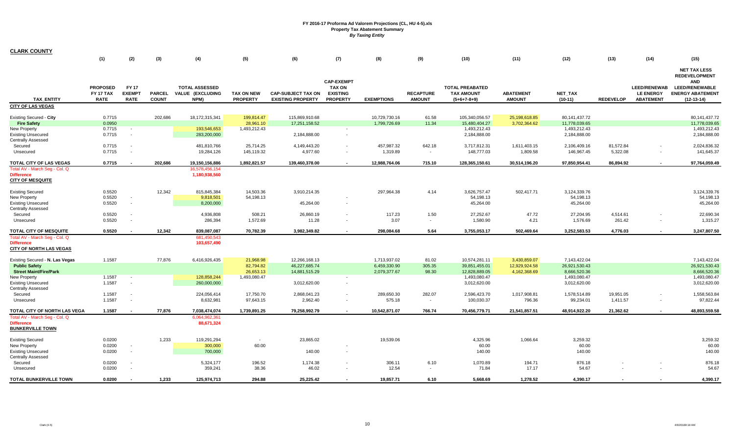# FY 2016-17 Proforma Ad Valorem Projections (CL, HU 4-5).xls
## Property Tax Abatement Summary
### *By Taxing Entity*

**CLARK COUNTY**

| TAX_ENTITY | (1) PROPOSED FY 17 TAX RATE | (2) FY 17 EXEMPT RATE | (3) PARCEL COUNT | (4) TOTAL ASSESSED VALUE (EXCLUDING NPM) | (5) TAX ON NEW PROPERTY | (6) CAP-SUBJECT TAX ON EXISTING PROPERTY | (7) CAP-EXEMPT TAX ON EXISTING PROPERTY | (8) EXEMPTIONS | (9) RECAPTURE AMOUNT | (10) TOTAL PREABATED TAX AMOUNT (5+6+7-8+9) | (11) ABATEMENT AMOUNT | (12) NET_TAX (10-11) | (13) REDEVELOP | (14) LEED/RENEWABLE ENERGY ABATEMENT | (15) NET TAX LESS REDEVELOPMENT AND LEED/RENEWABLE ENERGY ABATEMENT (12-13-14) |
|---|---|---|---|---|---|---|---|---|---|---|---|---|---|---|---|
| **CITY OF LAS VEGAS** | | | | | | | | | | | | | | | |
| Existing Secured - **City** | 0.7715 | | 202,686 | 18,172,315,341 | 199,814.47 | 115,869,910.68 | | 10,729,730.16 | 61.58 | 105,340,056.57 | 25,198,618.85 | 80,141,437.72 | | | 80,141,437.72 |
| **Fire Safety** | 0.0950 | | | | 28,961.10 | 17,251,158.52 | | 1,799,726.69 | 11.34 | 15,480,404.27 | 3,702,364.62 | 11,778,039.65 | | | 11,778,039.65 |
| New Property | 0.7715 | - | | 193,546,653 | 1,493,212.43 | | - | | | 1,493,212.43 | | 1,493,212.43 | | | 1,493,212.43 |
| Existing Unsecured | 0.7715 | - | | 283,200,000 | | 2,184,888.00 | - | | | 2,184,888.00 | | 2,184,888.00 | | | 2,184,888.00 |
| Centrally Assessed | | | | | | | | | | | | | | | |
| Secured | 0.7715 | - | | 481,810,766 | 25,714.25 | 4,149,443.20 | - | 457,987.32 | 642.18 | 3,717,812.31 | 1,611,403.15 | 2,106,409.16 | 81,572.84 | - | 2,024,836.32 |
| Unsecured | 0.7715 | - | | 19,284,126 | 145,119.32 | 4,977.60 | - | 1,319.89 | - | 148,777.03 | 1,809.58 | 146,967.45 | 5,322.08 | - | 141,645.37 |
| **TOTAL CITY OF LAS VEGAS** | **0.7715** | **-** | **202,686** | **19,150,156,886** | **1,892,821.57** | **139,460,378.00** | **-** | **12,988,764.06** | **715.10** | **128,365,150.61** | **30,514,196.20** | **97,850,954.41** | **86,894.92** | **-** | **97,764,059.49** |
| Total AV - March Seg - Col. Q | | | | 16,578,456,154 | | | | | | | | | | | |
| **Difference** | | | | **1,180,938,560** | | | | | | | | | | | |
| **CITY OF MESQUITE** | | | | | | | | | | | | | | | |
| Existing Secured | 0.5520 | | 12,342 | 815,845,384 | 14,503.36 | 3,910,214.35 | | 297,964.38 | 4.14 | 3,626,757.47 | 502,417.71 | 3,124,339.76 | | | 3,124,339.76 |
| New Property | 0.5520 | - | | 9,818,501 | 54,198.13 | | - | | | 54,198.13 | | 54,198.13 | | | 54,198.13 |
| Existing Unsecured | 0.5520 | - | | 8,200,000 | | 45,264.00 | - | | | 45,264.00 | | 45,264.00 | | | 45,264.00 |
| Centrally Assessed | | | | | | | | | | | | | | | |
| Secured | 0.5520 | - | | 4,936,808 | 508.21 | 26,860.19 | - | 117.23 | 1.50 | 27,252.67 | 47.72 | 27,204.95 | 4,514.61 | - | 22,690.34 |
| Unsecured | 0.5520 | - | | 286,394 | 1,572.69 | 11.28 | - | 3.07 | - | 1,580.90 | 4.21 | 1,576.69 | 261.42 | - | 1,315.27 |
| **TOTAL CITY OF MESQUITE** | **0.5520** | **-** | **12,342** | **839,087,087** | **70,782.39** | **3,982,349.82** | **-** | **298,084.68** | **5.64** | **3,755,053.17** | **502,469.64** | **3,252,583.53** | **4,776.03** | **-** | **3,247,807.50** |
| Total AV - March Seg - Col. Q | | | | 681,450,543 | | | | | | | | | | | |
| **Difference** | | | | **103,657,490** | | | | | | | | | | | |
| **CITY OF NORTH LAS VEGAS** | | | | | | | | | | | | | | | |
| Existing Secured - **N. Las Vegas** | 1.1587 | | 77,876 | 6,416,926,435 | 21,968.98 | 12,266,168.13 | | 1,713,937.02 | 81.02 | 10,574,281.11 | 3,430,859.07 | 7,143,422.04 | | | 7,143,422.04 |
| **Public Safety** | | | | | 82,794.82 | 46,227,685.74 | | 6,459,330.90 | 305.35 | 39,851,455.01 | 12,929,924.58 | 26,921,530.43 | | | 26,921,530.43 |
| **Street Maint/Fire/Park** | | | | | 26,653.13 | 14,881,515.29 | | 2,079,377.67 | 98.30 | 12,828,889.05 | 4,162,368.69 | 8,666,520.36 | | | 8,666,520.36 |
| New Property | 1.1587 | - | | 128,858,244 | 1,493,080.47 | | - | | | 1,493,080.47 | | 1,493,080.47 | | | 1,493,080.47 |
| Existing Unsecured | 1.1587 | - | | 260,000,000 | | 3,012,620.00 | - | | | 3,012,620.00 | | 3,012,620.00 | | | 3,012,620.00 |
| Centrally Assessed | | | | | | | | | | | | | | | |
| Secured | 1.1587 | - | | 224,056,414 | 17,750.70 | 2,868,041.23 | - | 289,650.30 | 282.07 | 2,596,423.70 | 1,017,908.81 | 1,578,514.89 | 19,951.05 | - | 1,558,563.84 |
| Unsecured | 1.1587 | - | | 8,632,981 | 97,643.15 | 2,962.40 | - | 575.18 | - | 100,030.37 | 796.36 | 99,234.01 | 1,411.57 | - | 97,822.44 |
| **TOTAL CITY OF NORTH LAS VEGA** | **1.1587** | **-** | **77,876** | **7,038,474,074** | **1,739,891.25** | **79,258,992.79** | **-** | **10,542,871.07** | **766.74** | **70,456,779.71** | **21,541,857.51** | **48,914,922.20** | **21,362.62** | **-** | **48,893,559.58** |
| Total AV - March Seg - Col. Q | | | | 6,064,962,361 | | | | | | | | | | | |
| **Difference** | | | | **88,671,324** | | | | | | | | | | | |
| **BUNKERVILLE TOWN** | | | | | | | | | | | | | | | |
| Existing Secured | 0.0200 | | 1,233 | 119,291,294 | - | 23,865.02 | | 19,539.06 | | 4,325.96 | 1,066.64 | 3,259.32 | | | 3,259.32 |
| New Property | 0.0200 | - | | 300,000 | 60.00 | | - | | | 60.00 | | 60.00 | | | 60.00 |
| Existing Unsecured | 0.0200 | - | | 700,000 | | 140.00 | - | | | 140.00 | | 140.00 | | | 140.00 |
| Centrally Assessed | | | | | | | | | | | | | | | |
| Secured | 0.0200 | - | | 5,324,177 | 196.52 | 1,174.38 | - | 306.11 | 6.10 | 1,070.89 | 194.71 | 876.18 | - | - | 876.18 |
| Unsecured | 0.0200 | - | | 359,241 | 38.36 | 46.02 | - | 12.54 | - | 71.84 | 17.17 | 54.67 | - | - | 54.67 |
| **TOTAL BUNKERVILLE TOWN** | **0.0200** | **-** | **1,233** | **125,974,713** | **294.88** | **25,225.42** | **-** | **19,857.71** | **6.10** | **5,668.69** | **1,278.52** | **4,390.17** | **-** | **-** | **4,390.17** |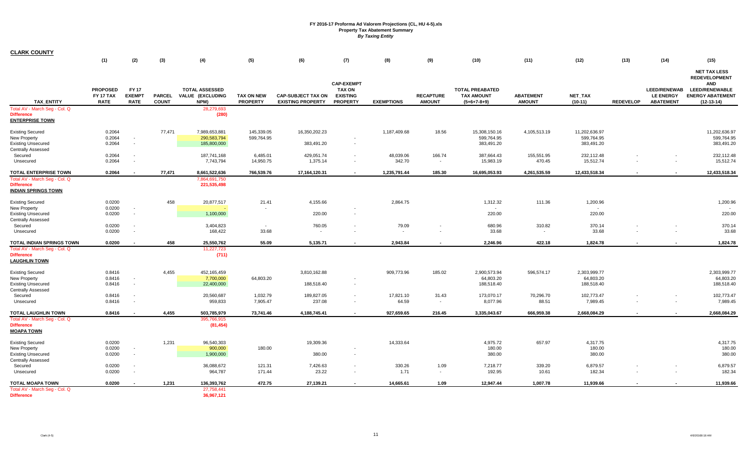**FY 2016-17 Proforma Ad Valorem Projections (CL, HU 4-5).xls**
**Property Tax Abatement Summary**
***By Taxing Entity***

**CLARK COUNTY**

| | (1) | (2) | (3) | (4) | (5) | (6) | (7) | (8) | (9) | (10) | (11) | (12) | (13) | (14) | (15) |
|---|---|---|---|---|---|---|---|---|---|---|---|---|---|---|---|
| TAX_ENTITY | PROPOSED FY 17 TAX RATE | FY 17 EXEMPT RATE | PARCEL COUNT | TOTAL ASSESSED VALUE (EXCLUDING NPM) | TAX ON NEW PROPERTY | CAP-SUBJECT TAX ON EXISTING PROPERTY | CAP-EXEMPT TAX ON EXISTING PROPERTY | EXEMPTIONS | RECAPTURE AMOUNT | TOTAL PREABATED TAX AMOUNT (5+6+7-8+9) | ABATEMENT AMOUNT | NET_TAX (10-11) | REDEVELOP | LEED/RENEWAB LE ENERGY ABATEMENT | NET TAX LESS REDEVELOPMENT AND LEED/RENEWABLE ENERGY ABATEMENT (12-13-14) |
| Total AV - March Seg - Col. Q | | | | 28,279,693 | | | | | | | | | | | |
| Difference | | | | (280) | | | | | | | | | | | |
| **ENTERPRISE TOWN** | | | | | | | | | | | | | | | |
| Existing Secured | 0.2064 | | 77,471 | 7,989,653,881 | 145,339.05 | 16,350,202.23 | | 1,187,409.68 | 18.56 | 15,308,150.16 | 4,105,513.19 | 11,202,636.97 | | | 11,202,636.97 |
| New Property | 0.2064 | - | | 290,583,794 | 599,764.95 | | - | | | 599,764.95 | | 599,764.95 | | | 599,764.95 |
| Existing Unsecured | 0.2064 | - | | 185,800,000 | | 383,491.20 | - | | | 383,491.20 | | 383,491.20 | | | 383,491.20 |
| Centrally Assessed | | | | | | | | | | | | | | | |
| Secured | 0.2064 | - | | 187,741,168 | 6,485.01 | 429,051.74 | - | 48,039.06 | 166.74 | 387,664.43 | 155,551.95 | 232,112.48 | - | - | 232,112.48 |
| Unsecured | 0.2064 | - | | 7,743,794 | 14,950.75 | 1,375.14 | - | 342.70 | - | 15,983.19 | 470.45 | 15,512.74 | - | - | 15,512.74 |
| **TOTAL ENTERPRISE TOWN** | **0.2064** | **-** | **77,471** | **8,661,522,636** | **766,539.76** | **17,164,120.31** | **-** | **1,235,791.44** | **185.30** | **16,695,053.93** | **4,261,535.59** | **12,433,518.34** | **-** | **-** | **12,433,518.34** |
| Total AV - March Seg - Col. Q | | | | 7,864,691,750 | | | | | | | | | | | |
| Difference | | | | 221,535,498 | | | | | | | | | | | |
| **INDIAN SPRINGS TOWN** | | | | | | | | | | | | | | | |
| Existing Secured | 0.0200 | | 458 | 20,877,517 | 21.41 | 4,155.66 | | 2,864.75 | | 1,312.32 | 111.36 | 1,200.96 | | | 1,200.96 |
| New Property | 0.0200 | - | | - | - | | - | | | - | | - | | | - |
| Existing Unsecured | 0.0200 | - | | 1,100,000 | | 220.00 | - | | | 220.00 | | 220.00 | | | 220.00 |
| Centrally Assessed | | | | | | | | | | | | | | | |
| Secured | 0.0200 | - | | 3,404,823 | - | 760.05 | - | 79.09 | - | 680.96 | 310.82 | 370.14 | - | - | 370.14 |
| Unsecured | 0.0200 | - | | 168,422 | 33.68 | - | - | - | - | 33.68 | - | 33.68 | - | - | 33.68 |
| **TOTAL INDIAN SPRINGS TOWN** | **0.0200** | **-** | **458** | **25,550,762** | **55.09** | **5,135.71** | **-** | **2,943.84** | **-** | **2,246.96** | **422.18** | **1,824.78** | **-** | **-** | **1,824.78** |
| Total AV - March Seg - Col. Q | | | | 11,227,723 | | | | | | | | | | | |
| Difference | | | | (711) | | | | | | | | | | | |
| **LAUGHLIN TOWN** | | | | | | | | | | | | | | | |
| Existing Secured | 0.8416 | | 4,455 | 452,165,459 | | 3,810,162.88 | | 909,773.96 | 185.02 | 2,900,573.94 | 596,574.17 | 2,303,999.77 | | | 2,303,999.77 |
| New Property | 0.8416 | - | | 7,700,000 | 64,803.20 | | - | | | 64,803.20 | | 64,803.20 | | | 64,803.20 |
| Existing Unsecured | 0.8416 | - | | 22,400,000 | | 188,518.40 | - | | | 188,518.40 | | 188,518.40 | | | 188,518.40 |
| Centrally Assessed | | | | | | | | | | | | | | | |
| Secured | 0.8416 | - | | 20,560,687 | 1,032.79 | 189,827.05 | - | 17,821.10 | 31.43 | 173,070.17 | 70,296.70 | 102,773.47 | - | - | 102,773.47 |
| Unsecured | 0.8416 | - | | 959,833 | 7,905.47 | 237.08 | - | 64.59 | - | 8,077.96 | 88.51 | 7,989.45 | - | - | 7,989.45 |
| **TOTAL LAUGHLIN TOWN** | **0.8416** | **-** | **4,455** | **503,785,979** | **73,741.46** | **4,188,745.41** | **-** | **927,659.65** | **216.45** | **3,335,043.67** | **666,959.38** | **2,668,084.29** | **-** | **-** | **2,668,084.29** |
| Total AV - March Seg - Col. Q | | | | 395,766,915 | | | | | | | | | | | |
| Difference | | | | (81,454) | | | | | | | | | | | |
| **MOAPA TOWN** | | | | | | | | | | | | | | | |
| Existing Secured | 0.0200 | | 1,231 | 96,540,303 | | 19,309.36 | | 14,333.64 | | 4,975.72 | 657.97 | 4,317.75 | | | 4,317.75 |
| New Property | 0.0200 | - | | 900,000 | 180.00 | | - | | | 180.00 | | 180.00 | | | 180.00 |
| Existing Unsecured | 0.0200 | - | | 1,900,000 | | 380.00 | - | | | 380.00 | | 380.00 | | | 380.00 |
| Centrally Assessed | | | | | | | | | | | | | | | |
| Secured | 0.0200 | - | | 36,088,672 | 121.31 | 7,426.63 | - | 330.26 | 1.09 | 7,218.77 | 339.20 | 6,879.57 | - | - | 6,879.57 |
| Unsecured | 0.0200 | - | | 964,787 | 171.44 | 23.22 | - | 1.71 | - | 192.95 | 10.61 | 182.34 | - | - | 182.34 |
| **TOTAL MOAPA TOWN** | **0.0200** | **-** | **1,231** | **136,393,762** | **472.75** | **27,139.21** | **-** | **14,665.61** | **1.09** | **12,947.44** | **1,007.78** | **11,939.66** | **-** | **-** | **11,939.66** |
| Total AV - March Seg - Col. Q | | | | 27,758,441 | | | | | | | | | | | |
| Difference | | | | 36,967,121 | | | | | | | | | | | |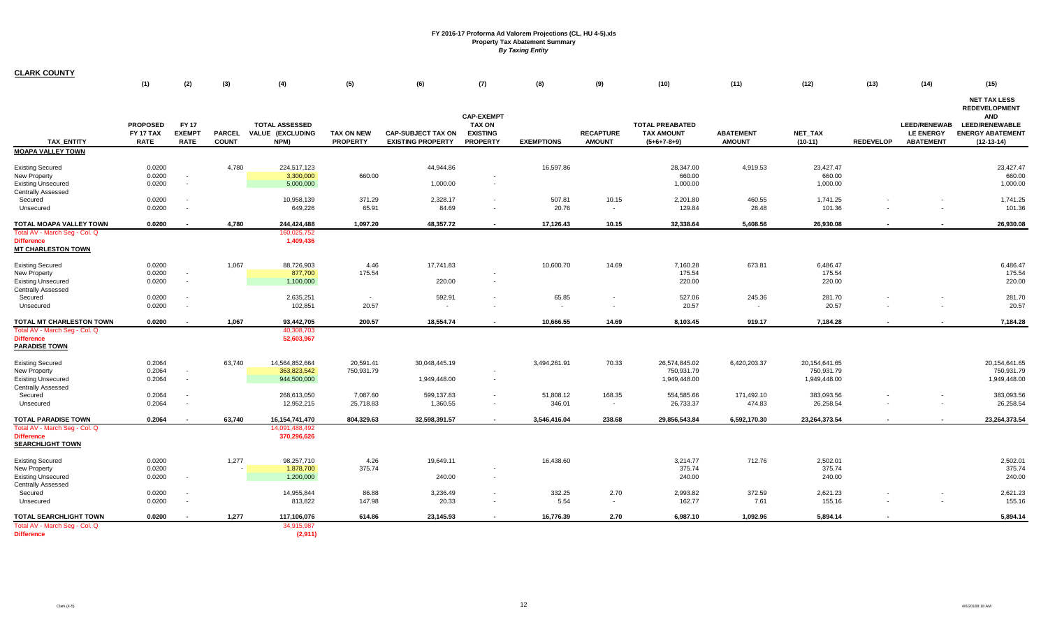# FY 2016-17 Proforma Ad Valorem Projections (CL, HU 4-5).xls
## Property Tax Abatement Summary
### *By Taxing Entity*

**CLARK COUNTY**

| | (1) | (2) | (3) | (4) | (5) | (6) | (7) | (8) | (9) | (10) | (11) | (12) | (13) | (14) | (15) |
|---|---|---|---|---|---|---|---|---|---|---|---|---|---|---|---|
| **TAX_ENTITY** | **PROPOSED FY 17 TAX RATE** | **FY 17 EXEMPT RATE** | **PARCEL COUNT** | **TOTAL ASSESSED VALUE (EXCLUDING NPM)** | **TAX ON NEW PROPERTY** | **CAP-SUBJECT TAX ON EXISTING PROPERTY** | **CAP-EXEMPT TAX ON EXISTING PROPERTY** | **EXEMPTIONS** | **RECAPTURE AMOUNT** | **TOTAL PREABATED TAX AMOUNT (5+6+7-8+9)** | **ABATEMENT AMOUNT** | **NET_TAX (10-11)** | **REDEVELOP** | **LEED/RENEWAB LE ENERGY ABATEMENT** | **NET TAX LESS REDEVELOPMENT AND LEED/RENEWABLE ENERGY ABATEMENT (12-13-14)** |
| **MOAPA VALLEY TOWN** | | | | | | | | | | | | | | | |
| Existing Secured | 0.0200 | | 4,780 | 224,517,123 | | 44,944.86 | | 16,597.86 | | 28,347.00 | 4,919.53 | 23,427.47 | | | 23,427.47 |
| New Property | 0.0200 | - | | 3,300,000 | 660.00 | | - | | | 660.00 | | 660.00 | | | 660.00 |
| Existing Unsecured | 0.0200 | - | | 5,000,000 | | 1,000.00 | - | | | 1,000.00 | | 1,000.00 | | | 1,000.00 |
| Centrally Assessed | | | | | | | | | | | | | | | |
| Secured | 0.0200 | - | | 10,958,139 | 371.29 | 2,328.17 | - | 507.81 | 10.15 | 2,201.80 | 460.55 | 1,741.25 | - | - | 1,741.25 |
| Unsecured | 0.0200 | - | | 649,226 | 65.91 | 84.69 | - | 20.76 | - | 129.84 | 28.48 | 101.36 | - | - | 101.36 |
| **TOTAL MOAPA VALLEY TOWN** | **0.0200** | **-** | **4,780** | **244,424,488** | **1,097.20** | **48,357.72** | **-** | **17,126.43** | **10.15** | **32,338.64** | **5,408.56** | **26,930.08** | **-** | **-** | **26,930.08** |
| Total AV - March Seg - Col. Q | | | | 160,025,752 | | | | | | | | | | | |
| **Difference** | | | | **1,409,436** | | | | | | | | | | | |
| **MT CHARLESTON TOWN** | | | | | | | | | | | | | | | |
| Existing Secured | 0.0200 | | 1,067 | 88,726,903 | 4.46 | 17,741.83 | | 10,600.70 | 14.69 | 7,160.28 | 673.81 | 6,486.47 | | | 6,486.47 |
| New Property | 0.0200 | - | | 877,700 | 175.54 | | - | | | 175.54 | | 175.54 | | | 175.54 |
| Existing Unsecured | 0.0200 | - | | 1,100,000 | | 220.00 | - | | | 220.00 | | 220.00 | | | 220.00 |
| Centrally Assessed | | | | | | | | | | | | | | | |
| Secured | 0.0200 | - | | 2,635,251 | - | 592.91 | - | 65.85 | - | 527.06 | 245.36 | 281.70 | - | - | 281.70 |
| Unsecured | 0.0200 | - | | 102,851 | 20.57 | - | - | - | - | 20.57 | - | 20.57 | - | - | 20.57 |
| **TOTAL MT CHARLESTON TOWN** | **0.0200** | **-** | **1,067** | **93,442,705** | **200.57** | **18,554.74** | **-** | **10,666.55** | **14.69** | **8,103.45** | **919.17** | **7,184.28** | **-** | **-** | **7,184.28** |
| Total AV - March Seg - Col. Q | | | | 40,308,703 | | | | | | | | | | | |
| **Difference** | | | | **52,603,967** | | | | | | | | | | | |
| **PARADISE TOWN** | | | | | | | | | | | | | | | |
| Existing Secured | 0.2064 | | 63,740 | 14,564,852,664 | 20,591.41 | 30,048,445.19 | | 3,494,261.91 | 70.33 | 26,574,845.02 | 6,420,203.37 | 20,154,641.65 | | | 20,154,641.65 |
| New Property | 0.2064 | - | | 363,823,542 | 750,931.79 | | - | | | 750,931.79 | | 750,931.79 | | | 750,931.79 |
| Existing Unsecured | 0.2064 | - | | 944,500,000 | | 1,949,448.00 | - | | | 1,949,448.00 | | 1,949,448.00 | | | 1,949,448.00 |
| Centrally Assessed | | | | | | | | | | | | | | | |
| Secured | 0.2064 | - | | 268,613,050 | 7,087.60 | 599,137.83 | - | 51,808.12 | 168.35 | 554,585.66 | 171,492.10 | 383,093.56 | - | - | 383,093.56 |
| Unsecured | 0.2064 | - | | 12,952,215 | 25,718.83 | 1,360.55 | - | 346.01 | - | 26,733.37 | 474.83 | 26,258.54 | - | - | 26,258.54 |
| **TOTAL PARADISE TOWN** | **0.2064** | **-** | **63,740** | **16,154,741,470** | **804,329.63** | **32,598,391.57** | **-** | **3,546,416.04** | **238.68** | **29,856,543.84** | **6,592,170.30** | **23,264,373.54** | **-** | **-** | **23,264,373.54** |
| Total AV - March Seg - Col. Q | | | | 14,091,488,492 | | | | | | | | | | | |
| **Difference** | | | | **370,296,626** | | | | | | | | | | | |
| **SEARCHLIGHT TOWN** | | | | | | | | | | | | | | | |
| Existing Secured | 0.0200 | | 1,277 | 98,257,710 | 4.26 | 19,649.11 | | 16,438.60 | | 3,214.77 | 712.76 | 2,502.01 | | | 2,502.01 |
| New Property | 0.0200 | | - | 1,878,700 | 375.74 | | - | | | 375.74 | | 375.74 | | | 375.74 |
| Existing Unsecured | 0.0200 | - | | 1,200,000 | | 240.00 | - | | | 240.00 | | 240.00 | | | 240.00 |
| Centrally Assessed | | | | | | | | | | | | | | | |
| Secured | 0.0200 | - | | 14,955,844 | 86.88 | 3,236.49 | - | 332.25 | 2.70 | 2,993.82 | 372.59 | 2,621.23 | - | - | 2,621.23 |
| Unsecured | 0.0200 | - | | 813,822 | 147.98 | 20.33 | - | 5.54 | - | 162.77 | 7.61 | 155.16 | - | - | 155.16 |
| **TOTAL SEARCHLIGHT TOWN** | **0.0200** | **-** | **1,277** | **117,106,076** | **614.86** | **23,145.93** | **-** | **16,776.39** | **2.70** | **6,987.10** | **1,092.96** | **5,894.14** | **-** | | **5,894.14** |
| Total AV - March Seg - Col. Q | | | | 34,915,987 | | | | | | | | | | | |
| **Difference** | | | | **(2,911)** | | | | | | | | | | | |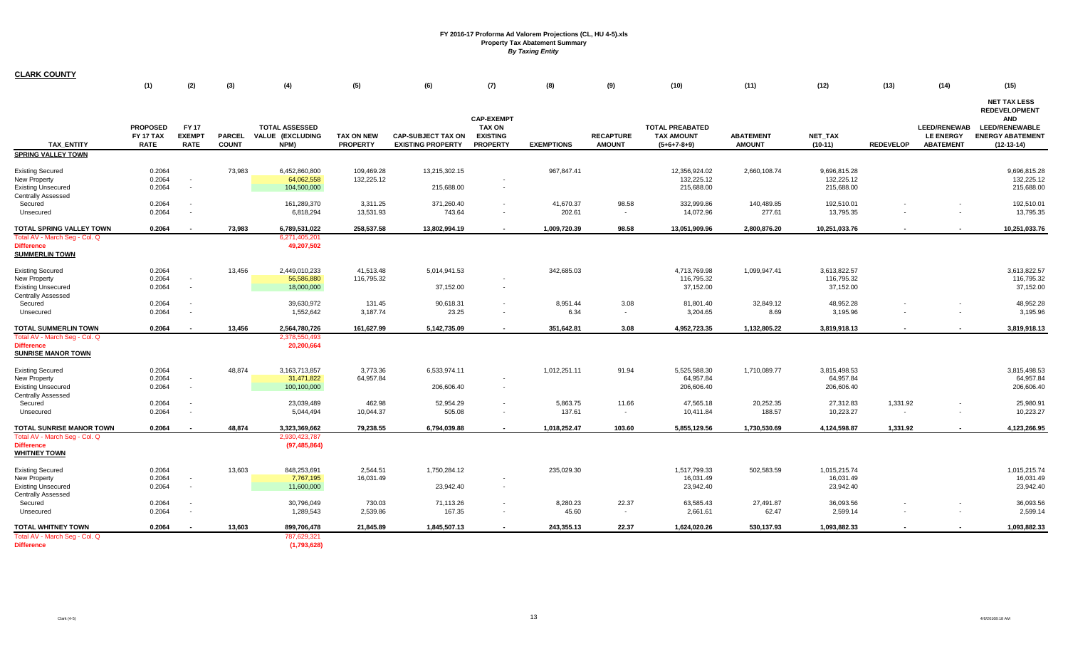**FY 2016-17 Proforma Ad Valorem Projections (CL, HU 4-5).xls**
**Property Tax Abatement Summary**
***By Taxing Entity***

**CLARK COUNTY**

| TAX_ENTITY | (1) PROPOSED FY 17 TAX RATE | (2) FY 17 EXEMPT RATE | (3) PARCEL COUNT | (4) TOTAL ASSESSED VALUE (EXCLUDING NPM) | (5) TAX ON NEW PROPERTY | (6) CAP-SUBJECT TAX ON EXISTING PROPERTY | (7) CAP-EXEMPT TAX ON EXISTING PROPERTY | (8) EXEMPTIONS | (9) RECAPTURE AMOUNT | (10) TOTAL PREABATED TAX AMOUNT (5+6+7-8+9) | (11) ABATEMENT AMOUNT | (12) NET_TAX (10-11) | (13) REDEVELOP | (14) LEED/RENEWABLE ENERGY ABATEMENT | (15) NET TAX LESS REDEVELOPMENT AND LEED/RENEWABLE ENERGY ABATEMENT (12-13-14) |
|---|---|---|---|---|---|---|---|---|---|---|---|---|---|---|---|
| **SPRING VALLEY TOWN** | | | | | | | | | | | | | | | |
| Existing Secured | 0.2064 | | 73,983 | 6,452,860,800 | 109,469.28 | 13,215,302.15 | | 967,847.41 | | 12,356,924.02 | 2,660,108.74 | 9,696,815.28 | | | 9,696,815.28 |
| New Property | 0.2064 | - | | 64,062,558 | 132,225.12 | | - | | | 132,225.12 | | 132,225.12 | | | 132,225.12 |
| Existing Unsecured | 0.2064 | - | | 104,500,000 | | 215,688.00 | - | | | 215,688.00 | | 215,688.00 | | | 215,688.00 |
| Centrally Assessed | | | | | | | | | | | | | | | |
| Secured | 0.2064 | - | | 161,289,370 | 3,311.25 | 371,260.40 | - | 41,670.37 | 98.58 | 332,999.86 | 140,489.85 | 192,510.01 | - | - | 192,510.01 |
| Unsecured | 0.2064 | - | | 6,818,294 | 13,531.93 | 743.64 | - | 202.61 | - | 14,072.96 | 277.61 | 13,795.35 | - | - | 13,795.35 |
| **TOTAL SPRING VALLEY TOWN** | **0.2064** | **-** | **73,983** | **6,789,531,022** | **258,537.58** | **13,802,994.19** | **-** | **1,009,720.39** | **98.58** | **13,051,909.96** | **2,800,876.20** | **10,251,033.76** | **-** | **-** | **10,251,033.76** |
| Total AV - March Seg - Col. Q | | | | 6,271,405,201 | | | | | | | | | | | |
| **Difference** | | | | **49,207,502** | | | | | | | | | | | |
| **SUMMERLIN TOWN** | | | | | | | | | | | | | | | |
| Existing Secured | 0.2064 | | 13,456 | 2,449,010,233 | 41,513.48 | 5,014,941.53 | | 342,685.03 | | 4,713,769.98 | 1,099,947.41 | 3,613,822.57 | | | 3,613,822.57 |
| New Property | 0.2064 | - | | 56,586,880 | 116,795.32 | | - | | | 116,795.32 | | 116,795.32 | | | 116,795.32 |
| Existing Unsecured | 0.2064 | - | | 18,000,000 | | 37,152.00 | - | | | 37,152.00 | | 37,152.00 | | | 37,152.00 |
| Centrally Assessed | | | | | | | | | | | | | | | |
| Secured | 0.2064 | - | | 39,630,972 | 131.45 | 90,618.31 | - | 8,951.44 | 3.08 | 81,801.40 | 32,849.12 | 48,952.28 | - | - | 48,952.28 |
| Unsecured | 0.2064 | - | | 1,552,642 | 3,187.74 | 23.25 | - | 6.34 | - | 3,204.65 | 8.69 | 3,195.96 | - | - | 3,195.96 |
| **TOTAL SUMMERLIN TOWN** | **0.2064** | **-** | **13,456** | **2,564,780,726** | **161,627.99** | **5,142,735.09** | **-** | **351,642.81** | **3.08** | **4,952,723.35** | **1,132,805.22** | **3,819,918.13** | **-** | **-** | **3,819,918.13** |
| Total AV - March Seg - Col. Q | | | | 2,378,550,493 | | | | | | | | | | | |
| **Difference** | | | | **20,200,664** | | | | | | | | | | | |
| **SUNRISE MANOR TOWN** | | | | | | | | | | | | | | | |
| Existing Secured | 0.2064 | | 48,874 | 3,163,713,857 | 3,773.36 | 6,533,974.11 | | 1,012,251.11 | 91.94 | 5,525,588.30 | 1,710,089.77 | 3,815,498.53 | | | 3,815,498.53 |
| New Property | 0.2064 | - | | 31,471,822 | 64,957.84 | | - | | | 64,957.84 | | 64,957.84 | | | 64,957.84 |
| Existing Unsecured | 0.2064 | - | | 100,100,000 | | 206,606.40 | - | | | 206,606.40 | | 206,606.40 | | | 206,606.40 |
| Centrally Assessed | | | | | | | | | | | | | | | |
| Secured | 0.2064 | - | | 23,039,489 | 462.98 | 52,954.29 | - | 5,863.75 | 11.66 | 47,565.18 | 20,252.35 | 27,312.83 | 1,331.92 | - | 25,980.91 |
| Unsecured | 0.2064 | - | | 5,044,494 | 10,044.37 | 505.08 | - | 137.61 | - | 10,411.84 | 188.57 | 10,223.27 | - | - | 10,223.27 |
| **TOTAL SUNRISE MANOR TOWN** | **0.2064** | **-** | **48,874** | **3,323,369,662** | **79,238.55** | **6,794,039.88** | **-** | **1,018,252.47** | **103.60** | **5,855,129.56** | **1,730,530.69** | **4,124,598.87** | **1,331.92** | **-** | **4,123,266.95** |
| Total AV - March Seg - Col. Q | | | | 2,930,423,787 | | | | | | | | | | | |
| **Difference** | | | | **(97,485,864)** | | | | | | | | | | | |
| **WHITNEY TOWN** | | | | | | | | | | | | | | | |
| Existing Secured | 0.2064 | | 13,603 | 848,253,691 | 2,544.51 | 1,750,284.12 | | 235,029.30 | | 1,517,799.33 | 502,583.59 | 1,015,215.74 | | | 1,015,215.74 |
| New Property | 0.2064 | - | | 7,767,195 | 16,031.49 | | - | | | 16,031.49 | | 16,031.49 | | | 16,031.49 |
| Existing Unsecured | 0.2064 | - | | 11,600,000 | | 23,942.40 | - | | | 23,942.40 | | 23,942.40 | | | 23,942.40 |
| Centrally Assessed | | | | | | | | | | | | | | | |
| Secured | 0.2064 | - | | 30,796,049 | 730.03 | 71,113.26 | - | 8,280.23 | 22.37 | 63,585.43 | 27,491.87 | 36,093.56 | - | - | 36,093.56 |
| Unsecured | 0.2064 | - | | 1,289,543 | 2,539.86 | 167.35 | - | 45.60 | - | 2,661.61 | 62.47 | 2,599.14 | - | - | 2,599.14 |
| **TOTAL WHITNEY TOWN** | **0.2064** | **-** | **13,603** | **899,706,478** | **21,845.89** | **1,845,507.13** | **-** | **243,355.13** | **22.37** | **1,624,020.26** | **530,137.93** | **1,093,882.33** | **-** | **-** | **1,093,882.33** |
| Total AV - March Seg - Col. Q | | | | 787,629,321 | | | | | | | | | | | |
| **Difference** | | | | **(1,793,628)** | | | | | | | | | | | |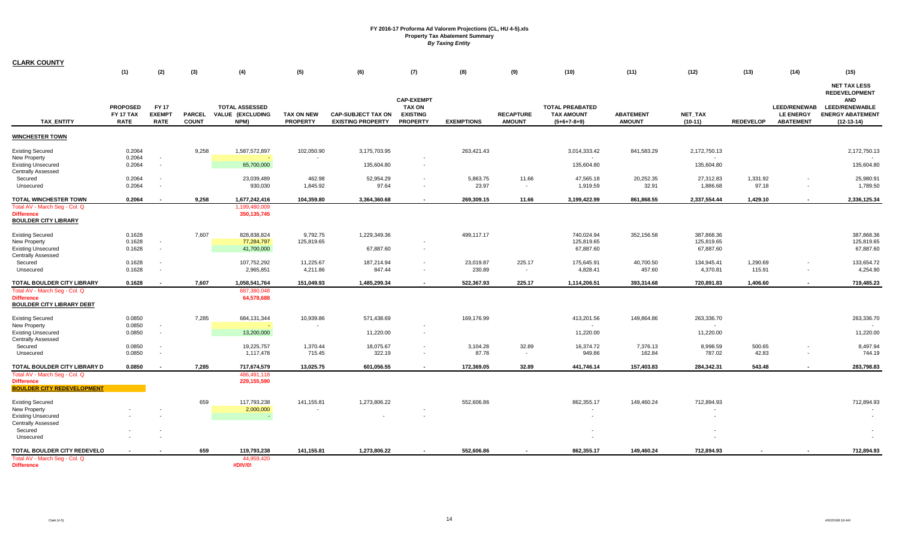**FY 2016-17 Proforma Ad Valorem Projections (CL, HU 4-5).xls**
**Property Tax Abatement Summary**
***By Taxing Entity***

**CLARK COUNTY**

| TAX_ENTITY | (1) PROPOSED FY 17 TAX RATE | (2) FY 17 EXEMPT RATE | (3) PARCEL COUNT | (4) TOTAL ASSESSED VALUE (EXCLUDING NPM) | (5) TAX ON NEW PROPERTY | (6) CAP-SUBJECT TAX ON EXISTING PROPERTY | (7) CAP-EXEMPT TAX ON EXISTING PROPERTY | (8) EXEMPTIONS | (9) RECAPTURE AMOUNT | (10) TOTAL PREABATED TAX AMOUNT (5+6+7-8+9) | (11) ABATEMENT AMOUNT | (12) NET_TAX (10-11) | (13) REDEVELOP | (14) LEED/RENEWAB LE ENERGY ABATEMENT | (15) NET TAX LESS REDEVELOPMENT AND LEED/RENEWABLE ENERGY ABATEMENT (12-13-14) |
|---|---|---|---|---|---|---|---|---|---|---|---|---|---|---|---|
| **WINCHESTER TOWN** | | | | | | | | | | | | | | | |
| Existing Secured | 0.2064 | | 9,258 | 1,587,572,897 | 102,050.90 | 3,175,703.95 | | 263,421.43 | | 3,014,333.42 | 841,583.29 | 2,172,750.13 | | | 2,172,750.13 |
| New Property | 0.2064 | - | | - | - | | - | | | - | | - | | | - |
| Existing Unsecured | 0.2064 | - | | 65,700,000 | | 135,604.80 | - | | | 135,604.80 | | 135,604.80 | | | 135,604.80 |
| Centrally Assessed | | | | | | | | | | | | | | | |
| Secured | 0.2064 | - | | 23,039,489 | 462.98 | 52,954.29 | - | 5,863.75 | 11.66 | 47,565.18 | 20,252.35 | 27,312.83 | 1,331.92 | - | 25,980.91 |
| Unsecured | 0.2064 | - | | 930,030 | 1,845.92 | 97.64 | - | 23.97 | - | 1,919.59 | 32.91 | 1,886.68 | 97.18 | - | 1,789.50 |
| **TOTAL WINCHESTER TOWN** | **0.2064** | **-** | **9,258** | **1,677,242,416** | **104,359.80** | **3,364,360.68** | **-** | **269,309.15** | **11.66** | **3,199,422.99** | **861,868.55** | **2,337,554.44** | **1,429.10** | **-** | **2,336,125.34** |
| Total AV - March Seg - Col. Q | | | | 1,199,480,009 | | | | | | | | | | | |
| **Difference** | | | | **350,135,745** | | | | | | | | | | | |
| **BOULDER CITY LIBRARY** | | | | | | | | | | | | | | | |
| Existing Secured | 0.1628 | | 7,607 | 828,838,824 | 9,792.75 | 1,229,349.36 | | 499,117.17 | | 740,024.94 | 352,156.58 | 387,868.36 | | | 387,868.36 |
| New Property | 0.1628 | - | | 77,284,797 | 125,819.65 | | - | | | 125,819.65 | | 125,819.65 | | | 125,819.65 |
| Existing Unsecured | 0.1628 | - | | 41,700,000 | | 67,887.60 | - | | | 67,887.60 | | 67,887.60 | | | 67,887.60 |
| Centrally Assessed | | | | | | | | | | | | | | | |
| Secured | 0.1628 | - | | 107,752,292 | 11,225.67 | 187,214.94 | - | 23,019.87 | 225.17 | 175,645.91 | 40,700.50 | 134,945.41 | 1,290.69 | - | 133,654.72 |
| Unsecured | 0.1628 | - | | 2,965,851 | 4,211.86 | 847.44 | - | 230.89 | - | 4,828.41 | 457.60 | 4,370.81 | 115.91 | - | 4,254.90 |
| **TOTAL BOULDER CITY LIBRARY** | **0.1628** | **-** | **7,607** | **1,058,541,764** | **151,049.93** | **1,485,299.34** | **-** | **522,367.93** | **225.17** | **1,114,206.51** | **393,314.68** | **720,891.83** | **1,406.60** | **-** | **719,485.23** |
| Total AV - March Seg - Col. Q | | | | 687,380,048 | | | | | | | | | | | |
| **Difference** | | | | **64,578,688** | | | | | | | | | | | |
| **BOULDER CITY LIBRARY DEBT** | | | | | | | | | | | | | | | |
| Existing Secured | 0.0850 | | 7,285 | 684,131,344 | 10,939.86 | 571,438.69 | | 169,176.99 | | 413,201.56 | 149,864.86 | 263,336.70 | | | 263,336.70 |
| New Property | 0.0850 | - | | - | - | | - | | | - | | - | | | - |
| Existing Unsecured | 0.0850 | - | | 13,200,000 | | 11,220.00 | - | | | 11,220.00 | | 11,220.00 | | | 11,220.00 |
| Centrally Assessed | | | | | | | | | | | | | | | |
| Secured | 0.0850 | - | | 19,225,757 | 1,370.44 | 18,075.67 | - | 3,104.28 | 32.89 | 16,374.72 | 7,376.13 | 8,998.59 | 500.65 | - | 8,497.94 |
| Unsecured | 0.0850 | - | | 1,117,478 | 715.45 | 322.19 | - | 87.78 | - | 949.86 | 162.84 | 787.02 | 42.83 | - | 744.19 |
| **TOTAL BOULDER CITY LIBRARY D** | **0.0850** | **-** | **7,285** | **717,674,579** | **13,025.75** | **601,056.55** | **-** | **172,369.05** | **32.89** | **441,746.14** | **157,403.83** | **284,342.31** | **543.48** | **-** | **283,798.83** |
| Total AV - March Seg - Col. Q | | | | 486,491,118 | | | | | | | | | | | |
| **Difference** | | | | **229,155,590** | | | | | | | | | | | |
| **BOULDER CITY REDEVELOPMENT** | | | | | | | | | | | | | | | |
| Existing Secured | | | 659 | 117,793,238 | 141,155.81 | 1,273,806.22 | | 552,606.86 | | 862,355.17 | 149,460.24 | 712,894.93 | | | 712,894.93 |
| New Property | - | - | | 2,000,000 | - | | - | | | - | | - | | | - |
| Existing Unsecured | - | - | | - | | - | - | | | - | | - | | | - |
| Centrally Assessed | | | | | | | | | | | | | | | |
| Secured | - | - | | | | | | | | - | | - | | | - |
| Unsecured | - | - | | | | | | | | - | | - | | | - |
| **TOTAL BOULDER CITY REDEVELO** | **-** | **-** | **659** | **119,793,238** | **141,155.81** | **1,273,806.22** | **-** | **552,606.86** | **-** | **862,355.17** | **149,460.24** | **712,894.93** | **-** | **-** | **712,894.93** |
| Total AV - March Seg - Col. Q | | | | 44,959,420 | | | | | | | | | | | |
| **Difference** | | | | **#DIV/0!** | | | | | | | | | | | |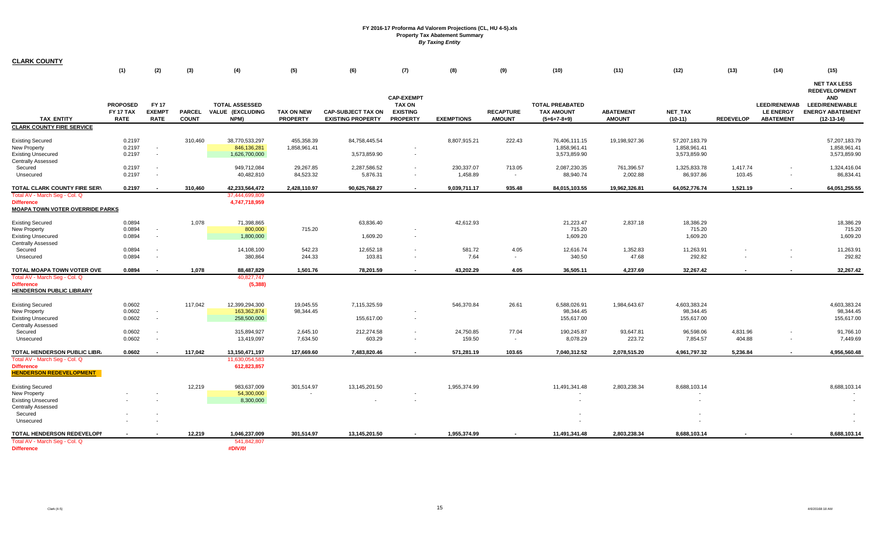# FY 2016-17 Proforma Ad Valorem Projections (CL, HU 4-5).xls
## Property Tax Abatement Summary
### *By Taxing Entity*

**CLARK COUNTY**

| | (1) | (2) | (3) | (4) | (5) | (6) | (7) | (8) | (9) | (10) | (11) | (12) | (13) | (14) | (15) |
|---|---|---|---|---|---|---|---|---|---|---|---|---|---|---|---|
| TAX_ENTITY | PROPOSED FY 17 TAX RATE | FY 17 EXEMPT RATE | PARCEL COUNT | TOTAL ASSESSED VALUE (EXCLUDING NPM) | TAX ON NEW PROPERTY | CAP-SUBJECT TAX ON EXISTING PROPERTY | CAP-EXEMPT TAX ON EXISTING PROPERTY | EXEMPTIONS | RECAPTURE AMOUNT | TOTAL PREABATED TAX AMOUNT (5+6+7-8+9) | ABATEMENT AMOUNT | NET_TAX (10-11) | REDEVELOP | LEED/RENEWAB LE ENERGY ABATEMENT | NET TAX LESS REDEVELOPMENT AND LEED/RENEWABLE ENERGY ABATEMENT (12-13-14) |
| **CLARK COUNTY FIRE SERVICE** | | | | | | | | | | | | | | | |
| Existing Secured | 0.2197 | | 310,460 | 38,770,533,297 | 455,358.39 | 84,758,445.54 | | 8,807,915.21 | 222.43 | 76,406,111.15 | 19,198,927.36 | 57,207,183.79 | | | 57,207,183.79 |
| New Property | 0.2197 | - | | 846,136,281 | 1,858,961.41 | | - | | | 1,858,961.41 | | 1,858,961.41 | | | 1,858,961.41 |
| Existing Unsecured | 0.2197 | - | | 1,626,700,000 | | 3,573,859.90 | - | | | 3,573,859.90 | | 3,573,859.90 | | | 3,573,859.90 |
| Centrally Assessed | | | | | | | | | | | | | | | |
| Secured | 0.2197 | - | | 949,712,084 | 29,267.85 | 2,287,586.52 | - | 230,337.07 | 713.05 | 2,087,230.35 | 761,396.57 | 1,325,833.78 | 1,417.74 | - | 1,324,416.04 |
| Unsecured | 0.2197 | - | | 40,482,810 | 84,523.32 | 5,876.31 | - | 1,458.89 | - | 88,940.74 | 2,002.88 | 86,937.86 | 103.45 | - | 86,834.41 |
| **TOTAL CLARK COUNTY FIRE SERV** | **0.2197** | **-** | **310,460** | **42,233,564,472** | **2,428,110.97** | **90,625,768.27** | **-** | **9,039,711.17** | **935.48** | **84,015,103.55** | **19,962,326.81** | **64,052,776.74** | **1,521.19** | **-** | **64,051,255.55** |
| Total AV - March Seg - Col. Q | | | | 37,444,699,809 | | | | | | | | | | | |
| **Difference** | | | | **4,747,718,959** | | | | | | | | | | | |
| **MOAPA TOWN VOTER OVERRIDE PARKS** | | | | | | | | | | | | | | | |
| Existing Secured | 0.0894 | | 1,078 | 71,398,865 | | 63,836.40 | | 42,612.93 | | 21,223.47 | 2,837.18 | 18,386.29 | | | 18,386.29 |
| New Property | 0.0894 | - | | 800,000 | 715.20 | | - | | | 715.20 | | 715.20 | | | 715.20 |
| Existing Unsecured | 0.0894 | - | | 1,800,000 | | 1,609.20 | - | | | 1,609.20 | | 1,609.20 | | | 1,609.20 |
| Centrally Assessed | | | | | | | | | | | | | | | |
| Secured | 0.0894 | - | | 14,108,100 | 542.23 | 12,652.18 | - | 581.72 | 4.05 | 12,616.74 | 1,352.83 | 11,263.91 | - | - | 11,263.91 |
| Unsecured | 0.0894 | - | | 380,864 | 244.33 | 103.81 | - | 7.64 | - | 340.50 | 47.68 | 292.82 | - | - | 292.82 |
| **TOTAL MOAPA TOWN VOTER OVE** | **0.0894** | **-** | **1,078** | **88,487,829** | **1,501.76** | **78,201.59** | **-** | **43,202.29** | **4.05** | **36,505.11** | **4,237.69** | **32,267.42** | **-** | **-** | **32,267.42** |
| Total AV - March Seg - Col. Q | | | | 40,827,747 | | | | | | | | | | | |
| **Difference** | | | | **(5,388)** | | | | | | | | | | | |
| **HENDERSON PUBLIC LIBRARY** | | | | | | | | | | | | | | | |
| Existing Secured | 0.0602 | | 117,042 | 12,399,294,300 | 19,045.55 | 7,115,325.59 | | 546,370.84 | 26.61 | 6,588,026.91 | 1,984,643.67 | 4,603,383.24 | | | 4,603,383.24 |
| New Property | 0.0602 | - | | 163,362,874 | 98,344.45 | | - | | | 98,344.45 | | 98,344.45 | | | 98,344.45 |
| Existing Unsecured | 0.0602 | - | | 258,500,000 | | 155,617.00 | - | | | 155,617.00 | | 155,617.00 | | | 155,617.00 |
| Centrally Assessed | | | | | | | | | | | | | | | |
| Secured | 0.0602 | - | | 315,894,927 | 2,645.10 | 212,274.58 | - | 24,750.85 | 77.04 | 190,245.87 | 93,647.81 | 96,598.06 | 4,831.96 | - | 91,766.10 |
| Unsecured | 0.0602 | - | | 13,419,097 | 7,634.50 | 603.29 | - | 159.50 | - | 8,078.29 | 223.72 | 7,854.57 | 404.88 | - | 7,449.69 |
| **TOTAL HENDERSON PUBLIC LIBR** | **0.0602** | **-** | **117,042** | **13,150,471,197** | **127,669.60** | **7,483,820.46** | **-** | **571,281.19** | **103.65** | **7,040,312.52** | **2,078,515.20** | **4,961,797.32** | **5,236.84** | **-** | **4,956,560.48** |
| Total AV - March Seg - Col. Q | | | | 11,630,054,583 | | | | | | | | | | | |
| **Difference** | | | | **612,823,857** | | | | | | | | | | | |
| **HENDERSON REDEVELOPMENT** | | | | | | | | | | | | | | | |
| Existing Secured | | | 12,219 | 983,637,009 | 301,514.97 | 13,145,201.50 | | 1,955,374.99 | | 11,491,341.48 | 2,803,238.34 | 8,688,103.14 | | | 8,688,103.14 |
| New Property | - | - | | 54,300,000 | - | | - | | | - | | - | | | - |
| Existing Unsecured | - | - | | 8,300,000 | | - | - | | | - | | - | | | - |
| Centrally Assessed | | | | | | | | | | | | | | | |
| Secured | - | - | | | | | | | | - | | - | | | - |
| Unsecured | - | - | | | | | | | | - | | - | | | - |
| **TOTAL HENDERSON REDEVELOPI** | **-** | **-** | **12,219** | **1,046,237,009** | **301,514.97** | **13,145,201.50** | **-** | **1,955,374.99** | **-** | **11,491,341.48** | **2,803,238.34** | **8,688,103.14** | **-** | **-** | **8,688,103.14** |
| Total AV - March Seg - Col. Q | | | | 541,842,807 | | | | | | | | | | | |
| **Difference** | | | | **#DIV/0!** | | | | | | | | | | | |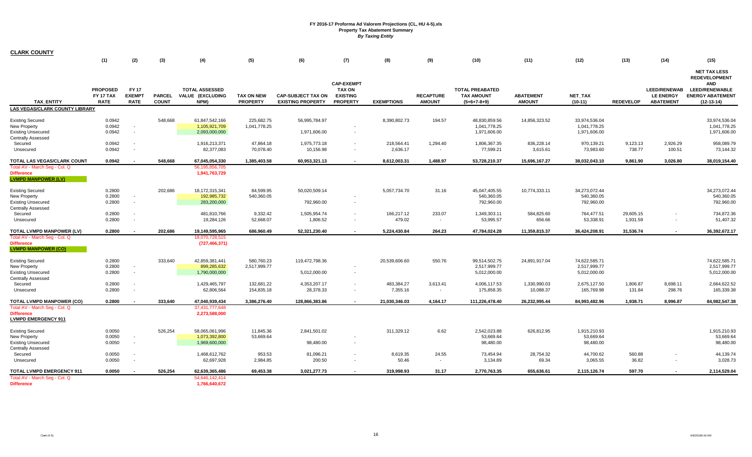# FY 2016-17 Proforma Ad Valorem Projections (CL, HU 4-5).xls
## Property Tax Abatement Summary
*By Taxing Entity*

**CLARK COUNTY**

| | (1) | (2) | (3) | (4) | (5) | (6) | (7) | (8) | (9) | (10) | (11) | (12) | (13) | (14) | (15) |
|---|---|---|---|---|---|---|---|---|---|---|---|---|---|---|---|
| TAX_ENTITY | PROPOSED FY 17 TAX RATE | FY 17 EXEMPT RATE | PARCEL COUNT | TOTAL ASSESSED VALUE (EXCLUDING NPM) | TAX ON NEW PROPERTY | CAP-SUBJECT TAX ON EXISTING PROPERTY | CAP-EXEMPT TAX ON EXISTING PROPERTY | EXEMPTIONS | RECAPTURE AMOUNT | TOTAL PREABATED TAX AMOUNT (5+6+7-8+9) | ABATEMENT AMOUNT | NET_TAX (10-11) | REDEVELOP | LEED/RENEWAB LE ENERGY ABATEMENT | NET TAX LESS REDEVELOPMENT AND LEED/RENEWABLE ENERGY ABATEMENT (12-13-14) |
| **LAS VEGAS/CLARK COUNTY LIBRARY** | | | | | | | | | | | | | | | |
| Existing Secured | 0.0942 | | 548,668 | 61,847,542,166 | 225,682.75 | 56,995,784.97 | | 8,390,802.73 | 194.57 | 48,830,859.56 | 14,856,323.52 | 33,974,536.04 | | | 33,974,536.04 |
| New Property | 0.0942 | - | | 1,105,921,709 | 1,041,778.25 | | - | | | 1,041,778.25 | | 1,041,778.25 | | | 1,041,778.25 |
| Existing Unsecured | 0.0942 | - | | 2,093,000,000 | | 1,971,606.00 | - | | | 1,971,606.00 | | 1,971,606.00 | | | 1,971,606.00 |
| Centrally Assessed | | | | | | | | | | | | | | | |
| Secured | 0.0942 | - | | 1,916,213,371 | 47,864.18 | 1,975,773.18 | - | 218,564.41 | 1,294.40 | 1,806,367.35 | 836,228.14 | 970,139.21 | 9,123.13 | 2,926.29 | 958,089.79 |
| Unsecured | 0.0942 | - | | 82,377,083 | 70,078.40 | 10,156.98 | - | 2,636.17 | - | 77,599.21 | 3,615.61 | 73,983.60 | 738.77 | 100.51 | 73,144.32 |
| **TOTAL LAS VEGAS/CLARK COUNT** | **0.0942** | **-** | **548,668** | **67,045,054,330** | **1,385,403.58** | **60,953,321.13** | **-** | **8,612,003.31** | **1,488.97** | **53,728,210.37** | **15,696,167.27** | **38,032,043.10** | **9,861.90** | **3,026.80** | **38,019,154.40** |
| Total AV - March Seg - Col. Q | | | | 65,103,290,601 | | | | | | | | | | | |
| **Difference** | | | | 1,941,763,729 | | | | | | | | | | | |
| **LVMPD MANPOWER (LV)** | | | | | | | | | | | | | | | |
| Existing Secured | 0.2800 | | 202,686 | 18,172,315,341 | 84,599.95 | 50,020,509.14 | | 5,057,734.70 | 31.16 | 45,047,405.55 | 10,774,333.11 | 34,273,072.44 | | | 34,273,072.44 |
| New Property | 0.2800 | - | | 192,985,732 | 540,360.05 | | - | | | 540,360.05 | | 540,360.05 | | | 540,360.05 |
| Existing Unsecured | 0.2800 | - | | 283,200,000 | | 792,960.00 | - | | | 792,960.00 | | 792,960.00 | | | 792,960.00 |
| Centrally Assessed | | | | | | | | | | | | | | | |
| Secured | 0.2800 | - | | 481,810,766 | 9,332.42 | 1,505,954.74 | - | 166,217.12 | 233.07 | 1,349,303.11 | 584,825.60 | 764,477.51 | 29,605.15 | - | 734,872.36 |
| Unsecured | 0.2800 | - | | 19,284,126 | 52,668.07 | 1,806.52 | - | 479.02 | - | 53,995.57 | 656.66 | 53,338.91 | 1,931.59 | - | 51,407.32 |
| **TOTAL LVMPD MANPOWER (LV)** | **0.2800** | **-** | **202,686** | **19,149,595,965** | **686,960.49** | **52,321,230.40** | **-** | **5,224,430.84** | **264.23** | **47,784,024.28** | **11,359,815.37** | **36,424,208.91** | **31,536.74** | **-** | **36,392,672.17** |
| Total AV - March Seg - Col. Q | | | | 18,070,728,515 | | | | | | | | | | | |
| **Difference** | | | | (727,466,371) | | | | | | | | | | | |
| **LVMPD MANPOWER (CO)** | | | | | | | | | | | | | | | |
| Existing Secured | 0.2800 | | 333,640 | 42,859,381,441 | 580,760.23 | 119,472,798.36 | | 20,539,606.60 | 550.76 | 99,514,502.75 | 24,891,917.04 | 74,622,585.71 | | | 74,622,585.71 |
| New Property | 0.2800 | - | | 899,285,632 | 2,517,999.77 | | - | | | 2,517,999.77 | | 2,517,999.77 | | | 2,517,999.77 |
| Existing Unsecured | 0.2800 | - | | 1,790,000,000 | | 5,012,000.00 | - | | | 5,012,000.00 | | 5,012,000.00 | | | 5,012,000.00 |
| Centrally Assessed | | | | | | | | | | | | | | | |
| Secured | 0.2800 | - | | 1,429,465,797 | 132,681.22 | 4,353,207.17 | - | 483,384.27 | 3,613.41 | 4,006,117.53 | 1,330,990.03 | 2,675,127.50 | 1,806.87 | 8,698.11 | 2,664,622.52 |
| Unsecured | 0.2800 | - | | 62,806,564 | 154,835.18 | 28,378.33 | - | 7,355.16 | - | 175,858.35 | 10,088.37 | 165,769.98 | 131.84 | 298.76 | 165,339.38 |
| **TOTAL LVMPD MANPOWER (CO)** | **0.2800** | **-** | **333,640** | **47,040,939,434** | **3,386,276.40** | **128,866,383.86** | **-** | **21,030,346.03** | **4,164.17** | **111,226,478.40** | **26,232,995.44** | **84,993,482.96** | **1,938.71** | **8,996.87** | **84,982,547.38** |
| Total AV - March Seg - Col. Q | | | | 37,431,777,648 | | | | | | | | | | | |
| **Difference** | | | | 2,273,588,000 | | | | | | | | | | | |
| **LVMPD EMERGENCY 911** | | | | | | | | | | | | | | | |
| Existing Secured | 0.0050 | | 526,254 | 58,065,061,996 | 11,845.36 | 2,841,501.02 | | 311,329.12 | 6.62 | 2,542,023.88 | 626,812.95 | 1,915,210.93 | | | 1,915,210.93 |
| New Property | 0.0050 | - | | 1,073,392,800 | 53,669.64 | | - | | | 53,669.64 | | 53,669.64 | | | 53,669.64 |
| Existing Unsecured | 0.0050 | - | | 1,969,600,000 | | 98,480.00 | - | | | 98,480.00 | | 98,480.00 | | | 98,480.00 |
| Centrally Assessed | | | | | | | | | | | | | | | |
| Secured | 0.0050 | - | | 1,468,612,762 | 953.53 | 81,096.21 | - | 8,619.35 | 24.55 | 73,454.94 | 28,754.32 | 44,700.62 | 560.88 | - | 44,139.74 |
| Unsecured | 0.0050 | - | | 62,697,928 | 2,984.85 | 200.50 | - | 50.46 | - | 3,134.89 | 69.34 | 3,065.55 | 36.82 | - | 3,028.73 |
| **TOTAL LVMPD EMERGENCY 911** | **0.0050** | **-** | **526,254** | **62,639,365,486** | **69,453.38** | **3,021,277.73** | **-** | **319,998.93** | **31.17** | **2,770,763.35** | **655,636.61** | **2,115,126.74** | **597.70** | **-** | **2,114,529.04** |
| Total AV - March Seg - Col. Q | | | | 54,646,142,414 | | | | | | | | | | | |
| **Difference** | | | | 1,766,640,672 | | | | | | | | | | | |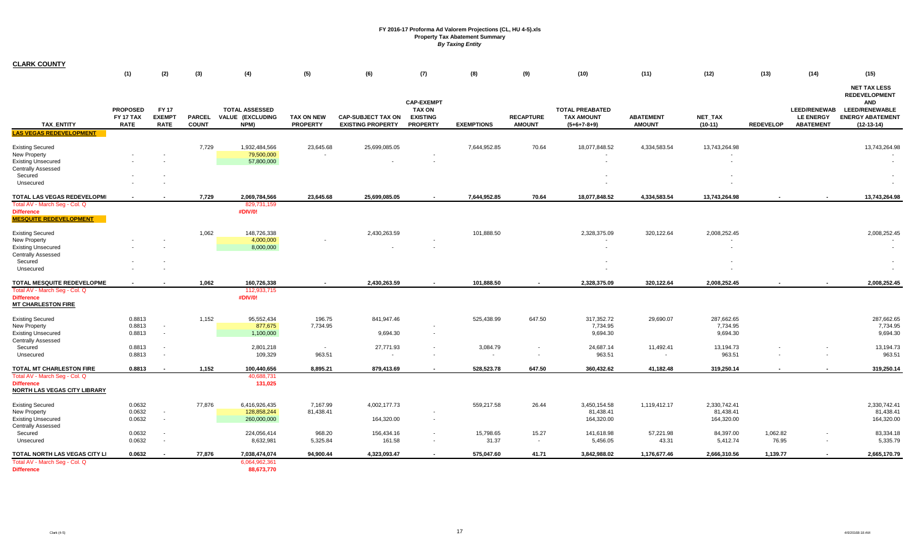**FY 2016-17 Proforma Ad Valorem Projections (CL, HU 4-5).xls**
**Property Tax Abatement Summary**
***By Taxing Entity***

**CLARK COUNTY**

| TAX_ENTITY | (1) PROPOSED FY 17 TAX RATE | (2) FY 17 EXEMPT RATE | (3) PARCEL COUNT | (4) TOTAL ASSESSED VALUE (EXCLUDING NPM) | (5) TAX ON NEW PROPERTY | (6) CAP-SUBJECT TAX ON EXISTING PROPERTY | (7) CAP-EXEMPT TAX ON EXISTING PROPERTY | (8) EXEMPTIONS | (9) RECAPTURE AMOUNT | (10) TOTAL PREABATED TAX AMOUNT (5+6+7-8+9) | (11) ABATEMENT AMOUNT | (12) NET_TAX (10-11) | (13) REDEVELOP | (14) LEED/RENEWABLE ENERGY ABATEMENT | (15) NET TAX LESS REDEVELOPMENT AND LEED/RENEWABLE ENERGY ABATEMENT (12-13-14) |
|---|---|---|---|---|---|---|---|---|---|---|---|---|---|---|---|
| **LAS VEGAS REDEVELOPMENT** | | | | | | | | | | | | | | | |
| Existing Secured | | | 7,729 | 1,932,484,566 | 23,645.68 | 25,699,085.05 | | 7,644,952.85 | 70.64 | 18,077,848.52 | 4,334,583.54 | 13,743,264.98 | | | 13,743,264.98 |
| New Property | - | - | | 79,500,000 | - | | - | | | - | | - | | | - |
| Existing Unsecured | - | - | | 57,800,000 | | - | - | | | - | | - | | | - |
| Centrally Assessed | | | | | | | | | | | | | | | |
| Secured | - | - | | | | | | | | - | | - | | | - |
| Unsecured | - | - | | | | | | | | - | | - | | | - |
| **TOTAL LAS VEGAS REDEVELOPMI** | **-** | **-** | **7,729** | **2,069,784,566** | **23,645.68** | **25,699,085.05** | **-** | **7,644,952.85** | **70.64** | **18,077,848.52** | **4,334,583.54** | **13,743,264.98** | **-** | **-** | **13,743,264.98** |
| Total AV - March Seg - Col. Q | | | | 829,731,159 | | | | | | | | | | | |
| **Difference** | | | | #DIV/0! | | | | | | | | | | | |
| **MESQUITE REDEVELOPMENT** | | | | | | | | | | | | | | | |
| Existing Secured | | | 1,062 | 148,726,338 | | 2,430,263.59 | | 101,888.50 | | 2,328,375.09 | 320,122.64 | 2,008,252.45 | | | 2,008,252.45 |
| New Property | - | - | | 4,000,000 | - | | - | | | - | | - | | | - |
| Existing Unsecured | - | - | | 8,000,000 | | - | - | | | - | | - | | | - |
| Centrally Assessed | | | | | | | | | | | | | | | |
| Secured | - | - | | | | | | | | - | | - | | | - |
| Unsecured | - | - | | | | | | | | - | | - | | | - |
| **TOTAL MESQUITE REDEVELOPME** | **-** | **-** | **1,062** | **160,726,338** | **-** | **2,430,263.59** | **-** | **101,888.50** | **-** | **2,328,375.09** | **320,122.64** | **2,008,252.45** | **-** | **-** | **2,008,252.45** |
| Total AV - March Seg - Col. Q | | | | 112,933,715 | | | | | | | | | | | |
| **Difference** | | | | #DIV/0! | | | | | | | | | | | |
| **MT CHARLESTON FIRE** | | | | | | | | | | | | | | | |
| Existing Secured | 0.8813 | | 1,152 | 95,552,434 | 196.75 | 841,947.46 | | 525,438.99 | 647.50 | 317,352.72 | 29,690.07 | 287,662.65 | | | 287,662.65 |
| New Property | 0.8813 | - | | 877,675 | 7,734.95 | | - | | | 7,734.95 | | 7,734.95 | | | 7,734.95 |
| Existing Unsecured | 0.8813 | - | | 1,100,000 | | 9,694.30 | - | | | 9,694.30 | | 9,694.30 | | | 9,694.30 |
| Centrally Assessed | | | | | | | | | | | | | | | |
| Secured | 0.8813 | - | | 2,801,218 | - | 27,771.93 | - | 3,084.79 | - | 24,687.14 | 11,492.41 | 13,194.73 | - | - | 13,194.73 |
| Unsecured | 0.8813 | - | | 109,329 | 963.51 | - | - | - | - | 963.51 | - | 963.51 | - | - | 963.51 |
| **TOTAL MT CHARLESTON FIRE** | **0.8813** | **-** | **1,152** | **100,440,656** | **8,895.21** | **879,413.69** | **-** | **528,523.78** | **647.50** | **360,432.62** | **41,182.48** | **319,250.14** | **-** | **-** | **319,250.14** |
| Total AV - March Seg - Col. Q | | | | 40,688,731 | | | | | | | | | | | |
| **Difference** | | | | 131,025 | | | | | | | | | | | |
| **NORTH LAS VEGAS CITY LIBRARY** | | | | | | | | | | | | | | | |
| Existing Secured | 0.0632 | | 77,876 | 6,416,926,435 | 7,167.99 | 4,002,177.73 | | 559,217.58 | 26.44 | 3,450,154.58 | 1,119,412.17 | 2,330,742.41 | | | 2,330,742.41 |
| New Property | 0.0632 | - | | 128,858,244 | 81,438.41 | | - | | | 81,438.41 | | 81,438.41 | | | 81,438.41 |
| Existing Unsecured | 0.0632 | - | | 260,000,000 | | 164,320.00 | - | | | 164,320.00 | | 164,320.00 | | | 164,320.00 |
| Centrally Assessed | | | | | | | | | | | | | | | |
| Secured | 0.0632 | - | | 224,056,414 | 968.20 | 156,434.16 | - | 15,798.65 | 15.27 | 141,618.98 | 57,221.98 | 84,397.00 | 1,062.82 | - | 83,334.18 |
| Unsecured | 0.0632 | - | | 8,632,981 | 5,325.84 | 161.58 | - | 31.37 | - | 5,456.05 | 43.31 | 5,412.74 | 76.95 | - | 5,335.79 |
| **TOTAL NORTH LAS VEGAS CITY LI** | **0.0632** | **-** | **77,876** | **7,038,474,074** | **94,900.44** | **4,323,093.47** | **-** | **575,047.60** | **41.71** | **3,842,988.02** | **1,176,677.46** | **2,666,310.56** | **1,139.77** | **-** | **2,665,170.79** |
| Total AV - March Seg - Col. Q | | | | 6,064,962,361 | | | | | | | | | | | |
| **Difference** | | | | 88,673,770 | | | | | | | | | | | |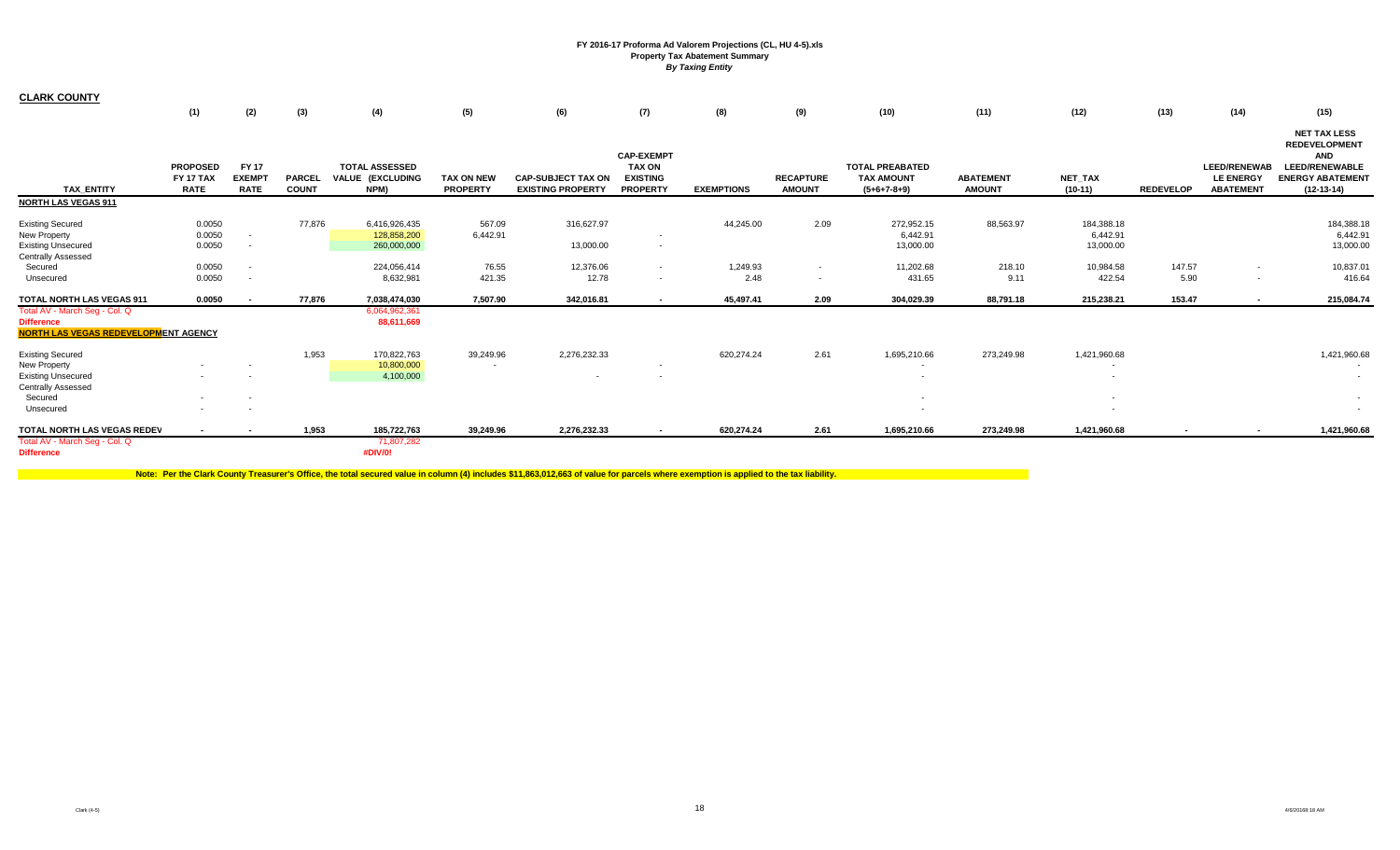**FY 2016-17 Proforma Ad Valorem Projections (CL, HU 4-5).xls**
**Property Tax Abatement Summary**
***By Taxing Entity***

**CLARK COUNTY**

| TAX_ENTITY | (1) PROPOSED FY 17 TAX RATE | (2) FY 17 EXEMPT RATE | (3) PARCEL COUNT | (4) TOTAL ASSESSED VALUE (EXCLUDING NPM) | (5) TAX ON NEW PROPERTY | (6) CAP-SUBJECT TAX ON EXISTING PROPERTY | (7) CAP-EXEMPT TAX ON EXISTING PROPERTY | (8) EXEMPTIONS | (9) RECAPTURE AMOUNT | (10) TOTAL PREABATED TAX AMOUNT (5+6+7-8+9) | (11) ABATEMENT AMOUNT | (12) NET_TAX (10-11) | (13) REDEVELOP | (14) LEED/RENEWABLE ENERGY ABATEMENT | (15) NET TAX LESS REDEVELOPMENT AND LEED/RENEWABLE ENERGY ABATEMENT (12-13-14) |
|---|---|---|---|---|---|---|---|---|---|---|---|---|---|---|---|
| **NORTH LAS VEGAS 911** | | | | | | | | | | | | | | | |
| Existing Secured | 0.0050 | | 77,876 | 6,416,926,435 | 567.09 | 316,627.97 | | 44,245.00 | 2.09 | 272,952.15 | 88,563.97 | 184,388.18 | | | 184,388.18 |
| New Property | 0.0050 | - | | 128,858,200 | 6,442.91 | | - | | | 6,442.91 | | 6,442.91 | | | 6,442.91 |
| Existing Unsecured | 0.0050 | - | | 260,000,000 | | 13,000.00 | - | | | 13,000.00 | | 13,000.00 | | | 13,000.00 |
| Centrally Assessed | | | | | | | | | | | | | | | |
| Secured | 0.0050 | - | | 224,056,414 | 76.55 | 12,376.06 | - | 1,249.93 | - | 11,202.68 | 218.10 | 10,984.58 | 147.57 | - | 10,837.01 |
| Unsecured | 0.0050 | - | | 8,632,981 | 421.35 | 12.78 | - | 2.48 | - | 431.65 | 9.11 | 422.54 | 5.90 | - | 416.64 |
| **TOTAL NORTH LAS VEGAS 911** | **0.0050** | **-** | **77,876** | **7,038,474,030** | **7,507.90** | **342,016.81** | **-** | **45,497.41** | **2.09** | **304,029.39** | **88,791.18** | **215,238.21** | **153.47** | **-** | **215,084.74** |
| Total AV - March Seg - Col. Q | | | | 6,064,962,361 | | | | | | | | | | | |
| **Difference** | | | | **88,611,669** | | | | | | | | | | | |
| **NORTH LAS VEGAS REDEVELOPMENT AGENCY** | | | | | | | | | | | | | | | |
| Existing Secured | | | 1,953 | 170,822,763 | 39,249.96 | 2,276,232.33 | | 620,274.24 | 2.61 | 1,695,210.66 | 273,249.98 | 1,421,960.68 | | | 1,421,960.68 |
| New Property | - | - | | 10,800,000 | - | | - | | | - | | - | | | - |
| Existing Unsecured | - | - | | 4,100,000 | | - | - | | | - | | - | | | - |
| Centrally Assessed | | | | | | | | | | | | | | | |
| Secured | - | - | | | | | | | | - | | - | | | - |
| Unsecured | - | - | | | | | | | | - | | - | | | - |
| **TOTAL NORTH LAS VEGAS REDEV** | **-** | **-** | **1,953** | **185,722,763** | **39,249.96** | **2,276,232.33** | **-** | **620,274.24** | **2.61** | **1,695,210.66** | **273,249.98** | **1,421,960.68** | **-** | **-** | **1,421,960.68** |
| Total AV - March Seg - Col. Q | | | | 71,807,282 | | | | | | | | | | | |
| **Difference** | | | | **#DIV/0!** | | | | | | | | | | | |

**Note: Per the Clark County Treasurer's Office, the total secured value in column (4) includes $11,863,012,663 of value for parcels where exemption is applied to the tax liability.**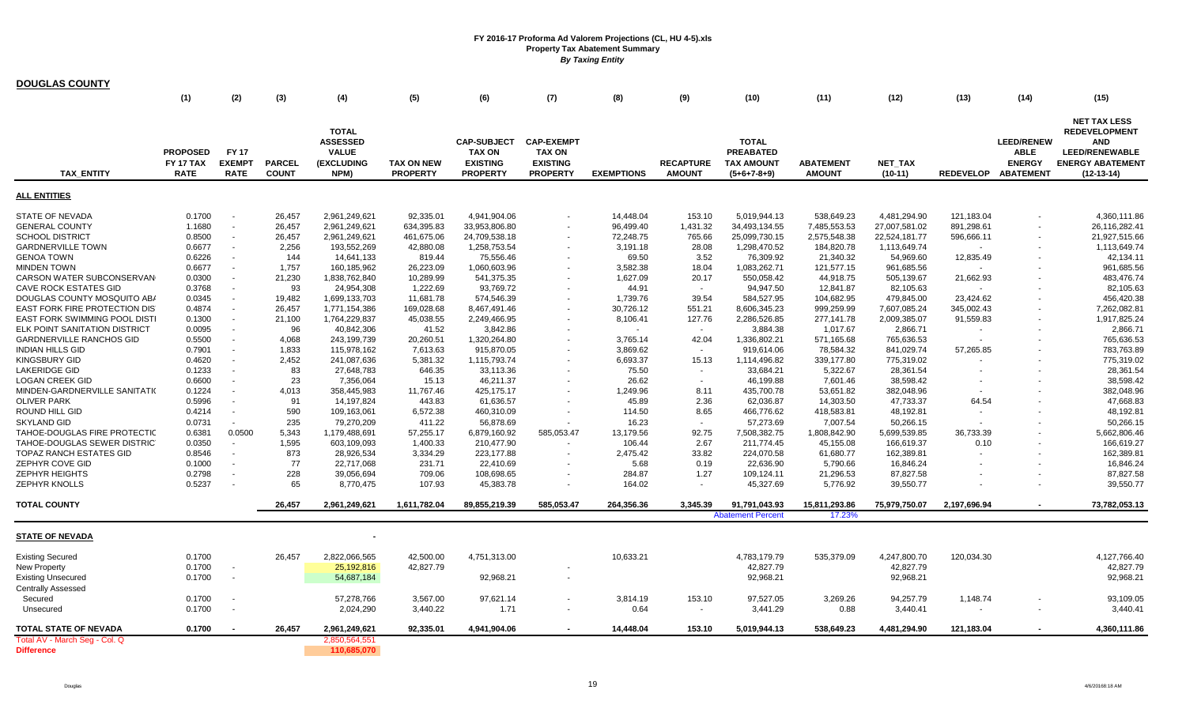# FY 2016-17 Proforma Ad Valorem Projections (CL, HU 4-5).xls
## Property Tax Abatement Summary
### *By Taxing Entity*

**DOUGLAS COUNTY**

| | (1) | (2) | (3) | (4) | (5) | (6) | (7) | (8) | (9) | (10) | (11) | (12) | (13) | (14) | (15) |
|---|---|---|---|---|---|---|---|---|---|---|---|---|---|---|---|
| **TAX_ENTITY** | **PROPOSED FY 17 TAX RATE** | **FY 17 EXEMPT RATE** | **PARCEL COUNT** | **TOTAL ASSESSED VALUE (EXCLUDING NPM)** | **TAX ON NEW PROPERTY** | **CAP-SUBJECT TAX ON EXISTING PROPERTY** | **CAP-EXEMPT TAX ON EXISTING PROPERTY** | **EXEMPTIONS** | **RECAPTURE AMOUNT** | **TOTAL PREABATED TAX AMOUNT (5+6+7-8+9)** | **ABATEMENT AMOUNT** | **NET_TAX (10-11)** | **REDEVELOP** | **LEED/RENEWABLE ENERGY ABATEMENT** | **NET TAX LESS REDEVELOPMENT AND LEED/RENEWABLE ENERGY ABATEMENT (12-13-14)** |
| **ALL ENTITIES** | | | | | | | | | | | | | | | |
| STATE OF NEVADA | 0.1700 | - | 26,457 | 2,961,249,621 | 92,335.01 | 4,941,904.06 | - | 14,448.04 | 153.10 | 5,019,944.13 | 538,649.23 | 4,481,294.90 | 121,183.04 | - | 4,360,111.86 |
| GENERAL COUNTY | 1.1680 | - | 26,457 | 2,961,249,621 | 634,395.83 | 33,953,806.80 | - | 96,499.40 | 1,431.32 | 34,493,134.55 | 7,485,553.53 | 27,007,581.02 | 891,298.61 | - | 26,116,282.41 |
| SCHOOL DISTRICT | 0.8500 | - | 26,457 | 2,961,249,621 | 461,675.06 | 24,709,538.18 | - | 72,248.75 | 765.66 | 25,099,730.15 | 2,575,548.38 | 22,524,181.77 | 596,666.11 | - | 21,927,515.66 |
| GARDNERVILLE TOWN | 0.6677 | - | 2,256 | 193,552,269 | 42,880.08 | 1,258,753.54 | - | 3,191.18 | 28.08 | 1,298,470.52 | 184,820.78 | 1,113,649.74 | - | - | 1,113,649.74 |
| GENOA TOWN | 0.6226 | - | 144 | 14,641,133 | 819.44 | 75,556.46 | - | 69.50 | 3.52 | 76,309.92 | 21,340.32 | 54,969.60 | 12,835.49 | - | 42,134.11 |
| MINDEN TOWN | 0.6677 | - | 1,757 | 160,185,962 | 26,223.09 | 1,060,603.96 | - | 3,582.38 | 18.04 | 1,083,262.71 | 121,577.15 | 961,685.56 | - | - | 961,685.56 |
| CARSON WATER SUBCONSERVAN | 0.0300 | - | 21,230 | 1,838,762,840 | 10,289.99 | 541,375.35 | - | 1,627.09 | 20.17 | 550,058.42 | 44,918.75 | 505,139.67 | 21,662.93 | - | 483,476.74 |
| CAVE ROCK ESTATES GID | 0.3768 | - | 93 | 24,954,308 | 1,222.69 | 93,769.72 | - | 44.91 | - | 94,947.50 | 12,841.87 | 82,105.63 | - | - | 82,105.63 |
| DOUGLAS COUNTY MOSQUITO AB/ | 0.0345 | - | 19,482 | 1,699,133,703 | 11,681.78 | 574,546.39 | - | 1,739.76 | 39.54 | 584,527.95 | 104,682.95 | 479,845.00 | 23,424.62 | - | 456,420.38 |
| EAST FORK FIRE PROTECTION DIS | 0.4874 | - | 26,457 | 1,771,154,386 | 169,028.68 | 8,467,491.46 | - | 30,726.12 | 551.21 | 8,606,345.23 | 999,259.99 | 7,607,085.24 | 345,002.43 | - | 7,262,082.81 |
| EAST FORK SWIMMING POOL DISTI | 0.1300 | - | 21,100 | 1,764,229,837 | 45,038.55 | 2,249,466.95 | - | 8,106.41 | 127.76 | 2,286,526.85 | 277,141.78 | 2,009,385.07 | 91,559.83 | - | 1,917,825.24 |
| ELK POINT SANITATION DISTRICT | 0.0095 | - | 96 | 40,842,306 | 41.52 | 3,842.86 | - | - | - | 3,884.38 | 1,017.67 | 2,866.71 | - | - | 2,866.71 |
| GARDNERVILLE RANCHOS GID | 0.5500 | - | 4,068 | 243,199,739 | 20,260.51 | 1,320,264.80 | - | 3,765.14 | 42.04 | 1,336,802.21 | 571,165.68 | 765,636.53 | - | - | 765,636.53 |
| INDIAN HILLS GID | 0.7901 | - | 1,833 | 115,978,162 | 7,613.63 | 915,870.05 | - | 3,869.62 | - | 919,614.06 | 78,584.32 | 841,029.74 | 57,265.85 | - | 783,763.89 |
| KINGSBURY GID | 0.4620 | - | 2,452 | 241,087,636 | 5,381.32 | 1,115,793.74 | - | 6,693.37 | 15.13 | 1,114,496.82 | 339,177.80 | 775,319.02 | - | - | 775,319.02 |
| LAKERIDGE GID | 0.1233 | - | 83 | 27,648,783 | 646.35 | 33,113.36 | - | 75.50 | - | 33,684.21 | 5,322.67 | 28,361.54 | - | - | 28,361.54 |
| LOGAN CREEK GID | 0.6600 | - | 23 | 7,356,064 | 15.13 | 46,211.37 | - | 26.62 | - | 46,199.88 | 7,601.46 | 38,598.42 | - | - | 38,598.42 |
| MINDEN-GARDNERVILLE SANITATI( | 0.1224 | - | 4,013 | 358,445,983 | 11,767.46 | 425,175.17 | - | 1,249.96 | 8.11 | 435,700.78 | 53,651.82 | 382,048.96 | - | - | 382,048.96 |
| OLIVER PARK | 0.5996 | - | 91 | 14,197,824 | 443.83 | 61,636.57 | - | 45.89 | 2.36 | 62,036.87 | 14,303.50 | 47,733.37 | 64.54 | - | 47,668.83 |
| ROUND HILL GID | 0.4214 | - | 590 | 109,163,061 | 6,572.38 | 460,310.09 | - | 114.50 | 8.65 | 466,776.62 | 418,583.81 | 48,192.81 | - | - | 48,192.81 |
| SKYLAND GID | 0.0731 | - | 235 | 79,270,209 | 411.22 | 56,878.69 | - | 16.23 | - | 57,273.69 | 7,007.54 | 50,266.15 | - | - | 50,266.15 |
| TAHOE-DOUGLAS FIRE PROTECTIC | 0.6381 | 0.0500 | 5,343 | 1,179,488,691 | 57,255.17 | 6,879,160.92 | 585,053.47 | 13,179.56 | 92.75 | 7,508,382.75 | 1,808,842.90 | 5,699,539.85 | 36,733.39 | - | 5,662,806.46 |
| TAHOE-DOUGLAS SEWER DISTRIC | 0.0350 | - | 1,595 | 603,109,093 | 1,400.33 | 210,477.90 | - | 106.44 | 2.67 | 211,774.45 | 45,155.08 | 166,619.37 | 0.10 | - | 166,619.27 |
| TOPAZ RANCH ESTATES GID | 0.8546 | - | 873 | 28,926,534 | 3,334.29 | 223,177.88 | - | 2,475.42 | 33.82 | 224,070.58 | 61,680.77 | 162,389.81 | - | - | 162,389.81 |
| ZEPHYR COVE GID | 0.1000 | - | 77 | 22,717,068 | 231.71 | 22,410.69 | - | 5.68 | 0.19 | 22,636.90 | 5,790.66 | 16,846.24 | - | - | 16,846.24 |
| ZEPHYR HEIGHTS | 0.2798 | - | 228 | 39,056,694 | 709.06 | 108,698.65 | - | 284.87 | 1.27 | 109,124.11 | 21,296.53 | 87,827.58 | - | - | 87,827.58 |
| ZEPHYR KNOLLS | 0.5237 | - | 65 | 8,770,475 | 107.93 | 45,383.78 | - | 164.02 | - | 45,327.69 | 5,776.92 | 39,550.77 | - | - | 39,550.77 |
| **TOTAL COUNTY** | | | **26,457** | **2,961,249,621** | **1,611,782.04** | **89,855,219.39** | **585,053.47** | **264,356.36** | **3,345.39** | **91,791,043.93** | **15,811,293.86** | **75,979,750.07** | **2,197,696.94** | **-** | **73,782,053.13** |
| | | | | | | | | | | Abatement Percent | 17.23% | | | | |
| **STATE OF NEVADA** | | | | - | | | | | | | | | | | |
| Existing Secured | 0.1700 | | 26,457 | 2,822,066,565 | 42,500.00 | 4,751,313.00 | | 10,633.21 | | 4,783,179.79 | 535,379.09 | 4,247,800.70 | 120,034.30 | | 4,127,766.40 |
| New Property | 0.1700 | - | | 25,192,816 | 42,827.79 | | - | | | 42,827.79 | | 42,827.79 | | | 42,827.79 |
| Existing Unsecured | 0.1700 | - | | 54,687,184 | | 92,968.21 | - | | | 92,968.21 | | 92,968.21 | | | 92,968.21 |
| Centrally Assessed | | | | | | | | | | | | | | | |
| Secured | 0.1700 | - | | 57,278,766 | 3,567.00 | 97,621.14 | - | 3,814.19 | 153.10 | 97,527.05 | 3,269.26 | 94,257.79 | 1,148.74 | - | 93,109.05 |
| Unsecured | 0.1700 | - | | 2,024,290 | 3,440.22 | 1.71 | - | 0.64 | - | 3,441.29 | 0.88 | 3,440.41 | - | - | 3,440.41 |
| **TOTAL STATE OF NEVADA** | **0.1700** | **-** | **26,457** | **2,961,249,621** | **92,335.01** | **4,941,904.06** | **-** | **14,448.04** | **153.10** | **5,019,944.13** | **538,649.23** | **4,481,294.90** | **121,183.04** | **-** | **4,360,111.86** |
| Total AV - March Seg - Col. Q | | | | 2,850,564,551 | | | | | | | | | | | |
| **Difference** | | | | **110,685,070** | | | | | | | | | | | |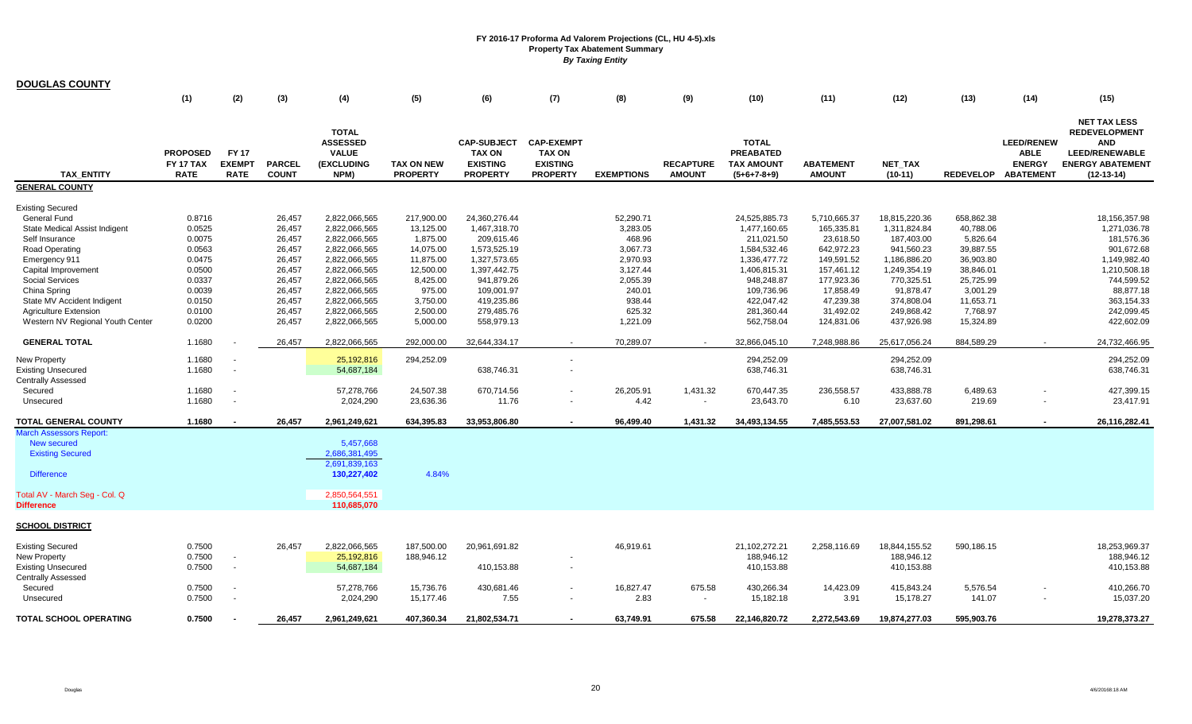# FY 2016-17 Proforma Ad Valorem Projections (CL, HU 4-5).xls
## Property Tax Abatement Summary
### *By Taxing Entity*

**DOUGLAS COUNTY**

| | (1) | (2) | (3) | (4) | (5) | (6) | (7) | (8) | (9) | (10) | (11) | (12) | (13) | (14) | (15) |
|---|---|---|---|---|---|---|---|---|---|---|---|---|---|---|---|
| TAX_ENTITY | PROPOSED FY 17 TAX RATE | FY 17 EXEMPT RATE | PARCEL COUNT | TOTAL ASSESSED VALUE (EXCLUDING NPM) | TAX ON NEW PROPERTY | CAP-SUBJECT TAX ON EXISTING PROPERTY | CAP-EXEMPT TAX ON EXISTING PROPERTY | EXEMPTIONS | RECAPTURE AMOUNT | TOTAL PREABATED TAX AMOUNT (5+6+7-8+9) | ABATEMENT AMOUNT | NET_TAX (10-11) | REDEVELOP | LEED/RENEWABLE ENERGY ABATEMENT | NET TAX LESS REDEVELOPMENT AND LEED/RENEWABLE ENERGY ABATEMENT (12-13-14) |
| **GENERAL COUNTY** | | | | | | | | | | | | | | | |
| Existing Secured | | | | | | | | | | | | | | | |
| General Fund | 0.8716 | | 26,457 | 2,822,066,565 | 217,900.00 | 24,360,276.44 | | 52,290.71 | | 24,525,885.73 | 5,710,665.37 | 18,815,220.36 | 658,862.38 | | 18,156,357.98 |
| State Medical Assist Indigent | 0.0525 | | 26,457 | 2,822,066,565 | 13,125.00 | 1,467,318.70 | | 3,283.05 | | 1,477,160.65 | 165,335.81 | 1,311,824.84 | 40,788.06 | | 1,271,036.78 |
| Self Insurance | 0.0075 | | 26,457 | 2,822,066,565 | 1,875.00 | 209,615.46 | | 468.96 | | 211,021.50 | 23,618.50 | 187,403.00 | 5,826.64 | | 181,576.36 |
| Road Operating | 0.0563 | | 26,457 | 2,822,066,565 | 14,075.00 | 1,573,525.19 | | 3,067.73 | | 1,584,532.46 | 642,972.23 | 941,560.23 | 39,887.55 | | 901,672.68 |
| Emergency 911 | 0.0475 | | 26,457 | 2,822,066,565 | 11,875.00 | 1,327,573.65 | | 2,970.93 | | 1,336,477.72 | 149,591.52 | 1,186,886.20 | 36,903.80 | | 1,149,982.40 |
| Capital Improvement | 0.0500 | | 26,457 | 2,822,066,565 | 12,500.00 | 1,397,442.75 | | 3,127.44 | | 1,406,815.31 | 157,461.12 | 1,249,354.19 | 38,846.01 | | 1,210,508.18 |
| Social Services | 0.0337 | | 26,457 | 2,822,066,565 | 8,425.00 | 941,879.26 | | 2,055.39 | | 948,248.87 | 177,923.36 | 770,325.51 | 25,725.99 | | 744,599.52 |
| China Spring | 0.0039 | | 26,457 | 2,822,066,565 | 975.00 | 109,001.97 | | 240.01 | | 109,736.96 | 17,858.49 | 91,878.47 | 3,001.29 | | 88,877.18 |
| State MV Accident Indigent | 0.0150 | | 26,457 | 2,822,066,565 | 3,750.00 | 419,235.86 | | 938.44 | | 422,047.42 | 47,239.38 | 374,808.04 | 11,653.71 | | 363,154.33 |
| Agriculture Extension | 0.0100 | | 26,457 | 2,822,066,565 | 2,500.00 | 279,485.76 | | 625.32 | | 281,360.44 | 31,492.02 | 249,868.42 | 7,768.97 | | 242,099.45 |
| Western NV Regional Youth Center | 0.0200 | | 26,457 | 2,822,066,565 | 5,000.00 | 558,979.13 | | 1,221.09 | | 562,758.04 | 124,831.06 | 437,926.98 | 15,324.89 | | 422,602.09 |
| **GENERAL TOTAL** | 1.1680 | - | 26,457 | 2,822,066,565 | 292,000.00 | 32,644,334.17 | - | 70,289.07 | - | 32,866,045.10 | 7,248,988.86 | 25,617,056.24 | 884,589.29 | - | 24,732,466.95 |
| New Property | 1.1680 | - | | 25,192,816 | 294,252.09 | | - | | | 294,252.09 | | 294,252.09 | | | 294,252.09 |
| Existing Unsecured | 1.1680 | - | | 54,687,184 | | 638,746.31 | - | | | 638,746.31 | | 638,746.31 | | | 638,746.31 |
| Centrally Assessed | | | | | | | | | | | | | | | |
| Secured | 1.1680 | - | | 57,278,766 | 24,507.38 | 670,714.56 | - | 26,205.91 | 1,431.32 | 670,447.35 | 236,558.57 | 433,888.78 | 6,489.63 | - | 427,399.15 |
| Unsecured | 1.1680 | - | | 2,024,290 | 23,636.36 | 11.76 | - | 4.42 | - | 23,643.70 | 6.10 | 23,637.60 | 219.69 | - | 23,417.91 |
| **TOTAL GENERAL COUNTY** | **1.1680** | **-** | **26,457** | **2,961,249,621** | **634,395.83** | **33,953,806.80** | **-** | **96,499.40** | **1,431.32** | **34,493,134.55** | **7,485,553.53** | **27,007,581.02** | **891,298.61** | **-** | **26,116,282.41** |
| March Assessors Report: | | | | | | | | | | | | | | | |
| New secured | | | | 5,457,668 | | | | | | | | | | | |
| Existing Secured | | | | 2,686,381,495 | | | | | | | | | | | |
| | | | | 2,691,839,163 | | | | | | | | | | | |
| Difference | | | | 130,227,402 | 4.84% | | | | | | | | | | |
| Total AV - March Seg - Col. Q | | | | 2,850,564,551 | | | | | | | | | | | |
| **Difference** | | | | 110,685,070 | | | | | | | | | | | |
| **SCHOOL DISTRICT** | | | | | | | | | | | | | | | |
| Existing Secured | 0.7500 | | 26,457 | 2,822,066,565 | 187,500.00 | 20,961,691.82 | | 46,919.61 | | 21,102,272.21 | 2,258,116.69 | 18,844,155.52 | 590,186.15 | | 18,253,969.37 |
| New Property | 0.7500 | - | | 25,192,816 | 188,946.12 | | - | | | 188,946.12 | | 188,946.12 | | | 188,946.12 |
| Existing Unsecured | 0.7500 | - | | 54,687,184 | | 410,153.88 | - | | | 410,153.88 | | 410,153.88 | | | 410,153.88 |
| Centrally Assessed | | | | | | | | | | | | | | | |
| Secured | 0.7500 | - | | 57,278,766 | 15,736.76 | 430,681.46 | - | 16,827.47 | 675.58 | 430,266.34 | 14,423.09 | 415,843.24 | 5,576.54 | - | 410,266.70 |
| Unsecured | 0.7500 | - | | 2,024,290 | 15,177.46 | 7.55 | - | 2.83 | - | 15,182.18 | 3.91 | 15,178.27 | 141.07 | - | 15,037.20 |
| **TOTAL SCHOOL OPERATING** | **0.7500** | **-** | **26,457** | **2,961,249,621** | **407,360.34** | **21,802,534.71** | **-** | **63,749.91** | **675.58** | **22,146,820.72** | **2,272,543.69** | **19,874,277.03** | **595,903.76** | | **19,278,373.27** |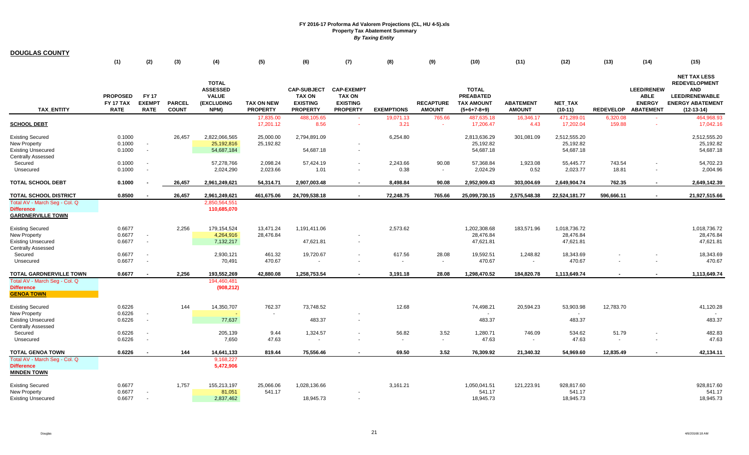# FY 2016-17 Proforma Ad Valorem Projections (CL, HU 4-5).xls
## Property Tax Abatement Summary
### *By Taxing Entity*

**DOUGLAS COUNTY**

| | (1) | (2) | (3) | (4) | (5) | (6) | (7) | (8) | (9) | (10) | (11) | (12) | (13) | (14) | (15) |
|---|---|---|---|---|---|---|---|---|---|---|---|---|---|---|---|
| TAX_ENTITY | PROPOSED FY 17 TAX RATE | FY 17 EXEMPT RATE | PARCEL COUNT | TOTAL ASSESSED VALUE (EXCLUDING NPM) | TAX ON NEW PROPERTY | CAP-SUBJECT TAX ON EXISTING PROPERTY | CAP-EXEMPT TAX ON EXISTING PROPERTY | EXEMPTIONS | RECAPTURE AMOUNT | TOTAL PREABATED TAX AMOUNT (5+6+7-8+9) | ABATEMENT AMOUNT | NET_TAX (10-11) | REDEVELOP | LEED/RENEWABLE ENERGY ABATEMENT | NET TAX LESS REDEVELOPMENT AND LEED/RENEWABLE ENERGY ABATEMENT (12-13-14) |
| | | | | | 17,835.00 | 488,105.65 | - | 19,071.13 | 765.66 | 487,635.18 | 16,346.17 | 471,289.01 | 6,320.08 | - | 464,968.93 |
| **SCHOOL DEBT** | | | | | 17,201.12 | 8.56 | - | 3.21 | - | 17,206.47 | 4.43 | 17,202.04 | 159.88 | - | 17,042.16 |
| Existing Secured | 0.1000 | | 26,457 | 2,822,066,565 | 25,000.00 | 2,794,891.09 | | 6,254.80 | | 2,813,636.29 | 301,081.09 | 2,512,555.20 | | | 2,512,555.20 |
| New Property | 0.1000 | - | | 25,192,816 | 25,192.82 | | - | | | 25,192.82 | | 25,192.82 | | | 25,192.82 |
| Existing Unsecured | 0.1000 | - | | 54,687,184 | | 54,687.18 | - | | | 54,687.18 | | 54,687.18 | | | 54,687.18 |
| Centrally Assessed | | | | | | | | | | | | | | | |
| Secured | 0.1000 | - | | 57,278,766 | 2,098.24 | 57,424.19 | - | 2,243.66 | 90.08 | 57,368.84 | 1,923.08 | 55,445.77 | 743.54 | - | 54,702.23 |
| Unsecured | 0.1000 | - | | 2,024,290 | 2,023.66 | 1.01 | - | 0.38 | - | 2,024.29 | 0.52 | 2,023.77 | 18.81 | - | 2,004.96 |
| **TOTAL SCHOOL DEBT** | **0.1000** | **-** | **26,457** | **2,961,249,621** | **54,314.71** | **2,907,003.48** | **-** | **8,498.84** | **90.08** | **2,952,909.43** | **303,004.69** | **2,649,904.74** | **762.35** | **-** | **2,649,142.39** |
| **TOTAL SCHOOL DISTRICT** | **0.8500** | **-** | **26,457** | **2,961,249,621** | **461,675.06** | **24,709,538.18** | **-** | **72,248.75** | **765.66** | **25,099,730.15** | **2,575,548.38** | **22,524,181.77** | **596,666.11** | **-** | **21,927,515.66** |
| Total AV - March Seg - Col. Q | | | | 2,850,564,551 | | | | | | | | | | | |
| **Difference** | | | | **110,685,070** | | | | | | | | | | | |
| **GARDNERVILLE TOWN** | | | | | | | | | | | | | | | |
| Existing Secured | 0.6677 | | 2,256 | 179,154,524 | 13,471.24 | 1,191,411.06 | | 2,573.62 | | 1,202,308.68 | 183,571.96 | 1,018,736.72 | | | 1,018,736.72 |
| New Property | 0.6677 | - | | 4,264,916 | 28,476.84 | | - | | | 28,476.84 | | 28,476.84 | | | 28,476.84 |
| Existing Unsecured | 0.6677 | - | | 7,132,217 | | 47,621.81 | - | | | 47,621.81 | | 47,621.81 | | | 47,621.81 |
| Centrally Assessed | | | | | | | | | | | | | | | |
| Secured | 0.6677 | - | | 2,930,121 | 461.32 | 19,720.67 | - | 617.56 | 28.08 | 19,592.51 | 1,248.82 | 18,343.69 | - | - | 18,343.69 |
| Unsecured | 0.6677 | - | | 70,491 | 470.67 | - | - | - | - | 470.67 | - | 470.67 | - | - | 470.67 |
| **TOTAL GARDNERVILLE TOWN** | **0.6677** | **-** | **2,256** | **193,552,269** | **42,880.08** | **1,258,753.54** | **-** | **3,191.18** | **28.08** | **1,298,470.52** | **184,820.78** | **1,113,649.74** | **-** | **-** | **1,113,649.74** |
| Total AV - March Seg - Col. Q | | | | 194,460,481 | | | | | | | | | | | |
| **Difference** | | | | **(908,212)** | | | | | | | | | | | |
| **GENOA TOWN** | | | | | | | | | | | | | | | |
| Existing Secured | 0.6226 | | 144 | 14,350,707 | 762.37 | 73,748.52 | | 12.68 | | 74,498.21 | 20,594.23 | 53,903.98 | 12,783.70 | | 41,120.28 |
| New Property | 0.6226 | - | | - | - | | - | | | - | | - | | | - |
| Existing Unsecured | 0.6226 | - | | 77,637 | | 483.37 | - | | | 483.37 | | 483.37 | | | 483.37 |
| Centrally Assessed | | | | | | | | | | | | | | | |
| Secured | 0.6226 | - | | 205,139 | 9.44 | 1,324.57 | - | 56.82 | 3.52 | 1,280.71 | 746.09 | 534.62 | 51.79 | - | 482.83 |
| Unsecured | 0.6226 | - | | 7,650 | 47.63 | - | - | - | - | 47.63 | - | 47.63 | - | - | 47.63 |
| **TOTAL GENOA TOWN** | **0.6226** | **-** | **144** | **14,641,133** | **819.44** | **75,556.46** | **-** | **69.50** | **3.52** | **76,309.92** | **21,340.32** | **54,969.60** | **12,835.49** | **-** | **42,134.11** |
| Total AV - March Seg - Col. Q | | | | 9,168,227 | | | | | | | | | | | |
| **Difference** | | | | **5,472,906** | | | | | | | | | | | |
| **MINDEN TOWN** | | | | | | | | | | | | | | | |
| Existing Secured | 0.6677 | | 1,757 | 155,213,197 | 25,066.06 | 1,028,136.66 | | 3,161.21 | | 1,050,041.51 | 121,223.91 | 928,817.60 | | | 928,817.60 |
| New Property | 0.6677 | - | | 81,051 | 541.17 | | - | | | 541.17 | | 541.17 | | | 541.17 |
| Existing Unsecured | 0.6677 | - | | 2,837,462 | | 18,945.73 | - | | | 18,945.73 | | 18,945.73 | | | 18,945.73 |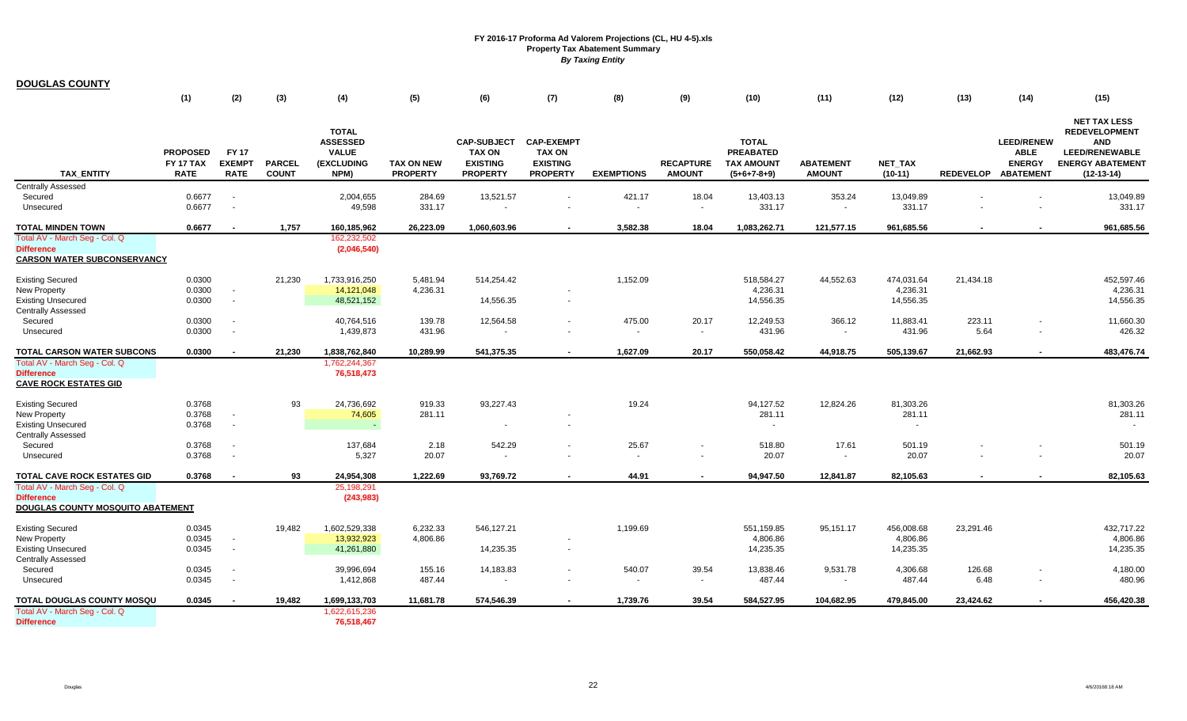# FY 2016-17 Proforma Ad Valorem Projections (CL, HU 4-5).xls
## Property Tax Abatement Summary
*By Taxing Entity*

**DOUGLAS COUNTY**

| TAX_ENTITY | (1) PROPOSED FY 17 TAX RATE | (2) FY 17 EXEMPT RATE | (3) PARCEL COUNT | (4) TOTAL ASSESSED VALUE (EXCLUDING NPM) | (5) TAX ON NEW PROPERTY | (6) CAP-SUBJECT TAX ON EXISTING PROPERTY | (7) CAP-EXEMPT TAX ON EXISTING PROPERTY | (8) EXEMPTIONS | (9) RECAPTURE AMOUNT | (10) TOTAL PREABATED TAX AMOUNT (5+6+7-8+9) | (11) ABATEMENT AMOUNT | (12) NET_TAX (10-11) | (13) REDEVELOP | (14) LEED/RENEWABLE ENERGY ABATEMENT | (15) NET TAX LESS REDEVELOPMENT AND LEED/RENEWABLE ENERGY ABATEMENT (12-13-14) |
|---|---|---|---|---|---|---|---|---|---|---|---|---|---|---|---|
| Centrally Assessed | | | | | | | | | | | | | | | |
| Secured | 0.6677 | - | | 2,004,655 | 284.69 | 13,521.57 | - | 421.17 | 18.04 | 13,403.13 | 353.24 | 13,049.89 | - | - | 13,049.89 |
| Unsecured | 0.6677 | - | | 49,598 | 331.17 | - | - | - | - | 331.17 | - | 331.17 | - | - | 331.17 |
| **TOTAL MINDEN TOWN** | **0.6677** | **-** | **1,757** | **160,185,962** | **26,223.09** | **1,060,603.96** | **-** | **3,582.38** | **18.04** | **1,083,262.71** | **121,577.15** | **961,685.56** | **-** | **-** | **961,685.56** |
| Total AV - March Seg - Col. Q | | | | 162,232,502 | | | | | | | | | | | |
| Difference | | | | (2,046,540) | | | | | | | | | | | |
| **CARSON WATER SUBCONSERVANCY** | | | | | | | | | | | | | | | |
| Existing Secured | 0.0300 | | 21,230 | 1,733,916,250 | 5,481.94 | 514,254.42 | | 1,152.09 | | 518,584.27 | 44,552.63 | 474,031.64 | 21,434.18 | | 452,597.46 |
| New Property | 0.0300 | - | | 14,121,048 | 4,236.31 | | - | | | 4,236.31 | | 4,236.31 | | | 4,236.31 |
| Existing Unsecured | 0.0300 | - | | 48,521,152 | | 14,556.35 | - | | | 14,556.35 | | 14,556.35 | | | 14,556.35 |
| Centrally Assessed | | | | | | | | | | | | | | | |
| Secured | 0.0300 | - | | 40,764,516 | 139.78 | 12,564.58 | - | 475.00 | 20.17 | 12,249.53 | 366.12 | 11,883.41 | 223.11 | - | 11,660.30 |
| Unsecured | 0.0300 | - | | 1,439,873 | 431.96 | - | - | - | - | 431.96 | - | 431.96 | 5.64 | - | 426.32 |
| **TOTAL CARSON WATER SUBCONS** | **0.0300** | **-** | **21,230** | **1,838,762,840** | **10,289.99** | **541,375.35** | **-** | **1,627.09** | **20.17** | **550,058.42** | **44,918.75** | **505,139.67** | **21,662.93** | **-** | **483,476.74** |
| Total AV - March Seg - Col. Q | | | | 1,762,244,367 | | | | | | | | | | | |
| Difference | | | | 76,518,473 | | | | | | | | | | | |
| **CAVE ROCK ESTATES GID** | | | | | | | | | | | | | | | |
| Existing Secured | 0.3768 | | 93 | 24,736,692 | 919.33 | 93,227.43 | | 19.24 | | 94,127.52 | 12,824.26 | 81,303.26 | | | 81,303.26 |
| New Property | 0.3768 | - | | 74,605 | 281.11 | | - | | | 281.11 | | 281.11 | | | 281.11 |
| Existing Unsecured | 0.3768 | - | | - | | - | - | | | - | | - | | | - |
| Centrally Assessed | | | | | | | | | | | | | | | |
| Secured | 0.3768 | - | | 137,684 | 2.18 | 542.29 | - | 25.67 | - | 518.80 | 17.61 | 501.19 | - | - | 501.19 |
| Unsecured | 0.3768 | - | | 5,327 | 20.07 | - | - | - | - | 20.07 | - | 20.07 | - | - | 20.07 |
| **TOTAL CAVE ROCK ESTATES GID** | **0.3768** | **-** | **93** | **24,954,308** | **1,222.69** | **93,769.72** | **-** | **44.91** | **-** | **94,947.50** | **12,841.87** | **82,105.63** | **-** | **-** | **82,105.63** |
| Total AV - March Seg - Col. Q | | | | 25,198,291 | | | | | | | | | | | |
| Difference | | | | (243,983) | | | | | | | | | | | |
| **DOUGLAS COUNTY MOSQUITO ABATEMENT** | | | | | | | | | | | | | | | |
| Existing Secured | 0.0345 | | 19,482 | 1,602,529,338 | 6,232.33 | 546,127.21 | | 1,199.69 | | 551,159.85 | 95,151.17 | 456,008.68 | 23,291.46 | | 432,717.22 |
| New Property | 0.0345 | - | | 13,932,923 | 4,806.86 | | - | | | 4,806.86 | | 4,806.86 | | | 4,806.86 |
| Existing Unsecured | 0.0345 | - | | 41,261,880 | | 14,235.35 | - | | | 14,235.35 | | 14,235.35 | | | 14,235.35 |
| Centrally Assessed | | | | | | | | | | | | | | | |
| Secured | 0.0345 | - | | 39,996,694 | 155.16 | 14,183.83 | - | 540.07 | 39.54 | 13,838.46 | 9,531.78 | 4,306.68 | 126.68 | - | 4,180.00 |
| Unsecured | 0.0345 | - | | 1,412,868 | 487.44 | - | - | - | - | 487.44 | - | 487.44 | 6.48 | - | 480.96 |
| **TOTAL DOUGLAS COUNTY MOSQU** | **0.0345** | **-** | **19,482** | **1,699,133,703** | **11,681.78** | **574,546.39** | **-** | **1,739.76** | **39.54** | **584,527.95** | **104,682.95** | **479,845.00** | **23,424.62** | **-** | **456,420.38** |
| Total AV - March Seg - Col. Q | | | | 1,622,615,236 | | | | | | | | | | | |
| Difference | | | | 76,518,467 | | | | | | | | | | | |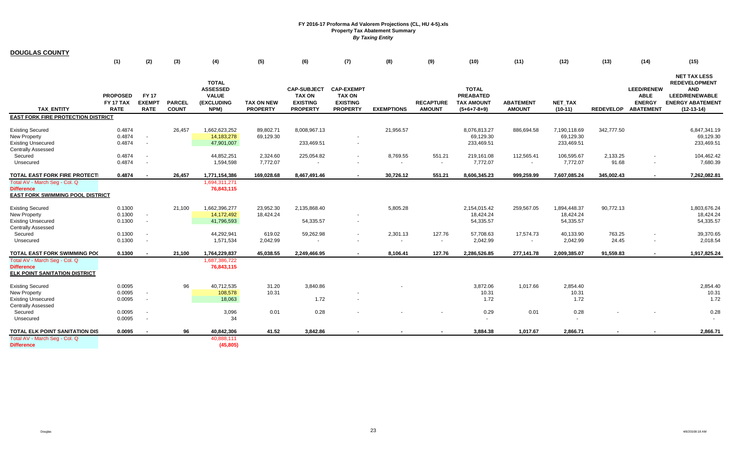# FY 2016-17 Proforma Ad Valorem Projections (CL, HU 4-5).xls
## Property Tax Abatement Summary
### *By Taxing Entity*

**DOUGLAS COUNTY**

| TAX_ENTITY | (1) PROPOSED FY 17 TAX RATE | (2) FY 17 EXEMPT RATE | (3) PARCEL COUNT | (4) TOTAL ASSESSED VALUE (EXCLUDING NPM) | (5) TAX ON NEW PROPERTY | (6) CAP-SUBJECT TAX ON EXISTING PROPERTY | (7) CAP-EXEMPT TAX ON EXISTING PROPERTY | (8) EXEMPTIONS | (9) RECAPTURE AMOUNT | (10) TOTAL PREABATED TAX AMOUNT (5+6+7-8+9) | (11) ABATEMENT AMOUNT | (12) NET_TAX (10-11) | (13) REDEVELOP | (14) LEED/RENEWABLE ENERGY ABATEMENT | (15) NET TAX LESS REDEVELOPMENT AND LEED/RENEWABLE ENERGY ABATEMENT (12-13-14) |
|---|---|---|---|---|---|---|---|---|---|---|---|---|---|---|---|
| **EAST FORK FIRE PROTECTION DISTRICT** | | | | | | | | | | | | | | | |
| Existing Secured | 0.4874 | | 26,457 | 1,662,623,252 | 89,802.71 | 8,008,967.13 | | 21,956.57 | | 8,076,813.27 | 886,694.58 | 7,190,118.69 | 342,777.50 | | 6,847,341.19 |
| New Property | 0.4874 | - | | 14,183,278 | 69,129.30 | | - | | | 69,129.30 | | 69,129.30 | | | 69,129.30 |
| Existing Unsecured | 0.4874 | - | | 47,901,007 | | 233,469.51 | - | | | 233,469.51 | | 233,469.51 | | | 233,469.51 |
| Centrally Assessed | | | | | | | | | | | | | | | |
| Secured | 0.4874 | - | | 44,852,251 | 2,324.60 | 225,054.82 | - | 8,769.55 | 551.21 | 219,161.08 | 112,565.41 | 106,595.67 | 2,133.25 | - | 104,462.42 |
| Unsecured | 0.4874 | - | | 1,594,598 | 7,772.07 | - | - | - | - | 7,772.07 | - | 7,772.07 | 91.68 | - | 7,680.39 |
| **TOTAL EAST FORK FIRE PROTECTI** | **0.4874** | **-** | **26,457** | **1,771,154,386** | **169,028.68** | **8,467,491.46** | **-** | **30,726.12** | **551.21** | **8,606,345.23** | **999,259.99** | **7,607,085.24** | **345,002.43** | **-** | **7,262,082.81** |
| Total AV - March Seg - Col. Q | | | | 1,694,311,271 | | | | | | | | | | | |
| **Difference** | | | | **76,843,115** | | | | | | | | | | | |
| **EAST FORK SWIMMING POOL DISTRICT** | | | | | | | | | | | | | | | |
| Existing Secured | 0.1300 | | 21,100 | 1,662,396,277 | 23,952.30 | 2,135,868.40 | | 5,805.28 | | 2,154,015.42 | 259,567.05 | 1,894,448.37 | 90,772.13 | | 1,803,676.24 |
| New Property | 0.1300 | - | | 14,172,492 | 18,424.24 | | - | | | 18,424.24 | | 18,424.24 | | | 18,424.24 |
| Existing Unsecured | 0.1300 | - | | 41,796,593 | | 54,335.57 | - | | | 54,335.57 | | 54,335.57 | | | 54,335.57 |
| Centrally Assessed | | | | | | | | | | | | | | | |
| Secured | 0.1300 | - | | 44,292,941 | 619.02 | 59,262.98 | - | 2,301.13 | 127.76 | 57,708.63 | 17,574.73 | 40,133.90 | 763.25 | - | 39,370.65 |
| Unsecured | 0.1300 | - | | 1,571,534 | 2,042.99 | - | - | - | - | 2,042.99 | - | 2,042.99 | 24.45 | - | 2,018.54 |
| **TOTAL EAST FORK SWIMMING POO** | **0.1300** | **-** | **21,100** | **1,764,229,837** | **45,038.55** | **2,249,466.95** | **-** | **8,106.41** | **127.76** | **2,286,526.85** | **277,141.78** | **2,009,385.07** | **91,559.83** | **-** | **1,917,825.24** |
| Total AV - March Seg - Col. Q | | | | 1,687,386,722 | | | | | | | | | | | |
| **Difference** | | | | **76,843,115** | | | | | | | | | | | |
| **ELK POINT SANITATION DISTRICT** | | | | | | | | | | | | | | | |
| Existing Secured | 0.0095 | | 96 | 40,712,535 | 31.20 | 3,840.86 | | - | | 3,872.06 | 1,017.66 | 2,854.40 | | | 2,854.40 |
| New Property | 0.0095 | - | | 108,578 | 10.31 | | - | | | 10.31 | | 10.31 | | | 10.31 |
| Existing Unsecured | 0.0095 | - | | 18,063 | | 1.72 | - | | | 1.72 | | 1.72 | | | 1.72 |
| Centrally Assessed | | | | | | | | | | | | | | | |
| Secured | 0.0095 | - | | 3,096 | 0.01 | 0.28 | - | - | - | 0.29 | 0.01 | 0.28 | - | - | 0.28 |
| Unsecured | 0.0095 | - | | 34 | | | | | | - | | - | | | - |
| **TOTAL ELK POINT SANITATION DIS** | **0.0095** | **-** | **96** | **40,842,306** | **41.52** | **3,842.86** | **-** | **-** | **-** | **3,884.38** | **1,017.67** | **2,866.71** | **-** | **-** | **2,866.71** |
| Total AV - March Seg - Col. Q | | | | 40,888,111 | | | | | | | | | | | |
| **Difference** | | | | **(45,805)** | | | | | | | | | | | |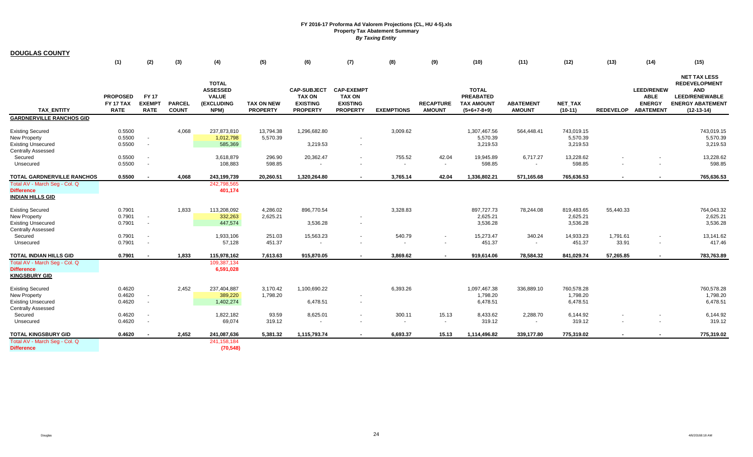**FY 2016-17 Proforma Ad Valorem Projections (CL, HU 4-5).xls**
**Property Tax Abatement Summary**
***By Taxing Entity***

**DOUGLAS COUNTY**

| | (1) | (2) | (3) | (4) | (5) | (6) | (7) | (8) | (9) | (10) | (11) | (12) | (13) | (14) | (15) |
|---|---|---|---|---|---|---|---|---|---|---|---|---|---|---|---|
| TAX_ENTITY | PROPOSED FY 17 TAX RATE | FY 17 EXEMPT RATE | PARCEL COUNT | TOTAL ASSESSED VALUE (EXCLUDING NPM) | TAX ON NEW PROPERTY | CAP-SUBJECT TAX ON EXISTING PROPERTY | CAP-EXEMPT TAX ON EXISTING PROPERTY | EXEMPTIONS | RECAPTURE AMOUNT | TOTAL PREABATED TAX AMOUNT (5+6+7-8+9) | ABATEMENT AMOUNT | NET_TAX (10-11) | REDEVELOP | LEED/RENEWABLE ENERGY ABATEMENT | NET TAX LESS REDEVELOPMENT AND LEED/RENEWABLE ENERGY ABATEMENT (12-13-14) |
| **GARDNERVILLE RANCHOS GID** | | | | | | | | | | | | | | | |
| Existing Secured | 0.5500 | | 4,068 | 237,873,810 | 13,794.38 | 1,296,682.80 | | 3,009.62 | | 1,307,467.56 | 564,448.41 | 743,019.15 | | | 743,019.15 |
| New Property | 0.5500 | - | | 1,012,798 | 5,570.39 | | - | | | 5,570.39 | | 5,570.39 | | | 5,570.39 |
| Existing Unsecured | 0.5500 | - | | 585,369 | | 3,219.53 | - | | | 3,219.53 | | 3,219.53 | | | 3,219.53 |
| Centrally Assessed | | | | | | | | | | | | | | | |
| Secured | 0.5500 | - | | 3,618,879 | 296.90 | 20,362.47 | - | 755.52 | 42.04 | 19,945.89 | 6,717.27 | 13,228.62 | - | - | 13,228.62 |
| Unsecured | 0.5500 | - | | 108,883 | 598.85 | - | - | - | - | 598.85 | - | 598.85 | - | - | 598.85 |
| **TOTAL GARDNERVILLE RANCHOS** | **0.5500** | **-** | **4,068** | **243,199,739** | **20,260.51** | **1,320,264.80** | **-** | **3,765.14** | **42.04** | **1,336,802.21** | **571,165.68** | **765,636.53** | **-** | **-** | **765,636.53** |
| Total AV - March Seg - Col. Q | | | | 242,798,565 | | | | | | | | | | | |
| **Difference** | | | | **401,174** | | | | | | | | | | | |
| **INDIAN HILLS GID** | | | | | | | | | | | | | | | |
| Existing Secured | 0.7901 | | 1,833 | 113,208,092 | 4,286.02 | 896,770.54 | | 3,328.83 | | 897,727.73 | 78,244.08 | 819,483.65 | 55,440.33 | | 764,043.32 |
| New Property | 0.7901 | - | | 332,263 | 2,625.21 | | - | | | 2,625.21 | | 2,625.21 | | | 2,625.21 |
| Existing Unsecured | 0.7901 | - | | 447,574 | | 3,536.28 | - | | | 3,536.28 | | 3,536.28 | | | 3,536.28 |
| Centrally Assessed | | | | | | | | | | | | | | | |
| Secured | 0.7901 | - | | 1,933,106 | 251.03 | 15,563.23 | - | 540.79 | - | 15,273.47 | 340.24 | 14,933.23 | 1,791.61 | - | 13,141.62 |
| Unsecured | 0.7901 | - | | 57,128 | 451.37 | - | - | - | - | 451.37 | - | 451.37 | 33.91 | - | 417.46 |
| **TOTAL INDIAN HILLS GID** | **0.7901** | **-** | **1,833** | **115,978,162** | **7,613.63** | **915,870.05** | **-** | **3,869.62** | **-** | **919,614.06** | **78,584.32** | **841,029.74** | **57,265.85** | **-** | **783,763.89** |
| Total AV - March Seg - Col. Q | | | | 109,387,134 | | | | | | | | | | | |
| **Difference** | | | | **6,591,028** | | | | | | | | | | | |
| **KINGSBURY GID** | | | | | | | | | | | | | | | |
| Existing Secured | 0.4620 | | 2,452 | 237,404,887 | 3,170.42 | 1,100,690.22 | | 6,393.26 | | 1,097,467.38 | 336,889.10 | 760,578.28 | | | 760,578.28 |
| New Property | 0.4620 | - | | 389,220 | 1,798.20 | | - | | | 1,798.20 | | 1,798.20 | | | 1,798.20 |
| Existing Unsecured | 0.4620 | - | | 1,402,274 | | 6,478.51 | - | | | 6,478.51 | | 6,478.51 | | | 6,478.51 |
| Centrally Assessed | | | | | | | | | | | | | | | |
| Secured | 0.4620 | - | | 1,822,182 | 93.59 | 8,625.01 | - | 300.11 | 15.13 | 8,433.62 | 2,288.70 | 6,144.92 | - | - | 6,144.92 |
| Unsecured | 0.4620 | - | | 69,074 | 319.12 | - | - | - | - | 319.12 | - | 319.12 | - | - | 319.12 |
| **TOTAL KINGSBURY GID** | **0.4620** | **-** | **2,452** | **241,087,636** | **5,381.32** | **1,115,793.74** | **-** | **6,693.37** | **15.13** | **1,114,496.82** | **339,177.80** | **775,319.02** | **-** | **-** | **775,319.02** |
| Total AV - March Seg - Col. Q | | | | 241,158,184 | | | | | | | | | | | |
| **Difference** | | | | **(70,548)** | | | | | | | | | | | |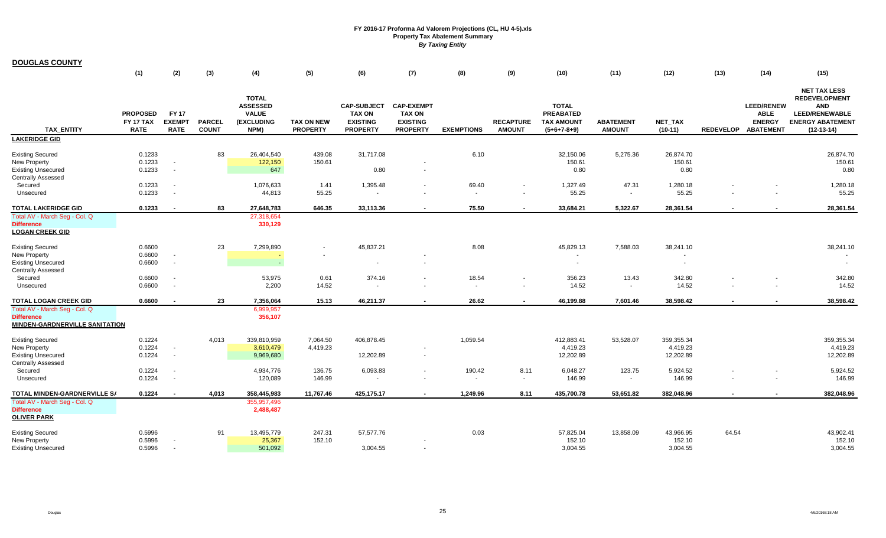# FY 2016-17 Proforma Ad Valorem Projections (CL, HU 4-5).xls
## Property Tax Abatement Summary
### *By Taxing Entity*

**DOUGLAS COUNTY**

| | (1) | (2) | (3) | (4) | (5) | (6) | (7) | (8) | (9) | (10) | (11) | (12) | (13) | (14) | (15) |
|---|---|---|---|---|---|---|---|---|---|---|---|---|---|---|---|
| TAX_ENTITY | PROPOSED FY 17 TAX RATE | FY 17 EXEMPT RATE | PARCEL COUNT | TOTAL ASSESSED VALUE (EXCLUDING NPM) | TAX ON NEW PROPERTY | CAP-SUBJECT TAX ON EXISTING PROPERTY | CAP-EXEMPT TAX ON EXISTING PROPERTY | EXEMPTIONS | RECAPTURE AMOUNT | TOTAL PREABATED TAX AMOUNT (5+6+7-8+9) | ABATEMENT AMOUNT | NET_TAX (10-11) | REDEVELOP | LEED/RENEWABLE ENERGY ABATEMENT | NET TAX LESS REDEVELOPMENT AND LEED/RENEWABLE ENERGY ABATEMENT (12-13-14) |
| **LAKERIDGE GID** | | | | | | | | | | | | | | | |
| Existing Secured | 0.1233 | | 83 | 26,404,540 | 439.08 | 31,717.08 | | 6.10 | | 32,150.06 | 5,275.36 | 26,874.70 | | | 26,874.70 |
| New Property | 0.1233 | - | | 122,150 | 150.61 | | - | | | 150.61 | | 150.61 | | | 150.61 |
| Existing Unsecured | 0.1233 | - | | 647 | | 0.80 | - | | | 0.80 | | 0.80 | | | 0.80 |
| Centrally Assessed | | | | | | | | | | | | | | | |
| Secured | 0.1233 | - | | 1,076,633 | 1.41 | 1,395.48 | - | 69.40 | - | 1,327.49 | 47.31 | 1,280.18 | - | - | 1,280.18 |
| Unsecured | 0.1233 | - | | 44,813 | 55.25 | - | - | - | - | 55.25 | - | 55.25 | - | - | 55.25 |
| **TOTAL LAKERIDGE GID** | **0.1233** | **-** | **83** | **27,648,783** | **646.35** | **33,113.36** | **-** | **75.50** | **-** | **33,684.21** | **5,322.67** | **28,361.54** | **-** | **-** | **28,361.54** |
| Total AV - March Seg - Col. Q | | | | 27,318,654 | | | | | | | | | | | |
| Difference | | | | 330,129 | | | | | | | | | | | |
| **LOGAN CREEK GID** | | | | | | | | | | | | | | | |
| Existing Secured | 0.6600 | | 23 | 7,299,890 | - | 45,837.21 | | 8.08 | | 45,829.13 | 7,588.03 | 38,241.10 | | | 38,241.10 |
| New Property | 0.6600 | - | | - | - | | - | | | - | | - | | | - |
| Existing Unsecured | 0.6600 | - | | - | | - | - | | | - | | - | | | - |
| Centrally Assessed | | | | | | | | | | | | | | | |
| Secured | 0.6600 | - | | 53,975 | 0.61 | 374.16 | - | 18.54 | - | 356.23 | 13.43 | 342.80 | - | - | 342.80 |
| Unsecured | 0.6600 | - | | 2,200 | 14.52 | - | - | - | - | 14.52 | - | 14.52 | - | - | 14.52 |
| **TOTAL LOGAN CREEK GID** | **0.6600** | **-** | **23** | **7,356,064** | **15.13** | **46,211.37** | **-** | **26.62** | **-** | **46,199.88** | **7,601.46** | **38,598.42** | **-** | **-** | **38,598.42** |
| Total AV - March Seg - Col. Q | | | | 6,999,957 | | | | | | | | | | | |
| Difference | | | | 356,107 | | | | | | | | | | | |
| **MINDEN-GARDNERVILLE SANITATION** | | | | | | | | | | | | | | | |
| Existing Secured | 0.1224 | | 4,013 | 339,810,959 | 7,064.50 | 406,878.45 | | 1,059.54 | | 412,883.41 | 53,528.07 | 359,355.34 | | | 359,355.34 |
| New Property | 0.1224 | - | | 3,610,479 | 4,419.23 | | - | | | 4,419.23 | | 4,419.23 | | | 4,419.23 |
| Existing Unsecured | 0.1224 | - | | 9,969,680 | | 12,202.89 | - | | | 12,202.89 | | 12,202.89 | | | 12,202.89 |
| Centrally Assessed | | | | | | | | | | | | | | | |
| Secured | 0.1224 | - | | 4,934,776 | 136.75 | 6,093.83 | - | 190.42 | 8.11 | 6,048.27 | 123.75 | 5,924.52 | - | - | 5,924.52 |
| Unsecured | 0.1224 | - | | 120,089 | 146.99 | - | - | - | - | 146.99 | - | 146.99 | - | - | 146.99 |
| **TOTAL MINDEN-GARDNERVILLE SA** | **0.1224** | **-** | **4,013** | **358,445,983** | **11,767.46** | **425,175.17** | **-** | **1,249.96** | **8.11** | **435,700.78** | **53,651.82** | **382,048.96** | **-** | **-** | **382,048.96** |
| Total AV - March Seg - Col. Q | | | | 355,957,496 | | | | | | | | | | | |
| Difference | | | | 2,488,487 | | | | | | | | | | | |
| **OLIVER PARK** | | | | | | | | | | | | | | | |
| Existing Secured | 0.5996 | | 91 | 13,495,779 | 247.31 | 57,577.76 | | 0.03 | | 57,825.04 | 13,858.09 | 43,966.95 | 64.54 | | 43,902.41 |
| New Property | 0.5996 | - | | 25,367 | 152.10 | | - | | | 152.10 | | 152.10 | | | 152.10 |
| Existing Unsecured | 0.5996 | - | | 501,092 | | 3,004.55 | - | | | 3,004.55 | | 3,004.55 | | | 3,004.55 |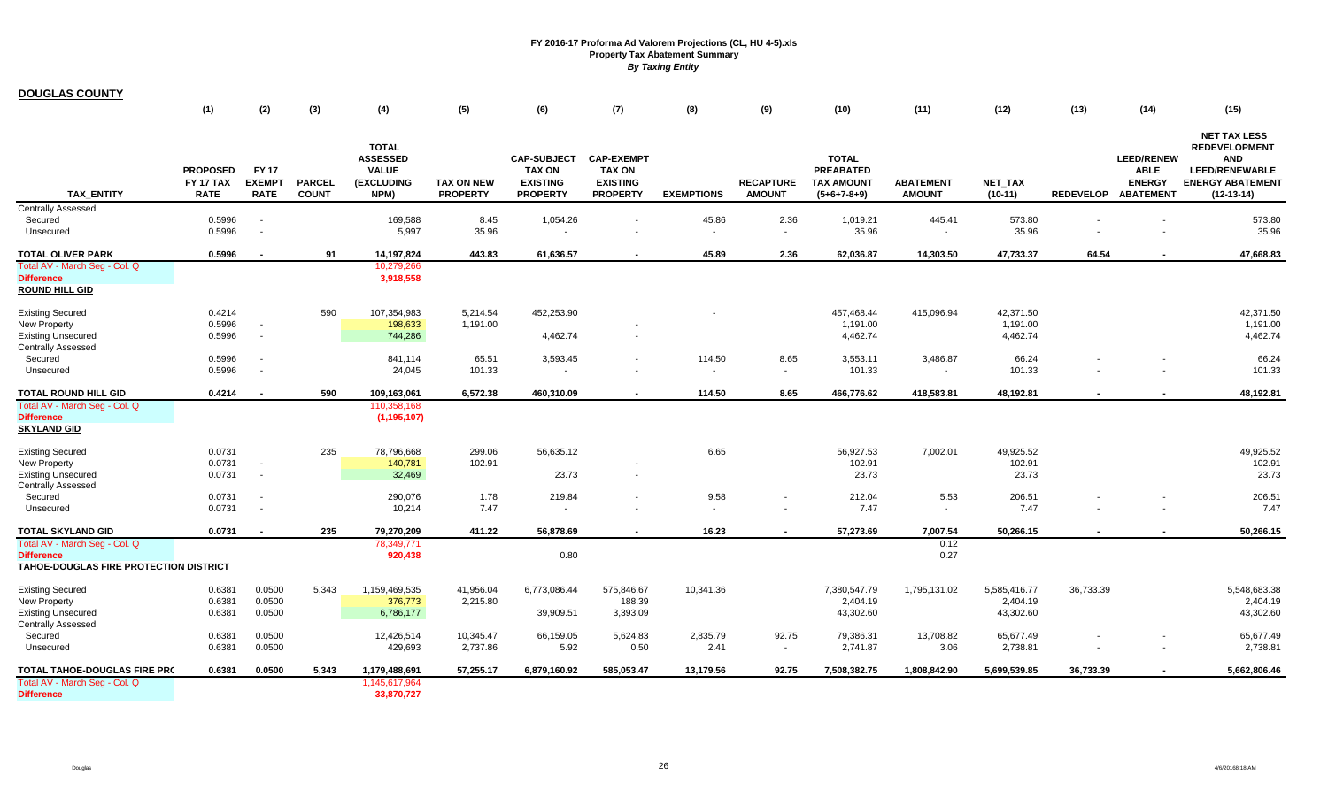# FY 2016-17 Proforma Ad Valorem Projections (CL, HU 4-5).xls

## Property Tax Abatement Summary

*By Taxing Entity*

**DOUGLAS COUNTY**

| TAX_ENTITY | (1) PROPOSED FY 17 TAX RATE | (2) FY 17 EXEMPT RATE | (3) PARCEL COUNT | (4) TOTAL ASSESSED VALUE (EXCLUDING NPM) | (5) TAX ON NEW PROPERTY | (6) CAP-SUBJECT TAX ON EXISTING PROPERTY | (7) CAP-EXEMPT TAX ON EXISTING PROPERTY | (8) EXEMPTIONS | (9) RECAPTURE AMOUNT | (10) TOTAL PREABATED TAX AMOUNT (5+6+7-8+9) | (11) ABATEMENT AMOUNT | (12) NET_TAX (10-11) | (13) REDEVELOP | (14) LEED/RENEWABLE ENERGY ABATEMENT | (15) NET TAX LESS REDEVELOPMENT AND LEED/RENEWABLE ENERGY ABATEMENT (12-13-14) |
|---|---|---|---|---|---|---|---|---|---|---|---|---|---|---|---|
| Centrally Assessed | | | | | | | | | | | | | | | |
| Secured | 0.5996 | - | | 169,588 | 8.45 | 1,054.26 | - | 45.86 | 2.36 | 1,019.21 | 445.41 | 573.80 | - | - | 573.80 |
| Unsecured | 0.5996 | - | | 5,997 | 35.96 | - | - | - | - | 35.96 | - | 35.96 | - | - | 35.96 |
| **TOTAL OLIVER PARK** | **0.5996** | **-** | **91** | **14,197,824** | **443.83** | **61,636.57** | **-** | **45.89** | **2.36** | **62,036.87** | **14,303.50** | **47,733.37** | **64.54** | **-** | **47,668.83** |
| Total AV - March Seg - Col. Q | | | | 10,279,266 | | | | | | | | | | | |
| **Difference** | | | | 3,918,558 | | | | | | | | | | | |
| **ROUND HILL GID** | | | | | | | | | | | | | | | |
| Existing Secured | 0.4214 | | 590 | 107,354,983 | 5,214.54 | 452,253.90 | | - | | 457,468.44 | 415,096.94 | 42,371.50 | | | 42,371.50 |
| New Property | 0.5996 | - | | 198,633 | 1,191.00 | | - | | | 1,191.00 | | 1,191.00 | | | 1,191.00 |
| Existing Unsecured | 0.5996 | - | | 744,286 | | 4,462.74 | - | | | 4,462.74 | | 4,462.74 | | | 4,462.74 |
| Centrally Assessed | | | | | | | | | | | | | | | |
| Secured | 0.5996 | - | | 841,114 | 65.51 | 3,593.45 | - | 114.50 | 8.65 | 3,553.11 | 3,486.87 | 66.24 | - | - | 66.24 |
| Unsecured | 0.5996 | - | | 24,045 | 101.33 | - | - | - | - | 101.33 | - | 101.33 | - | - | 101.33 |
| **TOTAL ROUND HILL GID** | **0.4214** | **-** | **590** | **109,163,061** | **6,572.38** | **460,310.09** | **-** | **114.50** | **8.65** | **466,776.62** | **418,583.81** | **48,192.81** | **-** | **-** | **48,192.81** |
| Total AV - March Seg - Col. Q | | | | 110,358,168 | | | | | | | | | | | |
| **Difference** | | | | (1,195,107) | | | | | | | | | | | |
| **SKYLAND GID** | | | | | | | | | | | | | | | |
| Existing Secured | 0.0731 | | 235 | 78,796,668 | 299.06 | 56,635.12 | | 6.65 | | 56,927.53 | 7,002.01 | 49,925.52 | | | 49,925.52 |
| New Property | 0.0731 | - | | 140,781 | 102.91 | | - | | | 102.91 | | 102.91 | | | 102.91 |
| Existing Unsecured | 0.0731 | - | | 32,469 | | 23.73 | - | | | 23.73 | | 23.73 | | | 23.73 |
| Centrally Assessed | | | | | | | | | | | | | | | |
| Secured | 0.0731 | - | | 290,076 | 1.78 | 219.84 | - | 9.58 | - | 212.04 | 5.53 | 206.51 | - | - | 206.51 |
| Unsecured | 0.0731 | - | | 10,214 | 7.47 | - | - | - | - | 7.47 | - | 7.47 | - | - | 7.47 |
| **TOTAL SKYLAND GID** | **0.0731** | **-** | **235** | **79,270,209** | **411.22** | **56,878.69** | **-** | **16.23** | **-** | **57,273.69** | **7,007.54** | **50,266.15** | **-** | **-** | **50,266.15** |
| Total AV - March Seg - Col. Q | | | | 78,349,771 | | | | | | | 0.12 | | | | |
| **Difference** | | | | 920,438 | | 0.80 | | | | | 0.27 | | | | |
| **TAHOE-DOUGLAS FIRE PROTECTION DISTRICT** | | | | | | | | | | | | | | | |
| Existing Secured | 0.6381 | 0.0500 | 5,343 | 1,159,469,535 | 41,956.04 | 6,773,086.44 | 575,846.67 | 10,341.36 | | 7,380,547.79 | 1,795,131.02 | 5,585,416.77 | 36,733.39 | | 5,548,683.38 |
| New Property | 0.6381 | 0.0500 | | 376,773 | 2,215.80 | | 188.39 | | | 2,404.19 | | 2,404.19 | | | 2,404.19 |
| Existing Unsecured | 0.6381 | 0.0500 | | 6,786,177 | | 39,909.51 | 3,393.09 | | | 43,302.60 | | 43,302.60 | | | 43,302.60 |
| Centrally Assessed | | | | | | | | | | | | | | | |
| Secured | 0.6381 | 0.0500 | | 12,426,514 | 10,345.47 | 66,159.05 | 5,624.83 | 2,835.79 | 92.75 | 79,386.31 | 13,708.82 | 65,677.49 | - | - | 65,677.49 |
| Unsecured | 0.6381 | 0.0500 | | 429,693 | 2,737.86 | 5.92 | 0.50 | 2.41 | - | 2,741.87 | 3.06 | 2,738.81 | - | - | 2,738.81 |
| **TOTAL TAHOE-DOUGLAS FIRE PRC** | **0.6381** | **0.0500** | **5,343** | **1,179,488,691** | **57,255.17** | **6,879,160.92** | **585,053.47** | **13,179.56** | **92.75** | **7,508,382.75** | **1,808,842.90** | **5,699,539.85** | **36,733.39** | **-** | **5,662,806.46** |
| Total AV - March Seg - Col. Q | | | | 1,145,617,964 | | | | | | | | | | | |
| **Difference** | | | | 33,870,727 | | | | | | | | | | | |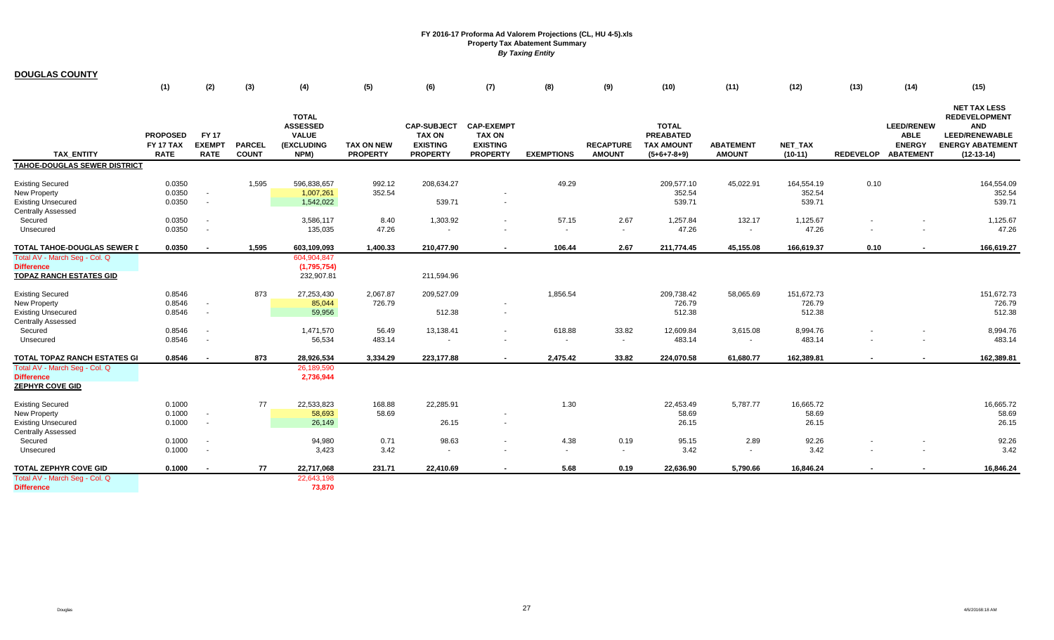**FY 2016-17 Proforma Ad Valorem Projections (CL, HU 4-5).xls**
**Property Tax Abatement Summary**
***By Taxing Entity***

## DOUGLAS COUNTY

| TAX_ENTITY | (1) PROPOSED FY 17 TAX RATE | (2) FY 17 EXEMPT RATE | (3) PARCEL COUNT | (4) TOTAL ASSESSED VALUE (EXCLUDING NPM) | (5) TAX ON NEW PROPERTY | (6) CAP-SUBJECT TAX ON EXISTING PROPERTY | (7) CAP-EXEMPT TAX ON EXISTING PROPERTY | (8) EXEMPTIONS | (9) RECAPTURE AMOUNT | (10) TOTAL PREABATED TAX AMOUNT (5+6+7-8+9) | (11) ABATEMENT AMOUNT | (12) NET_TAX (10-11) | (13) REDEVELOP | (14) LEED/RENEWABLE ENERGY ABATEMENT | (15) NET TAX LESS REDEVELOPMENT AND LEED/RENEWABLE ENERGY ABATEMENT (12-13-14) |
|---|---|---|---|---|---|---|---|---|---|---|---|---|---|---|---|
| **TAHOE-DOUGLAS SEWER DISTRICT** | | | | | | | | | | | | | | | |
| Existing Secured | 0.0350 | | 1,595 | 596,838,657 | 992.12 | 208,634.27 | | 49.29 | | 209,577.10 | 45,022.91 | 164,554.19 | 0.10 | | 164,554.09 |
| New Property | 0.0350 | - | | 1,007,261 | 352.54 | | - | | | 352.54 | | 352.54 | | | 352.54 |
| Existing Unsecured | 0.0350 | - | | 1,542,022 | | 539.71 | - | | | 539.71 | | 539.71 | | | 539.71 |
| Centrally Assessed | | | | | | | | | | | | | | | |
| Secured | 0.0350 | - | | 3,586,117 | 8.40 | 1,303.92 | - | 57.15 | 2.67 | 1,257.84 | 132.17 | 1,125.67 | - | - | 1,125.67 |
| Unsecured | 0.0350 | - | | 135,035 | 47.26 | - | - | - | - | 47.26 | - | 47.26 | - | - | 47.26 |
| **TOTAL TAHOE-DOUGLAS SEWER D** | **0.0350** | **-** | **1,595** | **603,109,093** | **1,400.33** | **210,477.90** | **-** | **106.44** | **2.67** | **211,774.45** | **45,155.08** | **166,619.37** | **0.10** | **-** | **166,619.27** |
| Total AV - March Seg - Col. Q | | | | 604,904,847 | | | | | | | | | | | |
| **Difference** | | | | **(1,795,754)** | | | | | | | | | | | |
| **TOPAZ RANCH ESTATES GID** | | | | 232,907.81 | | 211,594.96 | | | | | | | | | |
| Existing Secured | 0.8546 | | 873 | 27,253,430 | 2,067.87 | 209,527.09 | | 1,856.54 | | 209,738.42 | 58,065.69 | 151,672.73 | | | 151,672.73 |
| New Property | 0.8546 | - | | 85,044 | 726.79 | | - | | | 726.79 | | 726.79 | | | 726.79 |
| Existing Unsecured | 0.8546 | - | | 59,956 | | 512.38 | - | | | 512.38 | | 512.38 | | | 512.38 |
| Centrally Assessed | | | | | | | | | | | | | | | |
| Secured | 0.8546 | - | | 1,471,570 | 56.49 | 13,138.41 | - | 618.88 | 33.82 | 12,609.84 | 3,615.08 | 8,994.76 | - | - | 8,994.76 |
| Unsecured | 0.8546 | - | | 56,534 | 483.14 | - | - | - | - | 483.14 | - | 483.14 | - | - | 483.14 |
| **TOTAL TOPAZ RANCH ESTATES GI** | **0.8546** | **-** | **873** | **28,926,534** | **3,334.29** | **223,177.88** | **-** | **2,475.42** | **33.82** | **224,070.58** | **61,680.77** | **162,389.81** | **-** | **-** | **162,389.81** |
| Total AV - March Seg - Col. Q | | | | 26,189,590 | | | | | | | | | | | |
| **Difference** | | | | **2,736,944** | | | | | | | | | | | |
| **ZEPHYR COVE GID** | | | | | | | | | | | | | | | |
| Existing Secured | 0.1000 | | 77 | 22,533,823 | 168.88 | 22,285.91 | | 1.30 | | 22,453.49 | 5,787.77 | 16,665.72 | | | 16,665.72 |
| New Property | 0.1000 | - | | 58,693 | 58.69 | | - | | | 58.69 | | 58.69 | | | 58.69 |
| Existing Unsecured | 0.1000 | - | | 26,149 | | 26.15 | - | | | 26.15 | | 26.15 | | | 26.15 |
| Centrally Assessed | | | | | | | | | | | | | | | |
| Secured | 0.1000 | - | | 94,980 | 0.71 | 98.63 | - | 4.38 | 0.19 | 95.15 | 2.89 | 92.26 | - | - | 92.26 |
| Unsecured | 0.1000 | - | | 3,423 | 3.42 | - | - | - | - | 3.42 | - | 3.42 | - | - | 3.42 |
| **TOTAL ZEPHYR COVE GID** | **0.1000** | **-** | **77** | **22,717,068** | **231.71** | **22,410.69** | **-** | **5.68** | **0.19** | **22,636.90** | **5,790.66** | **16,846.24** | **-** | **-** | **16,846.24** |
| Total AV - March Seg - Col. Q | | | | 22,643,198 | | | | | | | | | | | |
| **Difference** | | | | **73,870** | | | | | | | | | | | |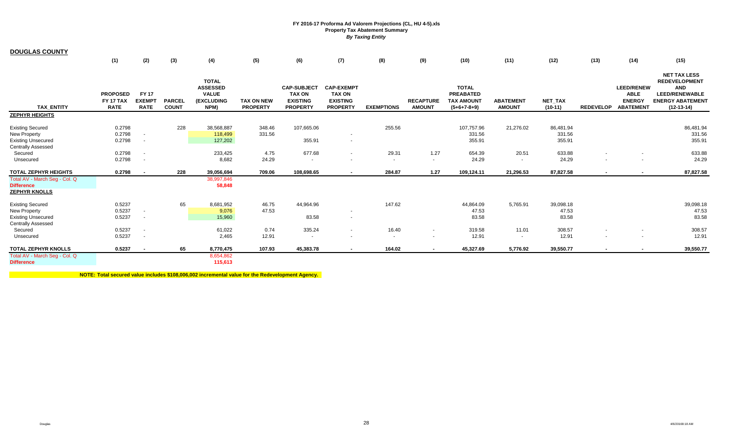**FY 2016-17 Proforma Ad Valorem Projections (CL, HU 4-5).xls**
**Property Tax Abatement Summary**
***By Taxing Entity***

**DOUGLAS COUNTY**

| | (1) | (2) | (3) | (4) | (5) | (6) | (7) | (8) | (9) | (10) | (11) | (12) | (13) | (14) | (15) |
|---|---|---|---|---|---|---|---|---|---|---|---|---|---|---|---|
| **TAX_ENTITY** | **PROPOSED FY 17 TAX RATE** | **FY 17 EXEMPT RATE** | **PARCEL COUNT** | **TOTAL ASSESSED VALUE (EXCLUDING NPM)** | **TAX ON NEW PROPERTY** | **CAP-SUBJECT TAX ON EXISTING PROPERTY** | **CAP-EXEMPT TAX ON EXISTING PROPERTY** | **EXEMPTIONS** | **RECAPTURE AMOUNT** | **TOTAL PREABATED TAX AMOUNT (5+6+7-8+9)** | **ABATEMENT AMOUNT** | **NET_TAX (10-11)** | **REDEVELOP** | **LEED/RENEWABLE ENERGY ABATEMENT** | **NET TAX LESS REDEVELOPMENT AND LEED/RENEWABLE ENERGY ABATEMENT (12-13-14)** |
| **ZEPHYR HEIGHTS** | | | | | | | | | | | | | | | |
| Existing Secured | 0.2798 | | 228 | 38,568,887 | 348.46 | 107,665.06 | | 255.56 | | 107,757.96 | 21,276.02 | 86,481.94 | | | 86,481.94 |
| New Property | 0.2798 | - | | 118,499 | 331.56 | | - | | | 331.56 | | 331.56 | | | 331.56 |
| Existing Unsecured | 0.2798 | - | | 127,202 | | 355.91 | - | | | 355.91 | | 355.91 | | | 355.91 |
| Centrally Assessed | | | | | | | | | | | | | | | |
| Secured | 0.2798 | - | | 233,425 | 4.75 | 677.68 | - | 29.31 | 1.27 | 654.39 | 20.51 | 633.88 | - | - | 633.88 |
| Unsecured | 0.2798 | - | | 8,682 | 24.29 | - | - | - | - | 24.29 | - | 24.29 | - | - | 24.29 |
| **TOTAL ZEPHYR HEIGHTS** | **0.2798** | **-** | **228** | **39,056,694** | **709.06** | **108,698.65** | **-** | **284.87** | **1.27** | **109,124.11** | **21,296.53** | **87,827.58** | **-** | **-** | **87,827.58** |
| Total AV - March Seg - Col. Q | | | | 38,997,846 | | | | | | | | | | | |
| **Difference** | | | | **58,848** | | | | | | | | | | | |
| **ZEPHYR KNOLLS** | | | | | | | | | | | | | | | |
| Existing Secured | 0.5237 | | 65 | 8,681,952 | 46.75 | 44,964.96 | | 147.62 | | 44,864.09 | 5,765.91 | 39,098.18 | | | 39,098.18 |
| New Property | 0.5237 | - | | 9,076 | 47.53 | | - | | | 47.53 | | 47.53 | | | 47.53 |
| Existing Unsecured | 0.5237 | - | | 15,960 | | 83.58 | - | | | 83.58 | | 83.58 | | | 83.58 |
| Centrally Assessed | | | | | | | | | | | | | | | |
| Secured | 0.5237 | - | | 61,022 | 0.74 | 335.24 | - | 16.40 | - | 319.58 | 11.01 | 308.57 | - | - | 308.57 |
| Unsecured | 0.5237 | - | | 2,465 | 12.91 | - | - | - | - | 12.91 | - | 12.91 | - | - | 12.91 |
| **TOTAL ZEPHYR KNOLLS** | **0.5237** | **-** | **65** | **8,770,475** | **107.93** | **45,383.78** | **-** | **164.02** | **-** | **45,327.69** | **5,776.92** | **39,550.77** | **-** | **-** | **39,550.77** |
| Total AV - March Seg - Col. Q | | | | 8,654,862 | | | | | | | | | | | |
| **Difference** | | | | **115,613** | | | | | | | | | | | |

**NOTE: Total secured value includes $108,006,002 incremental value for the Redevelopment Agency.**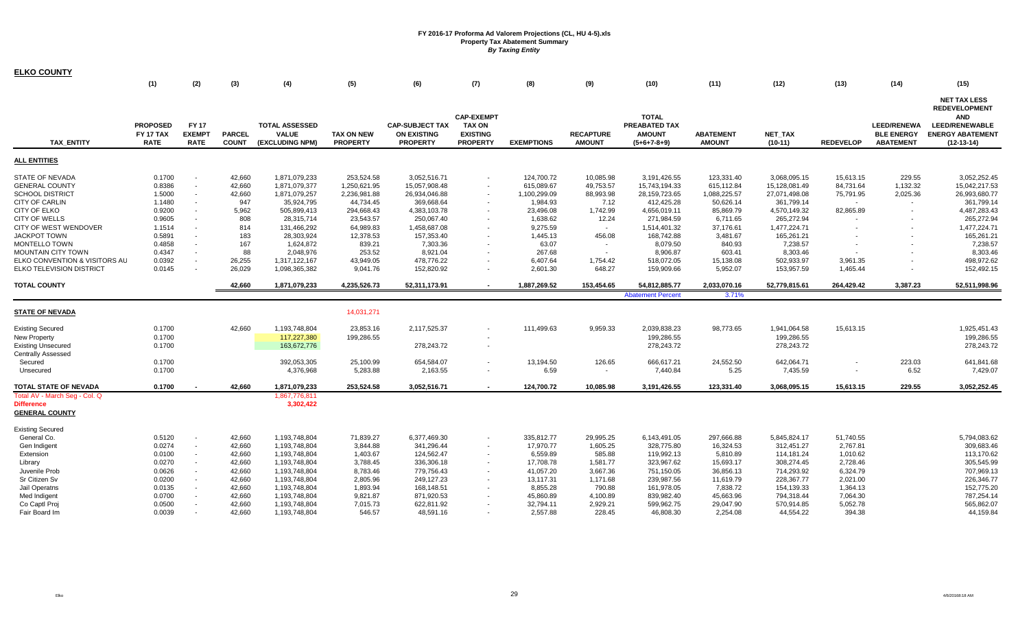**FY 2016-17 Proforma Ad Valorem Projections (CL, HU 4-5).xls**
**Property Tax Abatement Summary**
***By Taxing Entity***

## ELKO COUNTY

| | (1) | (2) | (3) | (4) | (5) | (6) | (7) | (8) | (9) | (10) | (11) | (12) | (13) | (14) | (15) |
|---|---|---|---|---|---|---|---|---|---|---|---|---|---|---|---|
| TAX_ENTITY | PROPOSED FY 17 TAX RATE | FY 17 EXEMPT RATE | PARCEL COUNT | TOTAL ASSESSED VALUE (EXCLUDING NPM) | TAX ON NEW PROPERTY | CAP-SUBJECT TAX ON EXISTING PROPERTY | CAP-EXEMPT TAX ON EXISTING PROPERTY | EXEMPTIONS | RECAPTURE AMOUNT | TOTAL PREABATED TAX AMOUNT (5+6+7-8+9) | ABATEMENT AMOUNT | NET_TAX (10-11) | REDEVELOP | LEED/RENEWA BLE ENERGY ABATEMENT | NET TAX LESS REDEVELOPMENT AND LEED/RENEWABLE ENERGY ABATEMENT (12-13-14) |
| **ALL ENTITIES** | | | | | | | | | | | | | | | |
| STATE OF NEVADA | 0.1700 | - | 42,660 | 1,871,079,233 | 253,524.58 | 3,052,516.71 | - | 124,700.72 | 10,085.98 | 3,191,426.55 | 123,331.40 | 3,068,095.15 | 15,613.15 | 229.55 | 3,052,252.45 |
| GENERAL COUNTY | 0.8386 | - | 42,660 | 1,871,079,377 | 1,250,621.95 | 15,057,908.48 | - | 615,089.67 | 49,753.57 | 15,743,194.33 | 615,112.84 | 15,128,081.49 | 84,731.64 | 1,132.32 | 15,042,217.53 |
| SCHOOL DISTRICT | 1.5000 | - | 42,660 | 1,871,079,257 | 2,236,981.88 | 26,934,046.88 | - | 1,100,299.09 | 88,993.98 | 28,159,723.65 | 1,088,225.57 | 27,071,498.08 | 75,791.95 | 2,025.36 | 26,993,680.77 |
| CITY OF CARLIN | 1.1480 | - | 947 | 35,924,795 | 44,734.45 | 369,668.64 | - | 1,984.93 | 7.12 | 412,425.28 | 50,626.14 | 361,799.14 | - | - | 361,799.14 |
| CITY OF ELKO | 0.9200 | - | 5,962 | 505,899,413 | 294,668.43 | 4,383,103.78 | - | 23,496.08 | 1,742.99 | 4,656,019.11 | 85,869.79 | 4,570,149.32 | 82,865.89 | - | 4,487,283.43 |
| CITY OF WELLS | 0.9605 | - | 808 | 28,315,714 | 23,543.57 | 250,067.40 | - | 1,638.62 | 12.24 | 271,984.59 | 6,711.65 | 265,272.94 | - | - | 265,272.94 |
| CITY OF WEST WENDOVER | 1.1514 | - | 814 | 131,466,292 | 64,989.83 | 1,458,687.08 | - | 9,275.59 | - | 1,514,401.32 | 37,176.61 | 1,477,224.71 | - | - | 1,477,224.71 |
| JACKPOT TOWN | 0.5891 | - | 183 | 28,303,924 | 12,378.53 | 157,353.40 | - | 1,445.13 | 456.08 | 168,742.88 | 3,481.67 | 165,261.21 | - | - | 165,261.21 |
| MONTELLO TOWN | 0.4858 | - | 167 | 1,624,872 | 839.21 | 7,303.36 | - | 63.07 | - | 8,079.50 | 840.93 | 7,238.57 | - | - | 7,238.57 |
| MOUNTAIN CITY TOWN | 0.4347 | - | 88 | 2,048,976 | 253.52 | 8,921.04 | - | 267.68 | - | 8,906.87 | 603.41 | 8,303.46 | - | - | 8,303.46 |
| ELKO CONVENTION & VISITORS AU | 0.0392 | - | 26,255 | 1,317,122,167 | 43,949.05 | 478,776.22 | - | 6,407.64 | 1,754.42 | 518,072.05 | 15,138.08 | 502,933.97 | 3,961.35 | - | 498,972.62 |
| ELKO TELEVISION DISTRICT | 0.0145 | - | 26,029 | 1,098,365,382 | 9,041.76 | 152,820.92 | - | 2,601.30 | 648.27 | 159,909.66 | 5,952.07 | 153,957.59 | 1,465.44 | - | 152,492.15 |
| **TOTAL COUNTY** | | | **42,660** | **1,871,079,233** | **4,235,526.73** | **52,311,173.91** | **-** | **1,887,269.52** | **153,454.65** | **54,812,885.77** | **2,033,070.16** | **52,779,815.61** | **264,429.42** | **3,387.23** | **52,511,998.96** |
| | | | | | | | | | | Abatement Percent | 3.71% | | | | |
| **STATE OF NEVADA** | | | | | 14,031,271 | | | | | | | | | | |
| Existing Secured | 0.1700 | | 42,660 | 1,193,748,804 | 23,853.16 | 2,117,525.37 | - | 111,499.63 | 9,959.33 | 2,039,838.23 | 98,773.65 | 1,941,064.58 | 15,613.15 | | 1,925,451.43 |
| New Property | 0.1700 | | | 117,227,380 | 199,286.55 | | - | | | 199,286.55 | | 199,286.55 | | | 199,286.55 |
| Existing Unsecured | 0.1700 | | | 163,672,776 | | 278,243.72 | - | | | 278,243.72 | | 278,243.72 | | | 278,243.72 |
| Centrally Assessed | | | | | | | | | | | | | | | |
| Secured | 0.1700 | | | 392,053,305 | 25,100.99 | 654,584.07 | - | 13,194.50 | 126.65 | 666,617.21 | 24,552.50 | 642,064.71 | - | 223.03 | 641,841.68 |
| Unsecured | 0.1700 | | | 4,376,968 | 5,283.88 | 2,163.55 | - | 6.59 | - | 7,440.84 | 5.25 | 7,435.59 | - | 6.52 | 7,429.07 |
| **TOTAL STATE OF NEVADA** | **0.1700** | **-** | **42,660** | **1,871,079,233** | **253,524.58** | **3,052,516.71** | **-** | **124,700.72** | **10,085.98** | **3,191,426.55** | **123,331.40** | **3,068,095.15** | **15,613.15** | **229.55** | **3,052,252.45** |
| Total AV - March Seg - Col. Q | | | | 1,867,776,811 | | | | | | | | | | | |
| Difference | | | | 3,302,422 | | | | | | | | | | | |
| **GENERAL COUNTY** | | | | | | | | | | | | | | | |
| Existing Secured | | | | | | | | | | | | | | | |
| General Co. | 0.5120 | - | 42,660 | 1,193,748,804 | 71,839.27 | 6,377,469.30 | - | 335,812.77 | 29,995.25 | 6,143,491.05 | 297,666.88 | 5,845,824.17 | 51,740.55 | | 5,794,083.62 |
| Gen Indigent | 0.0274 | - | 42,660 | 1,193,748,804 | 3,844.88 | 341,296.44 | - | 17,970.77 | 1,605.25 | 328,775.80 | 16,324.53 | 312,451.27 | 2,767.81 | | 309,683.46 |
| Extension | 0.0100 | - | 42,660 | 1,193,748,804 | 1,403.67 | 124,562.47 | - | 6,559.89 | 585.88 | 119,992.13 | 5,810.89 | 114,181.24 | 1,010.62 | | 113,170.62 |
| Library | 0.0270 | - | 42,660 | 1,193,748,804 | 3,788.45 | 336,306.18 | - | 17,708.78 | 1,581.77 | 323,967.62 | 15,693.17 | 308,274.45 | 2,728.46 | | 305,545.99 |
| Juvenile Prob | 0.0626 | - | 42,660 | 1,193,748,804 | 8,783.46 | 779,756.43 | - | 41,057.20 | 3,667.36 | 751,150.05 | 36,856.13 | 714,293.92 | 6,324.79 | | 707,969.13 |
| Sr Citizen Sv | 0.0200 | - | 42,660 | 1,193,748,804 | 2,805.96 | 249,127.23 | - | 13,117.31 | 1,171.68 | 239,987.56 | 11,619.79 | 228,367.77 | 2,021.00 | | 226,346.77 |
| Jail Operatns | 0.0135 | - | 42,660 | 1,193,748,804 | 1,893.94 | 168,148.51 | - | 8,855.28 | 790.88 | 161,978.05 | 7,838.72 | 154,139.33 | 1,364.13 | | 152,775.20 |
| Med Indigent | 0.0700 | - | 42,660 | 1,193,748,804 | 9,821.87 | 871,920.53 | - | 45,860.89 | 4,100.89 | 839,982.40 | 45,663.96 | 794,318.44 | 7,064.30 | | 787,254.14 |
| Co Captl Proj | 0.0500 | - | 42,660 | 1,193,748,804 | 7,015.73 | 622,811.92 | - | 32,794.11 | 2,929.21 | 599,962.75 | 29,047.90 | 570,914.85 | 5,052.78 | | 565,862.07 |
| Fair Board Im | 0.0039 | - | 42,660 | 1,193,748,804 | 546.57 | 48,591.16 | - | 2,557.88 | 228.45 | 46,808.30 | 2,254.08 | 44,554.22 | 394.38 | | 44,159.84 |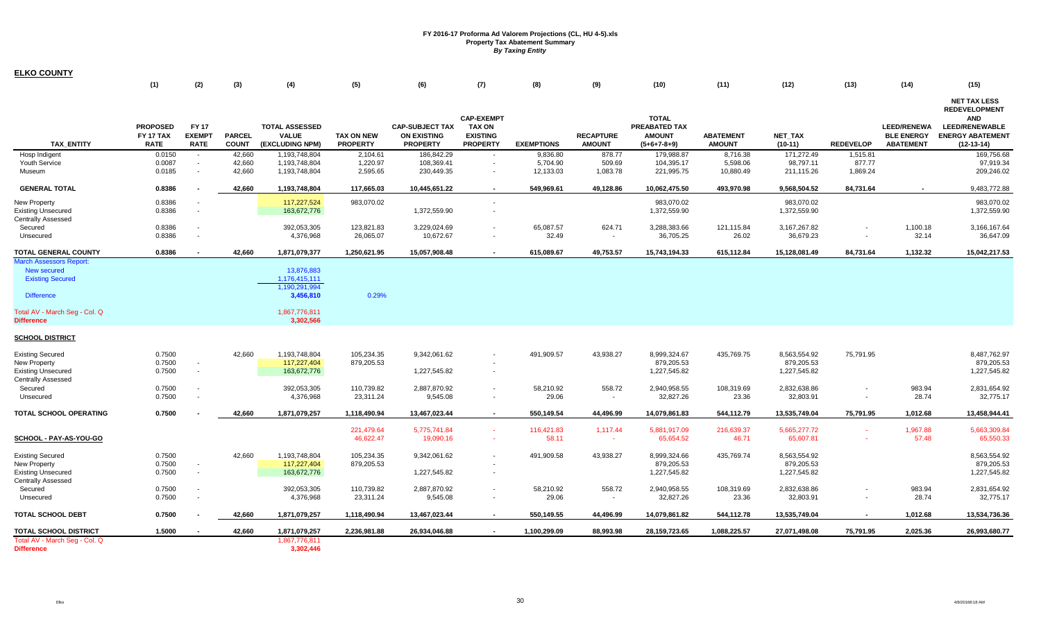**FY 2016-17 Proforma Ad Valorem Projections (CL, HU 4-5).xls**
**Property Tax Abatement Summary**
***By Taxing Entity***

**ELKO COUNTY**

| | (1) | (2) | (3) | (4) | (5) | (6) | (7) | (8) | (9) | (10) | (11) | (12) | (13) | (14) | (15) |
|---|---|---|---|---|---|---|---|---|---|---|---|---|---|---|---|
| **TAX_ENTITY** | **PROPOSED FY 17 TAX RATE** | **FY 17 EXEMPT RATE** | **PARCEL COUNT** | **TOTAL ASSESSED VALUE (EXCLUDING NPM)** | **TAX ON NEW PROPERTY** | **CAP-SUBJECT TAX ON EXISTING PROPERTY** | **CAP-EXEMPT TAX ON EXISTING PROPERTY** | **EXEMPTIONS** | **RECAPTURE AMOUNT** | **TOTAL PREABATED TAX AMOUNT (5+6+7-8+9)** | **ABATEMENT AMOUNT** | **NET_TAX (10-11)** | **REDEVELOP** | **LEED/RENEWA BLE ENERGY ABATEMENT** | **NET TAX LESS REDEVELOPMENT AND LEED/RENEWABLE ENERGY ABATEMENT (12-13-14)** |
| Hosp Indigent | 0.0150 | - | 42,660 | 1,193,748,804 | 2,104.61 | 186,842.29 | - | 9,836.80 | 878.77 | 179,988.87 | 8,716.38 | 171,272.49 | 1,515.81 | | 169,756.68 |
| Youth Service | 0.0087 | - | 42,660 | 1,193,748,804 | 1,220.97 | 108,369.41 | - | 5,704.90 | 509.69 | 104,395.17 | 5,598.06 | 98,797.11 | 877.77 | | 97,919.34 |
| Museum | 0.0185 | - | 42,660 | 1,193,748,804 | 2,595.65 | 230,449.35 | - | 12,133.03 | 1,083.78 | 221,995.75 | 10,880.49 | 211,115.26 | 1,869.24 | | 209,246.02 |
| **GENERAL TOTAL** | **0.8386** | **-** | **42,660** | **1,193,748,804** | **117,665.03** | **10,445,651.22** | **-** | **549,969.61** | **49,128.86** | **10,062,475.50** | **493,970.98** | **9,568,504.52** | **84,731.64** | **-** | **9,483,772.88** |
| New Property | 0.8386 | - | | 117,227,524 | 983,070.02 | | - | | | 983,070.02 | | 983,070.02 | | | 983,070.02 |
| Existing Unsecured | 0.8386 | - | | 163,672,776 | | 1,372,559.90 | - | | | 1,372,559.90 | | 1,372,559.90 | | | 1,372,559.90 |
| Centrally Assessed | | | | | | | | | | | | | | | |
| Secured | 0.8386 | - | | 392,053,305 | 123,821.83 | 3,229,024.69 | - | 65,087.57 | 624.71 | 3,288,383.66 | 121,115.84 | 3,167,267.82 | - | 1,100.18 | 3,166,167.64 |
| Unsecured | 0.8386 | - | | 4,376,968 | 26,065.07 | 10,672.67 | - | 32.49 | - | 36,705.25 | 26.02 | 36,679.23 | - | 32.14 | 36,647.09 |
| **TOTAL GENERAL COUNTY** | **0.8386** | **-** | **42,660** | **1,871,079,377** | **1,250,621.95** | **15,057,908.48** | **-** | **615,089.67** | **49,753.57** | **15,743,194.33** | **615,112.84** | **15,128,081.49** | **84,731.64** | **1,132.32** | **15,042,217.53** |
| March Assessors Report: | | | | | | | | | | | | | | | |
| New secured | | | | 13,876,883 | | | | | | | | | | | |
| Existing Secured | | | | 1,176,415,111 | | | | | | | | | | | |
| | | | | 1,190,291,994 | | | | | | | | | | | |
| Difference | | | | 3,456,810 | 0.29% | | | | | | | | | | |
| Total AV - March Seg - Col. Q | | | | 1,867,776,811 | | | | | | | | | | | |
| **Difference** | | | | **3,302,566** | | | | | | | | | | | |
| **SCHOOL DISTRICT** | | | | | | | | | | | | | | | |
| Existing Secured | 0.7500 | | 42,660 | 1,193,748,804 | 105,234.35 | 9,342,061.62 | - | 491,909.57 | 43,938.27 | 8,999,324.67 | 435,769.75 | 8,563,554.92 | 75,791.95 | | 8,487,762.97 |
| New Property | 0.7500 | - | | 117,227,404 | 879,205.53 | | - | | | 879,205.53 | | 879,205.53 | | | 879,205.53 |
| Existing Unsecured | 0.7500 | - | | 163,672,776 | | 1,227,545.82 | - | | | 1,227,545.82 | | 1,227,545.82 | | | 1,227,545.82 |
| Centrally Assessed | | | | | | | | | | | | | | | |
| Secured | 0.7500 | - | | 392,053,305 | 110,739.82 | 2,887,870.92 | - | 58,210.92 | 558.72 | 2,940,958.55 | 108,319.69 | 2,832,638.86 | - | 983.94 | 2,831,654.92 |
| Unsecured | 0.7500 | - | | 4,376,968 | 23,311.24 | 9,545.08 | - | 29.06 | - | 32,827.26 | 23.36 | 32,803.91 | - | 28.74 | 32,775.17 |
| **TOTAL SCHOOL OPERATING** | **0.7500** | **-** | **42,660** | **1,871,079,257** | **1,118,490.94** | **13,467,023.44** | **-** | **550,149.54** | **44,496.99** | **14,079,861.83** | **544,112.79** | **13,535,749.04** | **75,791.95** | **1,012.68** | **13,458,944.41** |
| | | | | | 221,479.64 | 5,775,741.84 | - | 116,421.83 | 1,117.44 | 5,881,917.09 | 216,639.37 | 5,665,277.72 | - | 1,967.88 | 5,663,309.84 |
| **SCHOOL - PAY-AS-YOU-GO** | | | | | 46,622.47 | 19,090.16 | - | 58.11 | - | 65,654.52 | 46.71 | 65,607.81 | - | 57.48 | 65,550.33 |
| Existing Secured | 0.7500 | | 42,660 | 1,193,748,804 | 105,234.35 | 9,342,061.62 | - | 491,909.58 | 43,938.27 | 8,999,324.66 | 435,769.74 | 8,563,554.92 | | | 8,563,554.92 |
| New Property | 0.7500 | - | | 117,227,404 | 879,205.53 | | - | | | 879,205.53 | | 879,205.53 | | | 879,205.53 |
| Existing Unsecured | 0.7500 | - | | 163,672,776 | | 1,227,545.82 | - | | | 1,227,545.82 | | 1,227,545.82 | | | 1,227,545.82 |
| Centrally Assessed | | | | | | | | | | | | | | | |
| Secured | 0.7500 | - | | 392,053,305 | 110,739.82 | 2,887,870.92 | - | 58,210.92 | 558.72 | 2,940,958.55 | 108,319.69 | 2,832,638.86 | - | 983.94 | 2,831,654.92 |
| Unsecured | 0.7500 | - | | 4,376,968 | 23,311.24 | 9,545.08 | - | 29.06 | - | 32,827.26 | 23.36 | 32,803.91 | - | 28.74 | 32,775.17 |
| **TOTAL SCHOOL DEBT** | **0.7500** | **-** | **42,660** | **1,871,079,257** | **1,118,490.94** | **13,467,023.44** | **-** | **550,149.55** | **44,496.99** | **14,079,861.82** | **544,112.78** | **13,535,749.04** | **-** | **1,012.68** | **13,534,736.36** |
| **TOTAL SCHOOL DISTRICT** | **1.5000** | **-** | **42,660** | **1,871,079,257** | **2,236,981.88** | **26,934,046.88** | **-** | **1,100,299.09** | **88,993.98** | **28,159,723.65** | **1,088,225.57** | **27,071,498.08** | **75,791.95** | **2,025.36** | **26,993,680.77** |
| Total AV - March Seg - Col. Q | | | | 1,867,776,811 | | | | | | | | | | | |
| **Difference** | | | | **3,302,446** | | | | | | | | | | | |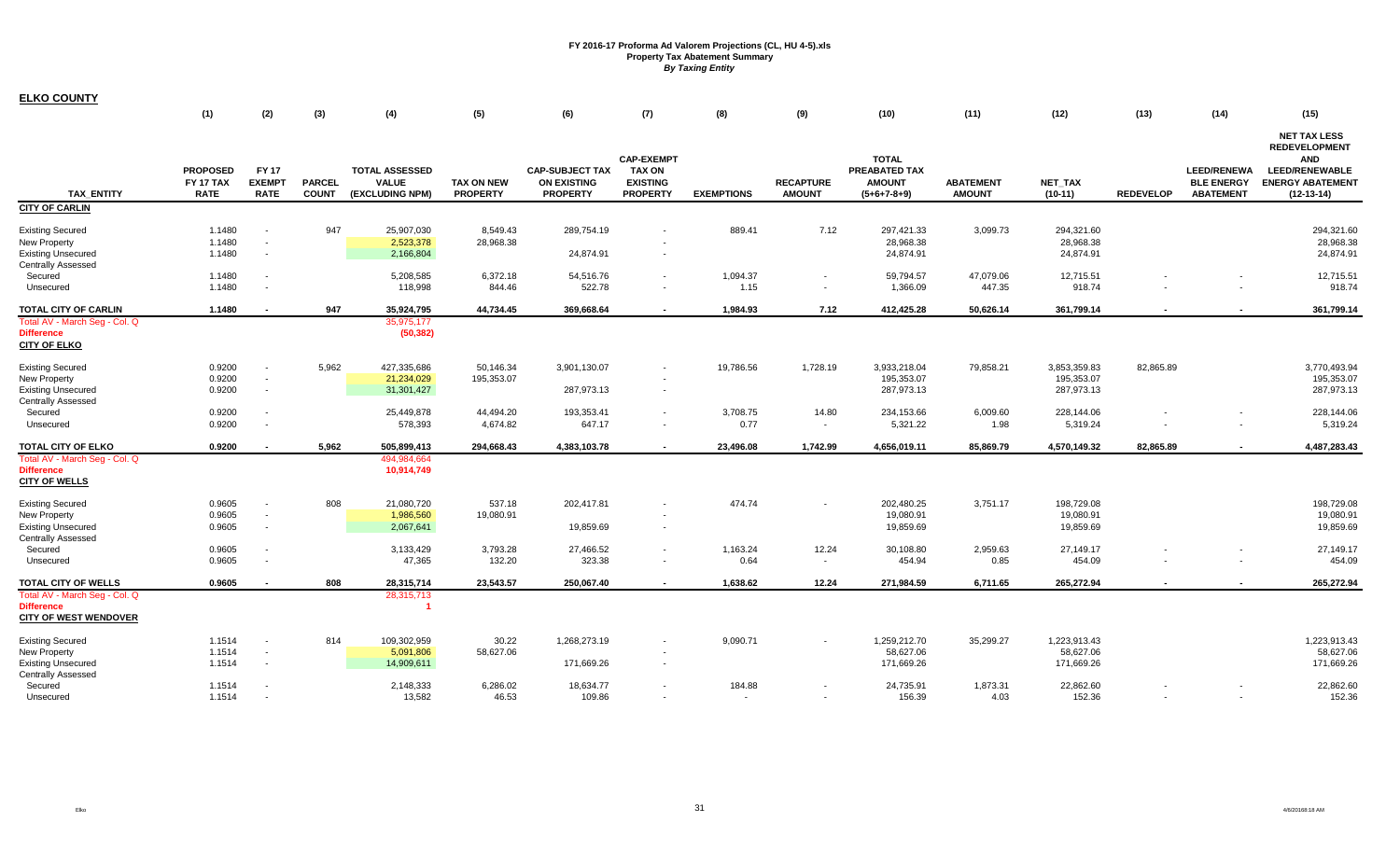**FY 2016-17 Proforma Ad Valorem Projections (CL, HU 4-5).xls**
**Property Tax Abatement Summary**
***By Taxing Entity***

**ELKO COUNTY**

| | (1) | (2) | (3) | (4) | (5) | (6) | (7) | (8) | (9) | (10) | (11) | (12) | (13) | (14) | (15) |
|---|---|---|---|---|---|---|---|---|---|---|---|---|---|---|---|
| TAX_ENTITY | PROPOSED FY 17 TAX RATE | FY 17 EXEMPT RATE | PARCEL COUNT | TOTAL ASSESSED VALUE (EXCLUDING NPM) | TAX ON NEW PROPERTY | CAP-SUBJECT TAX ON EXISTING PROPERTY | CAP-EXEMPT TAX ON EXISTING PROPERTY | EXEMPTIONS | RECAPTURE AMOUNT | TOTAL PREABATED TAX AMOUNT (5+6+7-8+9) | ABATEMENT AMOUNT | NET_TAX (10-11) | REDEVELOP | LEED/RENEWA BLE ENERGY ABATEMENT | NET TAX LESS REDEVELOPMENT AND LEED/RENEWABLE ENERGY ABATEMENT (12-13-14) |
| **CITY OF CARLIN** | | | | | | | | | | | | | | | |
| Existing Secured | 1.1480 | - | 947 | 25,907,030 | 8,549.43 | 289,754.19 | - | 889.41 | 7.12 | 297,421.33 | 3,099.73 | 294,321.60 | | | 294,321.60 |
| New Property | 1.1480 | - | | 2,523,378 | 28,968.38 | | - | | | 28,968.38 | | 28,968.38 | | | 28,968.38 |
| Existing Unsecured | 1.1480 | - | | 2,166,804 | | 24,874.91 | - | | | 24,874.91 | | 24,874.91 | | | 24,874.91 |
| Centrally Assessed | | | | | | | | | | | | | | | |
| Secured | 1.1480 | - | | 5,208,585 | 6,372.18 | 54,516.76 | - | 1,094.37 | - | 59,794.57 | 47,079.06 | 12,715.51 | - | - | 12,715.51 |
| Unsecured | 1.1480 | - | | 118,998 | 844.46 | 522.78 | - | 1.15 | - | 1,366.09 | 447.35 | 918.74 | - | - | 918.74 |
| **TOTAL CITY OF CARLIN** | **1.1480** | **-** | **947** | **35,924,795** | **44,734.45** | **369,668.64** | **-** | **1,984.93** | **7.12** | **412,425.28** | **50,626.14** | **361,799.14** | **-** | **-** | **361,799.14** |
| Total AV - March Seg - Col. Q | | | | 35,975,177 | | | | | | | | | | | |
| **Difference** | | | | (50,382) | | | | | | | | | | | |
| **CITY OF ELKO** | | | | | | | | | | | | | | | |
| Existing Secured | 0.9200 | - | 5,962 | 427,335,686 | 50,146.34 | 3,901,130.07 | - | 19,786.56 | 1,728.19 | 3,933,218.04 | 79,858.21 | 3,853,359.83 | 82,865.89 | | 3,770,493.94 |
| New Property | 0.9200 | - | | 21,234,029 | 195,353.07 | | - | | | 195,353.07 | | 195,353.07 | | | 195,353.07 |
| Existing Unsecured | 0.9200 | - | | 31,301,427 | | 287,973.13 | - | | | 287,973.13 | | 287,973.13 | | | 287,973.13 |
| Centrally Assessed | | | | | | | | | | | | | | | |
| Secured | 0.9200 | - | | 25,449,878 | 44,494.20 | 193,353.41 | - | 3,708.75 | 14.80 | 234,153.66 | 6,009.60 | 228,144.06 | - | - | 228,144.06 |
| Unsecured | 0.9200 | - | | 578,393 | 4,674.82 | 647.17 | - | 0.77 | - | 5,321.22 | 1.98 | 5,319.24 | - | - | 5,319.24 |
| **TOTAL CITY OF ELKO** | **0.9200** | **-** | **5,962** | **505,899,413** | **294,668.43** | **4,383,103.78** | **-** | **23,496.08** | **1,742.99** | **4,656,019.11** | **85,869.79** | **4,570,149.32** | **82,865.89** | **-** | **4,487,283.43** |
| Total AV - March Seg - Col. Q | | | | 494,984,664 | | | | | | | | | | | |
| **Difference** | | | | 10,914,749 | | | | | | | | | | | |
| **CITY OF WELLS** | | | | | | | | | | | | | | | |
| Existing Secured | 0.9605 | - | 808 | 21,080,720 | 537.18 | 202,417.81 | - | 474.74 | - | 202,480.25 | 3,751.17 | 198,729.08 | | | 198,729.08 |
| New Property | 0.9605 | - | | 1,986,560 | 19,080.91 | | - | | | 19,080.91 | | 19,080.91 | | | 19,080.91 |
| Existing Unsecured | 0.9605 | - | | 2,067,641 | | 19,859.69 | - | | | 19,859.69 | | 19,859.69 | | | 19,859.69 |
| Centrally Assessed | | | | | | | | | | | | | | | |
| Secured | 0.9605 | - | | 3,133,429 | 3,793.28 | 27,466.52 | - | 1,163.24 | 12.24 | 30,108.80 | 2,959.63 | 27,149.17 | - | - | 27,149.17 |
| Unsecured | 0.9605 | - | | 47,365 | 132.20 | 323.38 | - | 0.64 | - | 454.94 | 0.85 | 454.09 | - | - | 454.09 |
| **TOTAL CITY OF WELLS** | **0.9605** | **-** | **808** | **28,315,714** | **23,543.57** | **250,067.40** | **-** | **1,638.62** | **12.24** | **271,984.59** | **6,711.65** | **265,272.94** | **-** | **-** | **265,272.94** |
| Total AV - March Seg - Col. Q | | | | 28,315,713 | | | | | | | | | | | |
| **Difference** | | | | 1 | | | | | | | | | | | |
| **CITY OF WEST WENDOVER** | | | | | | | | | | | | | | | |
| Existing Secured | 1.1514 | - | 814 | 109,302,959 | 30.22 | 1,268,273.19 | - | 9,090.71 | - | 1,259,212.70 | 35,299.27 | 1,223,913.43 | | | 1,223,913.43 |
| New Property | 1.1514 | - | | 5,091,806 | 58,627.06 | | - | | | 58,627.06 | | 58,627.06 | | | 58,627.06 |
| Existing Unsecured | 1.1514 | - | | 14,909,611 | | 171,669.26 | - | | | 171,669.26 | | 171,669.26 | | | 171,669.26 |
| Centrally Assessed | | | | | | | | | | | | | | | |
| Secured | 1.1514 | - | | 2,148,333 | 6,286.02 | 18,634.77 | - | 184.88 | - | 24,735.91 | 1,873.31 | 22,862.60 | - | - | 22,862.60 |
| Unsecured | 1.1514 | - | | 13,582 | 46.53 | 109.86 | - | - | - | 156.39 | 4.03 | 152.36 | - | - | 152.36 |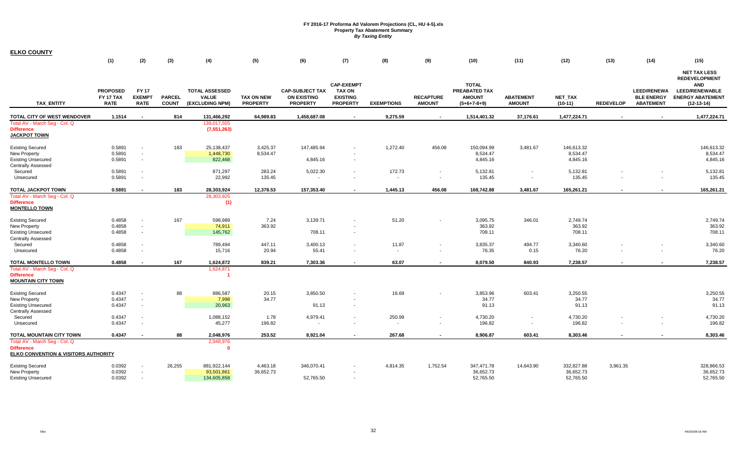# FY 2016-17 Proforma Ad Valorem Projections (CL, HU 4-5).xls
## Property Tax Abatement Summary
*By Taxing Entity*

**ELKO COUNTY**

| TAX_ENTITY | PROPOSED FY 17 TAX RATE (1) | FY 17 EXEMPT RATE (2) | PARCEL COUNT (3) | TOTAL ASSESSED VALUE (EXCLUDING NPM) (4) | TAX ON NEW PROPERTY (5) | CAP-SUBJECT TAX ON EXISTING PROPERTY (6) | CAP-EXEMPT TAX ON EXISTING PROPERTY (7) | EXEMPTIONS (8) | RECAPTURE AMOUNT (9) | TOTAL PREABATED TAX AMOUNT (5+6+7-8+9) (10) | ABATEMENT AMOUNT (11) | NET_TAX (10-11) (12) | REDEVELOP (13) | LEED/RENEWABLE ENERGY ABATEMENT (14) | NET TAX LESS REDEVELOPMENT AND LEED/RENEWABLE ENERGY ABATEMENT (12-13-14) (15) |
|---|---|---|---|---|---|---|---|---|---|---|---|---|---|---|---|
| **TOTAL CITY OF WEST WENDOVER** | **1.1514** | **-** | **814** | **131,466,292** | **64,989.83** | **1,458,687.08** | **-** | **9,275.59** | **-** | **1,514,401.32** | **37,176.61** | **1,477,224.71** | **-** | **-** | **1,477,224.71** |
| Total AV - March Seg - Col. Q | | | | 139,017,555 | | | | | | | | | | | |
| Difference | | | | (7,551,263) | | | | | | | | | | | |
| **JACKPOT TOWN** | | | | | | | | | | | | | | | |
| Existing Secured | 0.5891 | - | 183 | 25,138,437 | 3,425.37 | 147,485.94 | - | 1,272.40 | 456.08 | 150,094.99 | 3,481.67 | 146,613.32 | | | 146,613.32 |
| New Property | 0.5891 | - | | 1,448,730 | 8,534.47 | | - | | | 8,534.47 | | 8,534.47 | | | 8,534.47 |
| Existing Unsecured | 0.5891 | - | | 822,468 | | 4,845.16 | - | | | 4,845.16 | | 4,845.16 | | | 4,845.16 |
| Centrally Assessed | | | | | | | | | | | | | | | |
| Secured | 0.5891 | - | | 871,297 | 283.24 | 5,022.30 | - | 172.73 | - | 5,132.81 | - | 5,132.81 | - | - | 5,132.81 |
| Unsecured | 0.5891 | - | | 22,992 | 135.45 | - | - | - | - | 135.45 | - | 135.45 | - | - | 135.45 |
| **TOTAL JACKPOT TOWN** | **0.5891** | **-** | **183** | **28,303,924** | **12,378.53** | **157,353.40** | **-** | **1,445.13** | **456.08** | **168,742.88** | **3,481.67** | **165,261.21** | **-** | **-** | **165,261.21** |
| Total AV - March Seg - Col. Q | | | | 28,303,925 | | | | | | | | | | | |
| Difference | | | | (1) | | | | | | | | | | | |
| **MONTELLO TOWN** | | | | | | | | | | | | | | | |
| Existing Secured | 0.4858 | - | 167 | 598,989 | 7.24 | 3,139.71 | - | 51.20 | - | 3,095.75 | 346.01 | 2,749.74 | | | 2,749.74 |
| New Property | 0.4858 | - | | 74,911 | 363.92 | | - | | | 363.92 | | 363.92 | | | 363.92 |
| Existing Unsecured | 0.4858 | - | | 145,762 | | 708.11 | - | | | 708.11 | | 708.11 | | | 708.11 |
| Centrally Assessed | | | | | | | | | | | | | | | |
| Secured | 0.4858 | - | | 789,494 | 447.11 | 3,400.13 | - | 11.87 | - | 3,835.37 | 494.77 | 3,340.60 | - | - | 3,340.60 |
| Unsecured | 0.4858 | - | | 15,716 | 20.94 | 55.41 | - | - | - | 76.35 | 0.15 | 76.20 | - | - | 76.20 |
| **TOTAL MONTELLO TOWN** | **0.4858** | **-** | **167** | **1,624,872** | **839.21** | **7,303.36** | **-** | **63.07** | **-** | **8,079.50** | **840.93** | **7,238.57** | **-** | **-** | **7,238.57** |
| Total AV - March Seg - Col. Q | | | | 1,624,871 | | | | | | | | | | | |
| Difference | | | | 1 | | | | | | | | | | | |
| **MOUNTAIN CITY TOWN** | | | | | | | | | | | | | | | |
| Existing Secured | 0.4347 | - | 88 | 886,587 | 20.15 | 3,850.50 | - | 16.69 | - | 3,853.96 | 603.41 | 3,250.55 | | | 3,250.55 |
| New Property | 0.4347 | - | | 7,998 | 34.77 | | - | | | 34.77 | | 34.77 | | | 34.77 |
| Existing Unsecured | 0.4347 | - | | 20,963 | | 91.13 | - | | | 91.13 | | 91.13 | | | 91.13 |
| Centrally Assessed | | | | | | | | | | | | | | | |
| Secured | 0.4347 | - | | 1,088,152 | 1.78 | 4,979.41 | - | 250.99 | - | 4,730.20 | - | 4,730.20 | - | - | 4,730.20 |
| Unsecured | 0.4347 | - | | 45,277 | 196.82 | - | - | - | - | 196.82 | - | 196.82 | - | - | 196.82 |
| **TOTAL MOUNTAIN CITY TOWN** | **0.4347** | **-** | **88** | **2,048,976** | **253.52** | **8,921.04** | **-** | **267.68** | **-** | **8,906.87** | **603.41** | **8,303.46** | **-** | **-** | **8,303.46** |
| Total AV - March Seg - Col. Q | | | | 2,048,976 | | | | | | | | | | | |
| Difference | | | | 0 | | | | | | | | | | | |
| **ELKO CONVENTION & VISITORS AUTHORITY** | | | | | | | | | | | | | | | |
| Existing Secured | 0.0392 | - | 26,255 | 881,922,144 | 4,463.18 | 346,070.41 | - | 4,814.35 | 1,752.54 | 347,471.78 | 14,643.90 | 332,827.88 | 3,961.35 | | 328,866.53 |
| New Property | 0.0392 | - | | 93,501,861 | 36,652.73 | | - | | | 36,652.73 | | 36,652.73 | | | 36,652.73 |
| Existing Unsecured | 0.0392 | - | | 134,605,858 | | 52,765.50 | - | | | 52,765.50 | | 52,765.50 | | | 52,765.50 |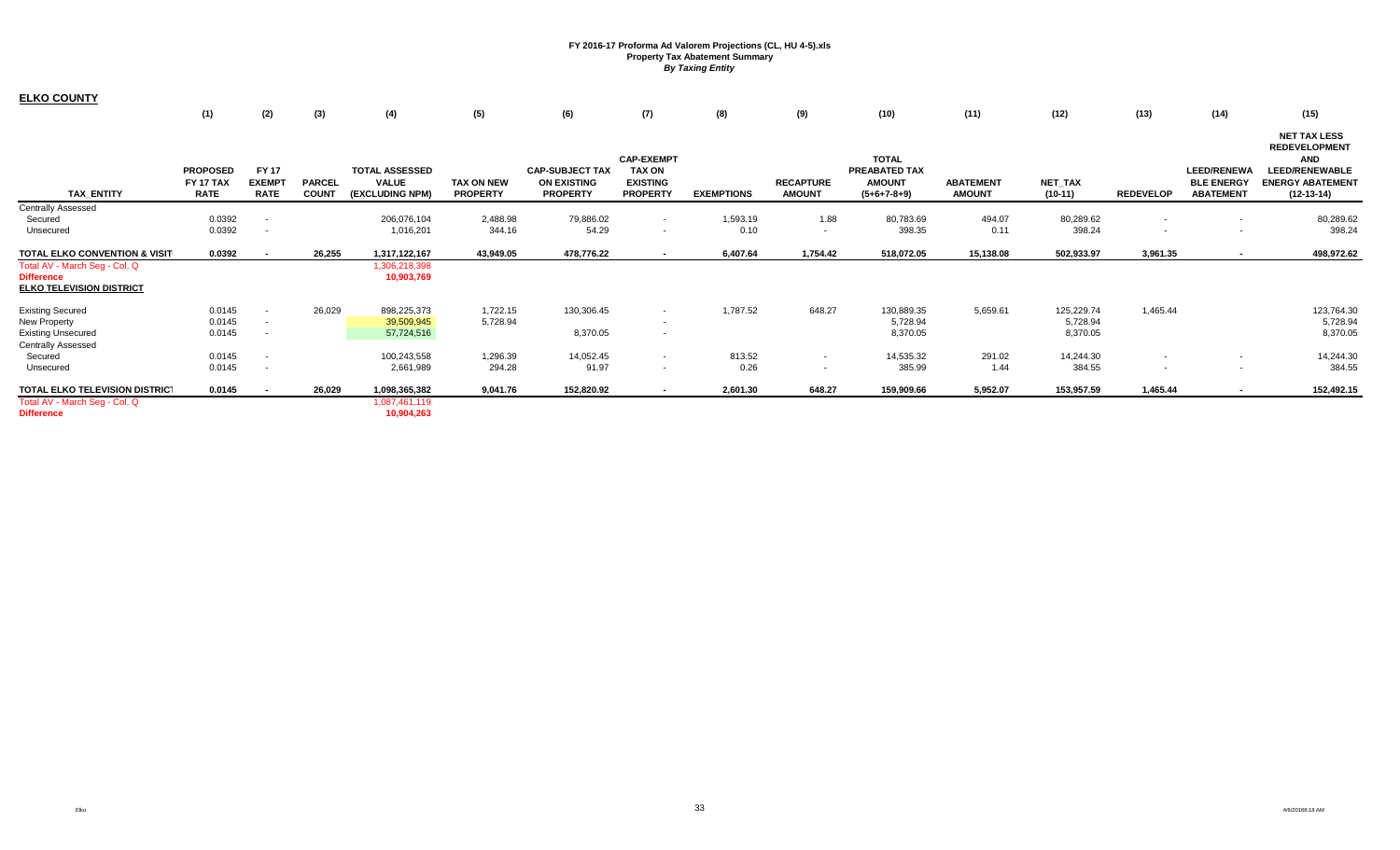**FY 2016-17 Proforma Ad Valorem Projections (CL, HU 4-5).xls**
**Property Tax Abatement Summary**
***By Taxing Entity***

## ELKO COUNTY

| TAX_ENTITY | (1) PROPOSED FY 17 TAX RATE | (2) FY 17 EXEMPT RATE | (3) PARCEL COUNT | (4) TOTAL ASSESSED VALUE (EXCLUDING NPM) | (5) TAX ON NEW PROPERTY | (6) CAP-SUBJECT TAX ON EXISTING PROPERTY | (7) CAP-EXEMPT TAX ON EXISTING PROPERTY | (8) EXEMPTIONS | (9) RECAPTURE AMOUNT | (10) TOTAL PREABATED TAX AMOUNT (5+6+7-8+9) | (11) ABATEMENT AMOUNT | (12) NET_TAX (10-11) | (13) REDEVELOP | (14) LEED/RENEWABLE ENERGY ABATEMENT | (15) NET TAX LESS REDEVELOPMENT AND LEED/RENEWABLE ENERGY ABATEMENT (12-13-14) |
|---|---|---|---|---|---|---|---|---|---|---|---|---|---|---|---|
| Centrally Assessed | | | | | | | | | | | | | | | |
| Secured | 0.0392 | - | | 206,076,104 | 2,488.98 | 79,886.02 | - | 1,593.19 | 1.88 | 80,783.69 | 494.07 | 80,289.62 | - | - | 80,289.62 |
| Unsecured | 0.0392 | - | | 1,016,201 | 344.16 | 54.29 | - | 0.10 | - | 398.35 | 0.11 | 398.24 | - | - | 398.24 |
| **TOTAL ELKO CONVENTION & VISIT** | **0.0392** | **-** | **26,255** | **1,317,122,167** | **43,949.05** | **478,776.22** | **-** | **6,407.64** | **1,754.42** | **518,072.05** | **15,138.08** | **502,933.97** | **3,961.35** | **-** | **498,972.62** |
| Total AV - March Seg - Col. Q | | | | 1,306,218,398 | | | | | | | | | | | |
| **Difference** | | | | **10,903,769** | | | | | | | | | | | |
| **ELKO TELEVISION DISTRICT** | | | | | | | | | | | | | | | |
| Existing Secured | 0.0145 | - | 26,029 | 898,225,373 | 1,722.15 | 130,306.45 | - | 1,787.52 | 648.27 | 130,889.35 | 5,659.61 | 125,229.74 | 1,465.44 | | 123,764.30 |
| New Property | 0.0145 | - | | 39,509,945 | 5,728.94 | | - | | | 5,728.94 | | 5,728.94 | | | 5,728.94 |
| Existing Unsecured | 0.0145 | - | | 57,724,516 | | 8,370.05 | - | | | 8,370.05 | | 8,370.05 | | | 8,370.05 |
| Centrally Assessed | | | | | | | | | | | | | | | |
| Secured | 0.0145 | - | | 100,243,558 | 1,296.39 | 14,052.45 | - | 813.52 | - | 14,535.32 | 291.02 | 14,244.30 | - | - | 14,244.30 |
| Unsecured | 0.0145 | - | | 2,661,989 | 294.28 | 91.97 | - | 0.26 | - | 385.99 | 1.44 | 384.55 | - | - | 384.55 |
| **TOTAL ELKO TELEVISION DISTRICT** | **0.0145** | **-** | **26,029** | **1,098,365,382** | **9,041.76** | **152,820.92** | **-** | **2,601.30** | **648.27** | **159,909.66** | **5,952.07** | **153,957.59** | **1,465.44** | **-** | **152,492.15** |
| Total AV - March Seg - Col. Q | | | | 1,087,461,119 | | | | | | | | | | | |
| **Difference** | | | | **10,904,263** | | | | | | | | | | | |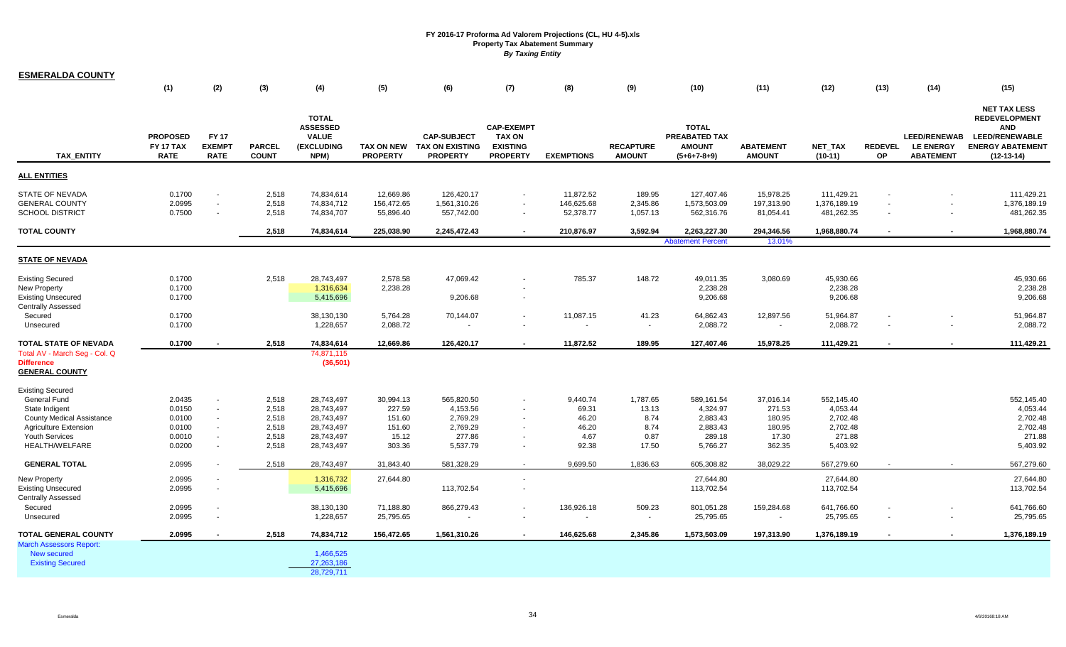# FY 2016-17 Proforma Ad Valorem Projections (CL, HU 4-5).xls
## Property Tax Abatement Summary
### *By Taxing Entity*

**ESMERALDA COUNTY**

| | (1) | (2) | (3) | (4) | (5) | (6) | (7) | (8) | (9) | (10) | (11) | (12) | (13) | (14) | (15) |
|---|---|---|---|---|---|---|---|---|---|---|---|---|---|---|---|
| TAX_ENTITY | PROPOSED FY 17 TAX RATE | FY 17 EXEMPT RATE | PARCEL COUNT | TOTAL ASSESSED VALUE (EXCLUDING NPM) | TAX ON NEW PROPERTY | CAP-SUBJECT TAX ON EXISTING PROPERTY | CAP-EXEMPT TAX ON EXISTING PROPERTY | EXEMPTIONS | RECAPTURE AMOUNT | TOTAL PREABATED TAX AMOUNT (5+6+7-8+9) | ABATEMENT AMOUNT | NET_TAX (10-11) | REDEVELOP | LEED/RENEWABLE ENERGY ABATEMENT | NET TAX LESS REDEVELOPMENT AND LEED/RENEWABLE ENERGY ABATEMENT (12-13-14) |
| **ALL ENTITIES** | | | | | | | | | | | | | | | |
| STATE OF NEVADA | 0.1700 | - | 2,518 | 74,834,614 | 12,669.86 | 126,420.17 | - | 11,872.52 | 189.95 | 127,407.46 | 15,978.25 | 111,429.21 | - | - | 111,429.21 |
| GENERAL COUNTY | 2.0995 | - | 2,518 | 74,834,712 | 156,472.65 | 1,561,310.26 | - | 146,625.68 | 2,345.86 | 1,573,503.09 | 197,313.90 | 1,376,189.19 | - | - | 1,376,189.19 |
| SCHOOL DISTRICT | 0.7500 | - | 2,518 | 74,834,707 | 55,896.40 | 557,742.00 | - | 52,378.77 | 1,057.13 | 562,316.76 | 81,054.41 | 481,262.35 | - | - | 481,262.35 |
| **TOTAL COUNTY** | | | 2,518 | 74,834,614 | 225,038.90 | 2,245,472.43 | - | 210,876.97 | 3,592.94 | 2,263,227.30 | 294,346.56 | 1,968,880.74 | - | - | 1,968,880.74 |
| | | | | | | | | | | Abatement Percent | 13.01% | | | | |
| **STATE OF NEVADA** | | | | | | | | | | | | | | | |
| Existing Secured | 0.1700 | | 2,518 | 28,743,497 | 2,578.58 | 47,069.42 | - | 785.37 | 148.72 | 49,011.35 | 3,080.69 | 45,930.66 | | | 45,930.66 |
| New Property | 0.1700 | | | 1,316,634 | 2,238.28 | | - | | | 2,238.28 | | 2,238.28 | | | 2,238.28 |
| Existing Unsecured | 0.1700 | | | 5,415,696 | | 9,206.68 | - | | | 9,206.68 | | 9,206.68 | | | 9,206.68 |
| Centrally Assessed | | | | | | | | | | | | | | | |
| Secured | 0.1700 | | | 38,130,130 | 5,764.28 | 70,144.07 | - | 11,087.15 | 41.23 | 64,862.43 | 12,897.56 | 51,964.87 | - | - | 51,964.87 |
| Unsecured | 0.1700 | | | 1,228,657 | 2,088.72 | - | - | - | - | 2,088.72 | - | 2,088.72 | - | - | 2,088.72 |
| **TOTAL STATE OF NEVADA** | 0.1700 | - | 2,518 | 74,834,614 | 12,669.86 | 126,420.17 | - | 11,872.52 | 189.95 | 127,407.46 | 15,978.25 | 111,429.21 | - | - | 111,429.21 |
| Total AV - March Seg - Col. Q | | | | 74,871,115 | | | | | | | | | | | |
| Difference | | | | (36,501) | | | | | | | | | | | |
| **GENERAL COUNTY** | | | | | | | | | | | | | | | |
| Existing Secured | | | | | | | | | | | | | | | |
| General Fund | 2.0435 | - | 2,518 | 28,743,497 | 30,994.13 | 565,820.50 | - | 9,440.74 | 1,787.65 | 589,161.54 | 37,016.14 | 552,145.40 | | | 552,145.40 |
| State Indigent | 0.0150 | - | 2,518 | 28,743,497 | 227.59 | 4,153.56 | - | 69.31 | 13.13 | 4,324.97 | 271.53 | 4,053.44 | | | 4,053.44 |
| County Medical Assistance | 0.0100 | - | 2,518 | 28,743,497 | 151.60 | 2,769.29 | - | 46.20 | 8.74 | 2,883.43 | 180.95 | 2,702.48 | | | 2,702.48 |
| Agriculture Extension | 0.0100 | - | 2,518 | 28,743,497 | 151.60 | 2,769.29 | - | 46.20 | 8.74 | 2,883.43 | 180.95 | 2,702.48 | | | 2,702.48 |
| Youth Services | 0.0010 | - | 2,518 | 28,743,497 | 15.12 | 277.86 | - | 4.67 | 0.87 | 289.18 | 17.30 | 271.88 | | | 271.88 |
| HEALTH/WELFARE | 0.0200 | - | 2,518 | 28,743,497 | 303.36 | 5,537.79 | - | 92.38 | 17.50 | 5,766.27 | 362.35 | 5,403.92 | | | 5,403.92 |
| **GENERAL TOTAL** | 2.0995 | - | 2,518 | 28,743,497 | 31,843.40 | 581,328.29 | - | 9,699.50 | 1,836.63 | 605,308.82 | 38,029.22 | 567,279.60 | - | - | 567,279.60 |
| New Property | 2.0995 | - | | 1,316,732 | 27,644.80 | | - | | | 27,644.80 | | 27,644.80 | | | 27,644.80 |
| Existing Unsecured | 2.0995 | - | | 5,415,696 | | 113,702.54 | - | | | 113,702.54 | | 113,702.54 | | | 113,702.54 |
| Centrally Assessed | | | | | | | | | | | | | | | |
| Secured | 2.0995 | - | | 38,130,130 | 71,188.80 | 866,279.43 | - | 136,926.18 | 509.23 | 801,051.28 | 159,284.68 | 641,766.60 | - | - | 641,766.60 |
| Unsecured | 2.0995 | - | | 1,228,657 | 25,795.65 | - | - | - | - | 25,795.65 | - | 25,795.65 | - | - | 25,795.65 |
| **TOTAL GENERAL COUNTY** | 2.0995 | - | 2,518 | 74,834,712 | 156,472.65 | 1,561,310.26 | - | 146,625.68 | 2,345.86 | 1,573,503.09 | 197,313.90 | 1,376,189.19 | - | - | 1,376,189.19 |
| March Assessors Report: | | | | | | | | | | | | | | | |
| New secured | | | | 1,466,525 | | | | | | | | | | | |
| Existing Secured | | | | 27,263,186 | | | | | | | | | | | |
| | | | | 28,729,711 | | | | | | | | | | | |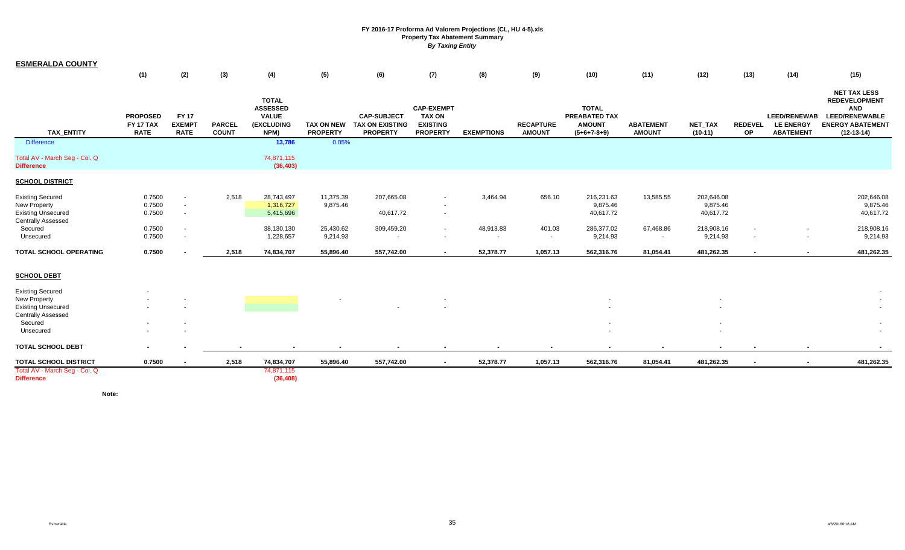# FY 2016-17 Proforma Ad Valorem Projections (CL, HU 4-5).xls
## Property Tax Abatement Summary
### *By Taxing Entity*

**ESMERALDA COUNTY**

| | (1) | (2) | (3) | (4) | (5) | (6) | (7) | (8) | (9) | (10) | (11) | (12) | (13) | (14) | (15) |
|---|---|---|---|---|---|---|---|---|---|---|---|---|---|---|---|
| **TAX_ENTITY** | **PROPOSED FY 17 TAX RATE** | **FY 17 EXEMPT RATE** | **PARCEL COUNT** | **TOTAL ASSESSED VALUE (EXCLUDING NPM)** | **TAX ON NEW PROPERTY** | **CAP-SUBJECT TAX ON EXISTING PROPERTY** | **CAP-EXEMPT TAX ON EXISTING PROPERTY** | **EXEMPTIONS** | **RECAPTURE AMOUNT** | **TOTAL PREABATED TAX AMOUNT (5+6+7-8+9)** | **ABATEMENT AMOUNT** | **NET_TAX (10-11)** | **REDEVELOP** | **LEED/RENEWABLE ENERGY ABATEMENT** | **NET TAX LESS REDEVELOPMENT AND LEED/RENEWABLE ENERGY ABATEMENT (12-13-14)** |
| Difference | | | | 13,786 | 0.05% | | | | | | | | | | |
| Total AV - March Seg - Col. Q | | | | 74,871,115 | | | | | | | | | | | |
| **Difference** | | | | (36,403) | | | | | | | | | | | |
| **SCHOOL DISTRICT** | | | | | | | | | | | | | | | |
| Existing Secured | 0.7500 | - | 2,518 | 28,743,497 | 11,375.39 | 207,665.08 | - | 3,464.94 | 656.10 | 216,231.63 | 13,585.55 | 202,646.08 | | | 202,646.08 |
| New Property | 0.7500 | - | | 1,316,727 | 9,875.46 | | - | | | 9,875.46 | | 9,875.46 | | | 9,875.46 |
| Existing Unsecured | 0.7500 | - | | 5,415,696 | | 40,617.72 | - | | | 40,617.72 | | 40,617.72 | | | 40,617.72 |
| Centrally Assessed | | | | | | | | | | | | | | | |
| Secured | 0.7500 | - | | 38,130,130 | 25,430.62 | 309,459.20 | - | 48,913.83 | 401.03 | 286,377.02 | 67,468.86 | 218,908.16 | - | - | 218,908.16 |
| Unsecured | 0.7500 | - | | 1,228,657 | 9,214.93 | - | - | - | - | 9,214.93 | - | 9,214.93 | - | - | 9,214.93 |
| **TOTAL SCHOOL OPERATING** | **0.7500** | **-** | **2,518** | **74,834,707** | **55,896.40** | **557,742.00** | **-** | **52,378.77** | **1,057.13** | **562,316.76** | **81,054.41** | **481,262.35** | **-** | **-** | **481,262.35** |
| **SCHOOL DEBT** | | | | | | | | | | | | | | | |
| Existing Secured | - | | | | | | | | | | | | | | - |
| New Property | - | - | | | - | | - | | | - | | - | | | - |
| Existing Unsecured | - | - | | | | - | - | | | - | | - | | | - |
| Centrally Assessed | | | | | | | | | | | | | | | |
| Secured | - | - | | | | | | | | - | | - | | | - |
| Unsecured | - | - | | | | | | | | - | | - | | | - |
| **TOTAL SCHOOL DEBT** | **-** | **-** | **-** | **-** | **-** | **-** | **-** | **-** | **-** | **-** | **-** | **-** | **-** | **-** | **-** |
| **TOTAL SCHOOL DISTRICT** | **0.7500** | **-** | **2,518** | **74,834,707** | **55,896.40** | **557,742.00** | **-** | **52,378.77** | **1,057.13** | **562,316.76** | **81,054.41** | **481,262.35** | **-** | **-** | **481,262.35** |
| Total AV - March Seg - Col. Q | | | | 74,871,115 | | | | | | | | | | | |
| **Difference** | | | | (36,408) | | | | | | | | | | | |

**Note:**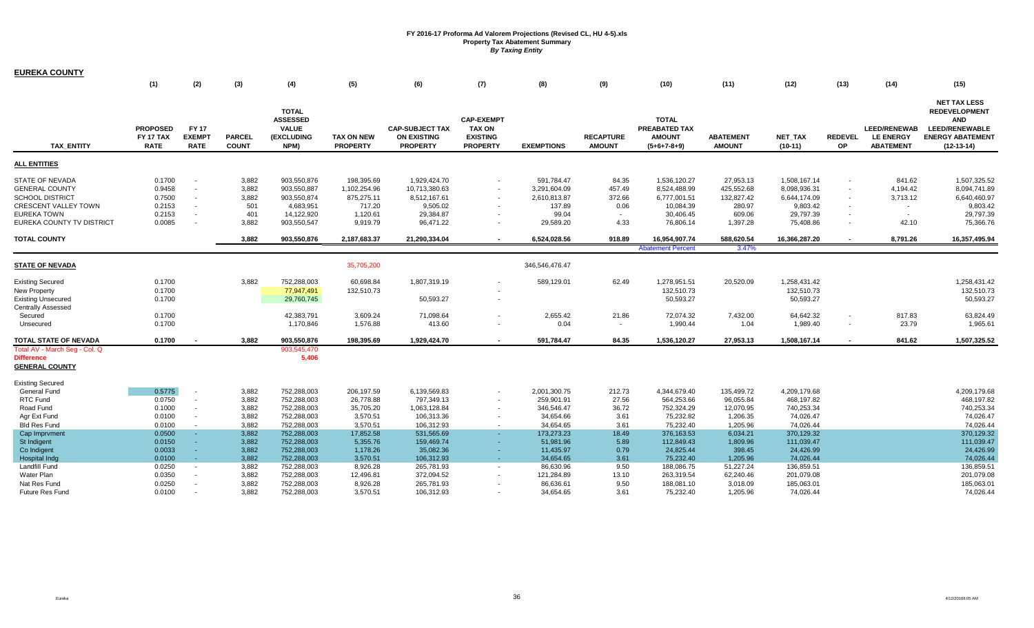# FY 2016-17 Proforma Ad Valorem Projections (Revised CL, HU 4-5).xls
## Property Tax Abatement Summary
*By Taxing Entity*

**EUREKA COUNTY**

| TAX_ENTITY | (1) PROPOSED FY 17 TAX RATE | (2) FY 17 EXEMPT RATE | (3) PARCEL COUNT | (4) TOTAL ASSESSED VALUE (EXCLUDING NPM) | (5) TAX ON NEW PROPERTY | (6) CAP-SUBJECT TAX ON EXISTING PROPERTY | (7) CAP-EXEMPT TAX ON EXISTING PROPERTY | (8) EXEMPTIONS | (9) RECAPTURE AMOUNT | (10) TOTAL PREABATED TAX AMOUNT (5+6+7-8+9) | (11) ABATEMENT AMOUNT | (12) NET_TAX (10-11) | (13) REDEVEL OP | (14) LEED/RENEWAB LE ENERGY ABATEMENT | (15) NET TAX LESS REDEVELOPMENT AND LEED/RENEWABLE ENERGY ABATEMENT (12-13-14) |
|---|---|---|---|---|---|---|---|---|---|---|---|---|---|---|---|
| **ALL ENTITIES** | | | | | | | | | | | | | | | |
| STATE OF NEVADA | 0.1700 | - | 3,882 | 903,550,876 | 198,395.69 | 1,929,424.70 | - | 591,784.47 | 84.35 | 1,536,120.27 | 27,953.13 | 1,508,167.14 | - | 841.62 | 1,507,325.52 |
| GENERAL COUNTY | 0.9458 | - | 3,882 | 903,550,887 | 1,102,254.96 | 10,713,380.63 | - | 3,291,604.09 | 457.49 | 8,524,488.99 | 425,552.68 | 8,098,936.31 | - | 4,194.42 | 8,094,741.89 |
| SCHOOL DISTRICT | 0.7500 | - | 3,882 | 903,550,874 | 875,275.11 | 8,512,167.61 | - | 2,610,813.87 | 372.66 | 6,777,001.51 | 132,827.42 | 6,644,174.09 | - | 3,713.12 | 6,640,460.97 |
| CRESCENT VALLEY TOWN | 0.2153 | - | 501 | 4,683,951 | 717.20 | 9,505.02 | - | 137.89 | 0.06 | 10,084.39 | 280.97 | 9,803.42 | - | - | 9,803.42 |
| EUREKA TOWN | 0.2153 | - | 401 | 14,122,920 | 1,120.61 | 29,384.87 | - | 99.04 | - | 30,406.45 | 609.06 | 29,797.39 | - | - | 29,797.39 |
| EUREKA COUNTY TV DISTRICT | 0.0085 | - | 3,882 | 903,550,547 | 9,919.79 | 96,471.22 | - | 29,589.20 | 4.33 | 76,806.14 | 1,397.28 | 75,408.86 | - | 42.10 | 75,366.76 |
| **TOTAL COUNTY** | | | **3,882** | **903,550,876** | **2,187,683.37** | **21,290,334.04** | **-** | **6,524,028.56** | **918.89** | **16,954,907.74** | **588,620.54** | **16,366,287.20** | **-** | **8,791.26** | **16,357,495.94** |
| | | | | | | | | | | Abatement Percent | 3.47% | | | | |
| **STATE OF NEVADA** | | | | | 35,705,200 | | | 346,546,476.47 | | | | | | | |
| Existing Secured | 0.1700 | | 3,882 | 752,288,003 | 60,698.84 | 1,807,319.19 | - | 589,129.01 | 62.49 | 1,278,951.51 | 20,520.09 | 1,258,431.42 | | | 1,258,431.42 |
| New Property | 0.1700 | | | 77,947,491 | 132,510.73 | | - | | | 132,510.73 | | 132,510.73 | | | 132,510.73 |
| Existing Unsecured | 0.1700 | | | 29,760,745 | | 50,593.27 | - | | | 50,593.27 | | 50,593.27 | | | 50,593.27 |
| Centrally Assessed | | | | | | | | | | | | | | | |
| Secured | 0.1700 | | | 42,383,791 | 3,609.24 | 71,098.64 | - | 2,655.42 | 21.86 | 72,074.32 | 7,432.00 | 64,642.32 | - | 817.83 | 63,824.49 |
| Unsecured | 0.1700 | | | 1,170,846 | 1,576.88 | 413.60 | - | 0.04 | - | 1,990.44 | 1.04 | 1,989.40 | - | 23.79 | 1,965.61 |
| **TOTAL STATE OF NEVADA** | **0.1700** | **-** | **3,882** | **903,550,876** | **198,395.69** | **1,929,424.70** | **-** | **591,784.47** | **84.35** | **1,536,120.27** | **27,953.13** | **1,508,167.14** | **-** | **841.62** | **1,507,325.52** |
| Total AV - March Seg - Col. Q | | | | 903,545,470 | | | | | | | | | | | |
| **Difference** | | | | **5,406** | | | | | | | | | | | |
| **GENERAL COUNTY** | | | | | | | | | | | | | | | |
| Existing Secured | | | | | | | | | | | | | | | |
| General Fund | 0.5775 | - | 3,882 | 752,288,003 | 206,197.59 | 6,139,569.83 | - | 2,001,300.75 | 212.73 | 4,344,679.40 | 135,499.72 | 4,209,179.68 | | | 4,209,179.68 |
| RTC Fund | 0.0750 | - | 3,882 | 752,288,003 | 26,778.88 | 797,349.13 | - | 259,901.91 | 27.56 | 564,253.66 | 96,055.84 | 468,197.82 | | | 468,197.82 |
| Road Fund | 0.1000 | - | 3,882 | 752,288,003 | 35,705.20 | 1,063,128.84 | - | 346,546.47 | 36.72 | 752,324.29 | 12,070.95 | 740,253.34 | | | 740,253.34 |
| Agr Ext Fund | 0.0100 | - | 3,882 | 752,288,003 | 3,570.51 | 106,313.36 | - | 34,654.66 | 3.61 | 75,232.82 | 1,206.35 | 74,026.47 | | | 74,026.47 |
| Bld Res Fund | 0.0100 | - | 3,882 | 752,288,003 | 3,570.51 | 106,312.93 | - | 34,654.65 | 3.61 | 75,232.40 | 1,205.96 | 74,026.44 | | | 74,026.44 |
| Cap Imprvment | 0.0500 | - | 3,882 | 752,288,003 | 17,852.58 | 531,565.69 | - | 173,273.23 | 18.49 | 376,163.53 | 6,034.21 | 370,129.32 | | | 370,129.32 |
| St Indigent | 0.0150 | - | 3,882 | 752,288,003 | 5,355.76 | 159,469.74 | - | 51,981.96 | 5.89 | 112,849.43 | 1,809.96 | 111,039.47 | | | 111,039.47 |
| Co Indigent | 0.0033 | - | 3,882 | 752,288,003 | 1,178.26 | 35,082.36 | - | 11,435.97 | 0.79 | 24,825.44 | 398.45 | 24,426.99 | | | 24,426.99 |
| Hospital Indg | 0.0100 | - | 3,882 | 752,288,003 | 3,570.51 | 106,312.93 | - | 34,654.65 | 3.61 | 75,232.40 | 1,205.96 | 74,026.44 | | | 74,026.44 |
| Landfill Fund | 0.0250 | - | 3,882 | 752,288,003 | 8,926.28 | 265,781.93 | - | 86,630.96 | 9.50 | 188,086.75 | 51,227.24 | 136,859.51 | | | 136,859.51 |
| Water Plan | 0.0350 | - | 3,882 | 752,288,003 | 12,496.81 | 372,094.52 | - | 121,284.89 | 13.10 | 263,319.54 | 62,240.46 | 201,079.08 | | | 201,079.08 |
| Nat Res Fund | 0.0250 | - | 3,882 | 752,288,003 | 8,926.28 | 265,781.93 | - | 86,636.61 | 9.50 | 188,081.10 | 3,018.09 | 185,063.01 | | | 185,063.01 |
| Future Res Fund | 0.0100 | - | 3,882 | 752,288,003 | 3,570.51 | 106,312.93 | - | 34,654.65 | 3.61 | 75,232.40 | 1,205.96 | 74,026.44 | | | 74,026.44 |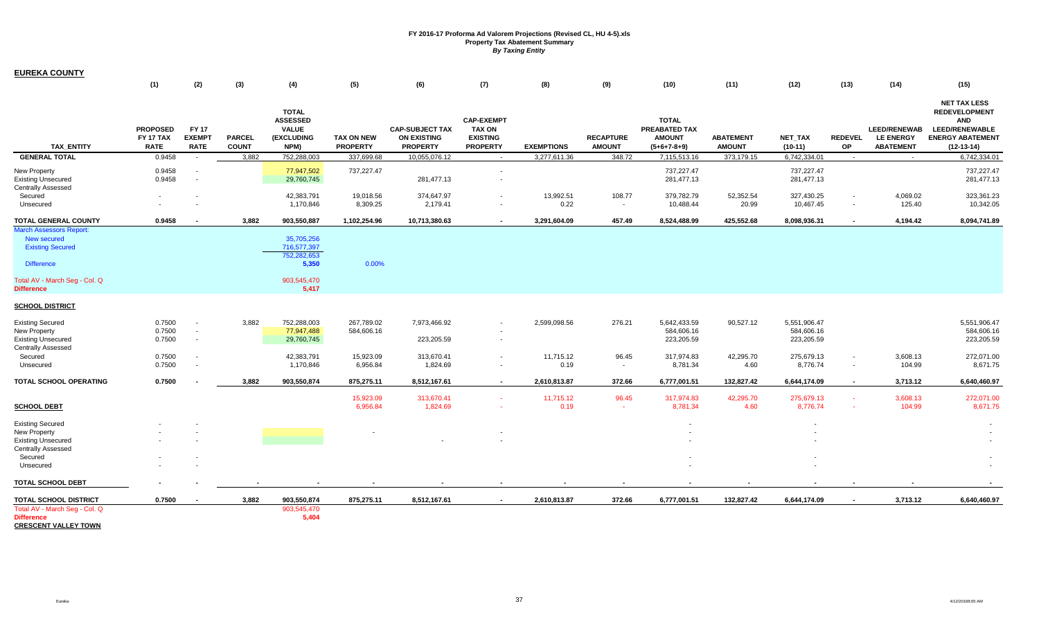**FY 2016-17 Proforma Ad Valorem Projections (Revised CL, HU 4-5).xls**
**Property Tax Abatement Summary**
***By Taxing Entity***

## EUREKA COUNTY

| | (1) | (2) | (3) | (4) | (5) | (6) | (7) | (8) | (9) | (10) | (11) | (12) | (13) | (14) | (15) |
|---|---|---|---|---|---|---|---|---|---|---|---|---|---|---|---|
| TAX_ENTITY | PROPOSED FY 17 TAX RATE | FY 17 EXEMPT RATE | PARCEL COUNT | TOTAL ASSESSED VALUE (EXCLUDING NPM) | TAX ON NEW PROPERTY | CAP-SUBJECT TAX ON EXISTING PROPERTY | CAP-EXEMPT TAX ON EXISTING PROPERTY | EXEMPTIONS | RECAPTURE AMOUNT | TOTAL PREABATED TAX AMOUNT (5+6+7-8+9) | ABATEMENT AMOUNT | NET_TAX (10-11) | REDEVEL OP | LEED/RENEWAB LE ENERGY ABATEMENT | NET TAX LESS REDEVELOPMENT AND LEED/RENEWABLE ENERGY ABATEMENT (12-13-14) |
| **GENERAL TOTAL** | 0.9458 | - | 3,882 | 752,288,003 | 337,699.68 | 10,055,076.12 | - | 3,277,611.36 | 348.72 | 7,115,513.16 | 373,179.15 | 6,742,334.01 | - | - | 6,742,334.01 |
| New Property | 0.9458 | - | | 77,947,502 | 737,227.47 | | - | | | 737,227.47 | | 737,227.47 | | | 737,227.47 |
| Existing Unsecured | 0.9458 | - | | 29,760,745 | | 281,477.13 | - | | | 281,477.13 | | 281,477.13 | | | 281,477.13 |
| Centrally Assessed | | | | | | | | | | | | | | | |
| Secured | - | - | | 42,383,791 | 19,018.56 | 374,647.97 | - | 13,992.51 | 108.77 | 379,782.79 | 52,352.54 | 327,430.25 | - | 4,069.02 | 323,361.23 |
| Unsecured | - | - | | 1,170,846 | 8,309.25 | 2,179.41 | - | 0.22 | - | 10,488.44 | 20.99 | 10,467.45 | - | 125.40 | 10,342.05 |
| **TOTAL GENERAL COUNTY** | **0.9458** | **-** | **3,882** | **903,550,887** | **1,102,254.96** | **10,713,380.63** | **-** | **3,291,604.09** | **457.49** | **8,524,488.99** | **425,552.68** | **8,098,936.31** | **-** | **4,194.42** | **8,094,741.89** |
| March Assessors Report: | | | | | | | | | | | | | | | |
| New secured | | | | 35,705,256 | | | | | | | | | | | |
| Existing Secured | | | | 716,577,397 | | | | | | | | | | | |
| | | | | 752,282,653 | | | | | | | | | | | |
| Difference | | | | 5,350 | 0.00% | | | | | | | | | | |
| Total AV - March Seg - Col. Q | | | | 903,545,470 | | | | | | | | | | | |
| **Difference** | | | | **5,417** | | | | | | | | | | | |
| **SCHOOL DISTRICT** | | | | | | | | | | | | | | | |
| Existing Secured | 0.7500 | - | 3,882 | 752,288,003 | 267,789.02 | 7,973,466.92 | - | 2,599,098.56 | 276.21 | 5,642,433.59 | 90,527.12 | 5,551,906.47 | | | 5,551,906.47 |
| New Property | 0.7500 | - | | 77,947,488 | 584,606.16 | | - | | | 584,606.16 | | 584,606.16 | | | 584,606.16 |
| Existing Unsecured | 0.7500 | - | | 29,760,745 | | 223,205.59 | - | | | 223,205.59 | | 223,205.59 | | | 223,205.59 |
| Centrally Assessed | | | | | | | | | | | | | | | |
| Secured | 0.7500 | - | | 42,383,791 | 15,923.09 | 313,670.41 | - | 11,715.12 | 96.45 | 317,974.83 | 42,295.70 | 275,679.13 | - | 3,608.13 | 272,071.00 |
| Unsecured | 0.7500 | - | | 1,170,846 | 6,956.84 | 1,824.69 | - | 0.19 | - | 8,781.34 | 4.60 | 8,776.74 | - | 104.99 | 8,671.75 |
| **TOTAL SCHOOL OPERATING** | **0.7500** | **-** | **3,882** | **903,550,874** | **875,275.11** | **8,512,167.61** | **-** | **2,610,813.87** | **372.66** | **6,777,001.51** | **132,827.42** | **6,644,174.09** | **-** | **3,713.12** | **6,640,460.97** |
| | | | | | 15,923.09 | 313,670.41 | - | 11,715.12 | 96.45 | 317,974.83 | 42,295.70 | 275,679.13 | - | 3,608.13 | 272,071.00 |
| **SCHOOL DEBT** | | | | | 6,956.84 | 1,824.69 | - | 0.19 | - | 8,781.34 | 4.60 | 8,776.74 | - | 104.99 | 8,671.75 |
| Existing Secured | - | - | | | | | | | | - | | - | | | - |
| New Property | - | - | | | - | | - | | | - | | - | | | - |
| Existing Unsecured | - | - | | | | - | - | | | - | | - | | | - |
| Centrally Assessed | | | | | | | | | | | | | | | |
| Secured | - | - | | | | | | | | - | | - | | | - |
| Unsecured | - | - | | | | | | | | - | | - | | | - |
| **TOTAL SCHOOL DEBT** | **-** | **-** | **-** | **-** | **-** | **-** | **-** | **-** | **-** | **-** | **-** | **-** | **-** | **-** | **-** |
| **TOTAL SCHOOL DISTRICT** | **0.7500** | **-** | **3,882** | **903,550,874** | **875,275.11** | **8,512,167.61** | **-** | **2,610,813.87** | **372.66** | **6,777,001.51** | **132,827.42** | **6,644,174.09** | **-** | **3,713.12** | **6,640,460.97** |
| Total AV - March Seg - Col. Q | | | | 903,545,470 | | | | | | | | | | | |
| **Difference** | | | | **5,404** | | | | | | | | | | | |

**CRESCENT VALLEY TOWN**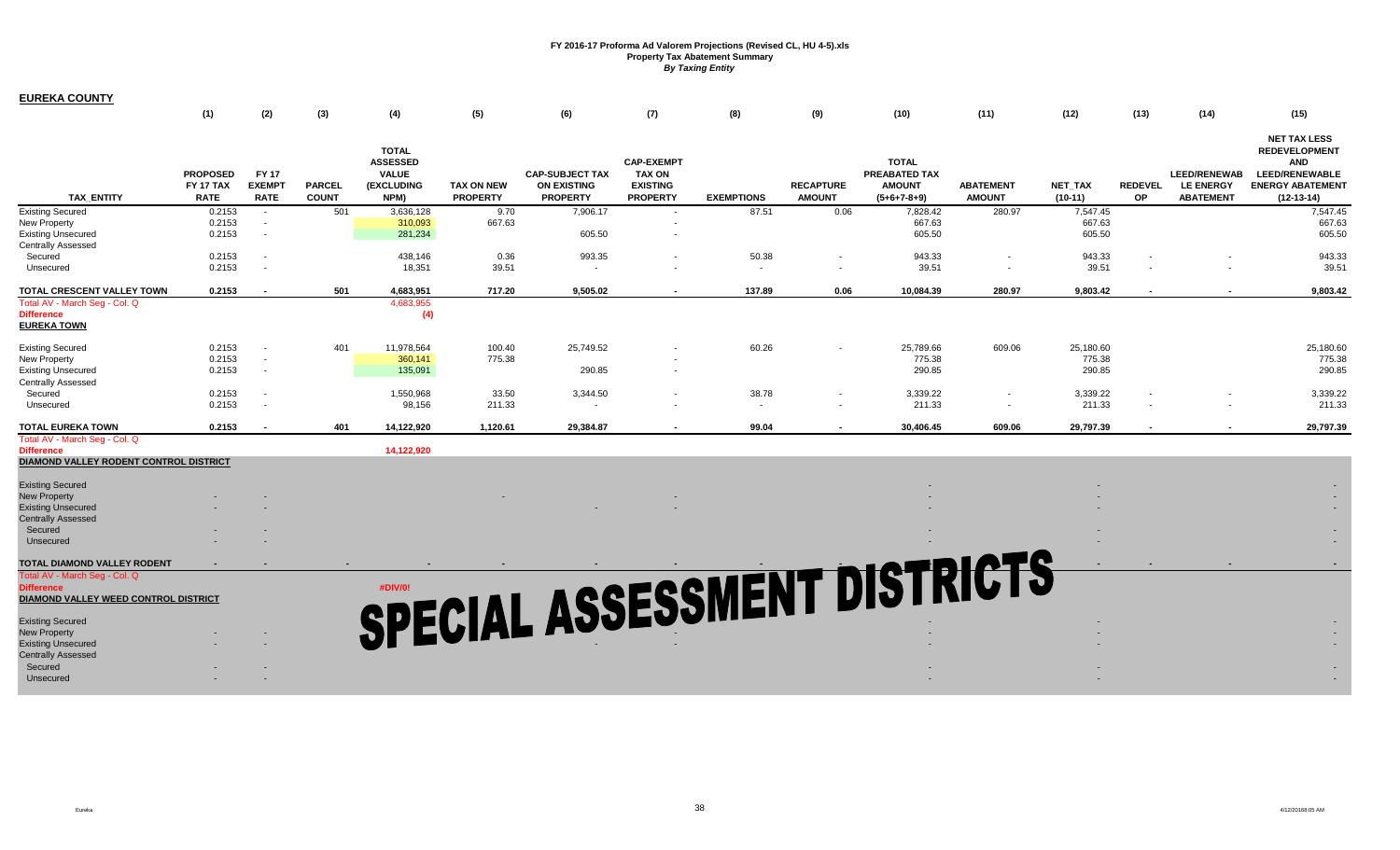**FY 2016-17 Proforma Ad Valorem Projections (Revised CL, HU 4-5).xls**
**Property Tax Abatement Summary**
***By Taxing Entity***

## EUREKA COUNTY

| TAX_ENTITY | (1) PROPOSED FY 17 TAX RATE | (2) FY 17 EXEMPT RATE | (3) PARCEL COUNT | (4) TOTAL ASSESSED VALUE (EXCLUDING NPM) | (5) TAX ON NEW PROPERTY | (6) CAP-SUBJECT TAX ON EXISTING PROPERTY | (7) CAP-EXEMPT TAX ON EXISTING PROPERTY | (8) EXEMPTIONS | (9) RECAPTURE AMOUNT | (10) TOTAL PREABATED TAX AMOUNT (5+6+7-8+9) | (11) ABATEMENT AMOUNT | (12) NET_TAX (10-11) | (13) REDEVEL OP | (14) LEED/RENEWAB LE ENERGY ABATEMENT | (15) NET TAX LESS REDEVELOPMENT AND LEED/RENEWABLE ENERGY ABATEMENT (12-13-14) |
|---|---|---|---|---|---|---|---|---|---|---|---|---|---|---|---|
| Existing Secured | 0.2153 | - | 501 | 3,636,128 | 9.70 | 7,906.17 | - | 87.51 | 0.06 | 7,828.42 | 280.97 | 7,547.45 | | | 7,547.45 |
| New Property | 0.2153 | - | | 310,093 | 667.63 | | - | | | 667.63 | | 667.63 | | | 667.63 |
| Existing Unsecured | 0.2153 | - | | 281,234 | | 605.50 | - | | | 605.50 | | 605.50 | | | 605.50 |
| Centrally Assessed | | | | | | | | | | | | | | | |
| Secured | 0.2153 | - | | 438,146 | 0.36 | 993.35 | - | 50.38 | - | 943.33 | - | 943.33 | - | - | 943.33 |
| Unsecured | 0.2153 | - | | 18,351 | 39.51 | - | - | - | - | 39.51 | - | 39.51 | - | - | 39.51 |
| **TOTAL CRESCENT VALLEY TOWN** | **0.2153** | **-** | **501** | **4,683,951** | **717.20** | **9,505.02** | **-** | **137.89** | **0.06** | **10,084.39** | **280.97** | **9,803.42** | **-** | **-** | **9,803.42** |
| Total AV - March Seg - Col. Q | | | | 4,683,955 | | | | | | | | | | | |
| **Difference** | | | | (4) | | | | | | | | | | | |
| **EUREKA TOWN** | | | | | | | | | | | | | | | |
| Existing Secured | 0.2153 | - | 401 | 11,978,564 | 100.40 | 25,749.52 | - | 60.26 | - | 25,789.66 | 609.06 | 25,180.60 | | | 25,180.60 |
| New Property | 0.2153 | - | | 360,141 | 775.38 | | - | | | 775.38 | | 775.38 | | | 775.38 |
| Existing Unsecured | 0.2153 | - | | 135,091 | | 290.85 | - | | | 290.85 | | 290.85 | | | 290.85 |
| Centrally Assessed | | | | | | | | | | | | | | | |
| Secured | 0.2153 | - | | 1,550,968 | 33.50 | 3,344.50 | - | 38.78 | - | 3,339.22 | - | 3,339.22 | - | - | 3,339.22 |
| Unsecured | 0.2153 | - | | 98,156 | 211.33 | - | - | - | - | 211.33 | - | 211.33 | - | - | 211.33 |
| **TOTAL EUREKA TOWN** | **0.2153** | **-** | **401** | **14,122,920** | **1,120.61** | **29,384.87** | **-** | **99.04** | **-** | **30,406.45** | **609.06** | **29,797.39** | **-** | **-** | **29,797.39** |
| Total AV - March Seg - Col. Q | | | | | | | | | | | | | | | |
| **Difference** | | | | 14,122,920 | | | | | | | | | | | |
| **DIAMOND VALLEY RODENT CONTROL DISTRICT** | | | | | | | | | | | | | | | |
| Existing Secured | | | | | | | | | | - | | - | | | - |
| New Property | - | - | | | - | | - | | | - | | - | | | - |
| Existing Unsecured | - | - | | | | - | - | | | - | | - | | | - |
| Centrally Assessed | | | | | | | | | | | | | | | |
| Secured | - | - | | | | | | | | - | | - | | | - |
| Unsecured | - | - | | | | | | | | - | | - | | | - |
| **TOTAL DIAMOND VALLEY RODENT** | **-** | **-** | **-** | **-** | **-** | **-** | **-** | **-** | **-** | **-** | | **-** | **-** | **-** | **-** |
| Total AV - March Seg - Col. Q | | | | | | | | | | | | | | | |
| **Difference** | | | | #DIV/0! | | | | | | | | | | | |
| **DIAMOND VALLEY WEED CONTROL DISTRICT** | | | | | | | | | | | | | | | |
| Existing Secured | | | | | | | | | | - | | - | | | - |
| New Property | - | - | | | | | - | | | - | | - | | | - |
| Existing Unsecured | - | - | | | | - | - | | | - | | - | | | - |
| Centrally Assessed | | | | | | | | | | | | | | | |
| Secured | - | - | | | | | | | | - | | - | | | - |
| Unsecured | - | - | | | | | | | | - | | - | | | - |

**SPECIAL ASSESSMENT DISTRICTS**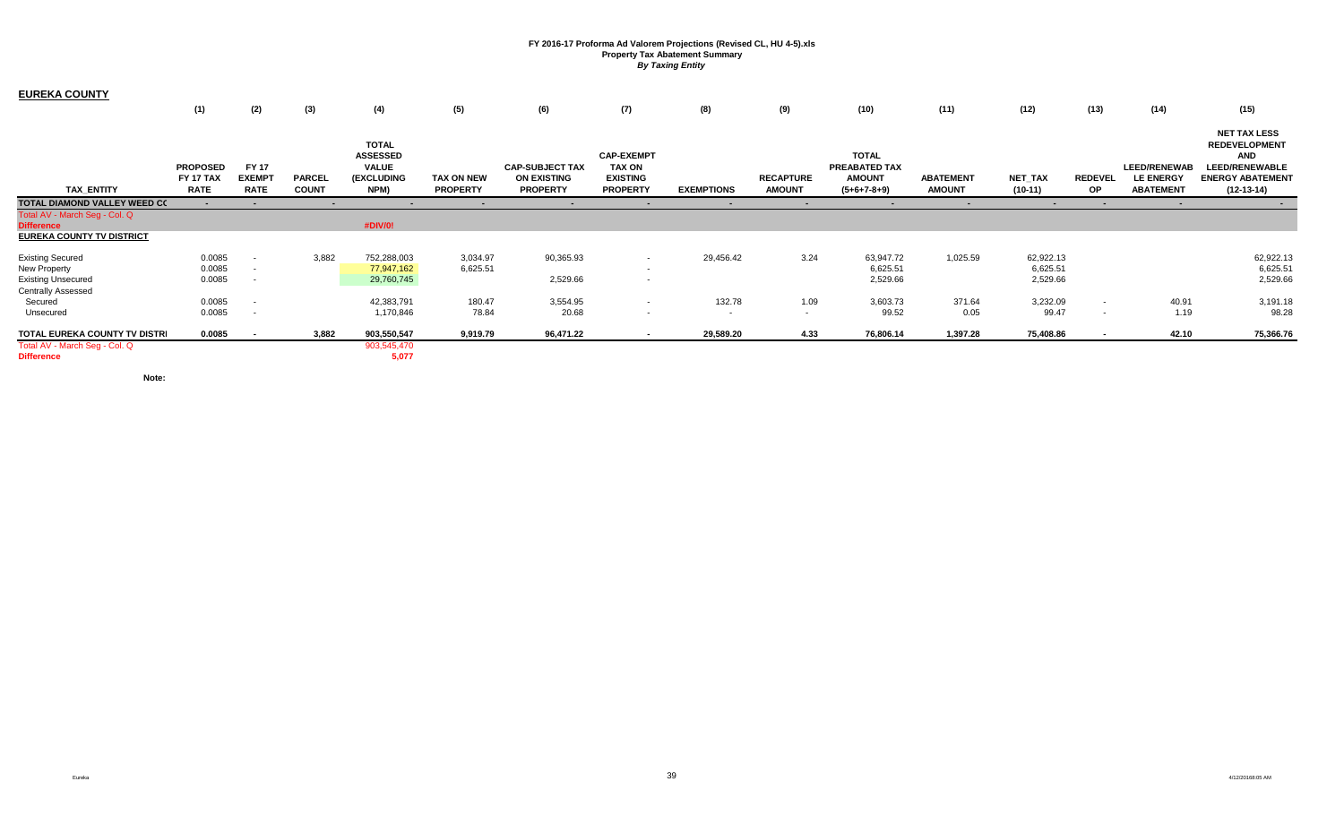**FY 2016-17 Proforma Ad Valorem Projections (Revised CL, HU 4-5).xls**
**Property Tax Abatement Summary**
***By Taxing Entity***

## EUREKA COUNTY

| | (1) | (2) | (3) | (4) | (5) | (6) | (7) | (8) | (9) | (10) | (11) | (12) | (13) | (14) | (15) |
|---|---|---|---|---|---|---|---|---|---|---|---|---|---|---|---|
| TAX_ENTITY | PROPOSED FY 17 TAX RATE | FY 17 EXEMPT RATE | PARCEL COUNT | TOTAL ASSESSED VALUE (EXCLUDING NPM) | TAX ON NEW PROPERTY | CAP-SUBJECT TAX ON EXISTING PROPERTY | CAP-EXEMPT TAX ON EXISTING PROPERTY | EXEMPTIONS | RECAPTURE AMOUNT | TOTAL PREABATED TAX AMOUNT (5+6+7-8+9) | ABATEMENT AMOUNT | NET_TAX (10-11) | REDEVEL OP | LEED/RENEWAB LE ENERGY ABATEMENT | NET TAX LESS REDEVELOPMENT AND LEED/RENEWABLE ENERGY ABATEMENT (12-13-14) |
| **TOTAL DIAMOND VALLEY WEED CC** | - | - | - | - | - | - | - | - | - | - | - | - | - | - | - |
| Total AV - March Seg - Col. Q | | | | | | | | | | | | | | | |
| **Difference** | | | | #DIV/0! | | | | | | | | | | | |
| **EUREKA COUNTY TV DISTRICT** | | | | | | | | | | | | | | | |
| Existing Secured | 0.0085 | - | 3,882 | 752,288,003 | 3,034.97 | 90,365.93 | - | 29,456.42 | 3.24 | 63,947.72 | 1,025.59 | 62,922.13 | | | 62,922.13 |
| New Property | 0.0085 | - | | 77,947,162 | 6,625.51 | | - | | | 6,625.51 | | 6,625.51 | | | 6,625.51 |
| Existing Unsecured | 0.0085 | - | | 29,760,745 | | 2,529.66 | - | | | 2,529.66 | | 2,529.66 | | | 2,529.66 |
| Centrally Assessed | | | | | | | | | | | | | | | |
| Secured | 0.0085 | - | | 42,383,791 | 180.47 | 3,554.95 | - | 132.78 | 1.09 | 3,603.73 | 371.64 | 3,232.09 | - | 40.91 | 3,191.18 |
| Unsecured | 0.0085 | - | | 1,170,846 | 78.84 | 20.68 | - | - | - | 99.52 | 0.05 | 99.47 | - | 1.19 | 98.28 |
| **TOTAL EUREKA COUNTY TV DISTRI** | **0.0085** | **-** | **3,882** | **903,550,547** | **9,919.79** | **96,471.22** | **-** | **29,589.20** | **4.33** | **76,806.14** | **1,397.28** | **75,408.86** | **-** | **42.10** | **75,366.76** |
| Total AV - March Seg - Col. Q | | | | 903,545,470 | | | | | | | | | | | |
| **Difference** | | | | **5,077** | | | | | | | | | | | |

**Note:**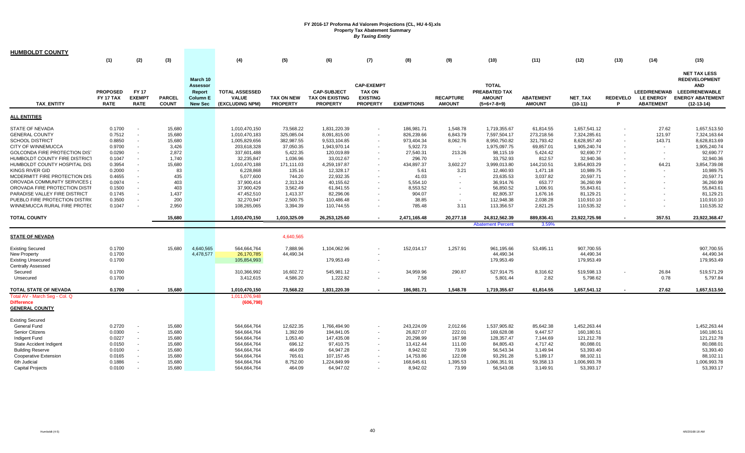# FY 2016-17 Proforma Ad Valorem Projections (CL, HU 4-5).xls
## Property Tax Abatement Summary
### *By Taxing Entity*

**HUMBOLDT COUNTY**

| TAX_ENTITY | (1) PROPOSED FY 17 TAX RATE | (2) FY 17 EXEMPT RATE | (3) PARCEL COUNT | March 10 Assessor Report Column E New Sec | (4) TOTAL ASSESSED VALUE (EXCLUDING NPM) | (5) TAX ON NEW PROPERTY | (6) CAP-SUBJECT TAX ON EXISTING PROPERTY | (7) CAP-EXEMPT TAX ON EXISTING PROPERTY | (8) EXEMPTIONS | (9) RECAPTURE AMOUNT | (10) TOTAL PREABATED TAX AMOUNT (5+6+7-8+9) | (11) ABATEMENT AMOUNT | (12) NET_TAX (10-11) | (13) REDEVELOP | (14) LEED/RENEWAB LE ENERGY ABATEMENT | (15) NET TAX LESS REDEVELOPMENT AND LEED/RENEWABLE ENERGY ABATEMENT (12-13-14) |
|---|---|---|---|---|---|---|---|---|---|---|---|---|---|---|---|---|
| **ALL ENTITIES** | | | | | | | | | | | | | | | | |
| STATE OF NEVADA | 0.1700 | - | 15,680 | | 1,010,470,150 | 73,568.22 | 1,831,220.39 | - | 186,981.71 | 1,548.78 | 1,719,355.67 | 61,814.55 | 1,657,541.12 | - | 27.62 | 1,657,513.50 |
| GENERAL COUNTY | 0.7512 | - | 15,680 | | 1,010,470,183 | 325,085.04 | 8,091,815.00 | - | 826,239.66 | 6,843.79 | 7,597,504.17 | 273,218.56 | 7,324,285.61 | - | 121.97 | 7,324,163.64 |
| SCHOOL DISTRICT | 0.8850 | - | 15,680 | | 1,005,829,656 | 382,987.55 | 9,533,104.85 | - | 973,404.34 | 8,062.76 | 8,950,750.82 | 321,793.42 | 8,628,957.40 | - | 143.71 | 8,628,813.69 |
| CITY OF WINNEMUCCA | 0.9700 | - | 3,426 | | 203,618,328 | 37,050.35 | 1,943,970.14 | - | 5,922.73 | - | 1,975,097.75 | 69,857.01 | 1,905,240.74 | - | - | 1,905,240.74 |
| GOLCONDA FIRE PROTECTION DIST | 0.0290 | - | 2,872 | | 337,601,488 | 5,422.35 | 120,019.89 | - | 27,540.31 | 213.26 | 98,115.19 | 5,424.42 | 92,690.77 | - | - | 92,690.77 |
| HUMBOLDT COUNTY FIRE DISTRICT | 0.1047 | - | 1,740 | | 32,235,847 | 1,036.96 | 33,012.67 | - | 296.70 | - | 33,752.93 | 812.57 | 32,940.36 | - | - | 32,940.36 |
| HUMBOLDT COUNTY HOSPITAL DIS | 0.3954 | - | 15,680 | | 1,010,470,188 | 171,111.03 | 4,259,197.87 | - | 434,897.37 | 3,602.27 | 3,999,013.80 | 144,210.51 | 3,854,803.29 | - | 64.21 | 3,854,739.08 |
| KINGS RIVER GID | 0.2000 | - | 83 | | 6,228,868 | 135.16 | 12,328.17 | - | 5.61 | 3.21 | 12,460.93 | 1,471.18 | 10,989.75 | - | - | 10,989.75 |
| MCDERMITT FIRE PROTECTION DIS | 0.4655 | - | 435 | | 5,077,600 | 744.20 | 22,932.35 | - | 41.03 | - | 23,635.53 | 3,037.82 | 20,597.71 | - | - | 20,597.71 |
| OROVADA COMMUNITY SERVICES I | 0.0974 | - | 403 | | 37,900,414 | 2,313.24 | 40,155.62 | - | 5,554.10 | - | 36,914.76 | 653.77 | 36,260.99 | - | - | 36,260.99 |
| OROVADA FIRE PROTECTION DISTI | 0.1500 | - | 403 | | 37,900,429 | 3,562.49 | 61,841.55 | - | 8,553.52 | - | 56,850.52 | 1,006.91 | 55,843.61 | - | - | 55,843.61 |
| PARADISE VALLEY FIRE DISTRICT | 0.1745 | - | 1,437 | | 47,452,510 | 1,413.37 | 82,296.06 | - | 904.07 | - | 82,805.37 | 1,676.16 | 81,129.21 | - | - | 81,129.21 |
| PUEBLO FIRE PROTECTION DISTRI | 0.3500 | - | 200 | | 32,270,947 | 2,500.75 | 110,486.48 | - | 38.85 | - | 112,948.38 | 2,038.28 | 110,910.10 | - | - | 110,910.10 |
| WINNEMUCCA RURAL FIRE PROTE | 0.1047 | - | 2,950 | | 108,265,065 | 3,394.39 | 110,744.55 | - | 785.48 | 3.11 | 113,356.57 | 2,821.25 | 110,535.32 | - | - | 110,535.32 |
| **TOTAL COUNTY** | | | 15,680 | | 1,010,470,150 | 1,010,325.09 | 26,253,125.60 | - | 2,471,165.48 | 20,277.18 | 24,812,562.39 | 889,836.41 | 23,922,725.98 | - | 357.51 | 23,922,368.47 |
| | | | | | | | | | | | Abatement Percent | 3.59% | | | | |
| **STATE OF NEVADA** | | | | | | 4,640,565 | | | | | | | | | | |
| Existing Secured | 0.1700 | | 15,680 | 4,640,565 | 564,664,764 | 7,888.96 | 1,104,062.96 | - | 152,014.17 | 1,257.91 | 961,195.66 | 53,495.11 | 907,700.55 | | | 907,700.55 |
| New Property | 0.1700 | | | 4,478,577 | 26,170,785 | 44,490.34 | | - | | | 44,490.34 | | 44,490.34 | | | 44,490.34 |
| Existing Unsecured | 0.1700 | | | | 105,854,993 | | 179,953.49 | - | | | 179,953.49 | | 179,953.49 | | | 179,953.49 |
| Centrally Assessed | | | | | | | | | | | | | | | | |
| Secured | 0.1700 | | | | 310,366,992 | 16,602.72 | 545,981.12 | - | 34,959.96 | 290.87 | 527,914.75 | 8,316.62 | 519,598.13 | - | 26.84 | 519,571.29 |
| Unsecured | 0.1700 | | | | 3,412,615 | 4,586.20 | 1,222.82 | - | 7.58 | - | 5,801.44 | 2.82 | 5,798.62 | | 0.78 | 5,797.84 |
| **TOTAL STATE OF NEVADA** | 0.1700 | - | 15,680 | | 1,010,470,150 | 73,568.22 | 1,831,220.39 | - | 186,981.71 | 1,548.78 | 1,719,355.67 | 61,814.55 | 1,657,541.12 | - | 27.62 | 1,657,513.50 |
| Total AV - March Seg - Col. Q | | | | | 1,011,076,948 | | | | | | | | | | | |
| **Difference** | | | | | (606,798) | | | | | | | | | | | |
| **GENERAL COUNTY** | | | | | | | | | | | | | | | | |
| Existing Secured | | | | | | | | | | | | | | | | |
| General Fund | 0.2720 | - | 15,680 | | 564,664,764 | 12,622.35 | 1,766,494.90 | - | 243,224.09 | 2,012.66 | 1,537,905.82 | 85,642.38 | 1,452,263.44 | | | 1,452,263.44 |
| Senior Citizens | 0.0300 | - | 15,680 | | 564,664,764 | 1,392.09 | 194,841.05 | - | 26,827.07 | 222.01 | 169,628.08 | 9,447.57 | 160,180.51 | | | 160,180.51 |
| Indigent Fund | 0.0227 | - | 15,680 | | 564,664,764 | 1,053.40 | 147,435.08 | - | 20,298.99 | 167.98 | 128,357.47 | 7,144.69 | 121,212.78 | | | 121,212.78 |
| State Accident Indigent | 0.0150 | - | 15,680 | | 564,664,764 | 696.12 | 97,410.75 | - | 13,412.44 | 111.00 | 84,805.43 | 4,717.42 | 80,088.01 | | | 80,088.01 |
| Building Reserve | 0.0100 | - | 15,680 | | 564,664,764 | 464.09 | 64,947.28 | - | 8,942.02 | 73.99 | 56,543.34 | 3,149.94 | 53,393.40 | | | 53,393.40 |
| Cooperative Extension | 0.0165 | - | 15,680 | | 564,664,764 | 765.61 | 107,157.45 | - | 14,753.86 | 122.08 | 93,291.28 | 5,189.17 | 88,102.11 | | | 88,102.11 |
| 6th Judicial | 0.1886 | - | 15,680 | | 564,664,764 | 8,752.00 | 1,224,849.99 | - | 168,645.61 | 1,395.53 | 1,066,351.91 | 59,358.13 | 1,006,993.78 | | | 1,006,993.78 |
| Capital Projects | 0.0100 | - | 15,680 | | 564,664,764 | 464.09 | 64,947.02 | - | 8,942.02 | 73.99 | 56,543.08 | 3,149.91 | 53,393.17 | | | 53,393.17 |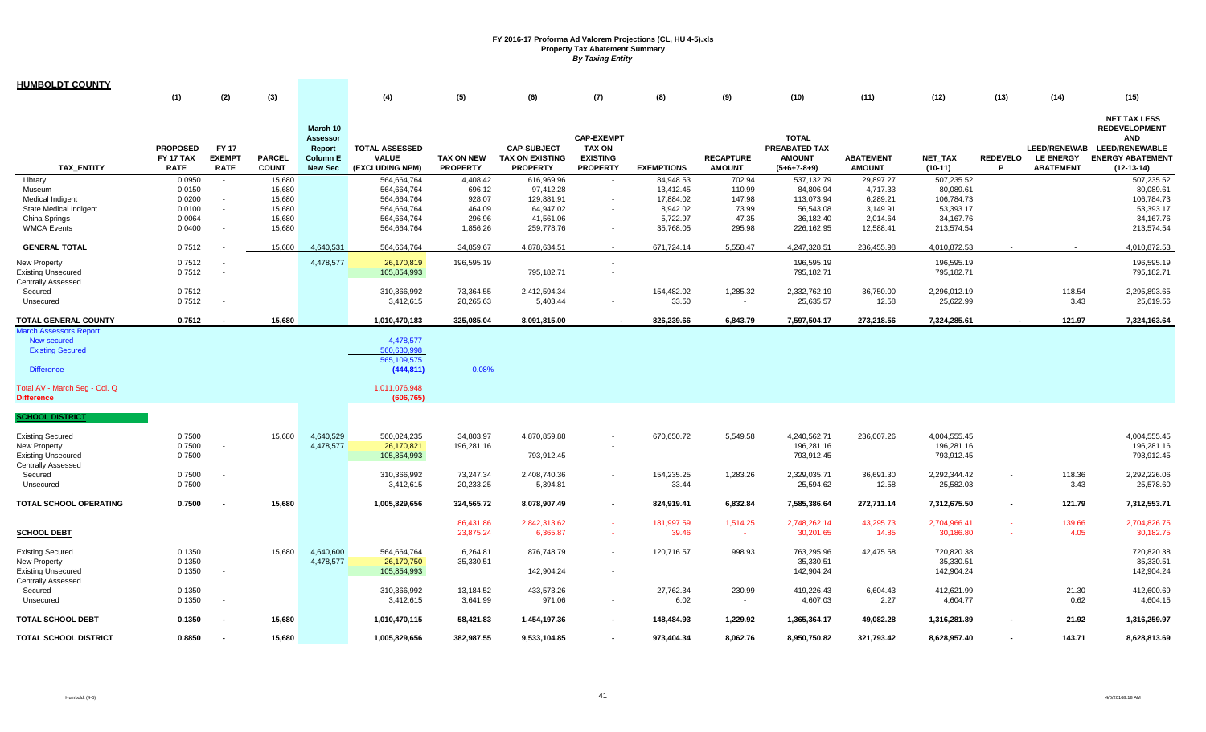**FY 2016-17 Proforma Ad Valorem Projections (CL, HU 4-5).xls**
**Property Tax Abatement Summary**
*By Taxing Entity*

## HUMBOLDT COUNTY

| | (1) | (2) | (3) | | (4) | (5) | (6) | (7) | (8) | (9) | (10) | (11) | (12) | (13) | (14) | (15) |
|---|---|---|---|---|---|---|---|---|---|---|---|---|---|---|---|---|
| TAX_ENTITY | PROPOSED FY 17 TAX RATE | FY 17 EXEMPT RATE | PARCEL COUNT | March 10 Assessor Report Column E New Sec | TOTAL ASSESSED VALUE (EXCLUDING NPM) | TAX ON NEW PROPERTY | CAP-SUBJECT TAX ON EXISTING PROPERTY | CAP-EXEMPT TAX ON EXISTING PROPERTY | EXEMPTIONS | RECAPTURE AMOUNT | TOTAL PREABATED TAX AMOUNT (5+6+7-8+9) | ABATEMENT AMOUNT | NET_TAX (10-11) | REDEVELOP | LEED/RENEWABLE ENERGY ABATEMENT | NET TAX LESS REDEVELOPMENT AND LEED/RENEWABLE ENERGY ABATEMENT (12-13-14) |
| Library | 0.0950 | - | 15,680 | | 564,664,764 | 4,408.42 | 616,969.96 | - | 84,948.53 | 702.94 | 537,132.79 | 29,897.27 | 507,235.52 | | | 507,235.52 |
| Museum | 0.0150 | - | 15,680 | | 564,664,764 | 696.12 | 97,412.28 | - | 13,412.45 | 110.99 | 84,806.94 | 4,717.33 | 80,089.61 | | | 80,089.61 |
| Medical Indigent | 0.0200 | - | 15,680 | | 564,664,764 | 928.07 | 129,881.91 | - | 17,884.02 | 147.98 | 113,073.94 | 6,289.21 | 106,784.73 | | | 106,784.73 |
| State Medical Indigent | 0.0100 | - | 15,680 | | 564,664,764 | 464.09 | 64,947.02 | - | 8,942.02 | 73.99 | 56,543.08 | 3,149.91 | 53,393.17 | | | 53,393.17 |
| China Springs | 0.0064 | - | 15,680 | | 564,664,764 | 296.96 | 41,561.06 | - | 5,722.97 | 47.35 | 36,182.40 | 2,014.64 | 34,167.76 | | | 34,167.76 |
| WMCA Events | 0.0400 | - | 15,680 | | 564,664,764 | 1,856.26 | 259,778.76 | - | 35,768.05 | 295.98 | 226,162.95 | 12,588.41 | 213,574.54 | | | 213,574.54 |
| **GENERAL TOTAL** | 0.7512 | - | 15,680 | 4,640,531 | 564,664,764 | 34,859.67 | 4,878,634.51 | - | 671,724.14 | 5,558.47 | 4,247,328.51 | 236,455.98 | 4,010,872.53 | - | - | 4,010,872.53 |
| New Property | 0.7512 | - | | 4,478,577 | 26,170,819 | 196,595.19 | | - | | | 196,595.19 | | 196,595.19 | | | 196,595.19 |
| Existing Unsecured | 0.7512 | - | | | 105,854,993 | | 795,182.71 | - | | | 795,182.71 | | 795,182.71 | | | 795,182.71 |
| Centrally Assessed | | | | | | | | | | | | | | | | |
| Secured | 0.7512 | - | | | 310,366,992 | 73,364.55 | 2,412,594.34 | - | 154,482.02 | 1,285.32 | 2,332,762.19 | 36,750.00 | 2,296,012.19 | - | 118.54 | 2,295,893.65 |
| Unsecured | 0.7512 | - | | | 3,412,615 | 20,265.63 | 5,403.44 | - | 33.50 | - | 25,635.57 | 12.58 | 25,622.99 | | 3.43 | 25,619.56 |
| **TOTAL GENERAL COUNTY** | **0.7512** | **-** | **15,680** | | **1,010,470,183** | **325,085.04** | **8,091,815.00** | **-** | **826,239.66** | **6,843.79** | **7,597,504.17** | **273,218.56** | **7,324,285.61** | **-** | **121.97** | **7,324,163.64** |
| March Assessors Report: | | | | | | | | | | | | | | | | |
| New secured | | | | | 4,478,577 | | | | | | | | | | | |
| Existing Secured | | | | | 560,630,998 | | | | | | | | | | | |
| | | | | | 565,109,575 | | | | | | | | | | | |
| Difference | | | | | (444,811) | -0.08% | | | | | | | | | | |
| Total AV - March Seg - Col. Q | | | | | 1,011,076,948 | | | | | | | | | | | |
| Difference | | | | | (606,765) | | | | | | | | | | | |

## SCHOOL DISTRICT

| | (1) | (2) | (3) | | (4) | (5) | (6) | (7) | (8) | (9) | (10) | (11) | (12) | (13) | (14) | (15) |
|---|---|---|---|---|---|---|---|---|---|---|---|---|---|---|---|---|
| Existing Secured | 0.7500 | | 15,680 | 4,640,529 | 560,024,235 | 34,803.97 | 4,870,859.88 | - | 670,650.72 | 5,549.58 | 4,240,562.71 | 236,007.26 | 4,004,555.45 | | | 4,004,555.45 |
| New Property | 0.7500 | - | | 4,478,577 | 26,170,821 | 196,281.16 | | - | | | 196,281.16 | | 196,281.16 | | | 196,281.16 |
| Existing Unsecured | 0.7500 | - | | | 105,854,993 | | 793,912.45 | - | | | 793,912.45 | | 793,912.45 | | | 793,912.45 |
| Centrally Assessed | | | | | | | | | | | | | | | | |
| Secured | 0.7500 | - | | | 310,366,992 | 73,247.34 | 2,408,740.36 | - | 154,235.25 | 1,283.26 | 2,329,035.71 | 36,691.30 | 2,292,344.42 | - | 118.36 | 2,292,226.06 |
| Unsecured | 0.7500 | - | | | 3,412,615 | 20,233.25 | 5,394.81 | - | 33.44 | - | 25,594.62 | 12.58 | 25,582.03 | | 3.43 | 25,578.60 |
| **TOTAL SCHOOL OPERATING** | **0.7500** | **-** | **15,680** | | **1,005,829,656** | **324,565.72** | **8,078,907.49** | **-** | **824,919.41** | **6,832.84** | **7,585,386.64** | **272,711.14** | **7,312,675.50** | **-** | **121.79** | **7,312,553.71** |
| | | | | | | 86,431.86 | 2,842,313.62 | - | 181,997.59 | 1,514.25 | 2,748,262.14 | 43,295.73 | 2,704,966.41 | - | 139.66 | 2,704,826.75 |
| **SCHOOL DEBT** | | | | | | 23,875.24 | 6,365.87 | - | 39.46 | - | 30,201.65 | 14.85 | 30,186.80 | - | 4.05 | 30,182.75 |
| Existing Secured | 0.1350 | | 15,680 | 4,640,600 | 564,664,764 | 6,264.81 | 876,748.79 | - | 120,716.57 | 998.93 | 763,295.96 | 42,475.58 | 720,820.38 | | | 720,820.38 |
| New Property | 0.1350 | - | | 4,478,577 | 26,170,750 | 35,330.51 | | - | | | 35,330.51 | | 35,330.51 | | | 35,330.51 |
| Existing Unsecured | 0.1350 | - | | | 105,854,993 | | 142,904.24 | - | | | 142,904.24 | | 142,904.24 | | | 142,904.24 |
| Centrally Assessed | | | | | | | | | | | | | | | | |
| Secured | 0.1350 | - | | | 310,366,992 | 13,184.52 | 433,573.26 | - | 27,762.34 | 230.99 | 419,226.43 | 6,604.43 | 412,621.99 | - | 21.30 | 412,600.69 |
| Unsecured | 0.1350 | - | | | 3,412,615 | 3,641.99 | 971.06 | - | 6.02 | - | 4,607.03 | 2.27 | 4,604.77 | | 0.62 | 4,604.15 |
| **TOTAL SCHOOL DEBT** | **0.1350** | **-** | **15,680** | | **1,010,470,115** | **58,421.83** | **1,454,197.36** | **-** | **148,484.93** | **1,229.92** | **1,365,364.17** | **49,082.28** | **1,316,281.89** | **-** | **21.92** | **1,316,259.97** |
| **TOTAL SCHOOL DISTRICT** | **0.8850** | **-** | **15,680** | | **1,005,829,656** | **382,987.55** | **9,533,104.85** | **-** | **973,404.34** | **8,062.76** | **8,950,750.82** | **321,793.42** | **8,628,957.40** | **-** | **143.71** | **8,628,813.69** |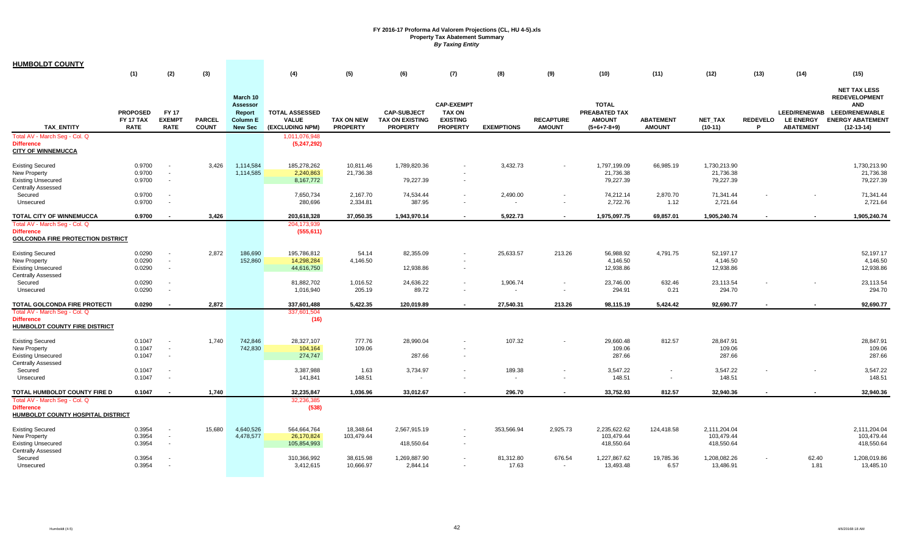**FY 2016-17 Proforma Ad Valorem Projections (CL, HU 4-5).xls**
**Property Tax Abatement Summary**
***By Taxing Entity***

**HUMBOLDT COUNTY**

| TAX_ENTITY | (1) PROPOSED FY 17 TAX RATE | (2) FY 17 EXEMPT RATE | (3) PARCEL COUNT | March 10 Assessor Report Column E New Sec | (4) TOTAL ASSESSED VALUE (EXCLUDING NPM) | (5) TAX ON NEW PROPERTY | (6) CAP-SUBJECT TAX ON EXISTING PROPERTY | (7) CAP-EXEMPT TAX ON EXISTING PROPERTY | (8) EXEMPTIONS | (9) RECAPTURE AMOUNT | (10) TOTAL PREABATED TAX AMOUNT (5+6+7-8+9) | (11) ABATEMENT AMOUNT | (12) NET_TAX (10-11) | (13) REDEVELOP | (14) LEED/RENEWABLE ENERGY ABATEMENT | (15) NET TAX LESS REDEVELOPMENT AND LEED/RENEWABLE ENERGY ABATEMENT (12-13-14) |
|---|---|---|---|---|---|---|---|---|---|---|---|---|---|---|---|---|
| Total AV - March Seg - Col. Q | | | | | 1,011,076,948 | | | | | | | | | | | |
| Difference | | | | | (5,247,292) | | | | | | | | | | | |
| **CITY OF WINNEMUCCA** | | | | | | | | | | | | | | | | |
| Existing Secured | 0.9700 | - | 3,426 | 1,114,584 | 185,278,262 | 10,811.46 | 1,789,820.36 | - | 3,432.73 | - | 1,797,199.09 | 66,985.19 | 1,730,213.90 | | | 1,730,213.90 |
| New Property | 0.9700 | - | | 1,114,585 | 2,240,863 | 21,736.38 | | - | | | 21,736.38 | | 21,736.38 | | | 21,736.38 |
| Existing Unsecured | 0.9700 | - | | | 8,167,772 | | 79,227.39 | - | | | 79,227.39 | | 79,227.39 | | | 79,227.39 |
| Centrally Assessed | | | | | | | | | | | | | | | | |
| Secured | 0.9700 | - | | | 7,650,734 | 2,167.70 | 74,534.44 | - | 2,490.00 | - | 74,212.14 | 2,870.70 | 71,341.44 | - | - | 71,341.44 |
| Unsecured | 0.9700 | - | | | 280,696 | 2,334.81 | 387.95 | - | - | - | 2,722.76 | 1.12 | 2,721.64 | | | 2,721.64 |
| **TOTAL CITY OF WINNEMUCCA** | **0.9700** | **-** | **3,426** | | **203,618,328** | **37,050.35** | **1,943,970.14** | **-** | **5,922.73** | **-** | **1,975,097.75** | **69,857.01** | **1,905,240.74** | **-** | **-** | **1,905,240.74** |
| Total AV - March Seg - Col. Q | | | | | 204,173,939 | | | | | | | | | | | |
| Difference | | | | | (555,611) | | | | | | | | | | | |
| **GOLCONDA FIRE PROTECTION DISTRICT** | | | | | | | | | | | | | | | | |
| Existing Secured | 0.0290 | - | 2,872 | 186,690 | 195,786,812 | 54.14 | 82,355.09 | - | 25,633.57 | 213.26 | 56,988.92 | 4,791.75 | 52,197.17 | | | 52,197.17 |
| New Property | 0.0290 | - | | 152,860 | 14,298,284 | 4,146.50 | | - | | | 4,146.50 | | 4,146.50 | | | 4,146.50 |
| Existing Unsecured | 0.0290 | - | | | 44,616,750 | | 12,938.86 | - | | | 12,938.86 | | 12,938.86 | | | 12,938.86 |
| Centrally Assessed | | | | | | | | | | | | | | | | |
| Secured | 0.0290 | - | | | 81,882,702 | 1,016.52 | 24,636.22 | - | 1,906.74 | - | 23,746.00 | 632.46 | 23,113.54 | - | - | 23,113.54 |
| Unsecured | 0.0290 | - | | | 1,016,940 | 205.19 | 89.72 | - | - | - | 294.91 | 0.21 | 294.70 | | | 294.70 |
| **TOTAL GOLCONDA FIRE PROTECTI** | **0.0290** | **-** | **2,872** | | **337,601,488** | **5,422.35** | **120,019.89** | **-** | **27,540.31** | **213.26** | **98,115.19** | **5,424.42** | **92,690.77** | **-** | **-** | **92,690.77** |
| Total AV - March Seg - Col. Q | | | | | 337,601,504 | | | | | | | | | | | |
| Difference | | | | | (16) | | | | | | | | | | | |
| **HUMBOLDT COUNTY FIRE DISTRICT** | | | | | | | | | | | | | | | | |
| Existing Secured | 0.1047 | - | 1,740 | 742,846 | 28,327,107 | 777.76 | 28,990.04 | - | 107.32 | - | 29,660.48 | 812.57 | 28,847.91 | | | 28,847.91 |
| New Property | 0.1047 | - | | 742,830 | 104,164 | 109.06 | | - | | | 109.06 | | 109.06 | | | 109.06 |
| Existing Unsecured | 0.1047 | - | | | 274,747 | | 287.66 | - | | | 287.66 | | 287.66 | | | 287.66 |
| Centrally Assessed | | | | | | | | | | | | | | | | |
| Secured | 0.1047 | - | | | 3,387,988 | 1.63 | 3,734.97 | - | 189.38 | - | 3,547.22 | - | 3,547.22 | - | - | 3,547.22 |
| Unsecured | 0.1047 | - | | | 141,841 | 148.51 | - | - | - | - | 148.51 | - | 148.51 | | | 148.51 |
| **TOTAL HUMBOLDT COUNTY FIRE D** | **0.1047** | **-** | **1,740** | | **32,235,847** | **1,036.96** | **33,012.67** | **-** | **296.70** | **-** | **33,752.93** | **812.57** | **32,940.36** | **-** | **-** | **32,940.36** |
| Total AV - March Seg - Col. Q | | | | | 32,236,385 | | | | | | | | | | | |
| Difference | | | | | (538) | | | | | | | | | | | |
| **HUMBOLDT COUNTY HOSPITAL DISTRICT** | | | | | | | | | | | | | | | | |
| Existing Secured | 0.3954 | - | 15,680 | 4,640,526 | 564,664,764 | 18,348.64 | 2,567,915.19 | - | 353,566.94 | 2,925.73 | 2,235,622.62 | 124,418.58 | 2,111,204.04 | | | 2,111,204.04 |
| New Property | 0.3954 | - | | 4,478,577 | 26,170,824 | 103,479.44 | | - | | | 103,479.44 | | 103,479.44 | | | 103,479.44 |
| Existing Unsecured | 0.3954 | - | | | 105,854,993 | | 418,550.64 | - | | | 418,550.64 | | 418,550.64 | | | 418,550.64 |
| Centrally Assessed | | | | | | | | | | | | | | | | |
| Secured | 0.3954 | - | | | 310,366,992 | 38,615.98 | 1,269,887.90 | - | 81,312.80 | 676.54 | 1,227,867.62 | 19,785.36 | 1,208,082.26 | - | 62.40 | 1,208,019.86 |
| Unsecured | 0.3954 | - | | | 3,412,615 | 10,666.97 | 2,844.14 | - | 17.63 | - | 13,493.48 | 6.57 | 13,486.91 | | 1.81 | 13,485.10 |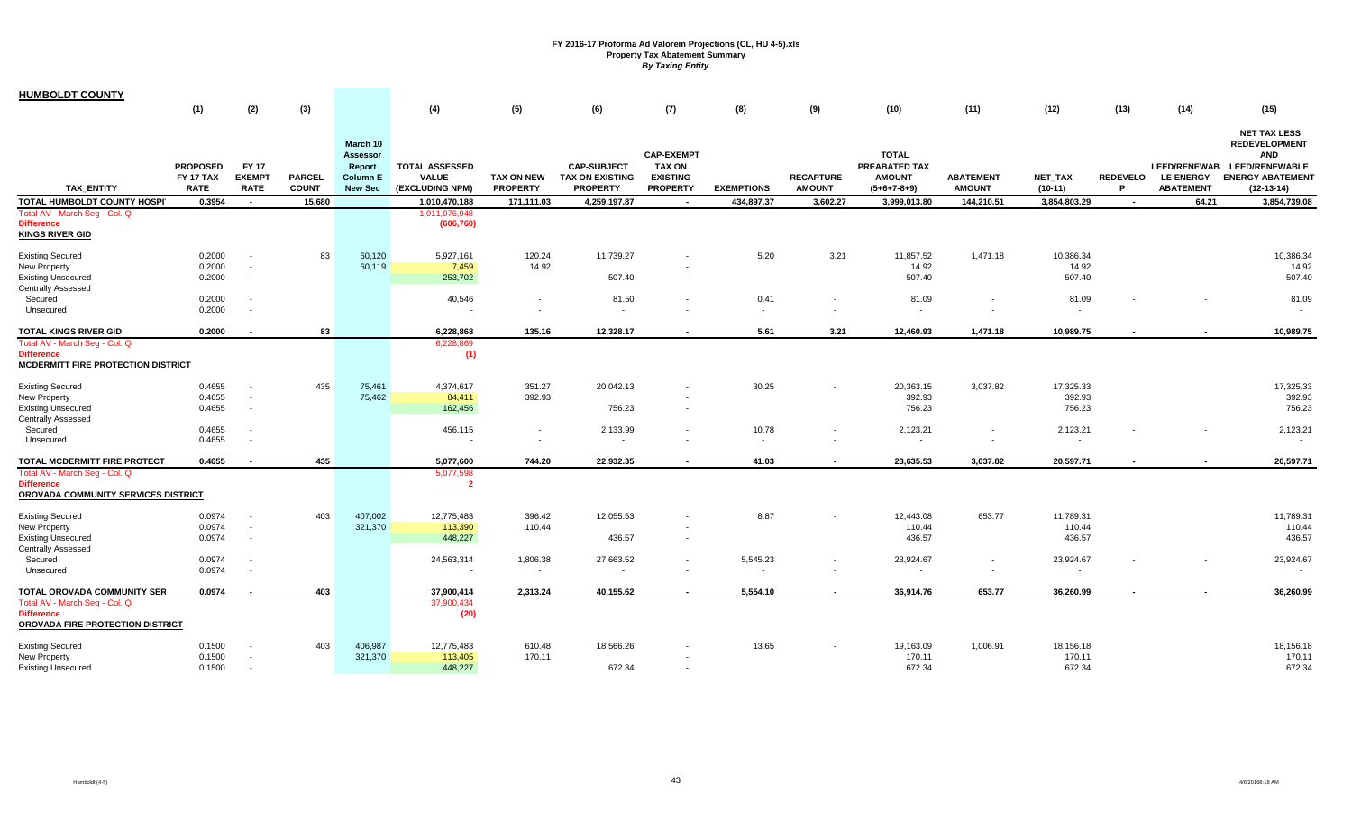**FY 2016-17 Proforma Ad Valorem Projections (CL, HU 4-5).xls**
**Property Tax Abatement Summary**
***By Taxing Entity***

## HUMBOLDT COUNTY

| TAX_ENTITY | (1) PROPOSED FY 17 TAX RATE | (2) FY 17 EXEMPT RATE | (3) PARCEL COUNT | March 10 Assessor Report Column E New Sec | (4) TOTAL ASSESSED VALUE (EXCLUDING NPM) | (5) TAX ON NEW PROPERTY | (6) CAP-SUBJECT TAX ON EXISTING PROPERTY | (7) CAP-EXEMPT TAX ON EXISTING PROPERTY | (8) EXEMPTIONS | (9) RECAPTURE AMOUNT | (10) TOTAL PREABATED TAX AMOUNT (5+6+7-8+9) | (11) ABATEMENT AMOUNT | (12) NET_TAX (10-11) | (13) REDEVELOP | (14) LEED/RENEWABLE ENERGY ABATEMENT | (15) NET TAX LESS REDEVELOPMENT AND LEED/RENEWABLE ENERGY ABATEMENT (12-13-14) |
|---|---|---|---|---|---|---|---|---|---|---|---|---|---|---|---|---|
| **TOTAL HUMBOLDT COUNTY HOSPI** | **0.3954** | **-** | **15,680** | | **1,010,470,188** | **171,111.03** | **4,259,197.87** | **-** | **434,897.37** | **3,602.27** | **3,999,013.80** | **144,210.51** | **3,854,803.29** | **-** | **64.21** | **3,854,739.08** |
| Total AV - March Seg - Col. Q | | | | | 1,011,076,948 | | | | | | | | | | | |
| **Difference** | | | | | **(606,760)** | | | | | | | | | | | |
| **KINGS RIVER GID** | | | | | | | | | | | | | | | | |
| Existing Secured | 0.2000 | - | 83 | 60,120 | 5,927,161 | 120.24 | 11,739.27 | - | 5.20 | 3.21 | 11,857.52 | 1,471.18 | 10,386.34 | | | 10,386.34 |
| New Property | 0.2000 | - | | 60,119 | 7,459 | 14.92 | | - | | | 14.92 | | 14.92 | | | 14.92 |
| Existing Unsecured | 0.2000 | - | | | 253,702 | | 507.40 | - | | | 507.40 | | 507.40 | | | 507.40 |
| Centrally Assessed | | | | | | | | | | | | | | | | |
| Secured | 0.2000 | - | | | 40,546 | - | 81.50 | - | 0.41 | - | 81.09 | - | 81.09 | - | - | 81.09 |
| Unsecured | 0.2000 | - | | | - | - | - | - | - | - | - | - | - | | | - |
| **TOTAL KINGS RIVER GID** | **0.2000** | **-** | **83** | | **6,228,868** | **135.16** | **12,328.17** | **-** | **5.61** | **3.21** | **12,460.93** | **1,471.18** | **10,989.75** | **-** | **-** | **10,989.75** |
| Total AV - March Seg - Col. Q | | | | | 6,228,869 | | | | | | | | | | | |
| **Difference** | | | | | **(1)** | | | | | | | | | | | |
| **MCDERMITT FIRE PROTECTION DISTRICT** | | | | | | | | | | | | | | | | |
| Existing Secured | 0.4655 | - | 435 | 75,461 | 4,374,617 | 351.27 | 20,042.13 | - | 30.25 | - | 20,363.15 | 3,037.82 | 17,325.33 | | | 17,325.33 |
| New Property | 0.4655 | - | | 75,462 | 84,411 | 392.93 | | - | | | 392.93 | | 392.93 | | | 392.93 |
| Existing Unsecured | 0.4655 | - | | | 162,456 | | 756.23 | - | | | 756.23 | | 756.23 | | | 756.23 |
| Centrally Assessed | | | | | | | | | | | | | | | | |
| Secured | 0.4655 | - | | | 456,115 | - | 2,133.99 | - | 10.78 | - | 2,123.21 | - | 2,123.21 | - | - | 2,123.21 |
| Unsecured | 0.4655 | - | | | - | - | - | - | - | - | - | - | - | | | - |
| **TOTAL MCDERMITT FIRE PROTECT** | **0.4655** | **-** | **435** | | **5,077,600** | **744.20** | **22,932.35** | **-** | **41.03** | **-** | **23,635.53** | **3,037.82** | **20,597.71** | **-** | **-** | **20,597.71** |
| Total AV - March Seg - Col. Q | | | | | 5,077,598 | | | | | | | | | | | |
| **Difference** | | | | | **2** | | | | | | | | | | | |
| **OROVADA COMMUNITY SERVICES DISTRICT** | | | | | | | | | | | | | | | | |
| Existing Secured | 0.0974 | - | 403 | 407,002 | 12,775,483 | 396.42 | 12,055.53 | - | 8.87 | - | 12,443.08 | 653.77 | 11,789.31 | | | 11,789.31 |
| New Property | 0.0974 | - | | 321,370 | 113,390 | 110.44 | | - | | | 110.44 | | 110.44 | | | 110.44 |
| Existing Unsecured | 0.0974 | - | | | 448,227 | | 436.57 | - | | | 436.57 | | 436.57 | | | 436.57 |
| Centrally Assessed | | | | | | | | | | | | | | | | |
| Secured | 0.0974 | - | | | 24,563,314 | 1,806.38 | 27,663.52 | - | 5,545.23 | - | 23,924.67 | - | 23,924.67 | - | - | 23,924.67 |
| Unsecured | 0.0974 | - | | | - | - | - | - | - | - | - | - | - | | | - |
| **TOTAL OROVADA COMMUNITY SER** | **0.0974** | **-** | **403** | | **37,900,414** | **2,313.24** | **40,155.62** | **-** | **5,554.10** | **-** | **36,914.76** | **653.77** | **36,260.99** | **-** | **-** | **36,260.99** |
| Total AV - March Seg - Col. Q | | | | | 37,900,434 | | | | | | | | | | | |
| **Difference** | | | | | **(20)** | | | | | | | | | | | |
| **OROVADA FIRE PROTECTION DISTRICT** | | | | | | | | | | | | | | | | |
| Existing Secured | 0.1500 | - | 403 | 406,987 | 12,775,483 | 610.48 | 18,566.26 | - | 13.65 | - | 19,163.09 | 1,006.91 | 18,156.18 | | | 18,156.18 |
| New Property | 0.1500 | - | | 321,370 | 113,405 | 170.11 | | - | | | 170.11 | | 170.11 | | | 170.11 |
| Existing Unsecured | 0.1500 | - | | | 448,227 | | 672.34 | - | | | 672.34 | | 672.34 | | | 672.34 |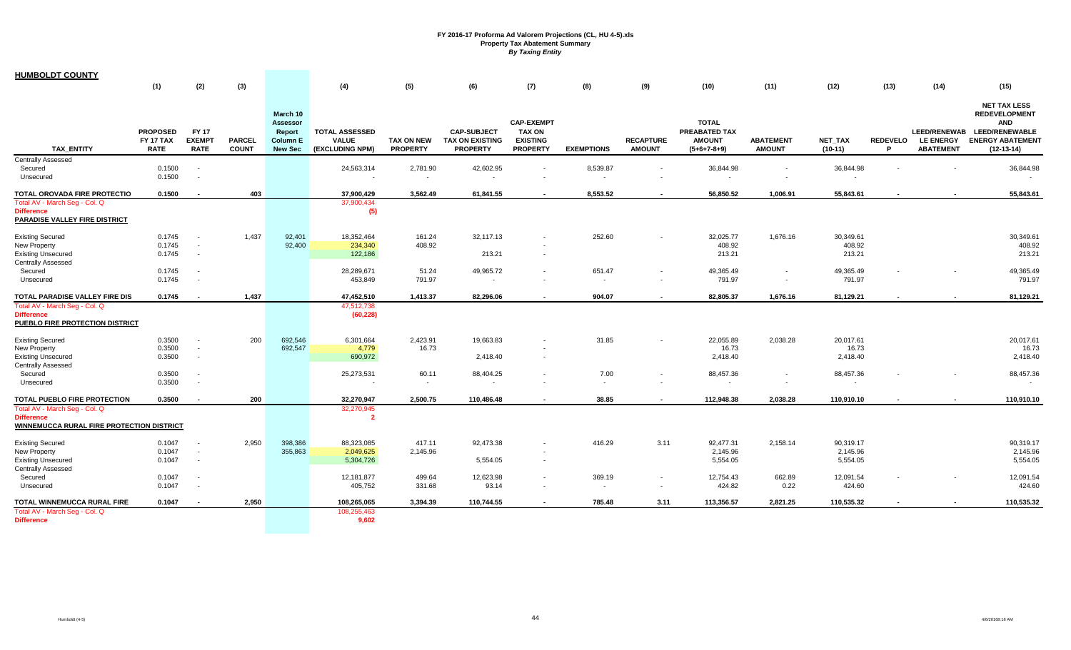**FY 2016-17 Proforma Ad Valorem Projections (CL, HU 4-5).xls**
**Property Tax Abatement Summary**
***By Taxing Entity***

## HUMBOLDT COUNTY

| TAX_ENTITY | (1) PROPOSED FY 17 TAX RATE | (2) FY 17 EXEMPT RATE | (3) PARCEL COUNT | March 10 Assessor Report Column E New Sec | (4) TOTAL ASSESSED VALUE (EXCLUDING NPM) | (5) TAX ON NEW PROPERTY | (6) CAP-SUBJECT TAX ON EXISTING PROPERTY | (7) CAP-EXEMPT TAX ON EXISTING PROPERTY | (8) EXEMPTIONS | (9) RECAPTURE AMOUNT | (10) TOTAL PREABATED TAX AMOUNT (5+6+7-8+9) | (11) ABATEMENT AMOUNT | (12) NET_TAX (10-11) | (13) REDEVELOP | (14) LEED/RENEWABLE ENERGY ABATEMENT | (15) NET TAX LESS REDEVELOPMENT AND LEED/RENEWABLE ENERGY ABATEMENT (12-13-14) |
|---|---|---|---|---|---|---|---|---|---|---|---|---|---|---|---|---|
| Centrally Assessed | | | | | | | | | | | | | | | | |
| Secured | 0.1500 | - | | | 24,563,314 | 2,781.90 | 42,602.95 | - | 8,539.87 | - | 36,844.98 | - | 36,844.98 | - | - | 36,844.98 |
| Unsecured | 0.1500 | - | | | - | - | - | - | - | - | - | - | - | | | - |
| **TOTAL OROVADA FIRE PROTECTIO** | **0.1500** | **-** | **403** | | **37,900,429** | **3,562.49** | **61,841.55** | **-** | **8,553.52** | **-** | **56,850.52** | **1,006.91** | **55,843.61** | **-** | **-** | **55,843.61** |
| Total AV - March Seg - Col. Q | | | | | 37,900,434 | | | | | | | | | | | |
| **Difference** | | | | | **(5)** | | | | | | | | | | | |
| **PARADISE VALLEY FIRE DISTRICT** | | | | | | | | | | | | | | | | |
| Existing Secured | 0.1745 | - | 1,437 | 92,401 | 18,352,464 | 161.24 | 32,117.13 | - | 252.60 | - | 32,025.77 | 1,676.16 | 30,349.61 | | | 30,349.61 |
| New Property | 0.1745 | - | | 92,400 | 234,340 | 408.92 | | - | | | 408.92 | | 408.92 | | | 408.92 |
| Existing Unsecured | 0.1745 | - | | | 122,186 | | 213.21 | - | | | 213.21 | | 213.21 | | | 213.21 |
| Centrally Assessed | | | | | | | | | | | | | | | | |
| Secured | 0.1745 | - | | | 28,289,671 | 51.24 | 49,965.72 | - | 651.47 | - | 49,365.49 | - | 49,365.49 | - | - | 49,365.49 |
| Unsecured | 0.1745 | - | | | 453,849 | 791.97 | - | - | - | - | 791.97 | - | 791.97 | | | 791.97 |
| **TOTAL PARADISE VALLEY FIRE DIS** | **0.1745** | **-** | **1,437** | | **47,452,510** | **1,413.37** | **82,296.06** | **-** | **904.07** | **-** | **82,805.37** | **1,676.16** | **81,129.21** | **-** | **-** | **81,129.21** |
| Total AV - March Seg - Col. Q | | | | | 47,512,738 | | | | | | | | | | | |
| **Difference** | | | | | **(60,228)** | | | | | | | | | | | |
| **PUEBLO FIRE PROTECTION DISTRICT** | | | | | | | | | | | | | | | | |
| Existing Secured | 0.3500 | - | 200 | 692,546 | 6,301,664 | 2,423.91 | 19,663.83 | - | 31.85 | - | 22,055.89 | 2,038.28 | 20,017.61 | | | 20,017.61 |
| New Property | 0.3500 | - | | 692,547 | 4,779 | 16.73 | | - | | | 16.73 | | 16.73 | | | 16.73 |
| Existing Unsecured | 0.3500 | - | | | 690,972 | | 2,418.40 | - | | | 2,418.40 | | 2,418.40 | | | 2,418.40 |
| Centrally Assessed | | | | | | | | | | | | | | | | |
| Secured | 0.3500 | - | | | 25,273,531 | 60.11 | 88,404.25 | - | 7.00 | - | 88,457.36 | - | 88,457.36 | - | - | 88,457.36 |
| Unsecured | 0.3500 | - | | | - | - | - | - | - | - | - | - | - | | | - |
| **TOTAL PUEBLO FIRE PROTECTION** | **0.3500** | **-** | **200** | | **32,270,947** | **2,500.75** | **110,486.48** | **-** | **38.85** | **-** | **112,948.38** | **2,038.28** | **110,910.10** | **-** | **-** | **110,910.10** |
| Total AV - March Seg - Col. Q | | | | | 32,270,945 | | | | | | | | | | | |
| **Difference** | | | | | **2** | | | | | | | | | | | |
| **WINNEMUCCA RURAL FIRE PROTECTION DISTRICT** | | | | | | | | | | | | | | | | |
| Existing Secured | 0.1047 | - | 2,950 | 398,386 | 88,323,085 | 417.11 | 92,473.38 | - | 416.29 | 3.11 | 92,477.31 | 2,158.14 | 90,319.17 | | | 90,319.17 |
| New Property | 0.1047 | - | | 355,863 | 2,049,625 | 2,145.96 | | - | | | 2,145.96 | | 2,145.96 | | | 2,145.96 |
| Existing Unsecured | 0.1047 | - | | | 5,304,726 | | 5,554.05 | - | | | 5,554.05 | | 5,554.05 | | | 5,554.05 |
| Centrally Assessed | | | | | | | | | | | | | | | | |
| Secured | 0.1047 | - | | | 12,181,877 | 499.64 | 12,623.98 | - | 369.19 | - | 12,754.43 | 662.89 | 12,091.54 | - | - | 12,091.54 |
| Unsecured | 0.1047 | - | | | 405,752 | 331.68 | 93.14 | - | - | - | 424.82 | 0.22 | 424.60 | | | 424.60 |
| **TOTAL WINNEMUCCA RURAL FIRE** | **0.1047** | **-** | **2,950** | | **108,265,065** | **3,394.39** | **110,744.55** | **-** | **785.48** | **3.11** | **113,356.57** | **2,821.25** | **110,535.32** | **-** | **-** | **110,535.32** |
| Total AV - March Seg - Col. Q | | | | | 108,255,463 | | | | | | | | | | | |
| **Difference** | | | | | **9,602** | | | | | | | | | | | |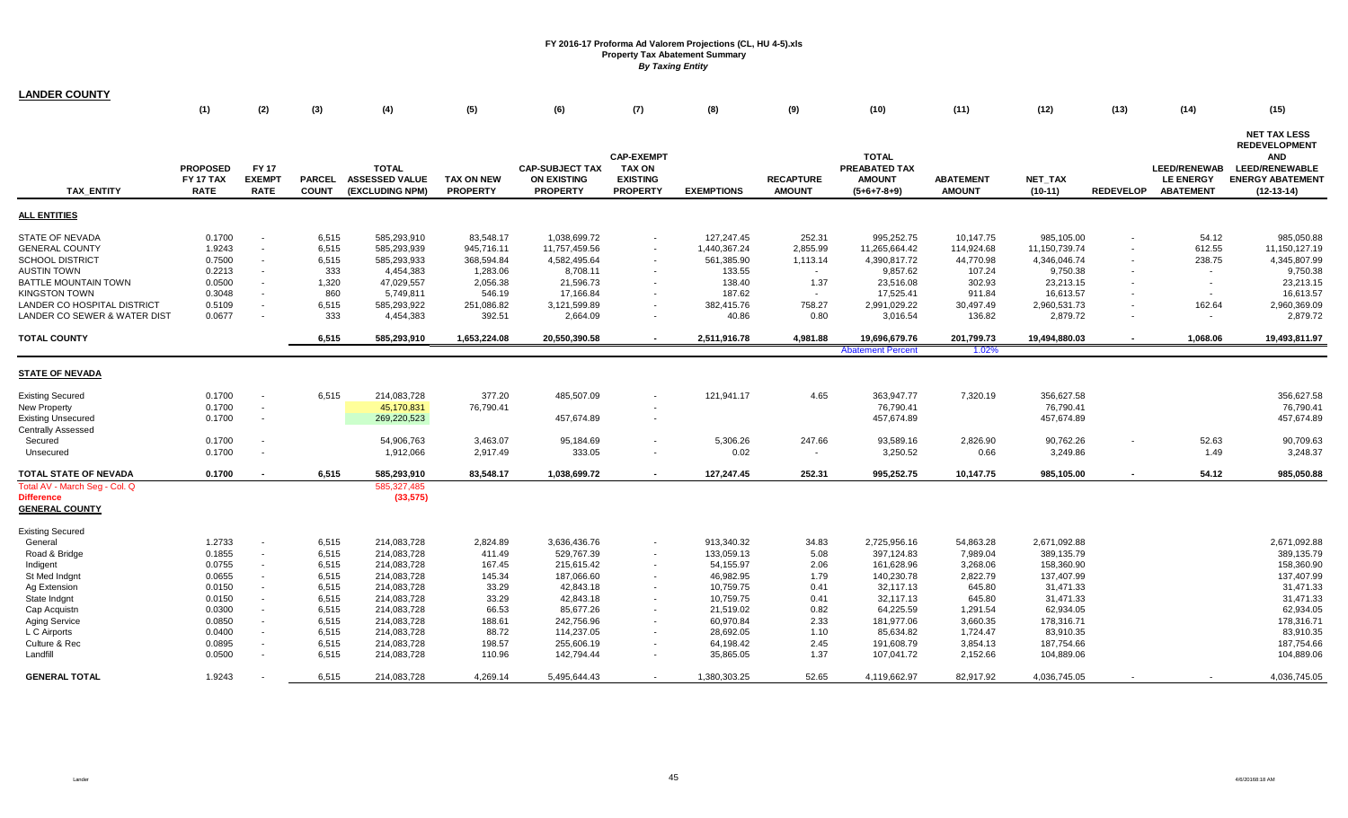**FY 2016-17 Proforma Ad Valorem Projections (CL, HU 4-5).xls**
**Property Tax Abatement Summary**
***By Taxing Entity***

## LANDER COUNTY

| | (1) | (2) | (3) | (4) | (5) | (6) | (7) | (8) | (9) | (10) | (11) | (12) | (13) | (14) | (15) |
|---|---|---|---|---|---|---|---|---|---|---|---|---|---|---|---|
| **TAX_ENTITY** | **PROPOSED FY 17 TAX RATE** | **FY 17 EXEMPT RATE** | **PARCEL COUNT** | **TOTAL ASSESSED VALUE (EXCLUDING NPM)** | **TAX ON NEW PROPERTY** | **CAP-SUBJECT TAX ON EXISTING PROPERTY** | **CAP-EXEMPT TAX ON EXISTING PROPERTY** | **EXEMPTIONS** | **RECAPTURE AMOUNT** | **TOTAL PREABATED TAX AMOUNT (5+6+7-8+9)** | **ABATEMENT AMOUNT** | **NET_TAX (10-11)** | **REDEVELOP** | **LEED/RENEWAB LE ENERGY ABATEMENT** | **NET TAX LESS REDEVELOPMENT AND LEED/RENEWABLE ENERGY ABATEMENT (12-13-14)** |
| **ALL ENTITIES** | | | | | | | | | | | | | | | |
| STATE OF NEVADA | 0.1700 | - | 6,515 | 585,293,910 | 83,548.17 | 1,038,699.72 | - | 127,247.45 | 252.31 | 995,252.75 | 10,147.75 | 985,105.00 | - | 54.12 | 985,050.88 |
| GENERAL COUNTY | 1.9243 | - | 6,515 | 585,293,939 | 945,716.11 | 11,757,459.56 | - | 1,440,367.24 | 2,855.99 | 11,265,664.42 | 114,924.68 | 11,150,739.74 | - | 612.55 | 11,150,127.19 |
| SCHOOL DISTRICT | 0.7500 | - | 6,515 | 585,293,933 | 368,594.84 | 4,582,495.64 | - | 561,385.90 | 1,113.14 | 4,390,817.72 | 44,770.98 | 4,346,046.74 | - | 238.75 | 4,345,807.99 |
| AUSTIN TOWN | 0.2213 | - | 333 | 4,454,383 | 1,283.06 | 8,708.11 | - | 133.55 | - | 9,857.62 | 107.24 | 9,750.38 | - | - | 9,750.38 |
| BATTLE MOUNTAIN TOWN | 0.0500 | - | 1,320 | 47,029,557 | 2,056.38 | 21,596.73 | - | 138.40 | 1.37 | 23,516.08 | 302.93 | 23,213.15 | - | - | 23,213.15 |
| KINGSTON TOWN | 0.3048 | - | 860 | 5,749,811 | 546.19 | 17,166.84 | - | 187.62 | - | 17,525.41 | 911.84 | 16,613.57 | - | - | 16,613.57 |
| LANDER CO HOSPITAL DISTRICT | 0.5109 | - | 6,515 | 585,293,922 | 251,086.82 | 3,121,599.89 | - | 382,415.76 | 758.27 | 2,991,029.22 | 30,497.49 | 2,960,531.73 | - | 162.64 | 2,960,369.09 |
| LANDER CO SEWER & WATER DIST | 0.0677 | - | 333 | 4,454,383 | 392.51 | 2,664.09 | - | 40.86 | 0.80 | 3,016.54 | 136.82 | 2,879.72 | - | - | 2,879.72 |
| **TOTAL COUNTY** | | | **6,515** | **585,293,910** | **1,653,224.08** | **20,550,390.58** | **-** | **2,511,916.78** | **4,981.88** | **19,696,679.76** | **201,799.73** | **19,494,880.03** | **-** | **1,068.06** | **19,493,811.97** |
| | | | | | | | | | | Abatement Percent | 1.02% | | | | |
| **STATE OF NEVADA** | | | | | | | | | | | | | | | |
| Existing Secured | 0.1700 | - | 6,515 | 214,083,728 | 377.20 | 485,507.09 | - | 121,941.17 | 4.65 | 363,947.77 | 7,320.19 | 356,627.58 | | | 356,627.58 |
| New Property | 0.1700 | - | | 45,170,831 | 76,790.41 | | - | | | 76,790.41 | | 76,790.41 | | | 76,790.41 |
| Existing Unsecured | 0.1700 | - | | 269,220,523 | | 457,674.89 | - | | | 457,674.89 | | 457,674.89 | | | 457,674.89 |
| Centrally Assessed | | | | | | | | | | | | | | | |
| Secured | 0.1700 | - | | 54,906,763 | 3,463.07 | 95,184.69 | - | 5,306.26 | 247.66 | 93,589.16 | 2,826.90 | 90,762.26 | - | 52.63 | 90,709.63 |
| Unsecured | 0.1700 | - | | 1,912,066 | 2,917.49 | 333.05 | - | 0.02 | - | 3,250.52 | 0.66 | 3,249.86 | | 1.49 | 3,248.37 |
| **TOTAL STATE OF NEVADA** | **0.1700** | **-** | **6,515** | **585,293,910** | **83,548.17** | **1,038,699.72** | **-** | **127,247.45** | **252.31** | **995,252.75** | **10,147.75** | **985,105.00** | **-** | **54.12** | **985,050.88** |
| Total AV - March Seg - Col. Q | | | | 585,327,485 | | | | | | | | | | | |
| Difference | | | | (33,575) | | | | | | | | | | | |
| **GENERAL COUNTY** | | | | | | | | | | | | | | | |
| Existing Secured | | | | | | | | | | | | | | | |
| General | 1.2733 | - | 6,515 | 214,083,728 | 2,824.89 | 3,636,436.76 | - | 913,340.32 | 34.83 | 2,725,956.16 | 54,863.28 | 2,671,092.88 | | | 2,671,092.88 |
| Road & Bridge | 0.1855 | - | 6,515 | 214,083,728 | 411.49 | 529,767.39 | - | 133,059.13 | 5.08 | 397,124.83 | 7,989.04 | 389,135.79 | | | 389,135.79 |
| Indigent | 0.0755 | - | 6,515 | 214,083,728 | 167.45 | 215,615.42 | - | 54,155.97 | 2.06 | 161,628.96 | 3,268.06 | 158,360.90 | | | 158,360.90 |
| St Med Indgnt | 0.0655 | - | 6,515 | 214,083,728 | 145.34 | 187,066.60 | - | 46,982.95 | 1.79 | 140,230.78 | 2,822.79 | 137,407.99 | | | 137,407.99 |
| Ag Extension | 0.0150 | - | 6,515 | 214,083,728 | 33.29 | 42,843.18 | - | 10,759.75 | 0.41 | 32,117.13 | 645.80 | 31,471.33 | | | 31,471.33 |
| State Indgnt | 0.0150 | - | 6,515 | 214,083,728 | 33.29 | 42,843.18 | - | 10,759.75 | 0.41 | 32,117.13 | 645.80 | 31,471.33 | | | 31,471.33 |
| Cap Acquistn | 0.0300 | - | 6,515 | 214,083,728 | 66.53 | 85,677.26 | - | 21,519.02 | 0.82 | 64,225.59 | 1,291.54 | 62,934.05 | | | 62,934.05 |
| Aging Service | 0.0850 | - | 6,515 | 214,083,728 | 188.61 | 242,756.96 | - | 60,970.84 | 2.33 | 181,977.06 | 3,660.35 | 178,316.71 | | | 178,316.71 |
| L C Airports | 0.0400 | - | 6,515 | 214,083,728 | 88.72 | 114,237.05 | - | 28,692.05 | 1.10 | 85,634.82 | 1,724.47 | 83,910.35 | | | 83,910.35 |
| Culture & Rec | 0.0895 | - | 6,515 | 214,083,728 | 198.57 | 255,606.19 | - | 64,198.42 | 2.45 | 191,608.79 | 3,854.13 | 187,754.66 | | | 187,754.66 |
| Landfill | 0.0500 | - | 6,515 | 214,083,728 | 110.96 | 142,794.44 | - | 35,865.05 | 1.37 | 107,041.72 | 2,152.66 | 104,889.06 | | | 104,889.06 |
| **GENERAL TOTAL** | **1.9243** | **-** | **6,515** | **214,083,728** | **4,269.14** | **5,495,644.43** | **-** | **1,380,303.25** | **52.65** | **4,119,662.97** | **82,917.92** | **4,036,745.05** | **-** | **-** | **4,036,745.05** |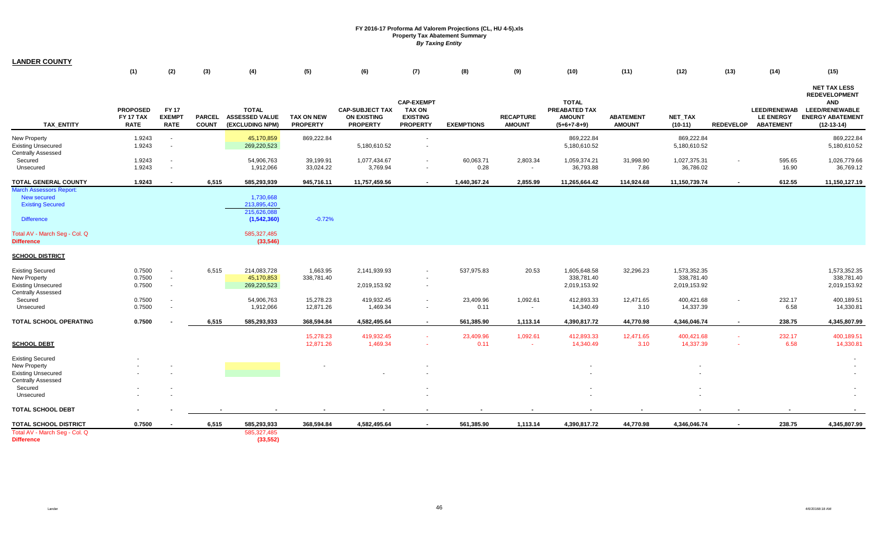**FY 2016-17 Proforma Ad Valorem Projections (CL, HU 4-5).xls**
**Property Tax Abatement Summary**
***By Taxing Entity***

## LANDER COUNTY

| | (1) | (2) | (3) | (4) | (5) | (6) | (7) | (8) | (9) | (10) | (11) | (12) | (13) | (14) | (15) |
|---|---|---|---|---|---|---|---|---|---|---|---|---|---|---|---|
| TAX_ENTITY | PROPOSED FY 17 TAX RATE | FY 17 EXEMPT RATE | PARCEL COUNT | TOTAL ASSESSED VALUE (EXCLUDING NPM) | TAX ON NEW PROPERTY | CAP-SUBJECT TAX ON EXISTING PROPERTY | CAP-EXEMPT TAX ON EXISTING PROPERTY | EXEMPTIONS | RECAPTURE AMOUNT | TOTAL PREABATED TAX AMOUNT (5+6+7-8+9) | ABATEMENT AMOUNT | NET_TAX (10-11) | REDEVELOP | LEED/RENEWAB LE ENERGY ABATEMENT | NET TAX LESS REDEVELOPMENT AND LEED/RENEWABLE ENERGY ABATEMENT (12-13-14) |
| New Property | 1.9243 | - | | 45,170,859 | 869,222.84 | | - | | | 869,222.84 | | 869,222.84 | | | 869,222.84 |
| Existing Unsecured | 1.9243 | - | | 269,220,523 | | 5,180,610.52 | - | | | 5,180,610.52 | | 5,180,610.52 | | | 5,180,610.52 |
| Centrally Assessed | | | | | | | | | | | | | | | |
| Secured | 1.9243 | - | | 54,906,763 | 39,199.91 | 1,077,434.67 | - | 60,063.71 | 2,803.34 | 1,059,374.21 | 31,998.90 | 1,027,375.31 | - | 595.65 | 1,026,779.66 |
| Unsecured | 1.9243 | - | | 1,912,066 | 33,024.22 | 3,769.94 | - | 0.28 | - | 36,793.88 | 7.86 | 36,786.02 | | 16.90 | 36,769.12 |
| **TOTAL GENERAL COUNTY** | **1.9243** | **-** | **6,515** | **585,293,939** | **945,716.11** | **11,757,459.56** | **-** | **1,440,367.24** | **2,855.99** | **11,265,664.42** | **114,924.68** | **11,150,739.74** | **-** | **612.55** | **11,150,127.19** |
| March Assessors Report: | | | | | | | | | | | | | | | |
| New secured | | | | 1,730,668 | | | | | | | | | | | |
| Existing Secured | | | | 213,895,420 | | | | | | | | | | | |
| | | | | 215,626,088 | | | | | | | | | | | |
| Difference | | | | (1,542,360) | -0.72% | | | | | | | | | | |
| Total AV - March Seg - Col. Q | | | | 585,327,485 | | | | | | | | | | | |
| **Difference** | | | | (33,546) | | | | | | | | | | | |

## SCHOOL DISTRICT

| | (1) | (2) | (3) | (4) | (5) | (6) | (7) | (8) | (9) | (10) | (11) | (12) | (13) | (14) | (15) |
|---|---|---|---|---|---|---|---|---|---|---|---|---|---|---|---|
| Existing Secured | 0.7500 | - | 6,515 | 214,083,728 | 1,663.95 | 2,141,939.93 | - | 537,975.83 | 20.53 | 1,605,648.58 | 32,296.23 | 1,573,352.35 | | | 1,573,352.35 |
| New Property | 0.7500 | - | | 45,170,853 | 338,781.40 | | - | | | 338,781.40 | | 338,781.40 | | | 338,781.40 |
| Existing Unsecured | 0.7500 | - | | 269,220,523 | | 2,019,153.92 | - | | | 2,019,153.92 | | 2,019,153.92 | | | 2,019,153.92 |
| Centrally Assessed | | | | | | | | | | | | | | | |
| Secured | 0.7500 | - | | 54,906,763 | 15,278.23 | 419,932.45 | - | 23,409.96 | 1,092.61 | 412,893.33 | 12,471.65 | 400,421.68 | - | 232.17 | 400,189.51 |
| Unsecured | 0.7500 | - | | 1,912,066 | 12,871.26 | 1,469.34 | - | 0.11 | - | 14,340.49 | 3.10 | 14,337.39 | | 6.58 | 14,330.81 |
| **TOTAL SCHOOL OPERATING** | **0.7500** | **-** | **6,515** | **585,293,933** | **368,594.84** | **4,582,495.64** | **-** | **561,385.90** | **1,113.14** | **4,390,817.72** | **44,770.98** | **4,346,046.74** | **-** | **238.75** | **4,345,807.99** |
| | | | | | 15,278.23 | 419,932.45 | - | 23,409.96 | 1,092.61 | 412,893.33 | 12,471.65 | 400,421.68 | - | 232.17 | 400,189.51 |
| | | | | | 12,871.26 | 1,469.34 | - | 0.11 | - | 14,340.49 | 3.10 | 14,337.39 | - | 6.58 | 14,330.81 |

## SCHOOL DEBT

| | (1) | (2) | (3) | (4) | (5) | (6) | (7) | (8) | (9) | (10) | (11) | (12) | (13) | (14) | (15) |
|---|---|---|---|---|---|---|---|---|---|---|---|---|---|---|---|
| Existing Secured | - | | | | | | | | | | | | | | - |
| New Property | - | - | | | - | | - | | | - | | - | | | - |
| Existing Unsecured | - | - | | | | - | - | | | - | | - | | | - |
| Centrally Assessed | | | | | | | | | | | | | | | |
| Secured | - | - | | | | | - | | | - | | - | | | - |
| Unsecured | - | - | | | | | - | | | - | | - | | | - |
| **TOTAL SCHOOL DEBT** | **-** | **-** | **-** | **-** | **-** | **-** | **-** | **-** | **-** | **-** | **-** | **-** | **-** | **-** | **-** |
| **TOTAL SCHOOL DISTRICT** | **0.7500** | **-** | **6,515** | **585,293,933** | **368,594.84** | **4,582,495.64** | **-** | **561,385.90** | **1,113.14** | **4,390,817.72** | **44,770.98** | **4,346,046.74** | **-** | **238.75** | **4,345,807.99** |
| Total AV - March Seg - Col. Q | | | | 585,327,485 | | | | | | | | | | | |
| **Difference** | | | | (33,552) | | | | | | | | | | | |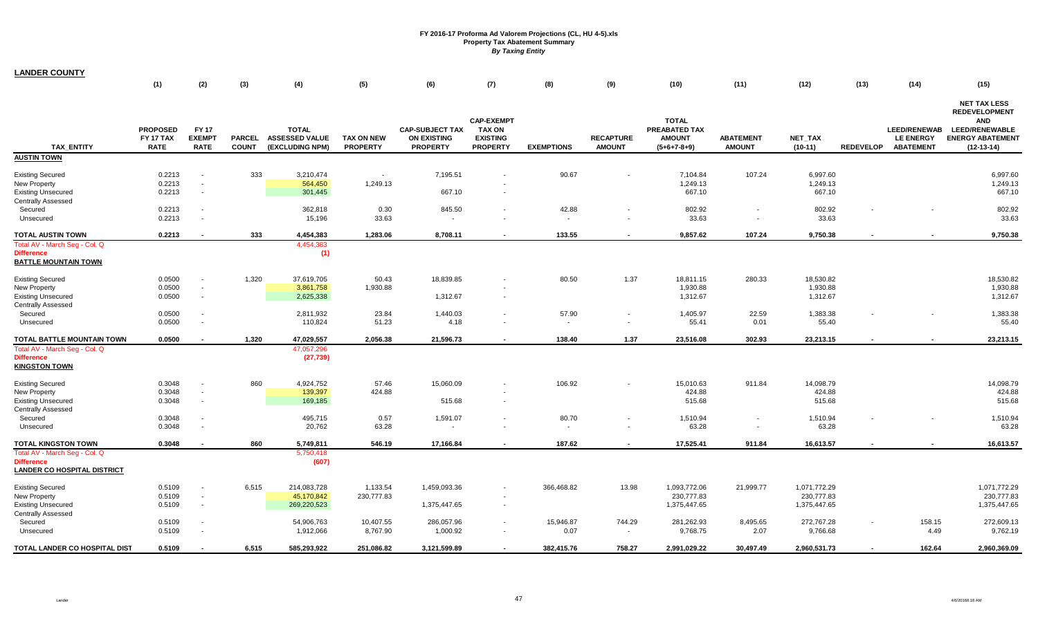**FY 2016-17 Proforma Ad Valorem Projections (CL, HU 4-5).xls**
**Property Tax Abatement Summary**
***By Taxing Entity***

**LANDER COUNTY**

| | (1) | (2) | (3) | (4) | (5) | (6) | (7) | (8) | (9) | (10) | (11) | (12) | (13) | (14) | (15) |
|---|---|---|---|---|---|---|---|---|---|---|---|---|---|---|---|
| **TAX_ENTITY** | **PROPOSED FY 17 TAX RATE** | **FY 17 EXEMPT RATE** | **PARCEL COUNT** | **TOTAL ASSESSED VALUE (EXCLUDING NPM)** | **TAX ON NEW PROPERTY** | **CAP-SUBJECT TAX ON EXISTING PROPERTY** | **CAP-EXEMPT TAX ON EXISTING PROPERTY** | **EXEMPTIONS** | **RECAPTURE AMOUNT** | **TOTAL PREABATED TAX AMOUNT (5+6+7-8+9)** | **ABATEMENT AMOUNT** | **NET_TAX (10-11)** | **REDEVELOP** | **LEED/RENEWABLE ENERGY ABATEMENT** | **NET TAX LESS REDEVELOPMENT AND LEED/RENEWABLE ENERGY ABATEMENT (12-13-14)** |
| **AUSTIN TOWN** | | | | | | | | | | | | | | | |
| Existing Secured | 0.2213 | - | 333 | 3,210,474 | - | 7,195.51 | - | 90.67 | - | 7,104.84 | 107.24 | 6,997.60 | | | 6,997.60 |
| New Property | 0.2213 | - | | 564,450 | 1,249.13 | | - | | | 1,249.13 | | 1,249.13 | | | 1,249.13 |
| Existing Unsecured | 0.2213 | - | | 301,445 | | 667.10 | - | | | 667.10 | | 667.10 | | | 667.10 |
| Centrally Assessed | | | | | | | | | | | | | | | |
| Secured | 0.2213 | - | | 362,818 | 0.30 | 845.50 | - | 42.88 | - | 802.92 | - | 802.92 | - | - | 802.92 |
| Unsecured | 0.2213 | - | | 15,196 | 33.63 | - | - | - | - | 33.63 | - | 33.63 | | | 33.63 |
| **TOTAL AUSTIN TOWN** | **0.2213** | **-** | **333** | **4,454,383** | **1,283.06** | **8,708.11** | **-** | **133.55** | **-** | **9,857.62** | **107.24** | **9,750.38** | **-** | **-** | **9,750.38** |
| Total AV - March Seg - Col. Q | | | | 4,454,383 | | | | | | | | | | | |
| **Difference** | | | | (1) | | | | | | | | | | | |
| **BATTLE MOUNTAIN TOWN** | | | | | | | | | | | | | | | |
| Existing Secured | 0.0500 | - | 1,320 | 37,619,705 | 50.43 | 18,839.85 | - | 80.50 | 1.37 | 18,811.15 | 280.33 | 18,530.82 | | | 18,530.82 |
| New Property | 0.0500 | - | | 3,861,758 | 1,930.88 | | - | | | 1,930.88 | | 1,930.88 | | | 1,930.88 |
| Existing Unsecured | 0.0500 | - | | 2,625,338 | | 1,312.67 | - | | | 1,312.67 | | 1,312.67 | | | 1,312.67 |
| Centrally Assessed | | | | | | | | | | | | | | | |
| Secured | 0.0500 | - | | 2,811,932 | 23.84 | 1,440.03 | - | 57.90 | - | 1,405.97 | 22.59 | 1,383.38 | - | - | 1,383.38 |
| Unsecured | 0.0500 | - | | 110,824 | 51.23 | 4.18 | - | - | - | 55.41 | 0.01 | 55.40 | | | 55.40 |
| **TOTAL BATTLE MOUNTAIN TOWN** | **0.0500** | **-** | **1,320** | **47,029,557** | **2,056.38** | **21,596.73** | **-** | **138.40** | **1.37** | **23,516.08** | **302.93** | **23,213.15** | **-** | **-** | **23,213.15** |
| Total AV - March Seg - Col. Q | | | | 47,057,296 | | | | | | | | | | | |
| **Difference** | | | | (27,739) | | | | | | | | | | | |
| **KINGSTON TOWN** | | | | | | | | | | | | | | | |
| Existing Secured | 0.3048 | - | 860 | 4,924,752 | 57.46 | 15,060.09 | - | 106.92 | - | 15,010.63 | 911.84 | 14,098.79 | | | 14,098.79 |
| New Property | 0.3048 | - | | 139,397 | 424.88 | | - | | | 424.88 | | 424.88 | | | 424.88 |
| Existing Unsecured | 0.3048 | - | | 169,185 | | 515.68 | - | | | 515.68 | | 515.68 | | | 515.68 |
| Centrally Assessed | | | | | | | | | | | | | | | |
| Secured | 0.3048 | - | | 495,715 | 0.57 | 1,591.07 | - | 80.70 | - | 1,510.94 | - | 1,510.94 | - | - | 1,510.94 |
| Unsecured | 0.3048 | - | | 20,762 | 63.28 | - | - | - | - | 63.28 | - | 63.28 | | | 63.28 |
| **TOTAL KINGSTON TOWN** | **0.3048** | **-** | **860** | **5,749,811** | **546.19** | **17,166.84** | **-** | **187.62** | **-** | **17,525.41** | **911.84** | **16,613.57** | **-** | **-** | **16,613.57** |
| Total AV - March Seg - Col. Q | | | | 5,750,418 | | | | | | | | | | | |
| **Difference** | | | | (607) | | | | | | | | | | | |
| **LANDER CO HOSPITAL DISTRICT** | | | | | | | | | | | | | | | |
| Existing Secured | 0.5109 | - | 6,515 | 214,083,728 | 1,133.54 | 1,459,093.36 | - | 366,468.82 | 13.98 | 1,093,772.06 | 21,999.77 | 1,071,772.29 | | | 1,071,772.29 |
| New Property | 0.5109 | - | | 45,170,842 | 230,777.83 | | - | | | 230,777.83 | | 230,777.83 | | | 230,777.83 |
| Existing Unsecured | 0.5109 | - | | 269,220,523 | | 1,375,447.65 | - | | | 1,375,447.65 | | 1,375,447.65 | | | 1,375,447.65 |
| Centrally Assessed | | | | | | | | | | | | | | | |
| Secured | 0.5109 | - | | 54,906,763 | 10,407.55 | 286,057.96 | - | 15,946.87 | 744.29 | 281,262.93 | 8,495.65 | 272,767.28 | - | 158.15 | 272,609.13 |
| Unsecured | 0.5109 | - | | 1,912,066 | 8,767.90 | 1,000.92 | - | 0.07 | - | 9,768.75 | 2.07 | 9,766.68 | | 4.49 | 9,762.19 |
| **TOTAL LANDER CO HOSPITAL DIST** | **0.5109** | **-** | **6,515** | **585,293,922** | **251,086.82** | **3,121,599.89** | **-** | **382,415.76** | **758.27** | **2,991,029.22** | **30,497.49** | **2,960,531.73** | **-** | **162.64** | **2,960,369.09** |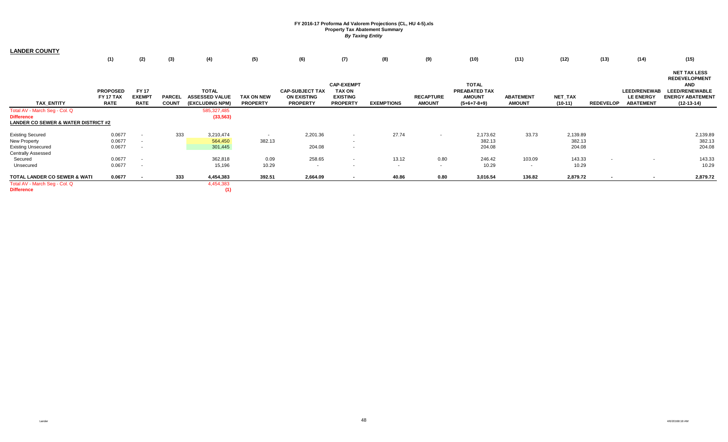**FY 2016-17 Proforma Ad Valorem Projections (CL, HU 4-5).xls**
**Property Tax Abatement Summary**
***By Taxing Entity***

## LANDER COUNTY

| TAX_ENTITY | (1) PROPOSED FY 17 TAX RATE | (2) FY 17 EXEMPT RATE | (3) PARCEL COUNT | (4) TOTAL ASSESSED VALUE (EXCLUDING NPM) | (5) TAX ON NEW PROPERTY | (6) CAP-SUBJECT TAX ON EXISTING PROPERTY | (7) CAP-EXEMPT TAX ON EXISTING PROPERTY | (8) EXEMPTIONS | (9) RECAPTURE AMOUNT | (10) TOTAL PREABATED TAX AMOUNT (5+6+7-8+9) | (11) ABATEMENT AMOUNT | (12) NET_TAX (10-11) | (13) REDEVELOP | (14) LEED/RENEWABLE ENERGY ABATEMENT | (15) NET TAX LESS REDEVELOPMENT AND LEED/RENEWABLE ENERGY ABATEMENT (12-13-14) |
|---|---|---|---|---|---|---|---|---|---|---|---|---|---|---|---|
| Total AV - March Seg - Col. Q | | | | 585,327,485 | | | | | | | | | | | |
| **Difference** | | | | (33,563) | | | | | | | | | | | |
| **LANDER CO SEWER & WATER DISTRICT #2** | | | | | | | | | | | | | | | |
| Existing Secured | 0.0677 | - | 333 | 3,210,474 | - | 2,201.36 | - | 27.74 | - | 2,173.62 | 33.73 | 2,139.89 | | | 2,139.89 |
| New Property | 0.0677 | - | | 564,450 | 382.13 | | - | | | 382.13 | | 382.13 | | | 382.13 |
| Existing Unsecured | 0.0677 | - | | 301,445 | | 204.08 | - | | | 204.08 | | 204.08 | | | 204.08 |
| Centrally Assessed | | | | | | | | | | | | | | | |
| Secured | 0.0677 | - | | 362,818 | 0.09 | 258.65 | - | 13.12 | 0.80 | 246.42 | 103.09 | 143.33 | - | - | 143.33 |
| Unsecured | 0.0677 | - | | 15,196 | 10.29 | - | - | - | - | 10.29 | - | 10.29 | | | 10.29 |
| **TOTAL LANDER CO SEWER & WATI** | **0.0677** | **-** | **333** | **4,454,383** | **392.51** | **2,664.09** | **-** | **40.86** | **0.80** | **3,016.54** | **136.82** | **2,879.72** | **-** | **-** | **2,879.72** |
| Total AV - March Seg - Col. Q | | | | 4,454,383 | | | | | | | | | | | |
| **Difference** | | | | (1) | | | | | | | | | | | |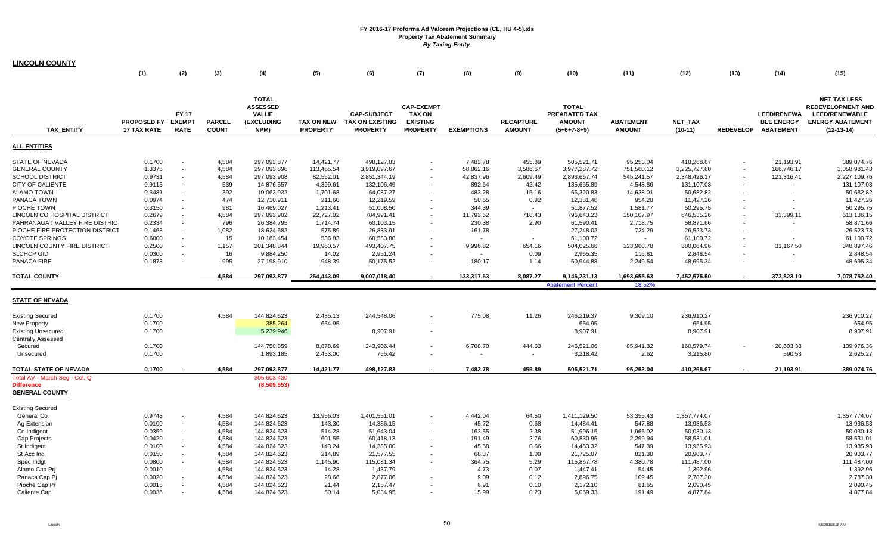# FY 2016-17 Proforma Ad Valorem Projections (CL, HU 4-5).xls
## Property Tax Abatement Summary
### *By Taxing Entity*

**LINCOLN COUNTY**

| | (1) | (2) | (3) | (4) | (5) | (6) | (7) | (8) | (9) | (10) | (11) | (12) | (13) | (14) | (15) |
|---|---|---|---|---|---|---|---|---|---|---|---|---|---|---|---|
| TAX_ENTITY | PROPOSED FY 17 TAX RATE | FY 17 EXEMPT RATE | PARCEL COUNT | TOTAL ASSESSED VALUE (EXCLUDING NPM) | TAX ON NEW PROPERTY | CAP-SUBJECT TAX ON EXISTING PROPERTY | CAP-EXEMPT TAX ON EXISTING PROPERTY | EXEMPTIONS | RECAPTURE AMOUNT | TOTAL PREABATED TAX AMOUNT (5+6+7-8+9) | ABATEMENT AMOUNT | NET_TAX (10-11) | REDEVELOP | LEED/RENEWABLE ENERGY ABATEMENT | NET TAX LESS REDEVELOPMENT AND LEED/RENEWABLE ENERGY ABATEMENT (12-13-14) |
| **ALL ENTITIES** | | | | | | | | | | | | | | | |
| STATE OF NEVADA | 0.1700 | - | 4,584 | 297,093,877 | 14,421.77 | 498,127.83 | - | 7,483.78 | 455.89 | 505,521.71 | 95,253.04 | 410,268.67 | - | 21,193.91 | 389,074.76 |
| GENERAL COUNTY | 1.3375 | - | 4,584 | 297,093,896 | 113,465.54 | 3,919,097.67 | - | 58,862.16 | 3,586.67 | 3,977,287.72 | 751,560.12 | 3,225,727.60 | - | 166,746.17 | 3,058,981.43 |
| SCHOOL DISTRICT | 0.9731 | - | 4,584 | 297,093,908 | 82,552.01 | 2,851,344.19 | - | 42,837.96 | 2,609.49 | 2,893,667.74 | 545,241.57 | 2,348,426.17 | - | 121,316.41 | 2,227,109.76 |
| CITY OF CALIENTE | 0.9115 | - | 539 | 14,876,557 | 4,399.61 | 132,106.49 | - | 892.64 | 42.42 | 135,655.89 | 4,548.86 | 131,107.03 | - | - | 131,107.03 |
| ALAMO TOWN | 0.6481 | - | 392 | 10,062,932 | 1,701.68 | 64,087.27 | - | 483.28 | 15.16 | 65,320.83 | 14,638.01 | 50,682.82 | - | - | 50,682.82 |
| PANACA TOWN | 0.0974 | - | 474 | 12,710,911 | 211.60 | 12,219.59 | - | 50.65 | 0.92 | 12,381.46 | 954.20 | 11,427.26 | - | - | 11,427.26 |
| PIOCHE TOWN | 0.3150 | - | 981 | 16,469,027 | 1,213.41 | 51,008.50 | - | 344.39 | - | 51,877.52 | 1,581.77 | 50,295.75 | - | - | 50,295.75 |
| LINCOLN CO HOSPITAL DISTRICT | 0.2679 | - | 4,584 | 297,093,902 | 22,727.02 | 784,991.41 | - | 11,793.62 | 718.43 | 796,643.23 | 150,107.97 | 646,535.26 | - | 33,399.11 | 613,136.15 |
| PAHRANAGAT VALLEY FIRE DISTRICT | 0.2334 | - | 796 | 26,384,795 | 1,714.74 | 60,103.15 | - | 230.38 | 2.90 | 61,590.41 | 2,718.75 | 58,871.66 | - | - | 58,871.66 |
| PIOCHE FIRE PROTECTION DISTRICT | 0.1463 | - | 1,082 | 18,624,682 | 575.89 | 26,833.91 | - | 161.78 | - | 27,248.02 | 724.29 | 26,523.73 | - | - | 26,523.73 |
| COYOTE SPRINGS | 0.6000 | - | 15 | 10,183,454 | 536.83 | 60,563.88 | - | - | - | 61,100.72 | - | 61,100.72 | - | - | 61,100.72 |
| LINCOLN COUNTY FIRE DISTRICT | 0.2500 | - | 1,157 | 201,348,844 | 19,960.57 | 493,407.75 | - | 9,996.82 | 654.16 | 504,025.66 | 123,960.70 | 380,064.96 | - | 31,167.50 | 348,897.46 |
| SLCHCP GID | 0.0300 | - | 16 | 9,884,250 | 14.02 | 2,951.24 | - | - | 0.09 | 2,965.35 | 116.81 | 2,848.54 | - | - | 2,848.54 |
| PANACA FIRE | 0.1873 | - | 995 | 27,198,910 | 948.39 | 50,175.52 | - | 180.17 | 1.14 | 50,944.88 | 2,249.54 | 48,695.34 | - | - | 48,695.34 |
| **TOTAL COUNTY** | | | **4,584** | **297,093,877** | **264,443.09** | **9,007,018.40** | **-** | **133,317.63** | **8,087.27** | **9,146,231.13** | **1,693,655.63** | **7,452,575.50** | **-** | **373,823.10** | **7,078,752.40** |
| | | | | | | | | | | Abatement Percent | 18.52% | | | | |
| **STATE OF NEVADA** | | | | | | | | | | | | | | | |
| Existing Secured | 0.1700 | | 4,584 | 144,824,623 | 2,435.13 | 244,548.06 | - | 775.08 | 11.26 | 246,219.37 | 9,309.10 | 236,910.27 | | | 236,910.27 |
| New Property | 0.1700 | | | 385,264 | 654.95 | | - | | | 654.95 | | 654.95 | | | 654.95 |
| Existing Unsecured | 0.1700 | | | 5,239,946 | | 8,907.91 | - | | | 8,907.91 | | 8,907.91 | | | 8,907.91 |
| Centrally Assessed | | | | | | | | | | | | | | | |
| Secured | 0.1700 | | | 144,750,859 | 8,878.69 | 243,906.44 | - | 6,708.70 | 444.63 | 246,521.06 | 85,941.32 | 160,579.74 | - | 20,603.38 | 139,976.36 |
| Unsecured | 0.1700 | | | 1,893,185 | 2,453.00 | 765.42 | - | - | - | 3,218.42 | 2.62 | 3,215.80 | | 590.53 | 2,625.27 |
| **TOTAL STATE OF NEVADA** | **0.1700** | **-** | **4,584** | **297,093,877** | **14,421.77** | **498,127.83** | **-** | **7,483.78** | **455.89** | **505,521.71** | **95,253.04** | **410,268.67** | **-** | **21,193.91** | **389,074.76** |
| Total AV - March Seg - Col. Q | | | | 305,603,430 | | | | | | | | | | | |
| **Difference** | | | | (8,509,553) | | | | | | | | | | | |
| **GENERAL COUNTY** | | | | | | | | | | | | | | | |
| Existing Secured | | | | | | | | | | | | | | | |
| General Co. | 0.9743 | - | 4,584 | 144,824,623 | 13,956.03 | 1,401,551.01 | - | 4,442.04 | 64.50 | 1,411,129.50 | 53,355.43 | 1,357,774.07 | | | 1,357,774.07 |
| Ag Extension | 0.0100 | - | 4,584 | 144,824,623 | 143.30 | 14,386.15 | - | 45.72 | 0.68 | 14,484.41 | 547.88 | 13,936.53 | | | 13,936.53 |
| Co Indigent | 0.0359 | - | 4,584 | 144,824,623 | 514.28 | 51,643.04 | - | 163.55 | 2.38 | 51,996.15 | 1,966.02 | 50,030.13 | | | 50,030.13 |
| Cap Projects | 0.0420 | - | 4,584 | 144,824,623 | 601.55 | 60,418.13 | - | 191.49 | 2.76 | 60,830.95 | 2,299.94 | 58,531.01 | | | 58,531.01 |
| St Indigent | 0.0100 | - | 4,584 | 144,824,623 | 143.24 | 14,385.00 | - | 45.58 | 0.66 | 14,483.32 | 547.39 | 13,935.93 | | | 13,935.93 |
| St Acc Ind | 0.0150 | - | 4,584 | 144,824,623 | 214.89 | 21,577.55 | - | 68.37 | 1.00 | 21,725.07 | 821.30 | 20,903.77 | | | 20,903.77 |
| Spec Indgt | 0.0800 | - | 4,584 | 144,824,623 | 1,145.90 | 115,081.34 | - | 364.75 | 5.29 | 115,867.78 | 4,380.78 | 111,487.00 | | | 111,487.00 |
| Alamo Cap Prj | 0.0010 | - | 4,584 | 144,824,623 | 14.28 | 1,437.79 | - | 4.73 | 0.07 | 1,447.41 | 54.45 | 1,392.96 | | | 1,392.96 |
| Panaca Cap Pj | 0.0020 | - | 4,584 | 144,824,623 | 28.66 | 2,877.06 | - | 9.09 | 0.12 | 2,896.75 | 109.45 | 2,787.30 | | | 2,787.30 |
| Pioche Cap Pr | 0.0015 | - | 4,584 | 144,824,623 | 21.44 | 2,157.47 | - | 6.91 | 0.10 | 2,172.10 | 81.65 | 2,090.45 | | | 2,090.45 |
| Caliente Cap | 0.0035 | - | 4,584 | 144,824,623 | 50.14 | 5,034.95 | - | 15.99 | 0.23 | 5,069.33 | 191.49 | 4,877.84 | | | 4,877.84 |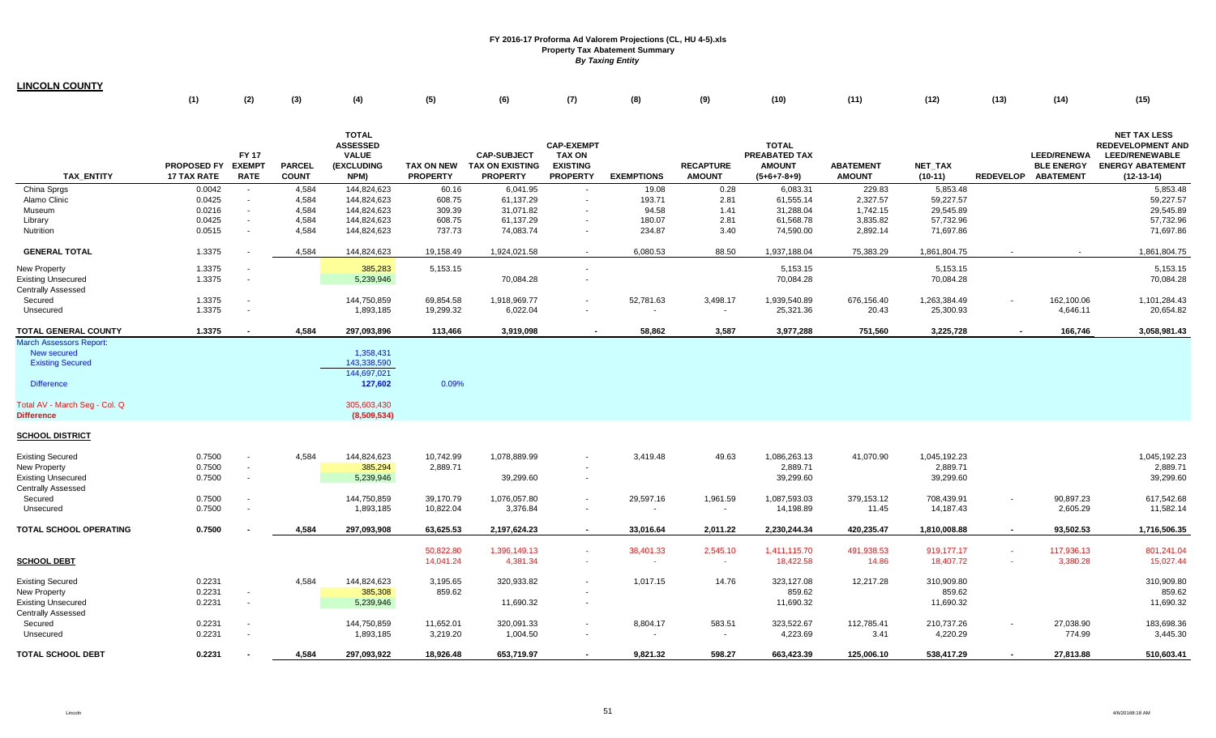**FY 2016-17 Proforma Ad Valorem Projections (CL, HU 4-5).xls**
**Property Tax Abatement Summary**
*By Taxing Entity*

**LINCOLN COUNTY**

| | (1) | (2) | (3) | (4) | (5) | (6) | (7) | (8) | (9) | (10) | (11) | (12) | (13) | (14) | (15) |
|---|---|---|---|---|---|---|---|---|---|---|---|---|---|---|---|
| **TAX_ENTITY** | **PROPOSED FY 17 TAX RATE** | **FY 17 EXEMPT RATE** | **PARCEL COUNT** | **TOTAL ASSESSED VALUE (EXCLUDING NPM)** | **TAX ON NEW PROPERTY** | **CAP-SUBJECT TAX ON EXISTING PROPERTY** | **CAP-EXEMPT TAX ON EXISTING PROPERTY** | **EXEMPTIONS** | **RECAPTURE AMOUNT** | **TOTAL PREABATED TAX AMOUNT (5+6+7-8+9)** | **ABATEMENT AMOUNT** | **NET_TAX (10-11)** | **REDEVELOP** | **LEED/RENEWABLE ENERGY ABATEMENT** | **NET TAX LESS REDEVELOPMENT AND LEED/RENEWABLE ENERGY ABATEMENT (12-13-14)** |
| China Sprgs | 0.0042 | - | 4,584 | 144,824,623 | 60.16 | 6,041.95 | - | 19.08 | 0.28 | 6,083.31 | 229.83 | 5,853.48 | | | 5,853.48 |
| Alamo Clinic | 0.0425 | - | 4,584 | 144,824,623 | 608.75 | 61,137.29 | - | 193.71 | 2.81 | 61,555.14 | 2,327.57 | 59,227.57 | | | 59,227.57 |
| Museum | 0.0216 | - | 4,584 | 144,824,623 | 309.39 | 31,071.82 | - | 94.58 | 1.41 | 31,288.04 | 1,742.15 | 29,545.89 | | | 29,545.89 |
| Library | 0.0425 | - | 4,584 | 144,824,623 | 608.75 | 61,137.29 | - | 180.07 | 2.81 | 61,568.78 | 3,835.82 | 57,732.96 | | | 57,732.96 |
| Nutrition | 0.0515 | - | 4,584 | 144,824,623 | 737.73 | 74,083.74 | - | 234.87 | 3.40 | 74,590.00 | 2,892.14 | 71,697.86 | | | 71,697.86 |
| **GENERAL TOTAL** | 1.3375 | - | 4,584 | 144,824,623 | 19,158.49 | 1,924,021.58 | - | 6,080.53 | 88.50 | 1,937,188.04 | 75,383.29 | 1,861,804.75 | - | - | 1,861,804.75 |
| New Property | 1.3375 | - | | 385,283 | 5,153.15 | | - | | | 5,153.15 | | 5,153.15 | | | 5,153.15 |
| Existing Unsecured | 1.3375 | - | | 5,239,946 | | 70,084.28 | - | | | 70,084.28 | | 70,084.28 | | | 70,084.28 |
| Centrally Assessed | | | | | | | | | | | | | | | |
| Secured | 1.3375 | - | | 144,750,859 | 69,854.58 | 1,918,969.77 | - | 52,781.63 | 3,498.17 | 1,939,540.89 | 676,156.40 | 1,263,384.49 | - | 162,100.06 | 1,101,284.43 |
| Unsecured | 1.3375 | - | | 1,893,185 | 19,299.32 | 6,022.04 | - | - | - | 25,321.36 | 20.43 | 25,300.93 | | 4,646.11 | 20,654.82 |
| **TOTAL GENERAL COUNTY** | **1.3375** | **-** | **4,584** | **297,093,896** | **113,466** | **3,919,098** | **-** | **58,862** | **3,587** | **3,977,288** | **751,560** | **3,225,728** | **-** | **166,746** | **3,058,981.43** |
| March Assessors Report: | | | | | | | | | | | | | | | |
| New secured | | | | 1,358,431 | | | | | | | | | | | |
| Existing Secured | | | | 143,338,590 | | | | | | | | | | | |
| | | | | 144,697,021 | | | | | | | | | | | |
| Difference | | | | 127,602 | 0.09% | | | | | | | | | | |
| Total AV - March Seg - Col. Q | | | | 305,603,430 | | | | | | | | | | | |
| **Difference** | | | | **(8,509,534)** | | | | | | | | | | | |
| **SCHOOL DISTRICT** | | | | | | | | | | | | | | | |
| Existing Secured | 0.7500 | - | 4,584 | 144,824,623 | 10,742.99 | 1,078,889.99 | - | 3,419.48 | 49.63 | 1,086,263.13 | 41,070.90 | 1,045,192.23 | | | 1,045,192.23 |
| New Property | 0.7500 | - | | 385,294 | 2,889.71 | | - | | | 2,889.71 | | 2,889.71 | | | 2,889.71 |
| Existing Unsecured | 0.7500 | - | | 5,239,946 | | 39,299.60 | - | | | 39,299.60 | | 39,299.60 | | | 39,299.60 |
| Centrally Assessed | | | | | | | | | | | | | | | |
| Secured | 0.7500 | - | | 144,750,859 | 39,170.79 | 1,076,057.80 | - | 29,597.16 | 1,961.59 | 1,087,593.03 | 379,153.12 | 708,439.91 | - | 90,897.23 | 617,542.68 |
| Unsecured | 0.7500 | - | | 1,893,185 | 10,822.04 | 3,376.84 | - | - | - | 14,198.89 | 11.45 | 14,187.43 | | 2,605.29 | 11,582.14 |
| **TOTAL SCHOOL OPERATING** | **0.7500** | **-** | **4,584** | **297,093,908** | **63,625.53** | **2,197,624.23** | **-** | **33,016.64** | **2,011.22** | **2,230,244.34** | **420,235.47** | **1,810,008.88** | **-** | **93,502.53** | **1,716,506.35** |
| | | | | | 50,822.80 | 1,396,149.13 | - | 38,401.33 | 2,545.10 | 1,411,115.70 | 491,938.53 | 919,177.17 | - | 117,936.13 | 801,241.04 |
| **SCHOOL DEBT** | | | | | 14,041.24 | 4,381.34 | - | - | - | 18,422.58 | 14.86 | 18,407.72 | - | 3,380.28 | 15,027.44 |
| Existing Secured | 0.2231 | | 4,584 | 144,824,623 | 3,195.65 | 320,933.82 | - | 1,017.15 | 14.76 | 323,127.08 | 12,217.28 | 310,909.80 | | | 310,909.80 |
| New Property | 0.2231 | - | | 385,308 | 859.62 | | - | | | 859.62 | | 859.62 | | | 859.62 |
| Existing Unsecured | 0.2231 | - | | 5,239,946 | | 11,690.32 | - | | | 11,690.32 | | 11,690.32 | | | 11,690.32 |
| Centrally Assessed | | | | | | | | | | | | | | | |
| Secured | 0.2231 | - | | 144,750,859 | 11,652.01 | 320,091.33 | - | 8,804.17 | 583.51 | 323,522.67 | 112,785.41 | 210,737.26 | - | 27,038.90 | 183,698.36 |
| Unsecured | 0.2231 | - | | 1,893,185 | 3,219.20 | 1,004.50 | - | - | - | 4,223.69 | 3.41 | 4,220.29 | | 774.99 | 3,445.30 |
| **TOTAL SCHOOL DEBT** | **0.2231** | **-** | **4,584** | **297,093,922** | **18,926.48** | **653,719.97** | **-** | **9,821.32** | **598.27** | **663,423.39** | **125,006.10** | **538,417.29** | **-** | **27,813.88** | **510,603.41** |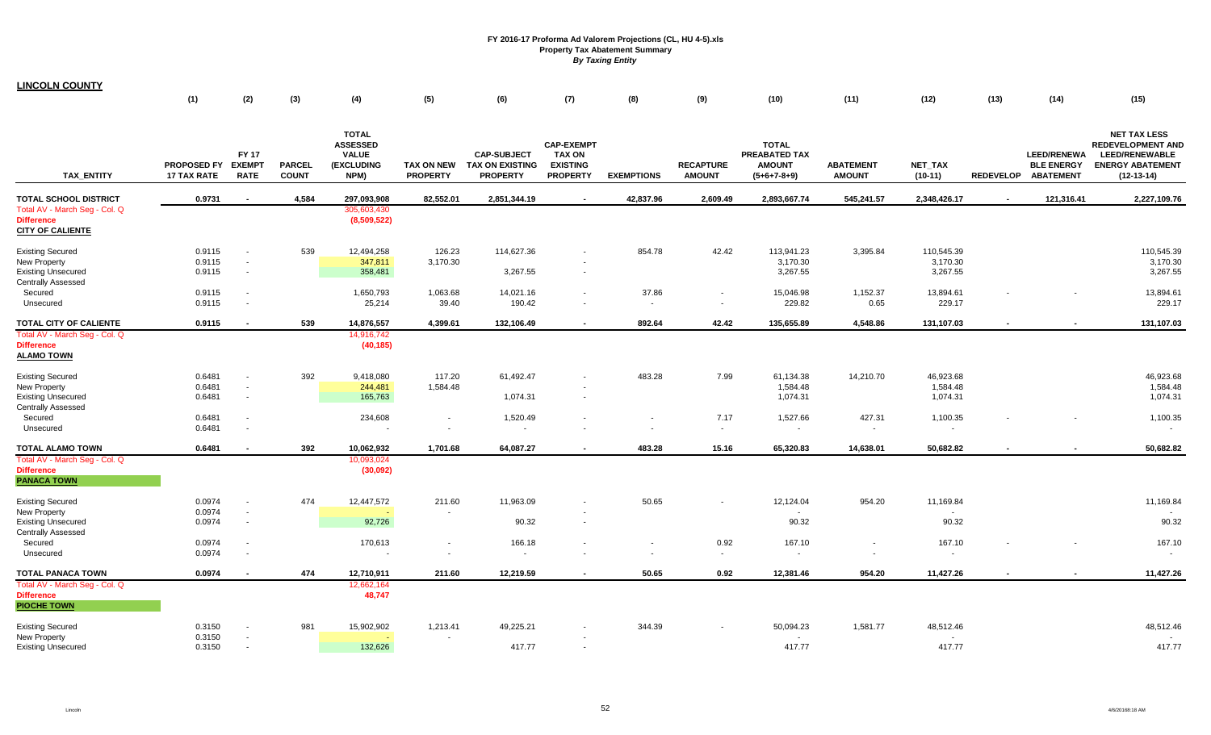FY 2016-17 Proforma Ad Valorem Projections (CL, HU 4-5).xls
Property Tax Abatement Summary
*By Taxing Entity*

**LINCOLN COUNTY**

| | (1) | (2) | (3) | (4) | (5) | (6) | (7) | (8) | (9) | (10) | (11) | (12) | (13) | (14) | (15) |
|---|---|---|---|---|---|---|---|---|---|---|---|---|---|---|---|
| TAX_ENTITY | PROPOSED FY 17 TAX RATE | FY 17 EXEMPT RATE | PARCEL COUNT | TOTAL ASSESSED VALUE (EXCLUDING NPM) | TAX ON NEW PROPERTY | CAP-SUBJECT TAX ON EXISTING PROPERTY | CAP-EXEMPT TAX ON EXISTING PROPERTY | EXEMPTIONS | RECAPTURE AMOUNT | TOTAL PREABATED TAX AMOUNT (5+6+7-8+9) | ABATEMENT AMOUNT | NET_TAX (10-11) | REDEVELOP | LEED/RENEWABLE ENERGY ABATEMENT | NET TAX LESS REDEVELOPMENT AND LEED/RENEWABLE ENERGY ABATEMENT (12-13-14) |
| **TOTAL SCHOOL DISTRICT** | **0.9731** | **-** | **4,584** | **297,093,908** | **82,552.01** | **2,851,344.19** | **-** | **42,837.96** | **2,609.49** | **2,893,667.74** | **545,241.57** | **2,348,426.17** | **-** | **121,316.41** | **2,227,109.76** |
| Total AV - March Seg - Col. Q | | | | 305,603,430 | | | | | | | | | | | |
| **Difference** | | | | **(8,509,522)** | | | | | | | | | | | |
| **CITY OF CALIENTE** | | | | | | | | | | | | | | | |
| Existing Secured | 0.9115 | - | 539 | 12,494,258 | 126.23 | 114,627.36 | - | 854.78 | 42.42 | 113,941.23 | 3,395.84 | 110,545.39 | | | 110,545.39 |
| New Property | 0.9115 | - | | 347,811 | 3,170.30 | | - | | | 3,170.30 | | 3,170.30 | | | 3,170.30 |
| Existing Unsecured | 0.9115 | - | | 358,481 | | 3,267.55 | - | | | 3,267.55 | | 3,267.55 | | | 3,267.55 |
| Centrally Assessed | | | | | | | | | | | | | | | |
| Secured | 0.9115 | - | | 1,650,793 | 1,063.68 | 14,021.16 | - | 37.86 | - | 15,046.98 | 1,152.37 | 13,894.61 | - | - | 13,894.61 |
| Unsecured | 0.9115 | - | | 25,214 | 39.40 | 190.42 | - | - | - | 229.82 | 0.65 | 229.17 | | | 229.17 |
| **TOTAL CITY OF CALIENTE** | **0.9115** | **-** | **539** | **14,876,557** | **4,399.61** | **132,106.49** | **-** | **892.64** | **42.42** | **135,655.89** | **4,548.86** | **131,107.03** | **-** | **-** | **131,107.03** |
| Total AV - March Seg - Col. Q | | | | 14,916,742 | | | | | | | | | | | |
| **Difference** | | | | **(40,185)** | | | | | | | | | | | |
| **ALAMO TOWN** | | | | | | | | | | | | | | | |
| Existing Secured | 0.6481 | - | 392 | 9,418,080 | 117.20 | 61,492.47 | - | 483.28 | 7.99 | 61,134.38 | 14,210.70 | 46,923.68 | | | 46,923.68 |
| New Property | 0.6481 | - | | 244,481 | 1,584.48 | | - | | | 1,584.48 | | 1,584.48 | | | 1,584.48 |
| Existing Unsecured | 0.6481 | - | | 165,763 | | 1,074.31 | - | | | 1,074.31 | | 1,074.31 | | | 1,074.31 |
| Centrally Assessed | | | | | | | | | | | | | | | |
| Secured | 0.6481 | - | | 234,608 | - | 1,520.49 | - | - | 7.17 | 1,527.66 | 427.31 | 1,100.35 | - | - | 1,100.35 |
| Unsecured | 0.6481 | - | | - | - | - | - | - | - | - | - | - | | | - |
| **TOTAL ALAMO TOWN** | **0.6481** | **-** | **392** | **10,062,932** | **1,701.68** | **64,087.27** | **-** | **483.28** | **15.16** | **65,320.83** | **14,638.01** | **50,682.82** | **-** | **-** | **50,682.82** |
| Total AV - March Seg - Col. Q | | | | 10,093,024 | | | | | | | | | | | |
| **Difference** | | | | **(30,092)** | | | | | | | | | | | |
| **PANACA TOWN** | | | | | | | | | | | | | | | |
| Existing Secured | 0.0974 | - | 474 | 12,447,572 | 211.60 | 11,963.09 | - | 50.65 | - | 12,124.04 | 954.20 | 11,169.84 | | | 11,169.84 |
| New Property | 0.0974 | - | | - | - | | - | | | - | | - | | | - |
| Existing Unsecured | 0.0974 | - | | 92,726 | | 90.32 | - | | | 90.32 | | 90.32 | | | 90.32 |
| Centrally Assessed | | | | | | | | | | | | | | | |
| Secured | 0.0974 | - | | 170,613 | - | 166.18 | - | - | 0.92 | 167.10 | - | 167.10 | - | - | 167.10 |
| Unsecured | 0.0974 | - | | - | - | - | - | - | - | - | - | - | | | - |
| **TOTAL PANACA TOWN** | **0.0974** | **-** | **474** | **12,710,911** | **211.60** | **12,219.59** | **-** | **50.65** | **0.92** | **12,381.46** | **954.20** | **11,427.26** | **-** | **-** | **11,427.26** |
| Total AV - March Seg - Col. Q | | | | 12,662,164 | | | | | | | | | | | |
| **Difference** | | | | **48,747** | | | | | | | | | | | |
| **PIOCHE TOWN** | | | | | | | | | | | | | | | |
| Existing Secured | 0.3150 | - | 981 | 15,902,902 | 1,213.41 | 49,225.21 | - | 344.39 | - | 50,094.23 | 1,581.77 | 48,512.46 | | | 48,512.46 |
| New Property | 0.3150 | - | | - | - | | - | | | - | | - | | | - |
| Existing Unsecured | 0.3150 | - | | 132,626 | | 417.77 | - | | | 417.77 | | 417.77 | | | 417.77 |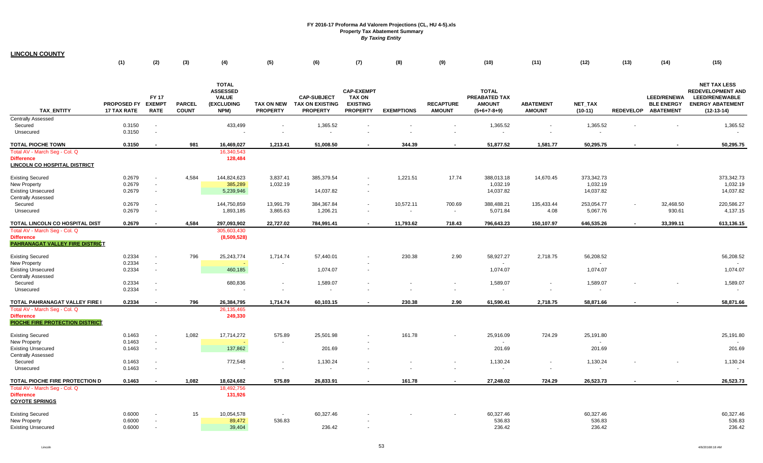**FY 2016-17 Proforma Ad Valorem Projections (CL, HU 4-5).xls**
**Property Tax Abatement Summary**
***By Taxing Entity***

## LINCOLN COUNTY

| | (1) | (2) | (3) | (4) | (5) | (6) | (7) | (8) | (9) | (10) | (11) | (12) | (13) | (14) | (15) |
|---|---|---|---|---|---|---|---|---|---|---|---|---|---|---|---|
| TAX_ENTITY | PROPOSED FY 17 TAX RATE | FY 17 EXEMPT RATE | PARCEL COUNT | TOTAL ASSESSED VALUE (EXCLUDING NPM) | TAX ON NEW PROPERTY | CAP-SUBJECT TAX ON EXISTING PROPERTY | CAP-EXEMPT TAX ON EXISTING PROPERTY | EXEMPTIONS | RECAPTURE AMOUNT | TOTAL PREABATED TAX AMOUNT (5+6+7-8+9) | ABATEMENT AMOUNT | NET_TAX (10-11) | REDEVELOP | LEED/RENEWABLE ENERGY ABATEMENT | NET TAX LESS REDEVELOPMENT AND LEED/RENEWABLE ENERGY ABATEMENT (12-13-14) |
| Centrally Assessed | | | | | | | | | | | | | | | |
| Secured | 0.3150 | - | | 433,499 | - | 1,365.52 | - | - | - | 1,365.52 | - | 1,365.52 | - | - | 1,365.52 |
| Unsecured | 0.3150 | - | | - | - | - | - | - | - | - | - | - | | | - |
| **TOTAL PIOCHE TOWN** | **0.3150** | **-** | **981** | **16,469,027** | **1,213.41** | **51,008.50** | **-** | **344.39** | **-** | **51,877.52** | **1,581.77** | **50,295.75** | **-** | **-** | **50,295.75** |
| Total AV - March Seg - Col. Q | | | | 16,340,543 | | | | | | | | | | | |
| **Difference** | | | | **128,484** | | | | | | | | | | | |
| **LINCOLN CO HOSPITAL DISTRICT** | | | | | | | | | | | | | | | |
| Existing Secured | 0.2679 | - | 4,584 | 144,824,623 | 3,837.41 | 385,379.54 | - | 1,221.51 | 17.74 | 388,013.18 | 14,670.45 | 373,342.73 | | | 373,342.73 |
| New Property | 0.2679 | - | | 385,289 | 1,032.19 | | - | | | 1,032.19 | | 1,032.19 | | | 1,032.19 |
| Existing Unsecured | 0.2679 | - | | 5,239,946 | | 14,037.82 | - | | | 14,037.82 | | 14,037.82 | | | 14,037.82 |
| Centrally Assessed | | | | | | | | | | | | | | | |
| Secured | 0.2679 | - | | 144,750,859 | 13,991.79 | 384,367.84 | - | 10,572.11 | 700.69 | 388,488.21 | 135,433.44 | 253,054.77 | - | 32,468.50 | 220,586.27 |
| Unsecured | 0.2679 | - | | 1,893,185 | 3,865.63 | 1,206.21 | - | - | - | 5,071.84 | 4.08 | 5,067.76 | | 930.61 | 4,137.15 |
| **TOTAL LINCOLN CO HOSPITAL DIST** | **0.2679** | **-** | **4,584** | **297,093,902** | **22,727.02** | **784,991.41** | **-** | **11,793.62** | **718.43** | **796,643.23** | **150,107.97** | **646,535.26** | **-** | **33,399.11** | **613,136.15** |
| Total AV - March Seg - Col. Q | | | | 305,603,430 | | | | | | | | | | | |
| **Difference** | | | | **(8,509,528)** | | | | | | | | | | | |
| **PAHRANAGAT VALLEY FIRE DISTRICT** | | | | | | | | | | | | | | | |
| Existing Secured | 0.2334 | - | 796 | 25,243,774 | 1,714.74 | 57,440.01 | - | 230.38 | 2.90 | 58,927.27 | 2,718.75 | 56,208.52 | | | 56,208.52 |
| New Property | 0.2334 | - | | - | - | | - | | | - | | - | | | - |
| Existing Unsecured | 0.2334 | - | | 460,185 | | 1,074.07 | - | | | 1,074.07 | | 1,074.07 | | | 1,074.07 |
| Centrally Assessed | | | | | | | | | | | | | | | |
| Secured | 0.2334 | - | | 680,836 | - | 1,589.07 | - | - | - | 1,589.07 | - | 1,589.07 | - | - | 1,589.07 |
| Unsecured | 0.2334 | - | | - | - | - | - | - | - | - | - | - | | | - |
| **TOTAL PAHRANAGAT VALLEY FIRE I** | **0.2334** | **-** | **796** | **26,384,795** | **1,714.74** | **60,103.15** | **-** | **230.38** | **2.90** | **61,590.41** | **2,718.75** | **58,871.66** | **-** | **-** | **58,871.66** |
| Total AV - March Seg - Col. Q | | | | 26,135,465 | | | | | | | | | | | |
| **Difference** | | | | **249,330** | | | | | | | | | | | |
| **PIOCHE FIRE PROTECTION DISTRICT** | | | | | | | | | | | | | | | |
| Existing Secured | 0.1463 | - | 1,082 | 17,714,272 | 575.89 | 25,501.98 | - | 161.78 | - | 25,916.09 | 724.29 | 25,191.80 | | | 25,191.80 |
| New Property | 0.1463 | - | | - | - | | - | | | - | | - | | | - |
| Existing Unsecured | 0.1463 | - | | 137,862 | | 201.69 | - | | | 201.69 | | 201.69 | | | 201.69 |
| Centrally Assessed | | | | | | | | | | | | | | | |
| Secured | 0.1463 | - | | 772,548 | - | 1,130.24 | - | - | - | 1,130.24 | - | 1,130.24 | - | - | 1,130.24 |
| Unsecured | 0.1463 | - | | - | - | - | - | - | - | - | - | - | | | - |
| **TOTAL PIOCHE FIRE PROTECTION D** | **0.1463** | **-** | **1,082** | **18,624,682** | **575.89** | **26,833.91** | **-** | **161.78** | **-** | **27,248.02** | **724.29** | **26,523.73** | **-** | **-** | **26,523.73** |
| Total AV - March Seg - Col. Q | | | | 18,492,756 | | | | | | | | | | | |
| **Difference** | | | | **131,926** | | | | | | | | | | | |
| **COYOTE SPRINGS** | | | | | | | | | | | | | | | |
| Existing Secured | 0.6000 | - | 15 | 10,054,578 | - | 60,327.46 | - | - | - | 60,327.46 | | 60,327.46 | | | 60,327.46 |
| New Property | 0.6000 | - | | 89,472 | 536.83 | | - | | | 536.83 | | 536.83 | | | 536.83 |
| Existing Unsecured | 0.6000 | - | | 39,404 | | 236.42 | - | | | 236.42 | | 236.42 | | | 236.42 |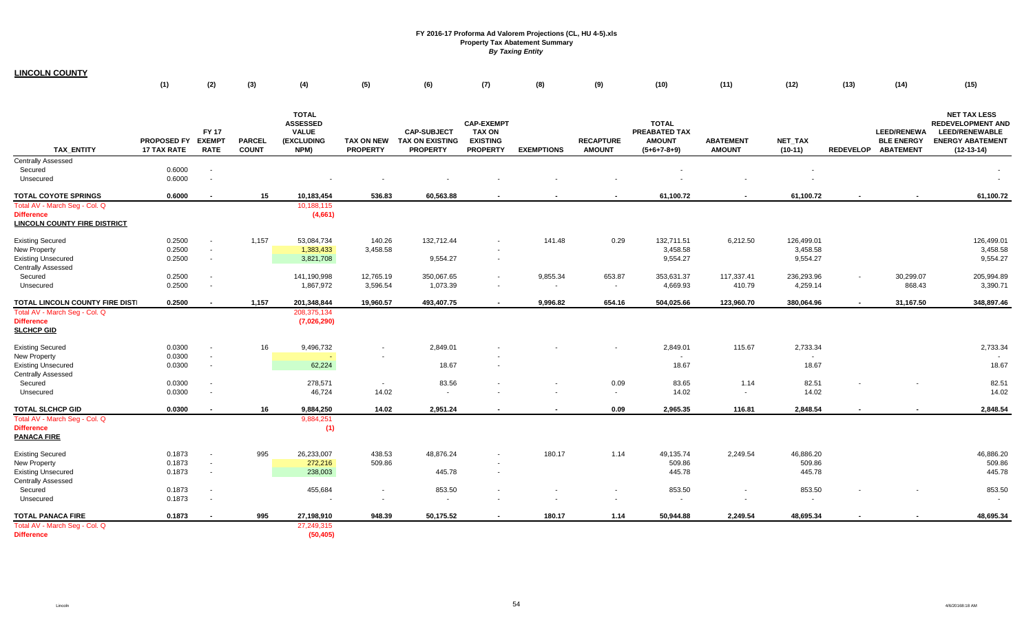# FY 2016-17 Proforma Ad Valorem Projections (CL, HU 4-5).xls
## Property Tax Abatement Summary
*By Taxing Entity*

**LINCOLN COUNTY**

| TAX_ENTITY | (1) PROPOSED FY 17 TAX RATE | (2) FY 17 EXEMPT RATE | (3) PARCEL COUNT | (4) TOTAL ASSESSED VALUE (EXCLUDING NPM) | (5) TAX ON NEW PROPERTY | (6) CAP-SUBJECT TAX ON EXISTING PROPERTY | (7) CAP-EXEMPT TAX ON EXISTING PROPERTY | (8) EXEMPTIONS | (9) RECAPTURE AMOUNT | (10) TOTAL PREABATED TAX AMOUNT (5+6+7-8+9) | (11) ABATEMENT AMOUNT | (12) NET_TAX (10-11) | (13) REDEVELOP | (14) LEED/RENEWABLE ENERGY ABATEMENT | (15) NET TAX LESS REDEVELOPMENT AND LEED/RENEWABLE ENERGY ABATEMENT (12-13-14) |
|---|---|---|---|---|---|---|---|---|---|---|---|---|---|---|---|
| Centrally Assessed | | | | | | | | | | | | | | | |
| Secured | 0.6000 | - | | | | | | | | - | | - | | | - |
| Unsecured | 0.6000 | - | | - | - | - | - | - | - | - | - | - | | | - |
| **TOTAL COYOTE SPRINGS** | **0.6000** | **-** | **15** | **10,183,454** | **536.83** | **60,563.88** | **-** | **-** | **-** | **61,100.72** | **-** | **61,100.72** | **-** | **-** | **61,100.72** |
| Total AV - March Seg - Col. Q | | | | 10,188,115 | | | | | | | | | | | |
| **Difference** | | | | **(4,661)** | | | | | | | | | | | |
| **LINCOLN COUNTY FIRE DISTRICT** | | | | | | | | | | | | | | | |
| Existing Secured | 0.2500 | - | 1,157 | 53,084,734 | 140.26 | 132,712.44 | - | 141.48 | 0.29 | 132,711.51 | 6,212.50 | 126,499.01 | | | 126,499.01 |
| New Property | 0.2500 | - | | 1,383,433 | 3,458.58 | | - | | | 3,458.58 | | 3,458.58 | | | 3,458.58 |
| Existing Unsecured | 0.2500 | - | | 3,821,708 | | 9,554.27 | - | | | 9,554.27 | | 9,554.27 | | | 9,554.27 |
| Centrally Assessed | | | | | | | | | | | | | | | |
| Secured | 0.2500 | - | | 141,190,998 | 12,765.19 | 350,067.65 | - | 9,855.34 | 653.87 | 353,631.37 | 117,337.41 | 236,293.96 | - | 30,299.07 | 205,994.89 |
| Unsecured | 0.2500 | - | | 1,867,972 | 3,596.54 | 1,073.39 | - | - | - | 4,669.93 | 410.79 | 4,259.14 | | 868.43 | 3,390.71 |
| **TOTAL LINCOLN COUNTY FIRE DISTI** | **0.2500** | **-** | **1,157** | **201,348,844** | **19,960.57** | **493,407.75** | **-** | **9,996.82** | **654.16** | **504,025.66** | **123,960.70** | **380,064.96** | **-** | **31,167.50** | **348,897.46** |
| Total AV - March Seg - Col. Q | | | | 208,375,134 | | | | | | | | | | | |
| **Difference** | | | | **(7,026,290)** | | | | | | | | | | | |
| **SLCHCP GID** | | | | | | | | | | | | | | | |
| Existing Secured | 0.0300 | - | 16 | 9,496,732 | - | 2,849.01 | - | - | - | 2,849.01 | 115.67 | 2,733.34 | | | 2,733.34 |
| New Property | 0.0300 | - | | - | - | | - | | | - | | - | | | - |
| Existing Unsecured | 0.0300 | - | | 62,224 | | 18.67 | - | | | 18.67 | | 18.67 | | | 18.67 |
| Centrally Assessed | | | | | | | | | | | | | | | |
| Secured | 0.0300 | - | | 278,571 | - | 83.56 | - | - | 0.09 | 83.65 | 1.14 | 82.51 | - | - | 82.51 |
| Unsecured | 0.0300 | - | | 46,724 | 14.02 | - | - | - | - | 14.02 | - | 14.02 | | | 14.02 |
| **TOTAL SLCHCP GID** | **0.0300** | **-** | **16** | **9,884,250** | **14.02** | **2,951.24** | **-** | **-** | **0.09** | **2,965.35** | **116.81** | **2,848.54** | **-** | **-** | **2,848.54** |
| Total AV - March Seg - Col. Q | | | | 9,884,251 | | | | | | | | | | | |
| **Difference** | | | | **(1)** | | | | | | | | | | | |
| **PANACA FIRE** | | | | | | | | | | | | | | | |
| Existing Secured | 0.1873 | - | 995 | 26,233,007 | 438.53 | 48,876.24 | - | 180.17 | 1.14 | 49,135.74 | 2,249.54 | 46,886.20 | | | 46,886.20 |
| New Property | 0.1873 | - | | 272,216 | 509.86 | | - | | | 509.86 | | 509.86 | | | 509.86 |
| Existing Unsecured | 0.1873 | - | | 238,003 | | 445.78 | - | | | 445.78 | | 445.78 | | | 445.78 |
| Centrally Assessed | | | | | | | | | | | | | | | |
| Secured | 0.1873 | - | | 455,684 | - | 853.50 | - | - | - | 853.50 | - | 853.50 | - | - | 853.50 |
| Unsecured | 0.1873 | - | | - | - | - | - | - | - | - | - | - | | | - |
| **TOTAL PANACA FIRE** | **0.1873** | **-** | **995** | **27,198,910** | **948.39** | **50,175.52** | **-** | **180.17** | **1.14** | **50,944.88** | **2,249.54** | **48,695.34** | **-** | **-** | **48,695.34** |
| Total AV - March Seg - Col. Q | | | | 27,249,315 | | | | | | | | | | | |
| **Difference** | | | | **(50,405)** | | | | | | | | | | | |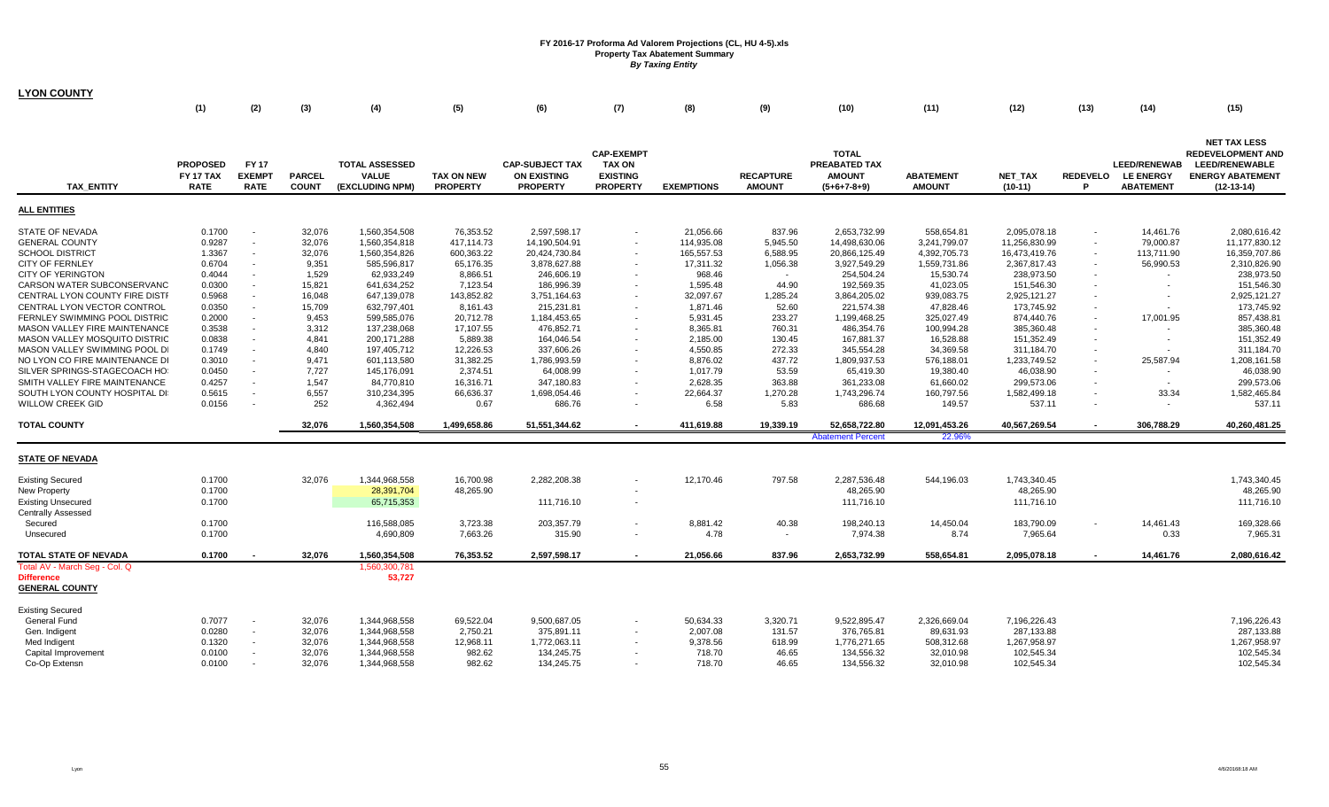**FY 2016-17 Proforma Ad Valorem Projections (CL, HU 4-5).xls**
**Property Tax Abatement Summary**
***By Taxing Entity***

**LYON COUNTY**

| | (1) | (2) | (3) | (4) | (5) | (6) | (7) | (8) | (9) | (10) | (11) | (12) | (13) | (14) | (15) |
|---|---|---|---|---|---|---|---|---|---|---|---|---|---|---|---|
| **TAX_ENTITY** | **PROPOSED FY 17 TAX RATE** | **FY 17 EXEMPT RATE** | **PARCEL COUNT** | **TOTAL ASSESSED VALUE (EXCLUDING NPM)** | **TAX ON NEW PROPERTY** | **CAP-SUBJECT TAX ON EXISTING PROPERTY** | **CAP-EXEMPT TAX ON EXISTING PROPERTY** | **EXEMPTIONS** | **RECAPTURE AMOUNT** | **TOTAL PREABATED TAX AMOUNT (5+6+7-8+9)** | **ABATEMENT AMOUNT** | **NET_TAX (10-11)** | **REDEVELOP** | **LEED/RENEWABLE ENERGY ABATEMENT** | **NET TAX LESS REDEVELOPMENT AND LEED/RENEWABLE ENERGY ABATEMENT (12-13-14)** |
| **ALL ENTITIES** | | | | | | | | | | | | | | | |
| STATE OF NEVADA | 0.1700 | - | 32,076 | 1,560,354,508 | 76,353.52 | 2,597,598.17 | - | 21,056.66 | 837.96 | 2,653,732.99 | 558,654.81 | 2,095,078.18 | - | 14,461.76 | 2,080,616.42 |
| GENERAL COUNTY | 0.9287 | - | 32,076 | 1,560,354,818 | 417,114.73 | 14,190,504.91 | - | 114,935.08 | 5,945.50 | 14,498,630.06 | 3,241,799.07 | 11,256,830.99 | - | 79,000.87 | 11,177,830.12 |
| SCHOOL DISTRICT | 1.3367 | - | 32,076 | 1,560,354,826 | 600,363.22 | 20,424,730.84 | - | 165,557.53 | 6,588.95 | 20,866,125.49 | 4,392,705.73 | 16,473,419.76 | - | 113,711.90 | 16,359,707.86 |
| CITY OF FERNLEY | 0.6704 | - | 9,351 | 585,596,817 | 65,176.35 | 3,878,627.88 | - | 17,311.32 | 1,056.38 | 3,927,549.29 | 1,559,731.86 | 2,367,817.43 | - | 56,990.53 | 2,310,826.90 |
| CITY OF YERINGTON | 0.4044 | - | 1,529 | 62,933,249 | 8,866.51 | 246,606.19 | - | 968.46 | - | 254,504.24 | 15,530.74 | 238,973.50 | - | - | 238,973.50 |
| CARSON WATER SUBCONSERVANC | 0.0300 | - | 15,821 | 641,634,252 | 7,123.54 | 186,996.39 | - | 1,595.48 | 44.90 | 192,569.35 | 41,023.05 | 151,546.30 | - | - | 151,546.30 |
| CENTRAL LYON COUNTY FIRE DISTI | 0.5968 | - | 16,048 | 647,139,078 | 143,852.82 | 3,751,164.63 | - | 32,097.67 | 1,285.24 | 3,864,205.02 | 939,083.75 | 2,925,121.27 | - | - | 2,925,121.27 |
| CENTRAL LYON VECTOR CONTROL | 0.0350 | - | 15,709 | 632,797,401 | 8,161.43 | 215,231.81 | - | 1,871.46 | 52.60 | 221,574.38 | 47,828.46 | 173,745.92 | - | - | 173,745.92 |
| FERNLEY SWIMMING POOL DISTRIC | 0.2000 | - | 9,453 | 599,585,076 | 20,712.78 | 1,184,453.65 | - | 5,931.45 | 233.27 | 1,199,468.25 | 325,027.49 | 874,440.76 | - | 17,001.95 | 857,438.81 |
| MASON VALLEY FIRE MAINTENANCE | 0.3538 | - | 3,312 | 137,238,068 | 17,107.55 | 476,852.71 | - | 8,365.81 | 760.31 | 486,354.76 | 100,994.28 | 385,360.48 | - | - | 385,360.48 |
| MASON VALLEY MOSQUITO DISTRIC | 0.0838 | - | 4,841 | 200,171,288 | 5,889.38 | 164,046.54 | - | 2,185.00 | 130.45 | 167,881.37 | 16,528.88 | 151,352.49 | - | - | 151,352.49 |
| MASON VALLEY SWIMMING POOL D | 0.1749 | - | 4,840 | 197,405,712 | 12,226.53 | 337,606.26 | - | 4,550.85 | 272.33 | 345,554.28 | 34,369.58 | 311,184.70 | - | - | 311,184.70 |
| NO LYON CO FIRE MAINTENANCE DI | 0.3010 | - | 9,471 | 601,113,580 | 31,382.25 | 1,786,993.59 | - | 8,876.02 | 437.72 | 1,809,937.53 | 576,188.01 | 1,233,749.52 | - | 25,587.94 | 1,208,161.58 |
| SILVER SPRINGS-STAGECOACH HO | 0.0450 | - | 7,727 | 145,176,091 | 2,374.51 | 64,008.99 | - | 1,017.79 | 53.59 | 65,419.30 | 19,380.40 | 46,038.90 | - | - | 46,038.90 |
| SMITH VALLEY FIRE MAINTENANCE | 0.4257 | - | 1,547 | 84,770,810 | 16,316.71 | 347,180.83 | - | 2,628.35 | 363.88 | 361,233.08 | 61,660.02 | 299,573.06 | - | - | 299,573.06 |
| SOUTH LYON COUNTY HOSPITAL DI | 0.5615 | - | 6,557 | 310,234,395 | 66,636.37 | 1,698,054.46 | - | 22,664.37 | 1,270.28 | 1,743,296.74 | 160,797.56 | 1,582,499.18 | - | 33.34 | 1,582,465.84 |
| WILLOW CREEK GID | 0.0156 | - | 252 | 4,362,494 | 0.67 | 686.76 | - | 6.58 | 5.83 | 686.68 | 149.57 | 537.11 | - | - | 537.11 |
| **TOTAL COUNTY** | | | **32,076** | **1,560,354,508** | **1,499,658.86** | **51,551,344.62** | **-** | **411,619.88** | **19,339.19** | **52,658,722.80** | **12,091,453.26** | **40,567,269.54** | **-** | **306,788.29** | **40,260,481.25** |
| | | | | | | | | | | Abatement Percent | 22.96% | | | | |
| **STATE OF NEVADA** | | | | | | | | | | | | | | | |
| Existing Secured | 0.1700 | | 32,076 | 1,344,968,558 | 16,700.98 | 2,282,208.38 | - | 12,170.46 | 797.58 | 2,287,536.48 | 544,196.03 | 1,743,340.45 | | | 1,743,340.45 |
| New Property | 0.1700 | | | 28,391,704 | 48,265.90 | | - | | | 48,265.90 | | 48,265.90 | | | 48,265.90 |
| Existing Unsecured | 0.1700 | | | 65,715,353 | | 111,716.10 | - | | | 111,716.10 | | 111,716.10 | | | 111,716.10 |
| Centrally Assessed | | | | | | | | | | | | | | | |
| Secured | 0.1700 | | | 116,588,085 | 3,723.38 | 203,357.79 | - | 8,881.42 | 40.38 | 198,240.13 | 14,450.04 | 183,790.09 | - | 14,461.43 | 169,328.66 |
| Unsecured | 0.1700 | | | 4,690,809 | 7,663.26 | 315.90 | - | 4.78 | - | 7,974.38 | 8.74 | 7,965.64 | | 0.33 | 7,965.31 |
| **TOTAL STATE OF NEVADA** | **0.1700** | **-** | **32,076** | **1,560,354,508** | **76,353.52** | **2,597,598.17** | **-** | **21,056.66** | **837.96** | **2,653,732.99** | **558,654.81** | **2,095,078.18** | **-** | **14,461.76** | **2,080,616.42** |
| Total AV - March Seg - Col. Q | | | | 1,560,300,781 | | | | | | | | | | | |
| **Difference** | | | | **53,727** | | | | | | | | | | | |
| **GENERAL COUNTY** | | | | | | | | | | | | | | | |
| Existing Secured | | | | | | | | | | | | | | | |
| General Fund | 0.7077 | - | 32,076 | 1,344,968,558 | 69,522.04 | 9,500,687.05 | - | 50,634.33 | 3,320.71 | 9,522,895.47 | 2,326,669.04 | 7,196,226.43 | | | 7,196,226.43 |
| Gen. Indigent | 0.0280 | - | 32,076 | 1,344,968,558 | 2,750.21 | 375,891.11 | - | 2,007.08 | 131.57 | 376,765.81 | 89,631.93 | 287,133.88 | | | 287,133.88 |
| Med Indigent | 0.1320 | - | 32,076 | 1,344,968,558 | 12,968.11 | 1,772,063.11 | - | 9,378.56 | 618.99 | 1,776,271.65 | 508,312.68 | 1,267,958.97 | | | 1,267,958.97 |
| Capital Improvement | 0.0100 | - | 32,076 | 1,344,968,558 | 982.62 | 134,245.75 | - | 718.70 | 46.65 | 134,556.32 | 32,010.98 | 102,545.34 | | | 102,545.34 |
| Co-Op Extensn | 0.0100 | - | 32,076 | 1,344,968,558 | 982.62 | 134,245.75 | - | 718.70 | 46.65 | 134,556.32 | 32,010.98 | 102,545.34 | | | 102,545.34 |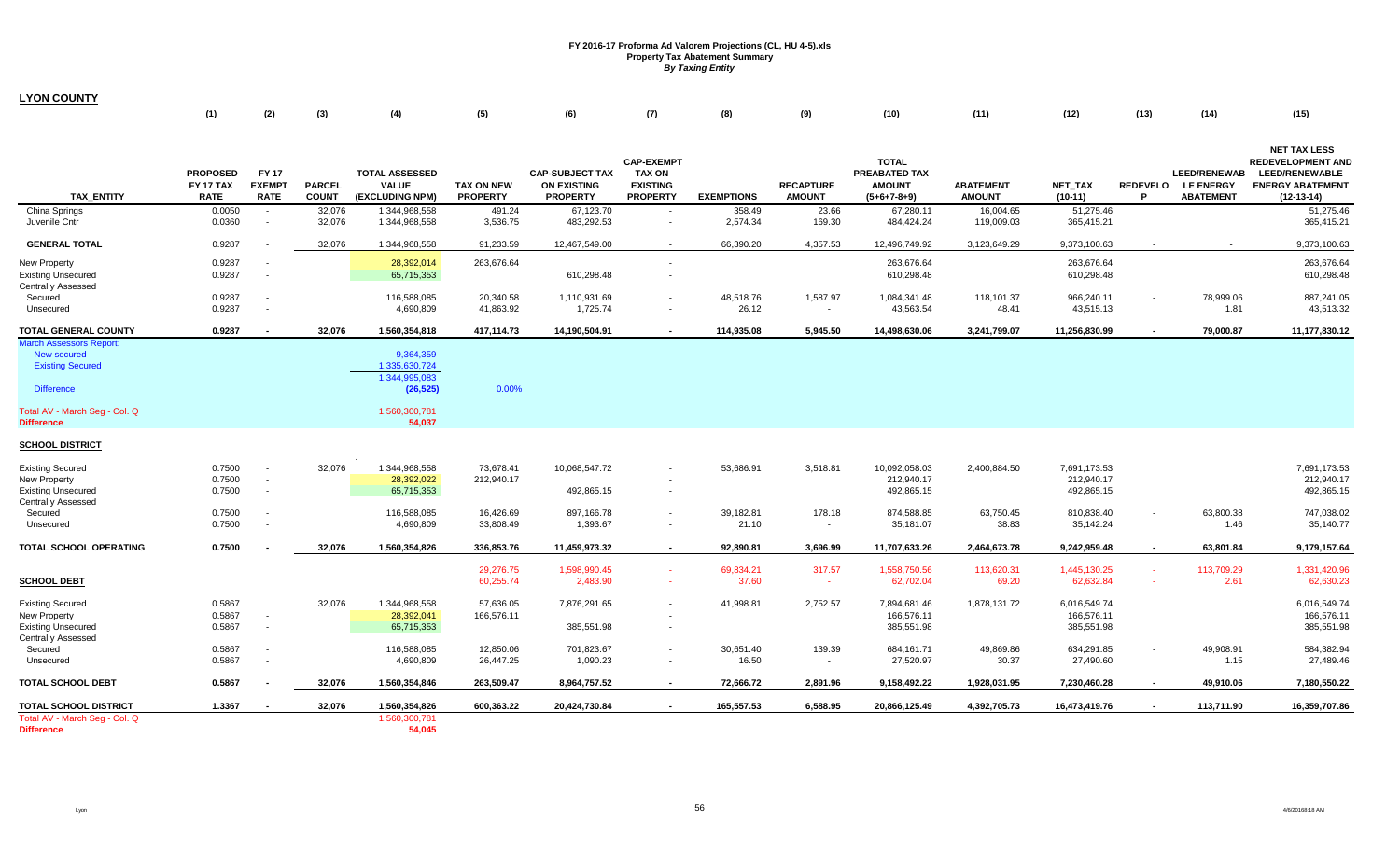**FY 2016-17 Proforma Ad Valorem Projections (CL, HU 4-5).xls**
**Property Tax Abatement Summary**
***By Taxing Entity***

**LYON COUNTY**

| TAX_ENTITY | PROPOSED FY 17 TAX RATE (1) | FY 17 EXEMPT RATE (2) | PARCEL COUNT (3) | TOTAL ASSESSED VALUE (EXCLUDING NPM) (4) | TAX ON NEW PROPERTY (5) | CAP-SUBJECT TAX ON EXISTING PROPERTY (6) | CAP-EXEMPT TAX ON EXISTING PROPERTY (7) | EXEMPTIONS (8) | RECAPTURE AMOUNT (9) | TOTAL PREABATED TAX AMOUNT (5+6+7-8+9) (10) | ABATEMENT AMOUNT (11) | NET_TAX (10-11) (12) | REDEVELOP (13) | LEED/RENEWABLE ENERGY ABATEMENT (14) | NET TAX LESS REDEVELOPMENT AND LEED/RENEWABLE ENERGY ABATEMENT (12-13-14) (15) |
|---|---|---|---|---|---|---|---|---|---|---|---|---|---|---|---|
| China Springs | 0.0050 | - | 32,076 | 1,344,968,558 | 491.24 | 67,123.70 | - | 358.49 | 23.66 | 67,280.11 | 16,004.65 | 51,275.46 | | | 51,275.46 |
| Juvenile Cntr | 0.0360 | - | 32,076 | 1,344,968,558 | 3,536.75 | 483,292.53 | - | 2,574.34 | 169.30 | 484,424.24 | 119,009.03 | 365,415.21 | | | 365,415.21 |
| **GENERAL TOTAL** | 0.9287 | - | 32,076 | 1,344,968,558 | 91,233.59 | 12,467,549.00 | - | 66,390.20 | 4,357.53 | 12,496,749.92 | 3,123,649.29 | 9,373,100.63 | - | - | 9,373,100.63 |
| New Property | 0.9287 | - | | 28,392,014 | 263,676.64 | | - | | | 263,676.64 | | 263,676.64 | | | 263,676.64 |
| Existing Unsecured | 0.9287 | - | | 65,715,353 | | 610,298.48 | - | | | 610,298.48 | | 610,298.48 | | | 610,298.48 |
| Centrally Assessed | | | | | | | | | | | | | | | |
| Secured | 0.9287 | - | | 116,588,085 | 20,340.58 | 1,110,931.69 | - | 48,518.76 | 1,587.97 | 1,084,341.48 | 118,101.37 | 966,240.11 | - | 78,999.06 | 887,241.05 |
| Unsecured | 0.9287 | - | | 4,690,809 | 41,863.92 | 1,725.74 | - | 26.12 | - | 43,563.54 | 48.41 | 43,515.13 | | 1.81 | 43,513.32 |
| **TOTAL GENERAL COUNTY** | **0.9287** | **-** | **32,076** | **1,560,354,818** | **417,114.73** | **14,190,504.91** | **-** | **114,935.08** | **5,945.50** | **14,498,630.06** | **3,241,799.07** | **11,256,830.99** | **-** | **79,000.87** | **11,177,830.12** |
| March Assessors Report: | | | | | | | | | | | | | | | |
| New secured | | | | 9,364,359 | | | | | | | | | | | |
| Existing Secured | | | | 1,335,630,724 | | | | | | | | | | | |
| | | | | 1,344,995,083 | | | | | | | | | | | |
| Difference | | | | (26,525) | 0.00% | | | | | | | | | | |
| Total AV - March Seg - Col. Q | | | | 1,560,300,781 | | | | | | | | | | | |
| **Difference** | | | | 54,037 | | | | | | | | | | | |
| **SCHOOL DISTRICT** | | | | | | | | | | | | | | | |
| Existing Secured | 0.7500 | - | 32,076 | 1,344,968,558 | 73,678.41 | 10,068,547.72 | - | 53,686.91 | 3,518.81 | 10,092,058.03 | 2,400,884.50 | 7,691,173.53 | | | 7,691,173.53 |
| New Property | 0.7500 | - | | 28,392,022 | 212,940.17 | | - | | | 212,940.17 | | 212,940.17 | | | 212,940.17 |
| Existing Unsecured | 0.7500 | - | | 65,715,353 | | 492,865.15 | - | | | 492,865.15 | | 492,865.15 | | | 492,865.15 |
| Centrally Assessed | | | | | | | | | | | | | | | |
| Secured | 0.7500 | - | | 116,588,085 | 16,426.69 | 897,166.78 | - | 39,182.81 | 178.18 | 874,588.85 | 63,750.45 | 810,838.40 | - | 63,800.38 | 747,038.02 |
| Unsecured | 0.7500 | - | | 4,690,809 | 33,808.49 | 1,393.67 | - | 21.10 | - | 35,181.07 | 38.83 | 35,142.24 | | 1.46 | 35,140.77 |
| **TOTAL SCHOOL OPERATING** | **0.7500** | **-** | **32,076** | **1,560,354,826** | **336,853.76** | **11,459,973.32** | **-** | **92,890.81** | **3,696.99** | **11,707,633.26** | **2,464,673.78** | **9,242,959.48** | **-** | **63,801.84** | **9,179,157.64** |
| | | | | | 29,276.75 | 1,598,990.45 | - | 69,834.21 | 317.57 | 1,558,750.56 | 113,620.31 | 1,445,130.25 | - | 113,709.29 | 1,331,420.96 |
| **SCHOOL DEBT** | | | | | 60,255.74 | 2,483.90 | - | 37.60 | - | 62,702.04 | 69.20 | 62,632.84 | - | 2.61 | 62,630.23 |
| Existing Secured | 0.5867 | | 32,076 | 1,344,968,558 | 57,636.05 | 7,876,291.65 | - | 41,998.81 | 2,752.57 | 7,894,681.46 | 1,878,131.72 | 6,016,549.74 | | | 6,016,549.74 |
| New Property | 0.5867 | - | | 28,392,041 | 166,576.11 | | - | | | 166,576.11 | | 166,576.11 | | | 166,576.11 |
| Existing Unsecured | 0.5867 | - | | 65,715,353 | | 385,551.98 | - | | | 385,551.98 | | 385,551.98 | | | 385,551.98 |
| Centrally Assessed | | | | | | | | | | | | | | | |
| Secured | 0.5867 | - | | 116,588,085 | 12,850.06 | 701,823.67 | - | 30,651.40 | 139.39 | 684,161.71 | 49,869.86 | 634,291.85 | - | 49,908.91 | 584,382.94 |
| Unsecured | 0.5867 | - | | 4,690,809 | 26,447.25 | 1,090.23 | - | 16.50 | - | 27,520.97 | 30.37 | 27,490.60 | | 1.15 | 27,489.46 |
| **TOTAL SCHOOL DEBT** | **0.5867** | **-** | **32,076** | **1,560,354,846** | **263,509.47** | **8,964,757.52** | **-** | **72,666.72** | **2,891.96** | **9,158,492.22** | **1,928,031.95** | **7,230,460.28** | **-** | **49,910.06** | **7,180,550.22** |
| **TOTAL SCHOOL DISTRICT** | **1.3367** | **-** | **32,076** | **1,560,354,826** | **600,363.22** | **20,424,730.84** | **-** | **165,557.53** | **6,588.95** | **20,866,125.49** | **4,392,705.73** | **16,473,419.76** | **-** | **113,711.90** | **16,359,707.86** |
| Total AV - March Seg - Col. Q | | | | 1,560,300,781 | | | | | | | | | | | |
| **Difference** | | | | 54,045 | | | | | | | | | | | |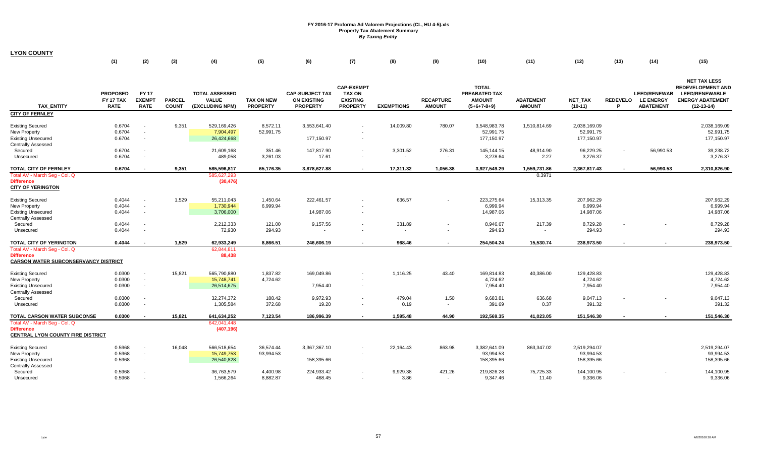**FY 2016-17 Proforma Ad Valorem Projections (CL, HU 4-5).xls**
**Property Tax Abatement Summary**
*By Taxing Entity*

**LYON COUNTY**

| TAX_ENTITY | PROPOSED FY 17 TAX RATE (1) | FY 17 EXEMPT RATE (2) | PARCEL COUNT (3) | TOTAL ASSESSED VALUE (EXCLUDING NPM) (4) | TAX ON NEW PROPERTY (5) | CAP-SUBJECT TAX ON EXISTING PROPERTY (6) | CAP-EXEMPT TAX ON EXISTING PROPERTY (7) | EXEMPTIONS (8) | RECAPTURE AMOUNT (9) | TOTAL PREABATED TAX AMOUNT (5+6+7-8+9) (10) | ABATEMENT AMOUNT (11) | NET_TAX (10-11) (12) | REDEVELOP (13) | LEED/RENEWAB LE ENERGY ABATEMENT (14) | NET TAX LESS REDEVELOPMENT AND LEED/RENEWABLE ENERGY ABATEMENT (12-13-14) (15) |
|---|---|---|---|---|---|---|---|---|---|---|---|---|---|---|---|
| **CITY OF FERNLEY** | | | | | | | | | | | | | | | |
| Existing Secured | 0.6704 | - | 9,351 | 529,169,426 | 8,572.11 | 3,553,641.40 | - | 14,009.80 | 780.07 | 3,548,983.78 | 1,510,814.69 | 2,038,169.09 | | | 2,038,169.09 |
| New Property | 0.6704 | - | | 7,904,497 | 52,991.75 | | - | | | 52,991.75 | | 52,991.75 | | | 52,991.75 |
| Existing Unsecured | 0.6704 | - | | 26,424,668 | | 177,150.97 | - | | | 177,150.97 | | 177,150.97 | | | 177,150.97 |
| Centrally Assessed | | | | | | | | | | | | | | | |
| Secured | 0.6704 | - | | 21,609,168 | 351.46 | 147,817.90 | - | 3,301.52 | 276.31 | 145,144.15 | 48,914.90 | 96,229.25 | - | 56,990.53 | 39,238.72 |
| Unsecured | 0.6704 | - | | 489,058 | 3,261.03 | 17.61 | - | - | - | 3,278.64 | 2.27 | 3,276.37 | | | 3,276.37 |
| **TOTAL CITY OF FERNLEY** | **0.6704** | **-** | **9,351** | **585,596,817** | **65,176.35** | **3,878,627.88** | **-** | **17,311.32** | **1,056.38** | **3,927,549.29** | **1,559,731.86** | **2,367,817.43** | **-** | **56,990.53** | **2,310,826.90** |
| Total AV - March Seg - Col. Q | | | | 585,627,293 | | | | | | | 0.3971 | | | | |
| **Difference** | | | | (30,476) | | | | | | | | | | | |
| **CITY OF YERINGTON** | | | | | | | | | | | | | | | |
| Existing Secured | 0.4044 | - | 1,529 | 55,211,043 | 1,450.64 | 222,461.57 | - | 636.57 | - | 223,275.64 | 15,313.35 | 207,962.29 | | | 207,962.29 |
| New Property | 0.4044 | - | | 1,730,944 | 6,999.94 | | - | | | 6,999.94 | | 6,999.94 | | | 6,999.94 |
| Existing Unsecured | 0.4044 | - | | 3,706,000 | | 14,987.06 | - | | | 14,987.06 | | 14,987.06 | | | 14,987.06 |
| Centrally Assessed | | | | | | | | | | | | | | | |
| Secured | 0.4044 | - | | 2,212,333 | 121.00 | 9,157.56 | - | 331.89 | - | 8,946.67 | 217.39 | 8,729.28 | - | - | 8,729.28 |
| Unsecured | 0.4044 | - | | 72,930 | 294.93 | - | - | - | - | 294.93 | - | 294.93 | | | 294.93 |
| **TOTAL CITY OF YERINGTON** | **0.4044** | **-** | **1,529** | **62,933,249** | **8,866.51** | **246,606.19** | **-** | **968.46** | **-** | **254,504.24** | **15,530.74** | **238,973.50** | **-** | **-** | **238,973.50** |
| Total AV - March Seg - Col. Q | | | | 62,844,811 | | | | | | | | | | | |
| **Difference** | | | | 88,438 | | | | | | | | | | | |
| **CARSON WATER SUBCONSERVANCY DISTRICT** | | | | | | | | | | | | | | | |
| Existing Secured | 0.0300 | - | 15,821 | 565,790,880 | 1,837.82 | 169,049.86 | - | 1,116.25 | 43.40 | 169,814.83 | 40,386.00 | 129,428.83 | | | 129,428.83 |
| New Property | 0.0300 | - | | 15,748,741 | 4,724.62 | | - | | | 4,724.62 | | 4,724.62 | | | 4,724.62 |
| Existing Unsecured | 0.0300 | - | | 26,514,675 | | 7,954.40 | - | | | 7,954.40 | | 7,954.40 | | | 7,954.40 |
| Centrally Assessed | | | | | | | | | | | | | | | |
| Secured | 0.0300 | - | | 32,274,372 | 188.42 | 9,972.93 | - | 479.04 | 1.50 | 9,683.81 | 636.68 | 9,047.13 | - | - | 9,047.13 |
| Unsecured | 0.0300 | - | | 1,305,584 | 372.68 | 19.20 | - | 0.19 | - | 391.69 | 0.37 | 391.32 | | | 391.32 |
| **TOTAL CARSON WATER SUBCONSE** | **0.0300** | **-** | **15,821** | **641,634,252** | **7,123.54** | **186,996.39** | **-** | **1,595.48** | **44.90** | **192,569.35** | **41,023.05** | **151,546.30** | **-** | **-** | **151,546.30** |
| Total AV - March Seg - Col. Q | | | | 642,041,448 | | | | | | | | | | | |
| **Difference** | | | | (407,196) | | | | | | | | | | | |
| **CENTRAL LYON COUNTY FIRE DISTRICT** | | | | | | | | | | | | | | | |
| Existing Secured | 0.5968 | - | 16,048 | 566,518,654 | 36,574.44 | 3,367,367.10 | - | 22,164.43 | 863.98 | 3,382,641.09 | 863,347.02 | 2,519,294.07 | | | 2,519,294.07 |
| New Property | 0.5968 | - | | 15,749,753 | 93,994.53 | | - | | | 93,994.53 | | 93,994.53 | | | 93,994.53 |
| Existing Unsecured | 0.5968 | - | | 26,540,828 | | 158,395.66 | - | | | 158,395.66 | | 158,395.66 | | | 158,395.66 |
| Centrally Assessed | | | | | | | | | | | | | | | |
| Secured | 0.5968 | - | | 36,763,579 | 4,400.98 | 224,933.42 | - | 9,929.38 | 421.26 | 219,826.28 | 75,725.33 | 144,100.95 | - | - | 144,100.95 |
| Unsecured | 0.5968 | - | | 1,566,264 | 8,882.87 | 468.45 | - | 3.86 | - | 9,347.46 | 11.40 | 9,336.06 | | | 9,336.06 |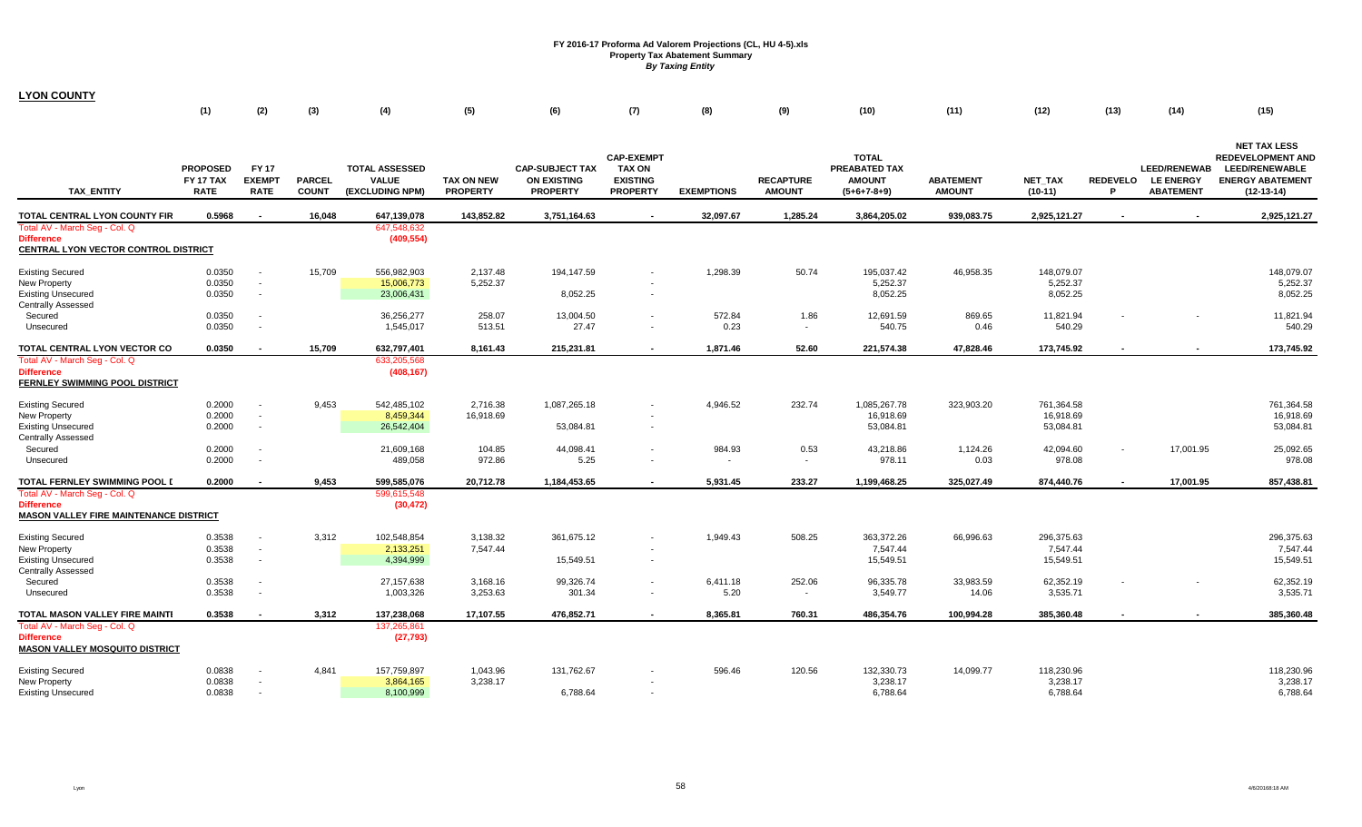FY 2016-17 Proforma Ad Valorem Projections (CL, HU 4-5).xls
Property Tax Abatement Summary
*By Taxing Entity*

**LYON COUNTY**

| | (1) | (2) | (3) | (4) | (5) | (6) | (7) | (8) | (9) | (10) | (11) | (12) | (13) | (14) | (15) |
|---|---|---|---|---|---|---|---|---|---|---|---|---|---|---|---|
| TAX_ENTITY | PROPOSED FY 17 TAX RATE | FY 17 EXEMPT RATE | PARCEL COUNT | TOTAL ASSESSED VALUE (EXCLUDING NPM) | TAX ON NEW PROPERTY | CAP-SUBJECT TAX ON EXISTING PROPERTY | CAP-EXEMPT TAX ON EXISTING PROPERTY | EXEMPTIONS | RECAPTURE AMOUNT | TOTAL PREABATED TAX AMOUNT (5+6+7-8+9) | ABATEMENT AMOUNT | NET_TAX (10-11) | REDEVELOP | LEED/RENEWAB LE ENERGY ABATEMENT | NET TAX LESS REDEVELOPMENT AND LEED/RENEWABLE ENERGY ABATEMENT (12-13-14) |
| TOTAL CENTRAL LYON COUNTY FIR | 0.5968 | - | 16,048 | 647,139,078 | 143,852.82 | 3,751,164.63 | - | 32,097.67 | 1,285.24 | 3,864,205.02 | 939,083.75 | 2,925,121.27 | - | - | 2,925,121.27 |
| Total AV - March Seg - Col. Q | | | | 647,548,632 | | | | | | | | | | | |
| Difference | | | | (409,554) | | | | | | | | | | | |
| **CENTRAL LYON VECTOR CONTROL DISTRICT** | | | | | | | | | | | | | | | |
| Existing Secured | 0.0350 | - | 15,709 | 556,982,903 | 2,137.48 | 194,147.59 | - | 1,298.39 | 50.74 | 195,037.42 | 46,958.35 | 148,079.07 | | | 148,079.07 |
| New Property | 0.0350 | - | | 15,006,773 | 5,252.37 | | - | | | 5,252.37 | | 5,252.37 | | | 5,252.37 |
| Existing Unsecured | 0.0350 | - | | 23,006,431 | | 8,052.25 | - | | | 8,052.25 | | 8,052.25 | | | 8,052.25 |
| Centrally Assessed | | | | | | | | | | | | | | | |
| Secured | 0.0350 | - | | 36,256,277 | 258.07 | 13,004.50 | - | 572.84 | 1.86 | 12,691.59 | 869.65 | 11,821.94 | - | - | 11,821.94 |
| Unsecured | 0.0350 | - | | 1,545,017 | 513.51 | 27.47 | - | 0.23 | - | 540.75 | 0.46 | 540.29 | | | 540.29 |
| TOTAL CENTRAL LYON VECTOR CO | 0.0350 | - | 15,709 | 632,797,401 | 8,161.43 | 215,231.81 | - | 1,871.46 | 52.60 | 221,574.38 | 47,828.46 | 173,745.92 | - | - | 173,745.92 |
| Total AV - March Seg - Col. Q | | | | 633,205,568 | | | | | | | | | | | |
| Difference | | | | (408,167) | | | | | | | | | | | |
| **FERNLEY SWIMMING POOL DISTRICT** | | | | | | | | | | | | | | | |
| Existing Secured | 0.2000 | - | 9,453 | 542,485,102 | 2,716.38 | 1,087,265.18 | - | 4,946.52 | 232.74 | 1,085,267.78 | 323,903.20 | 761,364.58 | | | 761,364.58 |
| New Property | 0.2000 | - | | 8,459,344 | 16,918.69 | | - | | | 16,918.69 | | 16,918.69 | | | 16,918.69 |
| Existing Unsecured | 0.2000 | - | | 26,542,404 | | 53,084.81 | - | | | 53,084.81 | | 53,084.81 | | | 53,084.81 |
| Centrally Assessed | | | | | | | | | | | | | | | |
| Secured | 0.2000 | - | | 21,609,168 | 104.85 | 44,098.41 | - | 984.93 | 0.53 | 43,218.86 | 1,124.26 | 42,094.60 | - | 17,001.95 | 25,092.65 |
| Unsecured | 0.2000 | - | | 489,058 | 972.86 | 5.25 | - | - | - | 978.11 | 0.03 | 978.08 | | | 978.08 |
| TOTAL FERNLEY SWIMMING POOL D | 0.2000 | - | 9,453 | 599,585,076 | 20,712.78 | 1,184,453.65 | - | 5,931.45 | 233.27 | 1,199,468.25 | 325,027.49 | 874,440.76 | - | 17,001.95 | 857,438.81 |
| Total AV - March Seg - Col. Q | | | | 599,615,548 | | | | | | | | | | | |
| Difference | | | | (30,472) | | | | | | | | | | | |
| **MASON VALLEY FIRE MAINTENANCE DISTRICT** | | | | | | | | | | | | | | | |
| Existing Secured | 0.3538 | - | 3,312 | 102,548,854 | 3,138.32 | 361,675.12 | - | 1,949.43 | 508.25 | 363,372.26 | 66,996.63 | 296,375.63 | | | 296,375.63 |
| New Property | 0.3538 | - | | 2,133,251 | 7,547.44 | | - | | | 7,547.44 | | 7,547.44 | | | 7,547.44 |
| Existing Unsecured | 0.3538 | - | | 4,394,999 | | 15,549.51 | - | | | 15,549.51 | | 15,549.51 | | | 15,549.51 |
| Centrally Assessed | | | | | | | | | | | | | | | |
| Secured | 0.3538 | - | | 27,157,638 | 3,168.16 | 99,326.74 | - | 6,411.18 | 252.06 | 96,335.78 | 33,983.59 | 62,352.19 | - | - | 62,352.19 |
| Unsecured | 0.3538 | - | | 1,003,326 | 3,253.63 | 301.34 | - | 5.20 | - | 3,549.77 | 14.06 | 3,535.71 | | | 3,535.71 |
| TOTAL MASON VALLEY FIRE MAINTI | 0.3538 | - | 3,312 | 137,238,068 | 17,107.55 | 476,852.71 | - | 8,365.81 | 760.31 | 486,354.76 | 100,994.28 | 385,360.48 | - | - | 385,360.48 |
| Total AV - March Seg - Col. Q | | | | 137,265,861 | | | | | | | | | | | |
| Difference | | | | (27,793) | | | | | | | | | | | |
| **MASON VALLEY MOSQUITO DISTRICT** | | | | | | | | | | | | | | | |
| Existing Secured | 0.0838 | - | 4,841 | 157,759,897 | 1,043.96 | 131,762.67 | - | 596.46 | 120.56 | 132,330.73 | 14,099.77 | 118,230.96 | | | 118,230.96 |
| New Property | 0.0838 | - | | 3,864,165 | 3,238.17 | | - | | | 3,238.17 | | 3,238.17 | | | 3,238.17 |
| Existing Unsecured | 0.0838 | - | | 8,100,999 | | 6,788.64 | - | | | 6,788.64 | | 6,788.64 | | | 6,788.64 |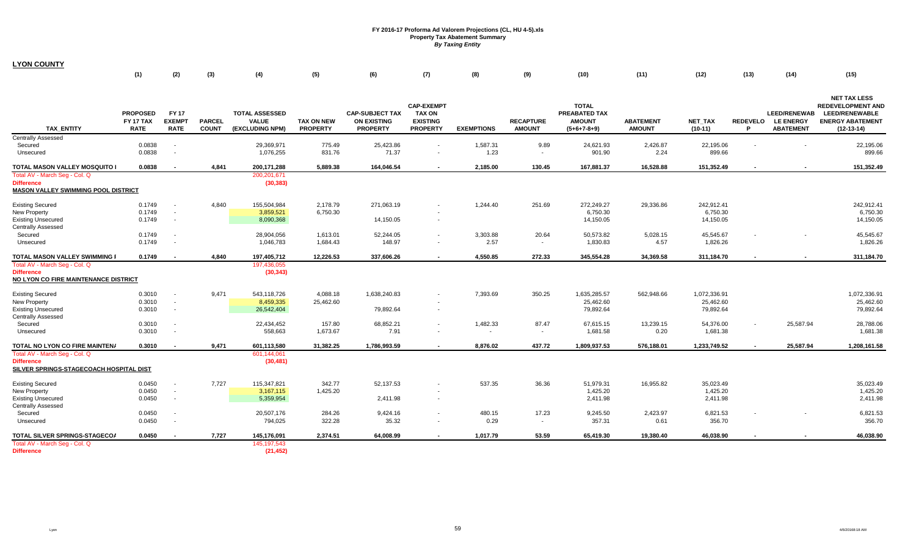# FY 2016-17 Proforma Ad Valorem Projections (CL, HU 4-5).xls
## Property Tax Abatement Summary
### *By Taxing Entity*

**LYON COUNTY**

| | (1) | (2) | (3) | (4) | (5) | (6) | (7) | (8) | (9) | (10) | (11) | (12) | (13) | (14) | (15) |
|---|---|---|---|---|---|---|---|---|---|---|---|---|---|---|---|
| TAX_ENTITY | PROPOSED FY 17 TAX RATE | FY 17 EXEMPT RATE | PARCEL COUNT | TOTAL ASSESSED VALUE (EXCLUDING NPM) | TAX ON NEW PROPERTY | CAP-SUBJECT TAX ON EXISTING PROPERTY | CAP-EXEMPT TAX ON EXISTING PROPERTY | EXEMPTIONS | RECAPTURE AMOUNT | TOTAL PREABATED TAX AMOUNT (5+6+7-8+9) | ABATEMENT AMOUNT | NET_TAX (10-11) | REDEVELOP | LEED/RENEWABLE ENERGY ABATEMENT | NET TAX LESS REDEVELOPMENT AND LEED/RENEWABLE ENERGY ABATEMENT (12-13-14) |
| Centrally Assessed | | | | | | | | | | | | | | | |
| Secured | 0.0838 | - | | 29,369,971 | 775.49 | 25,423.86 | - | 1,587.31 | 9.89 | 24,621.93 | 2,426.87 | 22,195.06 | - | - | 22,195.06 |
| Unsecured | 0.0838 | - | | 1,076,255 | 831.76 | 71.37 | - | 1.23 | - | 901.90 | 2.24 | 899.66 | | | 899.66 |
| TOTAL MASON VALLEY MOSQUITO I | 0.0838 | - | 4,841 | 200,171,288 | 5,889.38 | 164,046.54 | - | 2,185.00 | 130.45 | 167,881.37 | 16,528.88 | 151,352.49 | - | - | 151,352.49 |
| Total AV - March Seg - Col. Q | | | | 200,201,671 | | | | | | | | | | | |
| Difference | | | | (30,383) | | | | | | | | | | | |
| **MASON VALLEY SWIMMING POOL DISTRICT** | | | | | | | | | | | | | | | |
| Existing Secured | 0.1749 | - | 4,840 | 155,504,984 | 2,178.79 | 271,063.19 | - | 1,244.40 | 251.69 | 272,249.27 | 29,336.86 | 242,912.41 | | | 242,912.41 |
| New Property | 0.1749 | - | | 3,859,521 | 6,750.30 | | - | | | 6,750.30 | | 6,750.30 | | | 6,750.30 |
| Existing Unsecured | 0.1749 | - | | 8,090,368 | | 14,150.05 | - | | | 14,150.05 | | 14,150.05 | | | 14,150.05 |
| Centrally Assessed | | | | | | | | | | | | | | | |
| Secured | 0.1749 | - | | 28,904,056 | 1,613.01 | 52,244.05 | - | 3,303.88 | 20.64 | 50,573.82 | 5,028.15 | 45,545.67 | - | - | 45,545.67 |
| Unsecured | 0.1749 | - | | 1,046,783 | 1,684.43 | 148.97 | - | 2.57 | - | 1,830.83 | 4.57 | 1,826.26 | | | 1,826.26 |
| TOTAL MASON VALLEY SWIMMING I | 0.1749 | - | 4,840 | 197,405,712 | 12,226.53 | 337,606.26 | - | 4,550.85 | 272.33 | 345,554.28 | 34,369.58 | 311,184.70 | - | - | 311,184.70 |
| Total AV - March Seg - Col. Q | | | | 197,436,055 | | | | | | | | | | | |
| Difference | | | | (30,343) | | | | | | | | | | | |
| **NO LYON CO FIRE MAINTENANCE DISTRICT** | | | | | | | | | | | | | | | |
| Existing Secured | 0.3010 | - | 9,471 | 543,118,726 | 4,088.18 | 1,638,240.83 | - | 7,393.69 | 350.25 | 1,635,285.57 | 562,948.66 | 1,072,336.91 | | | 1,072,336.91 |
| New Property | 0.3010 | - | | 8,459,335 | 25,462.60 | | - | | | 25,462.60 | | 25,462.60 | | | 25,462.60 |
| Existing Unsecured | 0.3010 | - | | 26,542,404 | | 79,892.64 | - | | | 79,892.64 | | 79,892.64 | | | 79,892.64 |
| Centrally Assessed | | | | | | | | | | | | | | | |
| Secured | 0.3010 | - | | 22,434,452 | 157.80 | 68,852.21 | - | 1,482.33 | 87.47 | 67,615.15 | 13,239.15 | 54,376.00 | - | 25,587.94 | 28,788.06 |
| Unsecured | 0.3010 | - | | 558,663 | 1,673.67 | 7.91 | - | - | - | 1,681.58 | 0.20 | 1,681.38 | | | 1,681.38 |
| TOTAL NO LYON CO FIRE MAINTEN/ | 0.3010 | - | 9,471 | 601,113,580 | 31,382.25 | 1,786,993.59 | - | 8,876.02 | 437.72 | 1,809,937.53 | 576,188.01 | 1,233,749.52 | - | 25,587.94 | 1,208,161.58 |
| Total AV - March Seg - Col. Q | | | | 601,144,061 | | | | | | | | | | | |
| Difference | | | | (30,481) | | | | | | | | | | | |
| **SILVER SPRINGS-STAGECOACH HOSPITAL DIST** | | | | | | | | | | | | | | | |
| Existing Secured | 0.0450 | - | 7,727 | 115,347,821 | 342.77 | 52,137.53 | - | 537.35 | 36.36 | 51,979.31 | 16,955.82 | 35,023.49 | | | 35,023.49 |
| New Property | 0.0450 | - | | 3,167,115 | 1,425.20 | | - | | | 1,425.20 | | 1,425.20 | | | 1,425.20 |
| Existing Unsecured | 0.0450 | - | | 5,359,954 | | 2,411.98 | - | | | 2,411.98 | | 2,411.98 | | | 2,411.98 |
| Centrally Assessed | | | | | | | | | | | | | | | |
| Secured | 0.0450 | - | | 20,507,176 | 284.26 | 9,424.16 | - | 480.15 | 17.23 | 9,245.50 | 2,423.97 | 6,821.53 | - | - | 6,821.53 |
| Unsecured | 0.0450 | - | | 794,025 | 322.28 | 35.32 | - | 0.29 | - | 357.31 | 0.61 | 356.70 | | | 356.70 |
| TOTAL SILVER SPRINGS-STAGECO/ | 0.0450 | - | 7,727 | 145,176,091 | 2,374.51 | 64,008.99 | - | 1,017.79 | 53.59 | 65,419.30 | 19,380.40 | 46,038.90 | - | - | 46,038.90 |
| Total AV - March Seg - Col. Q | | | | 145,197,543 | | | | | | | | | | | |
| Difference | | | | (21,452) | | | | | | | | | | | |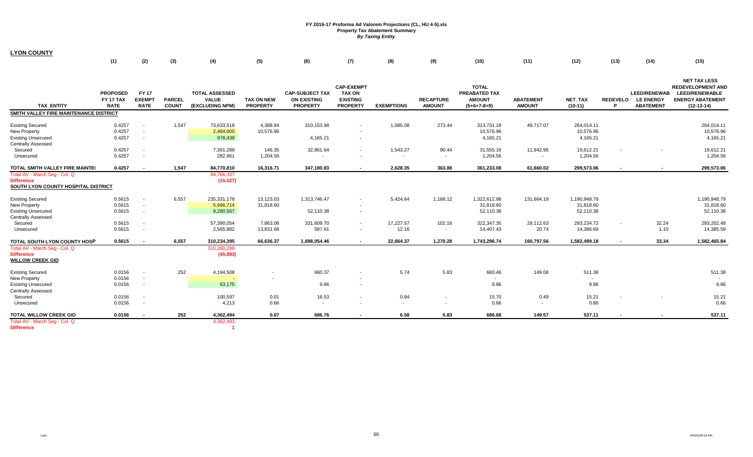**FY 2016-17 Proforma Ad Valorem Projections (CL, HU 4-5).xls**
**Property Tax Abatement Summary**
***By Taxing Entity***

**LYON COUNTY**

| TAX_ENTITY | (1) PROPOSED FY 17 TAX RATE | (2) FY 17 EXEMPT RATE | (3) PARCEL COUNT | (4) TOTAL ASSESSED VALUE (EXCLUDING NPM) | (5) TAX ON NEW PROPERTY | (6) CAP-SUBJECT TAX ON EXISTING PROPERTY | (7) CAP-EXEMPT TAX ON EXISTING PROPERTY | (8) EXEMPTIONS | (9) RECAPTURE AMOUNT | (10) TOTAL PREABATED TAX AMOUNT (5+6+7-8+9) | (11) ABATEMENT AMOUNT | (12) NET_TAX (10-11) | (13) REDEVELOP | (14) LEED/RENEWABLE ENERGY ABATEMENT | (15) NET TAX LESS REDEVELOPMENT AND LEED/RENEWABLE ENERGY ABATEMENT (12-13-14) |
|---|---|---|---|---|---|---|---|---|---|---|---|---|---|---|---|
| **SMITH VALLEY FIRE MAINTENANCE DISTRICT** | | | | | | | | | | | | | | | |
| Existing Secured | 0.4257 | - | 1,547 | 73,633,518 | 4,388.84 | 310,153.98 | - | 1,085.08 | 273.44 | 313,731.18 | 49,717.07 | 264,014.11 | | | 264,014.11 |
| New Property | 0.4257 | - | | 2,484,605 | 10,576.96 | | - | | | 10,576.96 | | 10,576.96 | | | 10,576.96 |
| Existing Unsecured | 0.4257 | - | | 978,439 | | 4,165.21 | - | | | 4,165.21 | | 4,165.21 | | | 4,165.21 |
| Centrally Assessed | | | | | | | | | | | | | | | |
| Secured | 0.4257 | - | | 7,391,288 | 146.35 | 32,861.64 | - | 1,543.27 | 90.44 | 31,555.16 | 11,942.95 | 19,612.21 | - | - | 19,612.21 |
| Unsecured | 0.4257 | - | | 282,961 | 1,204.56 | - | - | - | - | 1,204.56 | - | 1,204.56 | | | 1,204.56 |
| **TOTAL SMITH VALLEY FIRE MAINTEI** | **0.4257** | **-** | **1,547** | **84,770,810** | **16,316.71** | **347,180.83** | **-** | **2,628.35** | **363.88** | **361,233.08** | **61,660.02** | **299,573.06** | **-** | **-** | **299,573.06** |
| Total AV - March Seg - Col. Q | | | | 84,786,337 | | | | | | | | | | | |
| **Difference** | | | | (15,527) | | | | | | | | | | | |
| **SOUTH LYON COUNTY HOSPITAL DISTRICT** | | | | | | | | | | | | | | | |
| Existing Secured | 0.5615 | - | 6,557 | 235,331,178 | 13,123.03 | 1,313,746.47 | - | 5,424.64 | 1,168.12 | 1,322,612.98 | 131,664.19 | 1,190,948.79 | | | 1,190,948.79 |
| New Property | 0.5615 | - | | 5,666,714 | 31,818.60 | | - | | | 31,818.60 | | 31,818.60 | | | 31,818.60 |
| Existing Unsecured | 0.5615 | - | | 9,280,567 | | 52,110.38 | - | | | 52,110.38 | | 52,110.38 | | | 52,110.38 |
| Centrally Assessed | | | | | | | | | | | | | | | |
| Secured | 0.5615 | - | | 57,390,054 | 7,863.06 | 331,609.70 | - | 17,227.57 | 102.16 | 322,347.35 | 29,112.63 | 293,234.72 | - | 32.24 | 293,202.48 |
| Unsecured | 0.5615 | - | | 2,565,882 | 13,831.68 | 587.91 | - | 12.16 | - | 14,407.43 | 20.74 | 14,386.69 | | 1.10 | 14,385.59 |
| **TOTAL SOUTH LYON COUNTY HOSP** | **0.5615** | **-** | **6,557** | **310,234,395** | **66,636.37** | **1,698,054.46** | **-** | **22,664.37** | **1,270.28** | **1,743,296.74** | **160,797.56** | **1,582,499.18** | **-** | **33.34** | **1,582,465.84** |
| Total AV - March Seg - Col. Q | | | | 310,280,288 | | | | | | | | | | | |
| **Difference** | | | | (45,893) | | | | | | | | | | | |
| **WILLOW CREEK GID** | | | | | | | | | | | | | | | |
| Existing Secured | 0.0156 | - | 252 | 4,194,508 | - | 660.37 | - | 5.74 | 5.83 | 660.46 | 149.08 | 511.38 | | | 511.38 |
| New Property | 0.0156 | - | | - | - | | - | | | - | | - | | | - |
| Existing Unsecured | 0.0156 | - | | 63,175 | | 9.86 | - | | | 9.86 | | 9.86 | | | 9.86 |
| Centrally Assessed | | | | | | | | | | | | | | | |
| Secured | 0.0156 | - | | 100,597 | 0.01 | 16.53 | - | 0.84 | - | 15.70 | 0.49 | 15.21 | - | - | 15.21 |
| Unsecured | 0.0156 | - | | 4,213 | 0.66 | - | - | - | - | 0.66 | - | 0.66 | | | 0.66 |
| **TOTAL WILLOW CREEK GID** | **0.0156** | **-** | **252** | **4,362,494** | **0.67** | **686.76** | **-** | **6.58** | **5.83** | **686.68** | **149.57** | **537.11** | **-** | **-** | **537.11** |
| Total AV - March Seg - Col. Q | | | | 4,362,493 | | | | | | | | | | | |
| **Difference** | | | | 1 | | | | | | | | | | | |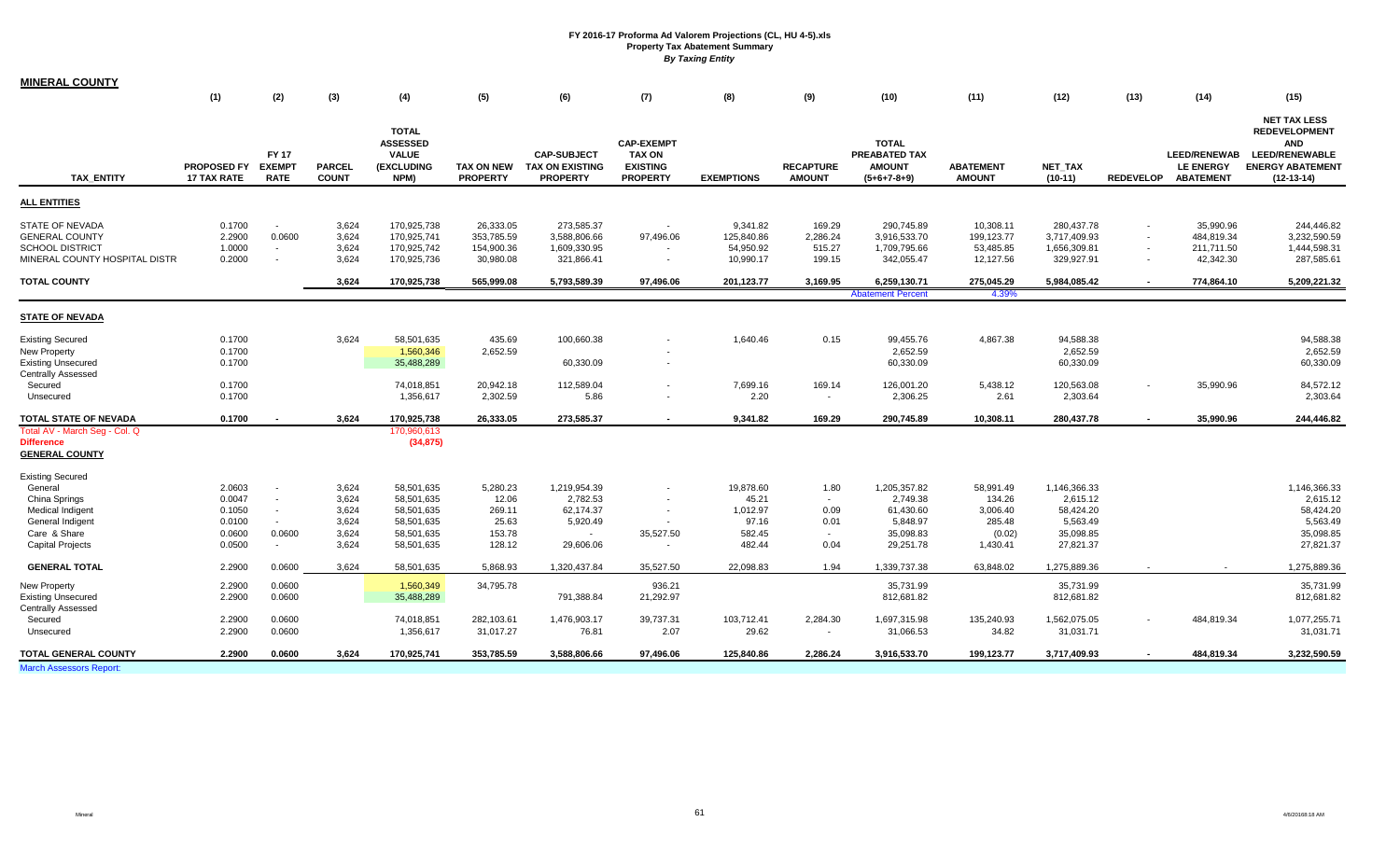# FY 2016-17 Proforma Ad Valorem Projections (CL, HU 4-5).xls
## Property Tax Abatement Summary
### *By Taxing Entity*

**MINERAL COUNTY**

| TAX_ENTITY | (1) PROPOSED FY 17 TAX RATE | (2) FY 17 EXEMPT RATE | (3) PARCEL COUNT | (4) TOTAL ASSESSED VALUE (EXCLUDING NPM) | (5) TAX ON NEW PROPERTY | (6) CAP-SUBJECT TAX ON EXISTING PROPERTY | (7) CAP-EXEMPT TAX ON EXISTING PROPERTY | (8) EXEMPTIONS | (9) RECAPTURE AMOUNT | (10) TOTAL PREABATED TAX AMOUNT (5+6+7-8+9) | (11) ABATEMENT AMOUNT | (12) NET_TAX (10-11) | (13) REDEVELOP | (14) LEED/RENEWAB LE ENERGY ABATEMENT | (15) NET TAX LESS REDEVELOPMENT AND LEED/RENEWABLE ENERGY ABATEMENT (12-13-14) |
|---|---|---|---|---|---|---|---|---|---|---|---|---|---|---|---|
| **ALL ENTITIES** | | | | | | | | | | | | | | | |
| STATE OF NEVADA | 0.1700 | - | 3,624 | 170,925,738 | 26,333.05 | 273,585.37 | - | 9,341.82 | 169.29 | 290,745.89 | 10,308.11 | 280,437.78 | - | 35,990.96 | 244,446.82 |
| GENERAL COUNTY | 2.2900 | 0.0600 | 3,624 | 170,925,741 | 353,785.59 | 3,588,806.66 | 97,496.06 | 125,840.86 | 2,286.24 | 3,916,533.70 | 199,123.77 | 3,717,409.93 | - | 484,819.34 | 3,232,590.59 |
| SCHOOL DISTRICT | 1.0000 | - | 3,624 | 170,925,742 | 154,900.36 | 1,609,330.95 | - | 54,950.92 | 515.27 | 1,709,795.66 | 53,485.85 | 1,656,309.81 | - | 211,711.50 | 1,444,598.31 |
| MINERAL COUNTY HOSPITAL DISTR | 0.2000 | - | 3,624 | 170,925,736 | 30,980.08 | 321,866.41 | - | 10,990.17 | 199.15 | 342,055.47 | 12,127.56 | 329,927.91 | - | 42,342.30 | 287,585.61 |
| **TOTAL COUNTY** | | | 3,624 | 170,925,738 | 565,999.08 | 5,793,589.39 | 97,496.06 | 201,123.77 | 3,169.95 | 6,259,130.71 | 275,045.29 | 5,984,085.42 | - | 774,864.10 | 5,209,221.32 |
| | | | | | | | | | | Abatement Percent | 4.39% | | | | |
| **STATE OF NEVADA** | | | | | | | | | | | | | | | |
| Existing Secured | 0.1700 | | 3,624 | 58,501,635 | 435.69 | 100,660.38 | - | 1,640.46 | 0.15 | 99,455.76 | 4,867.38 | 94,588.38 | | | 94,588.38 |
| New Property | 0.1700 | | | 1,560,346 | 2,652.59 | | - | | | 2,652.59 | | 2,652.59 | | | 2,652.59 |
| Existing Unsecured | 0.1700 | | | 35,488,289 | | 60,330.09 | - | | | 60,330.09 | | 60,330.09 | | | 60,330.09 |
| Centrally Assessed | | | | | | | | | | | | | | | |
| Secured | 0.1700 | | | 74,018,851 | 20,942.18 | 112,589.04 | - | 7,699.16 | 169.14 | 126,001.20 | 5,438.12 | 120,563.08 | - | 35,990.96 | 84,572.12 |
| Unsecured | 0.1700 | | | 1,356,617 | 2,302.59 | 5.86 | - | 2.20 | - | 2,306.25 | 2.61 | 2,303.64 | | | 2,303.64 |
| **TOTAL STATE OF NEVADA** | 0.1700 | - | 3,624 | 170,925,738 | 26,333.05 | 273,585.37 | - | 9,341.82 | 169.29 | 290,745.89 | 10,308.11 | 280,437.78 | - | 35,990.96 | 244,446.82 |
| Total AV - March Seg - Col. Q | | | | 170,960,613 | | | | | | | | | | | |
| Difference | | | | (34,875) | | | | | | | | | | | |
| **GENERAL COUNTY** | | | | | | | | | | | | | | | |
| Existing Secured | | | | | | | | | | | | | | | |
| General | 2.0603 | - | 3,624 | 58,501,635 | 5,280.23 | 1,219,954.39 | - | 19,878.60 | 1.80 | 1,205,357.82 | 58,991.49 | 1,146,366.33 | | | 1,146,366.33 |
| China Springs | 0.0047 | - | 3,624 | 58,501,635 | 12.06 | 2,782.53 | - | 45.21 | - | 2,749.38 | 134.26 | 2,615.12 | | | 2,615.12 |
| Medical Indigent | 0.1050 | - | 3,624 | 58,501,635 | 269.11 | 62,174.37 | - | 1,012.97 | 0.09 | 61,430.60 | 3,006.40 | 58,424.20 | | | 58,424.20 |
| General Indigent | 0.0100 | - | 3,624 | 58,501,635 | 25.63 | 5,920.49 | - | 97.16 | 0.01 | 5,848.97 | 285.48 | 5,563.49 | | | 5,563.49 |
| Care & Share | 0.0600 | 0.0600 | 3,624 | 58,501,635 | 153.78 | - | 35,527.50 | 582.45 | - | 35,098.83 | (0.02) | 35,098.85 | | | 35,098.85 |
| Capital Projects | 0.0500 | - | 3,624 | 58,501,635 | 128.12 | 29,606.06 | - | 482.44 | 0.04 | 29,251.78 | 1,430.41 | 27,821.37 | | | 27,821.37 |
| **GENERAL TOTAL** | 2.2900 | 0.0600 | 3,624 | 58,501,635 | 5,868.93 | 1,320,437.84 | 35,527.50 | 22,098.83 | 1.94 | 1,339,737.38 | 63,848.02 | 1,275,889.36 | - | - | 1,275,889.36 |
| New Property | 2.2900 | 0.0600 | | 1,560,349 | 34,795.78 | | 936.21 | | | 35,731.99 | | 35,731.99 | | | 35,731.99 |
| Existing Unsecured | 2.2900 | 0.0600 | | 35,488,289 | | 791,388.84 | 21,292.97 | | | 812,681.82 | | 812,681.82 | | | 812,681.82 |
| Centrally Assessed | | | | | | | | | | | | | | | |
| Secured | 2.2900 | 0.0600 | | 74,018,851 | 282,103.61 | 1,476,903.17 | 39,737.31 | 103,712.41 | 2,284.30 | 1,697,315.98 | 135,240.93 | 1,562,075.05 | - | 484,819.34 | 1,077,255.71 |
| Unsecured | 2.2900 | 0.0600 | | 1,356,617 | 31,017.27 | 76.81 | 2.07 | 29.62 | - | 31,066.53 | 34.82 | 31,031.71 | | | 31,031.71 |
| **TOTAL GENERAL COUNTY** | 2.2900 | 0.0600 | 3,624 | 170,925,741 | 353,785.59 | 3,588,806.66 | 97,496.06 | 125,840.86 | 2,286.24 | 3,916,533.70 | 199,123.77 | 3,717,409.93 | - | 484,819.34 | 3,232,590.59 |

March Assessors Report: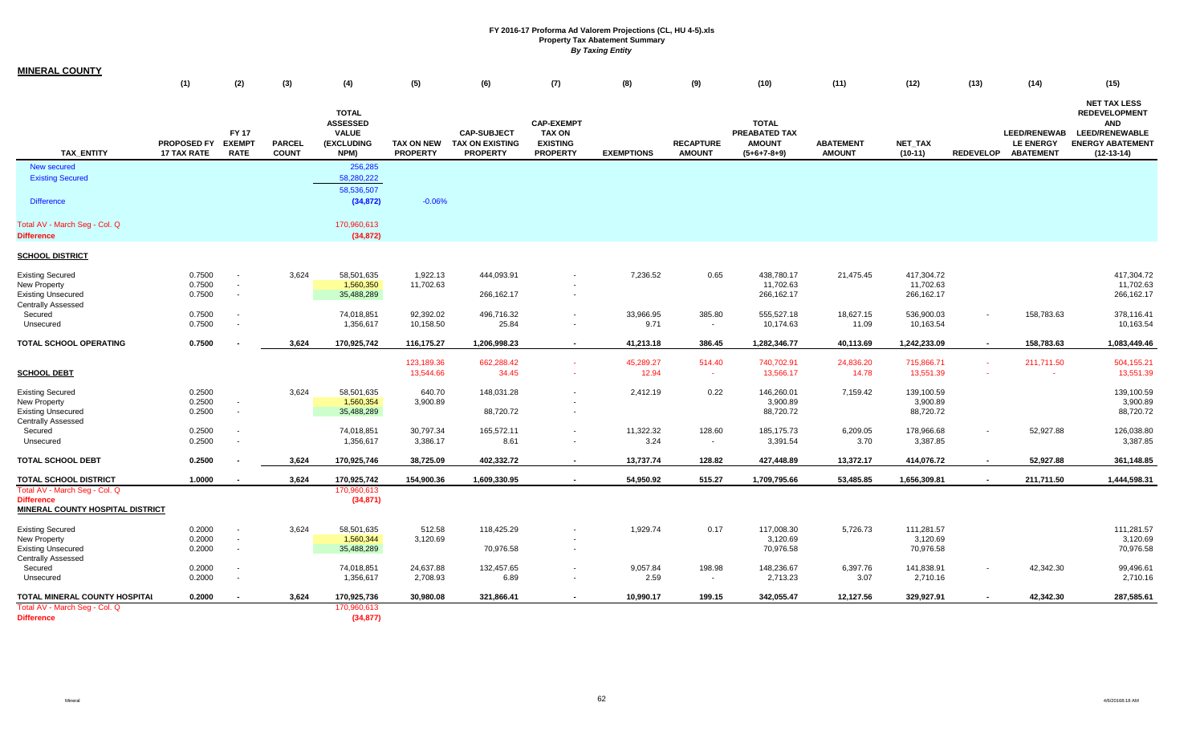FY 2016-17 Proforma Ad Valorem Projections (CL, HU 4-5).xls
Property Tax Abatement Summary
*By Taxing Entity*

**MINERAL COUNTY**

| TAX_ENTITY | (1) PROPOSED FY 17 TAX RATE | (2) FY 17 EXEMPT RATE | (3) PARCEL COUNT | (4) TOTAL ASSESSED VALUE (EXCLUDING NPM) | (5) TAX ON NEW PROPERTY | (6) CAP-SUBJECT TAX ON EXISTING PROPERTY | (7) CAP-EXEMPT TAX ON EXISTING PROPERTY | (8) EXEMPTIONS | (9) RECAPTURE AMOUNT | (10) TOTAL PREABATED TAX AMOUNT (5+6+7-8+9) | (11) ABATEMENT AMOUNT | (12) NET_TAX (10-11) | (13) REDEVELOP | (14) LEED/RENEWABLE ENERGY ABATEMENT | (15) NET TAX LESS REDEVELOPMENT AND LEED/RENEWABLE ENERGY ABATEMENT (12-13-14) |
|---|---|---|---|---|---|---|---|---|---|---|---|---|---|---|---|
| New secured | | | | 256,285 | | | | | | | | | | | |
| Existing Secured | | | | 58,280,222 | | | | | | | | | | | |
| | | | | 58,536,507 | | | | | | | | | | | |
| Difference | | | | (34,872) | -0.06% | | | | | | | | | | |
| Total AV - March Seg - Col. Q | | | | 170,960,613 | | | | | | | | | | | |
| Difference | | | | (34,872) | | | | | | | | | | | |
| **SCHOOL DISTRICT** | | | | | | | | | | | | | | | |
| Existing Secured | 0.7500 | - | 3,624 | 58,501,635 | 1,922.13 | 444,093.91 | - | 7,236.52 | 0.65 | 438,780.17 | 21,475.45 | 417,304.72 | | | 417,304.72 |
| New Property | 0.7500 | - | | 1,560,350 | 11,702.63 | | - | | | 11,702.63 | | 11,702.63 | | | 11,702.63 |
| Existing Unsecured | 0.7500 | - | | 35,488,289 | | 266,162.17 | - | | | 266,162.17 | | 266,162.17 | | | 266,162.17 |
| Centrally Assessed | | | | | | | | | | | | | | | |
| Secured | 0.7500 | - | | 74,018,851 | 92,392.02 | 496,716.32 | - | 33,966.95 | 385.80 | 555,527.18 | 18,627.15 | 536,900.03 | - | 158,783.63 | 378,116.41 |
| Unsecured | 0.7500 | - | | 1,356,617 | 10,158.50 | 25.84 | - | 9.71 | - | 10,174.63 | 11.09 | 10,163.54 | | | 10,163.54 |
| **TOTAL SCHOOL OPERATING** | **0.7500** | **-** | **3,624** | **170,925,742** | **116,175.27** | **1,206,998.23** | **-** | **41,213.18** | **386.45** | **1,282,346.77** | **40,113.69** | **1,242,233.09** | **-** | **158,783.63** | **1,083,449.46** |
| | | | | | 123,189.36 | 662,288.42 | - | 45,289.27 | 514.40 | 740,702.91 | 24,836.20 | 715,866.71 | - | 211,711.50 | 504,155.21 |
| **SCHOOL DEBT** | | | | | 13,544.66 | 34.45 | - | 12.94 | - | 13,566.17 | 14.78 | 13,551.39 | - | - | 13,551.39 |
| Existing Secured | 0.2500 | | 3,624 | 58,501,635 | 640.70 | 148,031.28 | - | 2,412.19 | 0.22 | 146,260.01 | 7,159.42 | 139,100.59 | | | 139,100.59 |
| New Property | 0.2500 | - | | 1,560,354 | 3,900.89 | | - | | | 3,900.89 | | 3,900.89 | | | 3,900.89 |
| Existing Unsecured | 0.2500 | - | | 35,488,289 | | 88,720.72 | - | | | 88,720.72 | | 88,720.72 | | | 88,720.72 |
| Centrally Assessed | | | | | | | | | | | | | | | |
| Secured | 0.2500 | - | | 74,018,851 | 30,797.34 | 165,572.11 | - | 11,322.32 | 128.60 | 185,175.73 | 6,209.05 | 178,966.68 | - | 52,927.88 | 126,038.80 |
| Unsecured | 0.2500 | - | | 1,356,617 | 3,386.17 | 8.61 | - | 3.24 | - | 3,391.54 | 3.70 | 3,387.85 | | | 3,387.85 |
| **TOTAL SCHOOL DEBT** | **0.2500** | **-** | **3,624** | **170,925,746** | **38,725.09** | **402,332.72** | **-** | **13,737.74** | **128.82** | **427,448.89** | **13,372.17** | **414,076.72** | **-** | **52,927.88** | **361,148.85** |
| **TOTAL SCHOOL DISTRICT** | **1.0000** | **-** | **3,624** | **170,925,742** | **154,900.36** | **1,609,330.95** | **-** | **54,950.92** | **515.27** | **1,709,795.66** | **53,485.85** | **1,656,309.81** | **-** | **211,711.50** | **1,444,598.31** |
| Total AV - March Seg - Col. Q | | | | 170,960,613 | | | | | | | | | | | |
| Difference | | | | (34,871) | | | | | | | | | | | |
| **MINERAL COUNTY HOSPITAL DISTRICT** | | | | | | | | | | | | | | | |
| Existing Secured | 0.2000 | - | 3,624 | 58,501,635 | 512.58 | 118,425.29 | - | 1,929.74 | 0.17 | 117,008.30 | 5,726.73 | 111,281.57 | | | 111,281.57 |
| New Property | 0.2000 | - | | 1,560,344 | 3,120.69 | | - | | | 3,120.69 | | 3,120.69 | | | 3,120.69 |
| Existing Unsecured | 0.2000 | - | | 35,488,289 | | 70,976.58 | - | | | 70,976.58 | | 70,976.58 | | | 70,976.58 |
| Centrally Assessed | | | | | | | | | | | | | | | |
| Secured | 0.2000 | - | | 74,018,851 | 24,637.88 | 132,457.65 | - | 9,057.84 | 198.98 | 148,236.67 | 6,397.76 | 141,838.91 | - | 42,342.30 | 99,496.61 |
| Unsecured | 0.2000 | - | | 1,356,617 | 2,708.93 | 6.89 | - | 2.59 | - | 2,713.23 | 3.07 | 2,710.16 | | | 2,710.16 |
| **TOTAL MINERAL COUNTY HOSPITAL** | **0.2000** | **-** | **3,624** | **170,925,736** | **30,980.08** | **321,866.41** | **-** | **10,990.17** | **199.15** | **342,055.47** | **12,127.56** | **329,927.91** | **-** | **42,342.30** | **287,585.61** |
| Total AV - March Seg - Col. Q | | | | 170,960,613 | | | | | | | | | | | |
| Difference | | | | (34,877) | | | | | | | | | | | |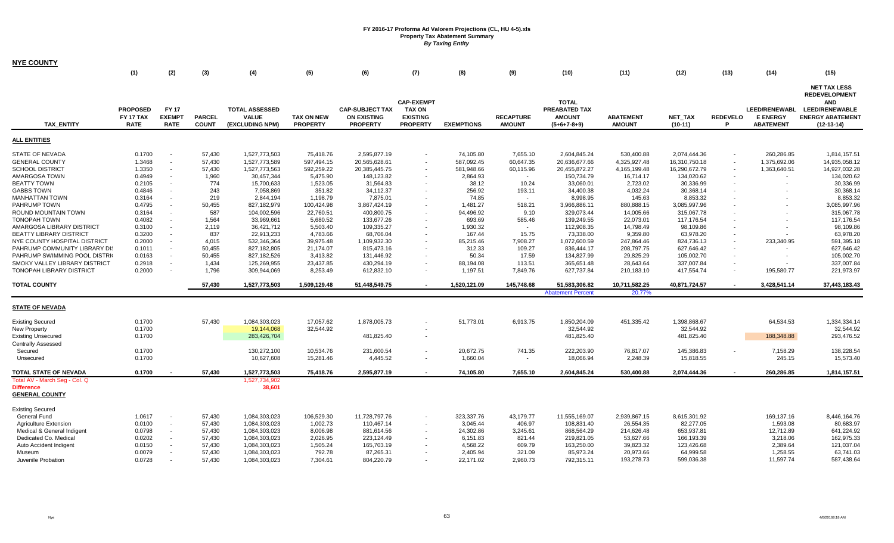**FY 2016-17 Proforma Ad Valorem Projections (CL, HU 4-5).xls**
**Property Tax Abatement Summary**
*By Taxing Entity*

**NYE COUNTY**

| TAX_ENTITY | (1) PROPOSED FY 17 TAX RATE | (2) FY 17 EXEMPT RATE | (3) PARCEL COUNT | (4) TOTAL ASSESSED VALUE (EXCLUDING NPM) | (5) TAX ON NEW PROPERTY | (6) CAP-SUBJECT TAX ON EXISTING PROPERTY | (7) CAP-EXEMPT TAX ON EXISTING PROPERTY | (8) EXEMPTIONS | (9) RECAPTURE AMOUNT | (10) TOTAL PREABATED TAX AMOUNT (5+6+7-8+9) | (11) ABATEMENT AMOUNT | (12) NET_TAX (10-11) | (13) REDEVELOP | (14) LEED/RENEWABLE ENERGY ABATEMENT | (15) NET TAX LESS REDEVELOPMENT AND LEED/RENEWABLE ENERGY ABATEMENT (12-13-14) |
|---|---|---|---|---|---|---|---|---|---|---|---|---|---|---|---|
| **ALL ENTITIES** | | | | | | | | | | | | | | | |
| STATE OF NEVADA | 0.1700 | - | 57,430 | 1,527,773,503 | 75,418.76 | 2,595,877.19 | - | 74,105.80 | 7,655.10 | 2,604,845.24 | 530,400.88 | 2,074,444.36 | - | 260,286.85 | 1,814,157.51 |
| GENERAL COUNTY | 1.3468 | - | 57,430 | 1,527,773,589 | 597,494.15 | 20,565,628.61 | - | 587,092.45 | 60,647.35 | 20,636,677.66 | 4,325,927.48 | 16,310,750.18 | - | 1,375,692.06 | 14,935,058.12 |
| SCHOOL DISTRICT | 1.3350 | - | 57,430 | 1,527,773,563 | 592,259.22 | 20,385,445.75 | - | 581,948.66 | 60,115.96 | 20,455,872.27 | 4,165,199.48 | 16,290,672.79 | - | 1,363,640.51 | 14,927,032.28 |
| AMARGOSA TOWN | 0.4949 | - | 1,960 | 30,457,344 | 5,475.90 | 148,123.82 | - | 2,864.93 | - | 150,734.79 | 16,714.17 | 134,020.62 | - | - | 134,020.62 |
| BEATTY TOWN | 0.2105 | - | 774 | 15,700,633 | 1,523.05 | 31,564.83 | - | 38.12 | 10.24 | 33,060.01 | 2,723.02 | 30,336.99 | - | - | 30,336.99 |
| GABBS TOWN | 0.4846 | - | 243 | 7,058,869 | 351.82 | 34,112.37 | - | 256.92 | 193.11 | 34,400.38 | 4,032.24 | 30,368.14 | - | - | 30,368.14 |
| MANHATTAN TOWN | 0.3164 | - | 219 | 2,844,194 | 1,198.79 | 7,875.01 | - | 74.85 | - | 8,998.95 | 145.63 | 8,853.32 | - | - | 8,853.32 |
| PAHRUMP TOWN | 0.4795 | - | 50,455 | 827,182,979 | 100,424.98 | 3,867,424.19 | - | 1,481.27 | 518.21 | 3,966,886.11 | 880,888.15 | 3,085,997.96 | - | - | 3,085,997.96 |
| ROUND MOUNTAIN TOWN | 0.3164 | - | 587 | 104,002,596 | 22,760.51 | 400,800.75 | - | 94,496.92 | 9.10 | 329,073.44 | 14,005.66 | 315,067.78 | - | - | 315,067.78 |
| TONOPAH TOWN | 0.4082 | - | 1,564 | 33,969,661 | 5,680.52 | 133,677.26 | - | 693.69 | 585.46 | 139,249.55 | 22,073.01 | 117,176.54 | - | - | 117,176.54 |
| AMARGOSA LIBRARY DISTRICT | 0.3100 | - | 2,119 | 36,421,712 | 5,503.40 | 109,335.27 | - | 1,930.32 | - | 112,908.35 | 14,798.49 | 98,109.86 | - | - | 98,109.86 |
| BEATTY LIBRARY DISTRICT | 0.3200 | - | 837 | 22,913,233 | 4,783.66 | 68,706.04 | - | 167.44 | 15.75 | 73,338.00 | 9,359.80 | 63,978.20 | - | - | 63,978.20 |
| NYE COUNTY HOSPITAL DISTRICT | 0.2000 | - | 4,015 | 532,346,364 | 39,975.48 | 1,109,932.30 | - | 85,215.46 | 7,908.27 | 1,072,600.59 | 247,864.46 | 824,736.13 | - | 233,340.95 | 591,395.18 |
| PAHRUMP COMMUNITY LIBRARY DIS | 0.1011 | - | 50,455 | 827,182,805 | 21,174.07 | 815,473.16 | - | 312.33 | 109.27 | 836,444.17 | 208,797.75 | 627,646.42 | - | - | 627,646.42 |
| PAHRUMP SWIMMING POOL DISTRI | 0.0163 | - | 50,455 | 827,182,526 | 3,413.82 | 131,446.92 | - | 50.34 | 17.59 | 134,827.99 | 29,825.29 | 105,002.70 | - | - | 105,002.70 |
| SMOKY VALLEY LIBRARY DISTRICT | 0.2918 | - | 1,434 | 125,269,955 | 23,437.85 | 430,294.19 | - | 88,194.08 | 113.51 | 365,651.48 | 28,643.64 | 337,007.84 | - | - | 337,007.84 |
| TONOPAH LIBRARY DISTRICT | 0.2000 | - | 1,796 | 309,944,069 | 8,253.49 | 612,832.10 | - | 1,197.51 | 7,849.76 | 627,737.84 | 210,183.10 | 417,554.74 | - | 195,580.77 | 221,973.97 |
| **TOTAL COUNTY** | | | **57,430** | **1,527,773,503** | **1,509,129.48** | **51,448,549.75** | **-** | **1,520,121.09** | **145,748.68** | **51,583,306.82** | **10,711,582.25** | **40,871,724.57** | **-** | **3,428,541.14** | **37,443,183.43** |
| | | | | | | | | | | Abatement Percent | 20.77% | | | | |
| **STATE OF NEVADA** | | | | | | | | | | | | | | | |
| Existing Secured | 0.1700 | | 57,430 | 1,084,303,023 | 17,057.62 | 1,878,005.73 | - | 51,773.01 | 6,913.75 | 1,850,204.09 | 451,335.42 | 1,398,868.67 | | 64,534.53 | 1,334,334.14 |
| New Property | 0.1700 | | | 19,144,068 | 32,544.92 | | - | | | 32,544.92 | | 32,544.92 | | | 32,544.92 |
| Existing Unsecured | 0.1700 | | | 283,426,704 | | 481,825.40 | - | | | 481,825.40 | | 481,825.40 | | 188,348.88 | 293,476.52 |
| Centrally Assessed | | | | | | | | | | | | | | | |
| Secured | 0.1700 | | | 130,272,100 | 10,534.76 | 231,600.54 | - | 20,672.75 | 741.35 | 222,203.90 | 76,817.07 | 145,386.83 | - | 7,158.29 | 138,228.54 |
| Unsecured | 0.1700 | | | 10,627,608 | 15,281.46 | 4,445.52 | - | 1,660.04 | - | 18,066.94 | 2,248.39 | 15,818.55 | | 245.15 | 15,573.40 |
| **TOTAL STATE OF NEVADA** | **0.1700** | **-** | **57,430** | **1,527,773,503** | **75,418.76** | **2,595,877.19** | **-** | **74,105.80** | **7,655.10** | **2,604,845.24** | **530,400.88** | **2,074,444.36** | **-** | **260,286.85** | **1,814,157.51** |
| Total AV - March Seg - Col. Q | | | | 1,527,734,902 | | | | | | | | | | | |
| **Difference** | | | | **38,601** | | | | | | | | | | | |
| **GENERAL COUNTY** | | | | | | | | | | | | | | | |
| Existing Secured | | | | | | | | | | | | | | | |
| General Fund | 1.0617 | - | 57,430 | 1,084,303,023 | 106,529.30 | 11,728,797.76 | - | 323,337.76 | 43,179.77 | 11,555,169.07 | 2,939,867.15 | 8,615,301.92 | | 169,137.16 | 8,446,164.76 |
| Agriculture Extension | 0.0100 | - | 57,430 | 1,084,303,023 | 1,002.73 | 110,467.14 | - | 3,045.44 | 406.97 | 108,831.40 | 26,554.35 | 82,277.05 | | 1,593.08 | 80,683.97 |
| Medical & General Indigent | 0.0798 | - | 57,430 | 1,084,303,023 | 8,006.98 | 881,614.56 | - | 24,302.86 | 3,245.61 | 868,564.29 | 214,626.48 | 653,937.81 | | 12,712.89 | 641,224.92 |
| Dedicated Co. Medical | 0.0202 | - | 57,430 | 1,084,303,023 | 2,026.95 | 223,124.49 | - | 6,151.83 | 821.44 | 219,821.05 | 53,627.66 | 166,193.39 | | 3,218.06 | 162,975.33 |
| Auto Accident Indigent | 0.0150 | - | 57,430 | 1,084,303,023 | 1,505.24 | 165,703.19 | - | 4,568.22 | 609.79 | 163,250.00 | 39,823.32 | 123,426.68 | | 2,389.64 | 121,037.04 |
| Museum | 0.0079 | - | 57,430 | 1,084,303,023 | 792.78 | 87,265.31 | - | 2,405.94 | 321.09 | 85,973.24 | 20,973.66 | 64,999.58 | | 1,258.55 | 63,741.03 |
| Juvenile Probation | 0.0728 | - | 57,430 | 1,084,303,023 | 7,304.61 | 804,220.79 | - | 22,171.02 | 2,960.73 | 792,315.11 | 193,278.73 | 599,036.38 | | 11,597.74 | 587,438.64 |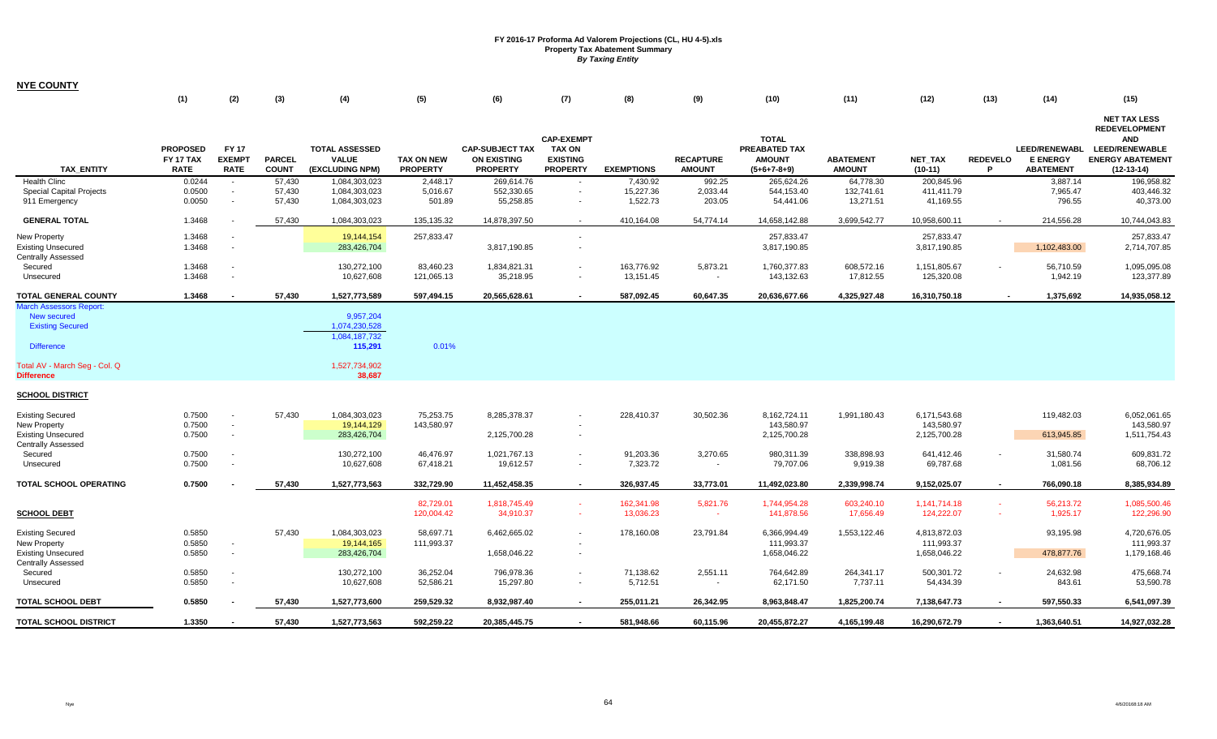**FY 2016-17 Proforma Ad Valorem Projections (CL, HU 4-5).xls**
**Property Tax Abatement Summary**
***By Taxing Entity***

**NYE COUNTY**

| | (1) | (2) | (3) | (4) | (5) | (6) | (7) | (8) | (9) | (10) | (11) | (12) | (13) | (14) | (15) |
|---|---|---|---|---|---|---|---|---|---|---|---|---|---|---|---|
| TAX_ENTITY | PROPOSED FY 17 TAX RATE | FY 17 EXEMPT RATE | PARCEL COUNT | TOTAL ASSESSED VALUE (EXCLUDING NPM) | TAX ON NEW PROPERTY | CAP-SUBJECT TAX ON EXISTING PROPERTY | CAP-EXEMPT TAX ON EXISTING PROPERTY | EXEMPTIONS | RECAPTURE AMOUNT | TOTAL PREABATED TAX AMOUNT (5+6+7-8+9) | ABATEMENT AMOUNT | NET_TAX (10-11) | REDEVELOP | LEED/RENEWABLE ENERGY ABATEMENT | NET TAX LESS REDEVELOPMENT AND LEED/RENEWABLE ENERGY ABATEMENT (12-13-14) |
| Health Clinc | 0.0244 | - | 57,430 | 1,084,303,023 | 2,448.17 | 269,614.76 | - | 7,430.92 | 992.25 | 265,624.26 | 64,778.30 | 200,845.96 | | 3,887.14 | 196,958.82 |
| Special Capital Projects | 0.0500 | - | 57,430 | 1,084,303,023 | 5,016.67 | 552,330.65 | - | 15,227.36 | 2,033.44 | 544,153.40 | 132,741.61 | 411,411.79 | | 7,965.47 | 403,446.32 |
| 911 Emergency | 0.0050 | - | 57,430 | 1,084,303,023 | 501.89 | 55,258.85 | - | 1,522.73 | 203.05 | 54,441.06 | 13,271.51 | 41,169.55 | | 796.55 | 40,373.00 |
| **GENERAL TOTAL** | 1.3468 | - | 57,430 | 1,084,303,023 | 135,135.32 | 14,878,397.50 | - | 410,164.08 | 54,774.14 | 14,658,142.88 | 3,699,542.77 | 10,958,600.11 | - | 214,556.28 | 10,744,043.83 |
| New Property | 1.3468 | - | | 19,144,154 | 257,833.47 | | - | | | 257,833.47 | | 257,833.47 | | | 257,833.47 |
| Existing Unsecured | 1.3468 | - | | 283,426,704 | | 3,817,190.85 | - | | | 3,817,190.85 | | 3,817,190.85 | | 1,102,483.00 | 2,714,707.85 |
| Centrally Assessed | | | | | | | | | | | | | | | |
| Secured | 1.3468 | - | | 130,272,100 | 83,460.23 | 1,834,821.31 | - | 163,776.92 | 5,873.21 | 1,760,377.83 | 608,572.16 | 1,151,805.67 | - | 56,710.59 | 1,095,095.08 |
| Unsecured | 1.3468 | - | | 10,627,608 | 121,065.13 | 35,218.95 | - | 13,151.45 | - | 143,132.63 | 17,812.55 | 125,320.08 | | 1,942.19 | 123,377.89 |
| **TOTAL GENERAL COUNTY** | **1.3468** | **-** | **57,430** | **1,527,773,589** | **597,494.15** | **20,565,628.61** | **-** | **587,092.45** | **60,647.35** | **20,636,677.66** | **4,325,927.48** | **16,310,750.18** | **-** | **1,375,692** | **14,935,058.12** |
| March Assessors Report: | | | | | | | | | | | | | | | |
| New secured | | | | 9,957,204 | | | | | | | | | | | |
| Existing Secured | | | | 1,074,230,528 | | | | | | | | | | | |
| | | | | 1,084,187,732 | | | | | | | | | | | |
| Difference | | | | **115,291** | 0.01% | | | | | | | | | | |
| Total AV - March Seg - Col. Q | | | | 1,527,734,902 | | | | | | | | | | | |
| **Difference** | | | | **38,687** | | | | | | | | | | | |
| **SCHOOL DISTRICT** | | | | | | | | | | | | | | | |
| Existing Secured | 0.7500 | - | 57,430 | 1,084,303,023 | 75,253.75 | 8,285,378.37 | - | 228,410.37 | 30,502.36 | 8,162,724.11 | 1,991,180.43 | 6,171,543.68 | | 119,482.03 | 6,052,061.65 |
| New Property | 0.7500 | - | | 19,144,129 | 143,580.97 | | - | | | 143,580.97 | | 143,580.97 | | | 143,580.97 |
| Existing Unsecured | 0.7500 | - | | 283,426,704 | | 2,125,700.28 | - | | | 2,125,700.28 | | 2,125,700.28 | | 613,945.85 | 1,511,754.43 |
| Centrally Assessed | | | | | | | | | | | | | | | |
| Secured | 0.7500 | - | | 130,272,100 | 46,476.97 | 1,021,767.13 | - | 91,203.36 | 3,270.65 | 980,311.39 | 338,898.93 | 641,412.46 | - | 31,580.74 | 609,831.72 |
| Unsecured | 0.7500 | - | | 10,627,608 | 67,418.21 | 19,612.57 | - | 7,323.72 | - | 79,707.06 | 9,919.38 | 69,787.68 | | 1,081.56 | 68,706.12 |
| **TOTAL SCHOOL OPERATING** | **0.7500** | **-** | **57,430** | **1,527,773,563** | **332,729.90** | **11,452,458.35** | **-** | **326,937.45** | **33,773.01** | **11,492,023.80** | **2,339,998.74** | **9,152,025.07** | **-** | **766,090.18** | **8,385,934.89** |
| | | | | | 82,729.01 | 1,818,745.49 | - | 162,341.98 | 5,821.76 | 1,744,954.28 | 603,240.10 | 1,141,714.18 | - | 56,213.72 | 1,085,500.46 |
| **SCHOOL DEBT** | | | | | 120,004.42 | 34,910.37 | - | 13,036.23 | - | 141,878.56 | 17,656.49 | 124,222.07 | - | 1,925.17 | 122,296.90 |
| Existing Secured | 0.5850 | | 57,430 | 1,084,303,023 | 58,697.71 | 6,462,665.02 | - | 178,160.08 | 23,791.84 | 6,366,994.49 | 1,553,122.46 | 4,813,872.03 | | 93,195.98 | 4,720,676.05 |
| New Property | 0.5850 | - | | 19,144,165 | 111,993.37 | | - | | | 111,993.37 | | 111,993.37 | | | 111,993.37 |
| Existing Unsecured | 0.5850 | - | | 283,426,704 | | 1,658,046.22 | - | | | 1,658,046.22 | | 1,658,046.22 | | 478,877.76 | 1,179,168.46 |
| Centrally Assessed | | | | | | | | | | | | | | | |
| Secured | 0.5850 | - | | 130,272,100 | 36,252.04 | 796,978.36 | - | 71,138.62 | 2,551.11 | 764,642.89 | 264,341.17 | 500,301.72 | - | 24,632.98 | 475,668.74 |
| Unsecured | 0.5850 | - | | 10,627,608 | 52,586.21 | 15,297.80 | - | 5,712.51 | - | 62,171.50 | 7,737.11 | 54,434.39 | | 843.61 | 53,590.78 |
| **TOTAL SCHOOL DEBT** | **0.5850** | **-** | **57,430** | **1,527,773,600** | **259,529.32** | **8,932,987.40** | **-** | **255,011.21** | **26,342.95** | **8,963,848.47** | **1,825,200.74** | **7,138,647.73** | **-** | **597,550.33** | **6,541,097.39** |
| **TOTAL SCHOOL DISTRICT** | **1.3350** | **-** | **57,430** | **1,527,773,563** | **592,259.22** | **20,385,445.75** | **-** | **581,948.66** | **60,115.96** | **20,455,872.27** | **4,165,199.48** | **16,290,672.79** | **-** | **1,363,640.51** | **14,927,032.28** |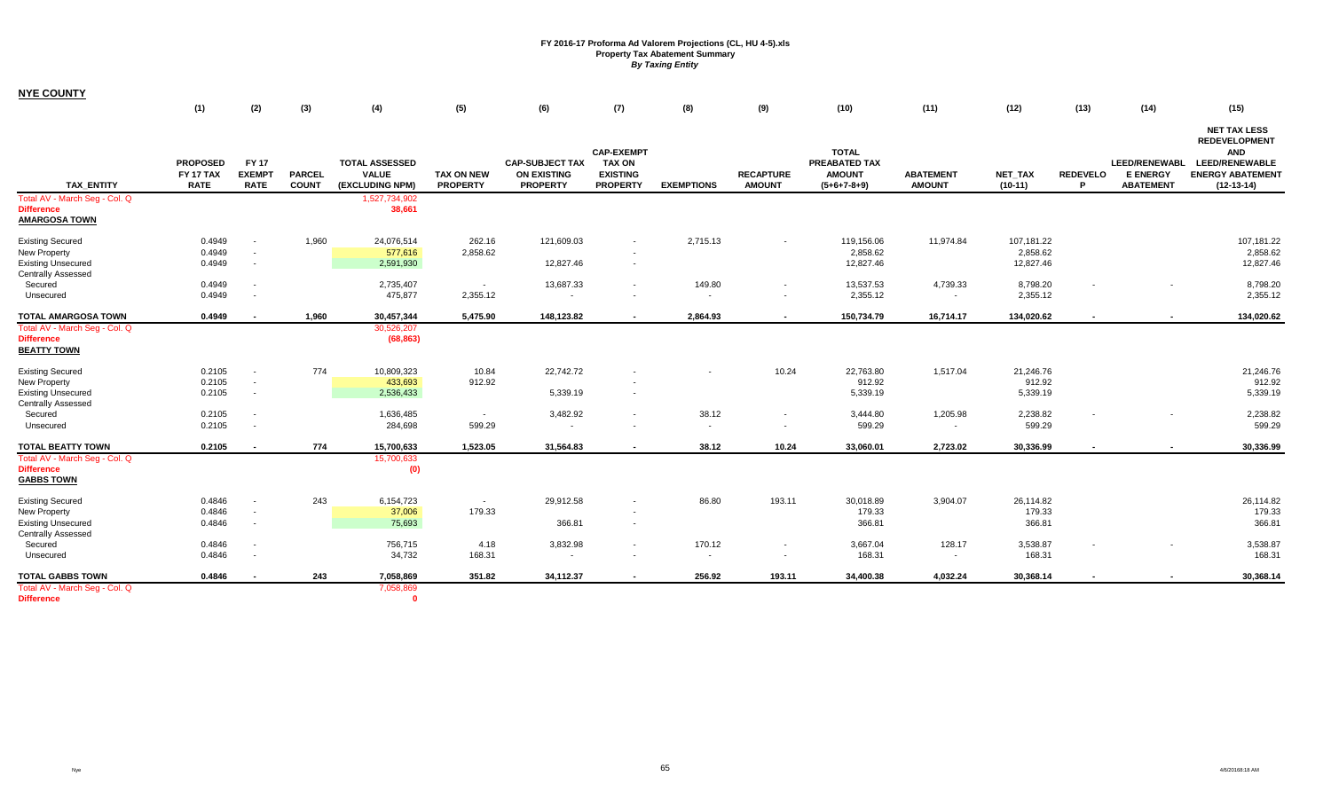**FY 2016-17 Proforma Ad Valorem Projections (CL, HU 4-5).xls**
**Property Tax Abatement Summary**
***By Taxing Entity***

**NYE COUNTY**

| TAX_ENTITY | (1) PROPOSED FY 17 TAX RATE | (2) FY 17 EXEMPT RATE | (3) PARCEL COUNT | (4) TOTAL ASSESSED VALUE (EXCLUDING NPM) | (5) TAX ON NEW PROPERTY | (6) CAP-SUBJECT TAX ON EXISTING PROPERTY | (7) CAP-EXEMPT TAX ON EXISTING PROPERTY | (8) EXEMPTIONS | (9) RECAPTURE AMOUNT | (10) TOTAL PREABATED TAX AMOUNT (5+6+7-8+9) | (11) ABATEMENT AMOUNT | (12) NET_TAX (10-11) | (13) REDEVELOP | (14) LEED/RENEWABLE ENERGY ABATEMENT | (15) NET TAX LESS REDEVELOPMENT AND LEED/RENEWABLE ENERGY ABATEMENT (12-13-14) |
|---|---|---|---|---|---|---|---|---|---|---|---|---|---|---|---|
| Total AV - March Seg - Col. Q | | | | 1,527,734,902 | | | | | | | | | | | |
| **Difference** | | | | 38,661 | | | | | | | | | | | |
| **AMARGOSA TOWN** | | | | | | | | | | | | | | | |
| Existing Secured | 0.4949 | - | 1,960 | 24,076,514 | 262.16 | 121,609.03 | - | 2,715.13 | - | 119,156.06 | 11,974.84 | 107,181.22 | | | 107,181.22 |
| New Property | 0.4949 | - | | 577,616 | 2,858.62 | | - | | | 2,858.62 | | 2,858.62 | | | 2,858.62 |
| Existing Unsecured | 0.4949 | - | | 2,591,930 | | 12,827.46 | - | | | 12,827.46 | | 12,827.46 | | | 12,827.46 |
| Centrally Assessed | | | | | | | | | | | | | | | |
| Secured | 0.4949 | - | | 2,735,407 | - | 13,687.33 | - | 149.80 | - | 13,537.53 | 4,739.33 | 8,798.20 | - | - | 8,798.20 |
| Unsecured | 0.4949 | - | | 475,877 | 2,355.12 | - | - | - | - | 2,355.12 | - | 2,355.12 | | | 2,355.12 |
| **TOTAL AMARGOSA TOWN** | **0.4949** | **-** | **1,960** | **30,457,344** | **5,475.90** | **148,123.82** | **-** | **2,864.93** | **-** | **150,734.79** | **16,714.17** | **134,020.62** | **-** | **-** | **134,020.62** |
| Total AV - March Seg - Col. Q | | | | 30,526,207 | | | | | | | | | | | |
| **Difference** | | | | (68,863) | | | | | | | | | | | |
| **BEATTY TOWN** | | | | | | | | | | | | | | | |
| Existing Secured | 0.2105 | - | 774 | 10,809,323 | 10.84 | 22,742.72 | - | - | 10.24 | 22,763.80 | 1,517.04 | 21,246.76 | | | 21,246.76 |
| New Property | 0.2105 | - | | 433,693 | 912.92 | | - | | | 912.92 | | 912.92 | | | 912.92 |
| Existing Unsecured | 0.2105 | - | | 2,536,433 | | 5,339.19 | - | | | 5,339.19 | | 5,339.19 | | | 5,339.19 |
| Centrally Assessed | | | | | | | | | | | | | | | |
| Secured | 0.2105 | - | | 1,636,485 | - | 3,482.92 | - | 38.12 | - | 3,444.80 | 1,205.98 | 2,238.82 | - | - | 2,238.82 |
| Unsecured | 0.2105 | - | | 284,698 | 599.29 | - | - | - | - | 599.29 | - | 599.29 | | | 599.29 |
| **TOTAL BEATTY TOWN** | **0.2105** | **-** | **774** | **15,700,633** | **1,523.05** | **31,564.83** | **-** | **38.12** | **10.24** | **33,060.01** | **2,723.02** | **30,336.99** | **-** | **-** | **30,336.99** |
| Total AV - March Seg - Col. Q | | | | 15,700,633 | | | | | | | | | | | |
| **Difference** | | | | (0) | | | | | | | | | | | |
| **GABBS TOWN** | | | | | | | | | | | | | | | |
| Existing Secured | 0.4846 | - | 243 | 6,154,723 | - | 29,912.58 | - | 86.80 | 193.11 | 30,018.89 | 3,904.07 | 26,114.82 | | | 26,114.82 |
| New Property | 0.4846 | - | | 37,006 | 179.33 | | - | | | 179.33 | | 179.33 | | | 179.33 |
| Existing Unsecured | 0.4846 | - | | 75,693 | | 366.81 | - | | | 366.81 | | 366.81 | | | 366.81 |
| Centrally Assessed | | | | | | | | | | | | | | | |
| Secured | 0.4846 | - | | 756,715 | 4.18 | 3,832.98 | - | 170.12 | - | 3,667.04 | 128.17 | 3,538.87 | - | - | 3,538.87 |
| Unsecured | 0.4846 | - | | 34,732 | 168.31 | - | - | - | - | 168.31 | - | 168.31 | | | 168.31 |
| **TOTAL GABBS TOWN** | **0.4846** | **-** | **243** | **7,058,869** | **351.82** | **34,112.37** | **-** | **256.92** | **193.11** | **34,400.38** | **4,032.24** | **30,368.14** | **-** | **-** | **30,368.14** |
| Total AV - March Seg - Col. Q | | | | 7,058,869 | | | | | | | | | | | |
| **Difference** | | | | 0 | | | | | | | | | | | |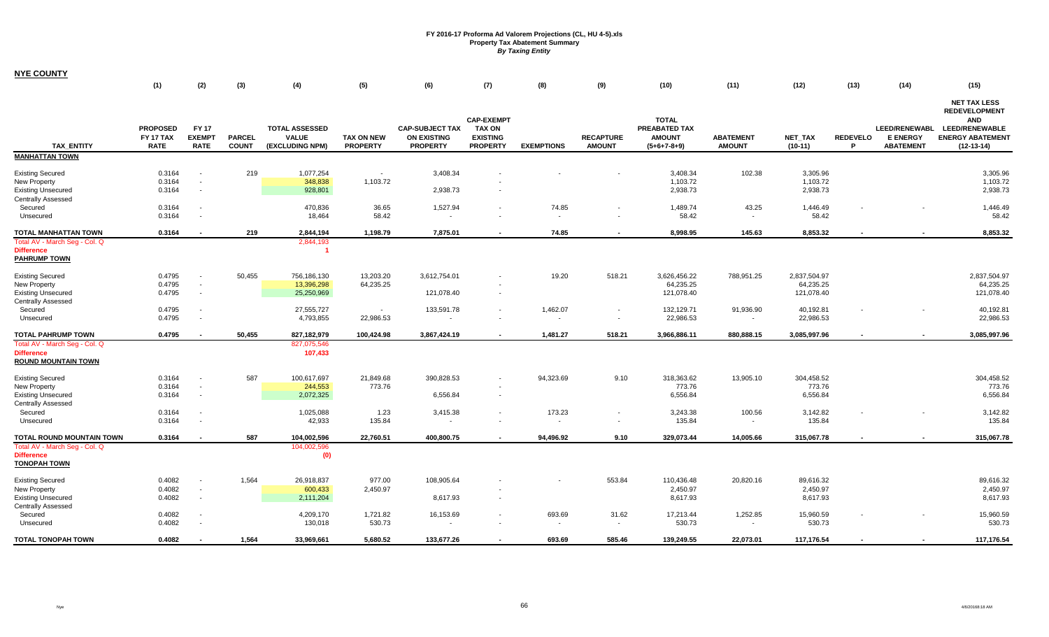**FY 2016-17 Proforma Ad Valorem Projections (CL, HU 4-5).xls**
**Property Tax Abatement Summary**
***By Taxing Entity***

**NYE COUNTY**

| | (1) | (2) | (3) | (4) | (5) | (6) | (7) | (8) | (9) | (10) | (11) | (12) | (13) | (14) | (15) |
|---|---|---|---|---|---|---|---|---|---|---|---|---|---|---|---|
| TAX_ENTITY | PROPOSED FY 17 TAX RATE | FY 17 EXEMPT RATE | PARCEL COUNT | TOTAL ASSESSED VALUE (EXCLUDING NPM) | TAX ON NEW PROPERTY | CAP-SUBJECT TAX ON EXISTING PROPERTY | CAP-EXEMPT TAX ON EXISTING PROPERTY | EXEMPTIONS | RECAPTURE AMOUNT | TOTAL PREABATED TAX AMOUNT (5+6+7-8+9) | ABATEMENT AMOUNT | NET_TAX (10-11) | REDEVELOP | LEED/RENEWABLE ENERGY ABATEMENT | NET TAX LESS REDEVELOPMENT AND LEED/RENEWABLE ENERGY ABATEMENT (12-13-14) |
| **MANHATTAN TOWN** | | | | | | | | | | | | | | | |
| Existing Secured | 0.3164 | - | 219 | 1,077,254 | - | 3,408.34 | - | - | - | 3,408.34 | 102.38 | 3,305.96 | | | 3,305.96 |
| New Property | 0.3164 | - | | 348,838 | 1,103.72 | | - | | | 1,103.72 | | 1,103.72 | | | 1,103.72 |
| Existing Unsecured | 0.3164 | - | | 928,801 | | 2,938.73 | - | | | 2,938.73 | | 2,938.73 | | | 2,938.73 |
| Centrally Assessed | | | | | | | | | | | | | | | |
| Secured | 0.3164 | - | | 470,836 | 36.65 | 1,527.94 | - | 74.85 | - | 1,489.74 | 43.25 | 1,446.49 | - | - | 1,446.49 |
| Unsecured | 0.3164 | - | | 18,464 | 58.42 | - | - | - | - | 58.42 | - | 58.42 | | | 58.42 |
| **TOTAL MANHATTAN TOWN** | **0.3164** | **-** | **219** | **2,844,194** | **1,198.79** | **7,875.01** | **-** | **74.85** | **-** | **8,998.95** | **145.63** | **8,853.32** | **-** | **-** | **8,853.32** |
| Total AV - March Seg - Col. Q | | | | 2,844,193 | | | | | | | | | | | |
| **Difference** | | | | **1** | | | | | | | | | | | |
| **PAHRUMP TOWN** | | | | | | | | | | | | | | | |
| Existing Secured | 0.4795 | - | 50,455 | 756,186,130 | 13,203.20 | 3,612,754.01 | - | 19.20 | 518.21 | 3,626,456.22 | 788,951.25 | 2,837,504.97 | | | 2,837,504.97 |
| New Property | 0.4795 | - | | 13,396,298 | 64,235.25 | | - | | | 64,235.25 | | 64,235.25 | | | 64,235.25 |
| Existing Unsecured | 0.4795 | - | | 25,250,969 | | 121,078.40 | - | | | 121,078.40 | | 121,078.40 | | | 121,078.40 |
| Centrally Assessed | | | | | | | | | | | | | | | |
| Secured | 0.4795 | - | | 27,555,727 | - | 133,591.78 | - | 1,462.07 | - | 132,129.71 | 91,936.90 | 40,192.81 | - | - | 40,192.81 |
| Unsecured | 0.4795 | - | | 4,793,855 | 22,986.53 | - | - | - | - | 22,986.53 | - | 22,986.53 | | | 22,986.53 |
| **TOTAL PAHRUMP TOWN** | **0.4795** | **-** | **50,455** | **827,182,979** | **100,424.98** | **3,867,424.19** | **-** | **1,481.27** | **518.21** | **3,966,886.11** | **880,888.15** | **3,085,997.96** | **-** | **-** | **3,085,997.96** |
| Total AV - March Seg - Col. Q | | | | 827,075,546 | | | | | | | | | | | |
| **Difference** | | | | **107,433** | | | | | | | | | | | |
| **ROUND MOUNTAIN TOWN** | | | | | | | | | | | | | | | |
| Existing Secured | 0.3164 | - | 587 | 100,617,697 | 21,849.68 | 390,828.53 | - | 94,323.69 | 9.10 | 318,363.62 | 13,905.10 | 304,458.52 | | | 304,458.52 |
| New Property | 0.3164 | - | | 244,553 | 773.76 | | - | | | 773.76 | | 773.76 | | | 773.76 |
| Existing Unsecured | 0.3164 | - | | 2,072,325 | | 6,556.84 | - | | | 6,556.84 | | 6,556.84 | | | 6,556.84 |
| Centrally Assessed | | | | | | | | | | | | | | | |
| Secured | 0.3164 | - | | 1,025,088 | 1.23 | 3,415.38 | - | 173.23 | - | 3,243.38 | 100.56 | 3,142.82 | - | - | 3,142.82 |
| Unsecured | 0.3164 | - | | 42,933 | 135.84 | - | - | - | - | 135.84 | - | 135.84 | | | 135.84 |
| **TOTAL ROUND MOUNTAIN TOWN** | **0.3164** | **-** | **587** | **104,002,596** | **22,760.51** | **400,800.75** | **-** | **94,496.92** | **9.10** | **329,073.44** | **14,005.66** | **315,067.78** | **-** | **-** | **315,067.78** |
| Total AV - March Seg - Col. Q | | | | 104,002,596 | | | | | | | | | | | |
| **Difference** | | | | **(0)** | | | | | | | | | | | |
| **TONOPAH TOWN** | | | | | | | | | | | | | | | |
| Existing Secured | 0.4082 | - | 1,564 | 26,918,837 | 977.00 | 108,905.64 | - | - | 553.84 | 110,436.48 | 20,820.16 | 89,616.32 | | | 89,616.32 |
| New Property | 0.4082 | - | | 600,433 | 2,450.97 | | - | | | 2,450.97 | | 2,450.97 | | | 2,450.97 |
| Existing Unsecured | 0.4082 | - | | 2,111,204 | | 8,617.93 | - | | | 8,617.93 | | 8,617.93 | | | 8,617.93 |
| Centrally Assessed | | | | | | | | | | | | | | | |
| Secured | 0.4082 | - | | 4,209,170 | 1,721.82 | 16,153.69 | - | 693.69 | 31.62 | 17,213.44 | 1,252.85 | 15,960.59 | - | - | 15,960.59 |
| Unsecured | 0.4082 | - | | 130,018 | 530.73 | - | - | - | - | 530.73 | - | 530.73 | | | 530.73 |
| **TOTAL TONOPAH TOWN** | **0.4082** | **-** | **1,564** | **33,969,661** | **5,680.52** | **133,677.26** | **-** | **693.69** | **585.46** | **139,249.55** | **22,073.01** | **117,176.54** | **-** | **-** | **117,176.54** |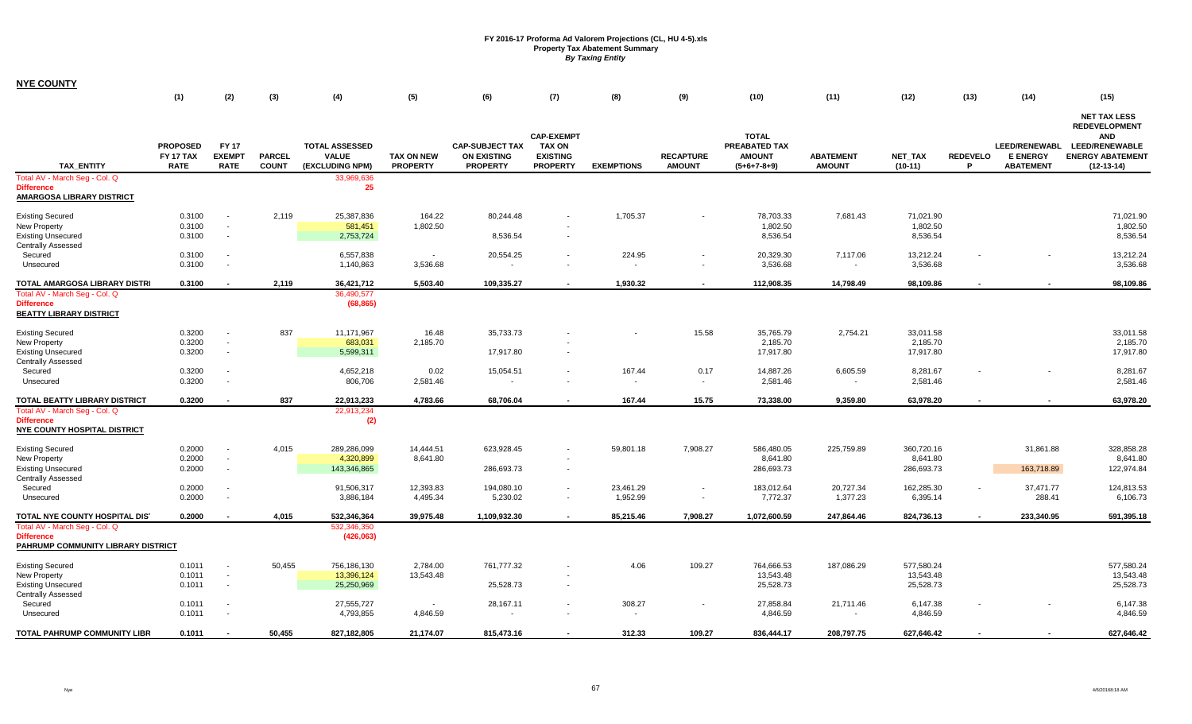**FY 2016-17 Proforma Ad Valorem Projections (CL, HU 4-5).xls**
**Property Tax Abatement Summary**
***By Taxing Entity***

**NYE COUNTY**

| TAX_ENTITY | (1) PROPOSED FY 17 TAX RATE | (2) FY 17 EXEMPT RATE | (3) PARCEL COUNT | (4) TOTAL ASSESSED VALUE (EXCLUDING NPM) | (5) TAX ON NEW PROPERTY | (6) CAP-SUBJECT TAX ON EXISTING PROPERTY | (7) CAP-EXEMPT TAX ON EXISTING PROPERTY | (8) EXEMPTIONS | (9) RECAPTURE AMOUNT | (10) TOTAL PREABATED TAX AMOUNT (5+6+7-8+9) | (11) ABATEMENT AMOUNT | (12) NET_TAX (10-11) | (13) REDEVELOP | (14) LEED/RENEWABLE ENERGY ABATEMENT | (15) NET TAX LESS REDEVELOPMENT AND LEED/RENEWABLE ENERGY ABATEMENT (12-13-14) |
|---|---|---|---|---|---|---|---|---|---|---|---|---|---|---|---|
| Total AV - March Seg - Col. Q | | | | 33,969,636 | | | | | | | | | | | |
| Difference | | | | 25 | | | | | | | | | | | |
| **AMARGOSA LIBRARY DISTRICT** | | | | | | | | | | | | | | | |
| Existing Secured | 0.3100 | - | 2,119 | 25,387,836 | 164.22 | 80,244.48 | - | 1,705.37 | - | 78,703.33 | 7,681.43 | 71,021.90 | | | 71,021.90 |
| New Property | 0.3100 | - | | 581,451 | 1,802.50 | | - | | | 1,802.50 | | 1,802.50 | | | 1,802.50 |
| Existing Unsecured | 0.3100 | - | | 2,753,724 | | 8,536.54 | - | | | 8,536.54 | | 8,536.54 | | | 8,536.54 |
| Centrally Assessed | | | | | | | | | | | | | | | |
| Secured | 0.3100 | - | | 6,557,838 | - | 20,554.25 | - | 224.95 | - | 20,329.30 | 7,117.06 | 13,212.24 | - | - | 13,212.24 |
| Unsecured | 0.3100 | - | | 1,140,863 | 3,536.68 | - | - | - | - | 3,536.68 | - | 3,536.68 | | | 3,536.68 |
| **TOTAL AMARGOSA LIBRARY DISTRI** | **0.3100** | **-** | **2,119** | **36,421,712** | **5,503.40** | **109,335.27** | **-** | **1,930.32** | **-** | **112,908.35** | **14,798.49** | **98,109.86** | **-** | **-** | **98,109.86** |
| Total AV - March Seg - Col. Q | | | | 36,490,577 | | | | | | | | | | | |
| Difference | | | | (68,865) | | | | | | | | | | | |
| **BEATTY LIBRARY DISTRICT** | | | | | | | | | | | | | | | |
| Existing Secured | 0.3200 | - | 837 | 11,171,967 | 16.48 | 35,733.73 | - | - | 15.58 | 35,765.79 | 2,754.21 | 33,011.58 | | | 33,011.58 |
| New Property | 0.3200 | - | | 683,031 | 2,185.70 | | - | | | 2,185.70 | | 2,185.70 | | | 2,185.70 |
| Existing Unsecured | 0.3200 | - | | 5,599,311 | | 17,917.80 | - | | | 17,917.80 | | 17,917.80 | | | 17,917.80 |
| Centrally Assessed | | | | | | | | | | | | | | | |
| Secured | 0.3200 | - | | 4,652,218 | 0.02 | 15,054.51 | - | 167.44 | 0.17 | 14,887.26 | 6,605.59 | 8,281.67 | - | - | 8,281.67 |
| Unsecured | 0.3200 | - | | 806,706 | 2,581.46 | - | - | - | - | 2,581.46 | - | 2,581.46 | | | 2,581.46 |
| **TOTAL BEATTY LIBRARY DISTRICT** | **0.3200** | **-** | **837** | **22,913,233** | **4,783.66** | **68,706.04** | **-** | **167.44** | **15.75** | **73,338.00** | **9,359.80** | **63,978.20** | **-** | **-** | **63,978.20** |
| Total AV - March Seg - Col. Q | | | | 22,913,234 | | | | | | | | | | | |
| Difference | | | | (2) | | | | | | | | | | | |
| **NYE COUNTY HOSPITAL DISTRICT** | | | | | | | | | | | | | | | |
| Existing Secured | 0.2000 | - | 4,015 | 289,286,099 | 14,444.51 | 623,928.45 | - | 59,801.18 | 7,908.27 | 586,480.05 | 225,759.89 | 360,720.16 | | 31,861.88 | 328,858.28 |
| New Property | 0.2000 | - | | 4,320,899 | 8,641.80 | | - | | | 8,641.80 | | 8,641.80 | | | 8,641.80 |
| Existing Unsecured | 0.2000 | - | | 143,346,865 | | 286,693.73 | - | | | 286,693.73 | | 286,693.73 | | 163,718.89 | 122,974.84 |
| Centrally Assessed | | | | | | | | | | | | | | | |
| Secured | 0.2000 | - | | 91,506,317 | 12,393.83 | 194,080.10 | - | 23,461.29 | - | 183,012.64 | 20,727.34 | 162,285.30 | - | 37,471.77 | 124,813.53 |
| Unsecured | 0.2000 | - | | 3,886,184 | 4,495.34 | 5,230.02 | - | 1,952.99 | - | 7,772.37 | 1,377.23 | 6,395.14 | | 288.41 | 6,106.73 |
| **TOTAL NYE COUNTY HOSPITAL DIS** | **0.2000** | **-** | **4,015** | **532,346,364** | **39,975.48** | **1,109,932.30** | **-** | **85,215.46** | **7,908.27** | **1,072,600.59** | **247,864.46** | **824,736.13** | **-** | **233,340.95** | **591,395.18** |
| Total AV - March Seg - Col. Q | | | | 532,346,350 | | | | | | | | | | | |
| Difference | | | | (426,063) | | | | | | | | | | | |
| **PAHRUMP COMMUNITY LIBRARY DISTRICT** | | | | | | | | | | | | | | | |
| Existing Secured | 0.1011 | - | 50,455 | 756,186,130 | 2,784.00 | 761,777.32 | - | 4.06 | 109.27 | 764,666.53 | 187,086.29 | 577,580.24 | | | 577,580.24 |
| New Property | 0.1011 | - | | 13,396,124 | 13,543.48 | | - | | | 13,543.48 | | 13,543.48 | | | 13,543.48 |
| Existing Unsecured | 0.1011 | - | | 25,250,969 | | 25,528.73 | - | | | 25,528.73 | | 25,528.73 | | | 25,528.73 |
| Centrally Assessed | | | | | | | | | | | | | | | |
| Secured | 0.1011 | - | | 27,555,727 | - | 28,167.11 | - | 308.27 | - | 27,858.84 | 21,711.46 | 6,147.38 | - | - | 6,147.38 |
| Unsecured | 0.1011 | - | | 4,793,855 | 4,846.59 | - | - | - | | 4,846.59 | - | 4,846.59 | | | 4,846.59 |
| **TOTAL PAHRUMP COMMUNITY LIBR** | **0.1011** | **-** | **50,455** | **827,182,805** | **21,174.07** | **815,473.16** | **-** | **312.33** | **109.27** | **836,444.17** | **208,797.75** | **627,646.42** | **-** | **-** | **627,646.42** |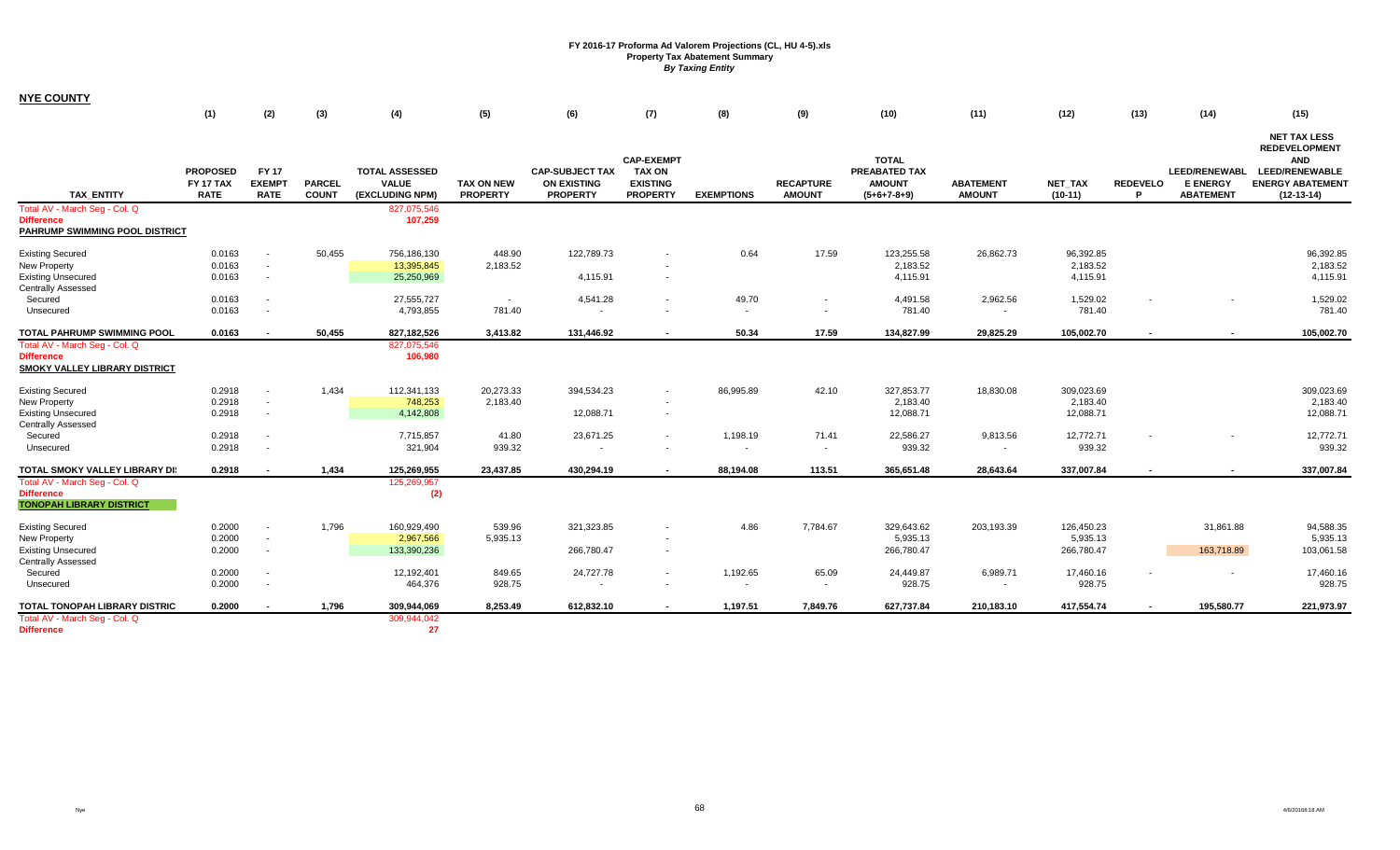**FY 2016-17 Proforma Ad Valorem Projections (CL, HU 4-5).xls**
**Property Tax Abatement Summary**
***By Taxing Entity***

**NYE COUNTY**

| TAX_ENTITY | (1) PROPOSED FY 17 TAX RATE | (2) FY 17 EXEMPT RATE | (3) PARCEL COUNT | (4) TOTAL ASSESSED VALUE (EXCLUDING NPM) | (5) TAX ON NEW PROPERTY | (6) CAP-SUBJECT TAX ON EXISTING PROPERTY | (7) CAP-EXEMPT TAX ON EXISTING PROPERTY | (8) EXEMPTIONS | (9) RECAPTURE AMOUNT | (10) TOTAL PREABATED TAX AMOUNT (5+6+7-8+9) | (11) ABATEMENT AMOUNT | (12) NET_TAX (10-11) | (13) REDEVELOP | (14) LEED/RENEWABLE ENERGY ABATEMENT | (15) NET TAX LESS REDEVELOPMENT AND LEED/RENEWABLE ENERGY ABATEMENT (12-13-14) |
|---|---|---|---|---|---|---|---|---|---|---|---|---|---|---|---|
| Total AV - March Seg - Col. Q | | | | 827,075,546 | | | | | | | | | | | |
| **Difference** | | | | **107,259** | | | | | | | | | | | |
| **PAHRUMP SWIMMING POOL DISTRICT** | | | | | | | | | | | | | | | |
| Existing Secured | 0.0163 | - | 50,455 | 756,186,130 | 448.90 | 122,789.73 | - | 0.64 | 17.59 | 123,255.58 | 26,862.73 | 96,392.85 | | | 96,392.85 |
| New Property | 0.0163 | - | | 13,395,845 | 2,183.52 | | - | | | 2,183.52 | | 2,183.52 | | | 2,183.52 |
| Existing Unsecured | 0.0163 | - | | 25,250,969 | | 4,115.91 | - | | | 4,115.91 | | 4,115.91 | | | 4,115.91 |
| Centrally Assessed | | | | | | | | | | | | | | | |
| Secured | 0.0163 | - | | 27,555,727 | - | 4,541.28 | - | 49.70 | - | 4,491.58 | 2,962.56 | 1,529.02 | - | - | 1,529.02 |
| Unsecured | 0.0163 | - | | 4,793,855 | 781.40 | - | - | - | - | 781.40 | - | 781.40 | | | 781.40 |
| **TOTAL PAHRUMP SWIMMING POOL** | **0.0163** | **-** | **50,455** | **827,182,526** | **3,413.82** | **131,446.92** | **-** | **50.34** | **17.59** | **134,827.99** | **29,825.29** | **105,002.70** | **-** | **-** | **105,002.70** |
| Total AV - March Seg - Col. Q | | | | 827,075,546 | | | | | | | | | | | |
| **Difference** | | | | **106,980** | | | | | | | | | | | |
| **SMOKY VALLEY LIBRARY DISTRICT** | | | | | | | | | | | | | | | |
| Existing Secured | 0.2918 | - | 1,434 | 112,341,133 | 20,273.33 | 394,534.23 | - | 86,995.89 | 42.10 | 327,853.77 | 18,830.08 | 309,023.69 | | | 309,023.69 |
| New Property | 0.2918 | - | | 748,253 | 2,183.40 | | - | | | 2,183.40 | | 2,183.40 | | | 2,183.40 |
| Existing Unsecured | 0.2918 | - | | 4,142,808 | | 12,088.71 | - | | | 12,088.71 | | 12,088.71 | | | 12,088.71 |
| Centrally Assessed | | | | | | | | | | | | | | | |
| Secured | 0.2918 | - | | 7,715,857 | 41.80 | 23,671.25 | - | 1,198.19 | 71.41 | 22,586.27 | 9,813.56 | 12,772.71 | - | - | 12,772.71 |
| Unsecured | 0.2918 | - | | 321,904 | 939.32 | - | - | - | - | 939.32 | - | 939.32 | | | 939.32 |
| **TOTAL SMOKY VALLEY LIBRARY DI** | **0.2918** | **-** | **1,434** | **125,269,955** | **23,437.85** | **430,294.19** | **-** | **88,194.08** | **113.51** | **365,651.48** | **28,643.64** | **337,007.84** | **-** | **-** | **337,007.84** |
| Total AV - March Seg - Col. Q | | | | 125,269,957 | | | | | | | | | | | |
| **Difference** | | | | **(2)** | | | | | | | | | | | |
| **TONOPAH LIBRARY DISTRICT** | | | | | | | | | | | | | | | |
| Existing Secured | 0.2000 | - | 1,796 | 160,929,490 | 539.96 | 321,323.85 | - | 4.86 | 7,784.67 | 329,643.62 | 203,193.39 | 126,450.23 | | 31,861.88 | 94,588.35 |
| New Property | 0.2000 | - | | 2,967,566 | 5,935.13 | | - | | | 5,935.13 | | 5,935.13 | | | 5,935.13 |
| Existing Unsecured | 0.2000 | - | | 133,390,236 | | 266,780.47 | - | | | 266,780.47 | | 266,780.47 | | 163,718.89 | 103,061.58 |
| Centrally Assessed | | | | | | | | | | | | | | | |
| Secured | 0.2000 | - | | 12,192,401 | 849.65 | 24,727.78 | - | 1,192.65 | 65.09 | 24,449.87 | 6,989.71 | 17,460.16 | - | - | 17,460.16 |
| Unsecured | 0.2000 | - | | 464,376 | 928.75 | - | - | - | - | 928.75 | - | 928.75 | | | 928.75 |
| **TOTAL TONOPAH LIBRARY DISTRIC** | **0.2000** | **-** | **1,796** | **309,944,069** | **8,253.49** | **612,832.10** | **-** | **1,197.51** | **7,849.76** | **627,737.84** | **210,183.10** | **417,554.74** | **-** | **195,580.77** | **221,973.97** |
| Total AV - March Seg - Col. Q | | | | 309,944,042 | | | | | | | | | | | |
| **Difference** | | | | **27** | | | | | | | | | | | |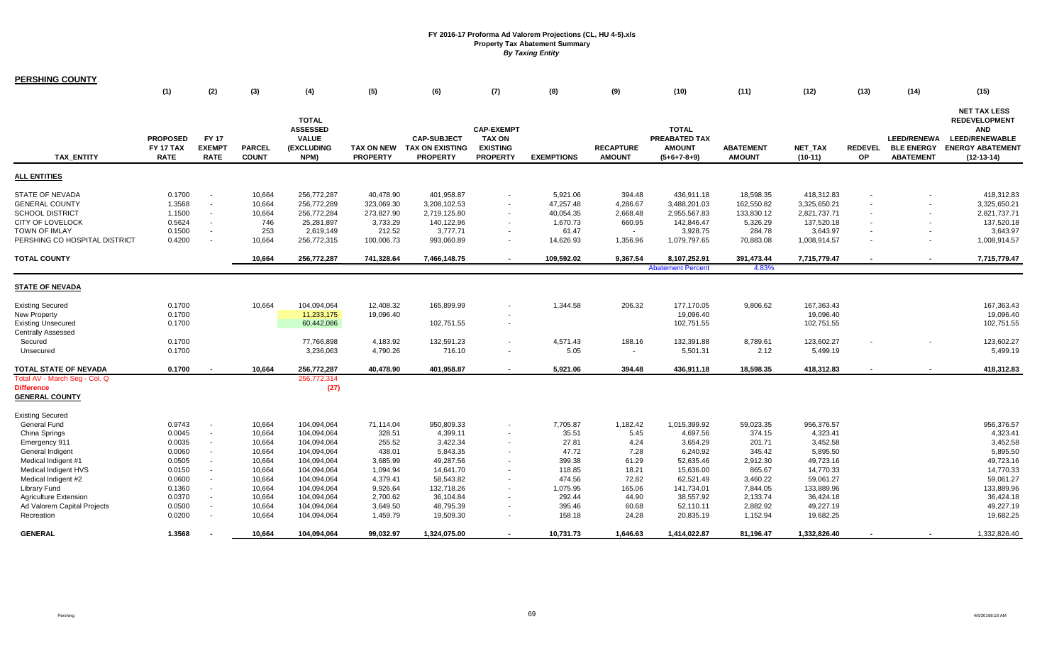**FY 2016-17 Proforma Ad Valorem Projections (CL, HU 4-5).xls**
**Property Tax Abatement Summary**
***By Taxing Entity***

**PERSHING COUNTY**

| TAX_ENTITY | (1) PROPOSED FY 17 TAX RATE | (2) FY 17 EXEMPT RATE | (3) PARCEL COUNT | (4) TOTAL ASSESSED VALUE (EXCLUDING NPM) | (5) TAX ON NEW PROPERTY | (6) CAP-SUBJECT TAX ON EXISTING PROPERTY | (7) CAP-EXEMPT TAX ON EXISTING PROPERTY | (8) EXEMPTIONS | (9) RECAPTURE AMOUNT | (10) TOTAL PREABATED TAX AMOUNT (5+6+7-8+9) | (11) ABATEMENT AMOUNT | (12) NET_TAX (10-11) | (13) REDEVELOP | (14) LEED/RENEWABLE ENERGY ABATEMENT | (15) NET TAX LESS REDEVELOPMENT AND LEED/RENEWABLE ENERGY ABATEMENT (12-13-14) |
|---|---|---|---|---|---|---|---|---|---|---|---|---|---|---|---|
| **ALL ENTITIES** | | | | | | | | | | | | | | | |
| STATE OF NEVADA | 0.1700 | - | 10,664 | 256,772,287 | 40,478.90 | 401,958.87 | - | 5,921.06 | 394.48 | 436,911.18 | 18,598.35 | 418,312.83 | - | - | 418,312.83 |
| GENERAL COUNTY | 1.3568 | - | 10,664 | 256,772,289 | 323,069.30 | 3,208,102.53 | - | 47,257.48 | 4,286.67 | 3,488,201.03 | 162,550.82 | 3,325,650.21 | - | - | 3,325,650.21 |
| SCHOOL DISTRICT | 1.1500 | - | 10,664 | 256,772,284 | 273,827.90 | 2,719,125.80 | - | 40,054.35 | 2,668.48 | 2,955,567.83 | 133,830.12 | 2,821,737.71 | - | - | 2,821,737.71 |
| CITY OF LOVELOCK | 0.5624 | - | 746 | 25,281,897 | 3,733.29 | 140,122.96 | - | 1,670.73 | 660.95 | 142,846.47 | 5,326.29 | 137,520.18 | - | - | 137,520.18 |
| TOWN OF IMLAY | 0.1500 | - | 253 | 2,619,149 | 212.52 | 3,777.71 | - | 61.47 | - | 3,928.75 | 284.78 | 3,643.97 | - | - | 3,643.97 |
| PERSHING CO HOSPITAL DISTRICT | 0.4200 | - | 10,664 | 256,772,315 | 100,006.73 | 993,060.89 | - | 14,626.93 | 1,356.96 | 1,079,797.65 | 70,883.08 | 1,008,914.57 | - | - | 1,008,914.57 |
| **TOTAL COUNTY** | | | **10,664** | **256,772,287** | **741,328.64** | **7,466,148.75** | **-** | **109,592.02** | **9,367.54** | **8,107,252.91** | **391,473.44** | **7,715,779.47** | **-** | **-** | **7,715,779.47** |
| | | | | | | | | | | Abatement Percent | 4.83% | | | | |
| **STATE OF NEVADA** | | | | | | | | | | | | | | | |
| Existing Secured | 0.1700 | | 10,664 | 104,094,064 | 12,408.32 | 165,899.99 | - | 1,344.58 | 206.32 | 177,170.05 | 9,806.62 | 167,363.43 | | | 167,363.43 |
| New Property | 0.1700 | | | 11,233,175 | 19,096.40 | | - | | | 19,096.40 | | 19,096.40 | | | 19,096.40 |
| Existing Unsecured | 0.1700 | | | 60,442,086 | | 102,751.55 | - | | | 102,751.55 | | 102,751.55 | | | 102,751.55 |
| Centrally Assessed | | | | | | | | | | | | | | | |
| Secured | 0.1700 | | | 77,766,898 | 4,183.92 | 132,591.23 | - | 4,571.43 | 188.16 | 132,391.88 | 8,789.61 | 123,602.27 | - | - | 123,602.27 |
| Unsecured | 0.1700 | | | 3,236,063 | 4,790.26 | 716.10 | - | 5.05 | - | 5,501.31 | 2.12 | 5,499.19 | | | 5,499.19 |
| **TOTAL STATE OF NEVADA** | **0.1700** | **-** | **10,664** | **256,772,287** | **40,478.90** | **401,958.87** | **-** | **5,921.06** | **394.48** | **436,911.18** | **18,598.35** | **418,312.83** | **-** | **-** | **418,312.83** |
| Total AV - March Seg - Col. Q | | | | 256,772,314 | | | | | | | | | | | |
| **Difference** | | | | (27) | | | | | | | | | | | |
| **GENERAL COUNTY** | | | | | | | | | | | | | | | |
| Existing Secured | | | | | | | | | | | | | | | |
| General Fund | 0.9743 | - | 10,664 | 104,094,064 | 71,114.04 | 950,809.33 | - | 7,705.87 | 1,182.42 | 1,015,399.92 | 59,023.35 | 956,376.57 | | | 956,376.57 |
| China Springs | 0.0045 | - | 10,664 | 104,094,064 | 328.51 | 4,399.11 | - | 35.51 | 5.45 | 4,697.56 | 374.15 | 4,323.41 | | | 4,323.41 |
| Emergency 911 | 0.0035 | - | 10,664 | 104,094,064 | 255.52 | 3,422.34 | - | 27.81 | 4.24 | 3,654.29 | 201.71 | 3,452.58 | | | 3,452.58 |
| General Indigent | 0.0060 | - | 10,664 | 104,094,064 | 438.01 | 5,843.35 | - | 47.72 | 7.28 | 6,240.92 | 345.42 | 5,895.50 | | | 5,895.50 |
| Medical Indigent #1 | 0.0505 | - | 10,664 | 104,094,064 | 3,685.99 | 49,287.56 | - | 399.38 | 61.29 | 52,635.46 | 2,912.30 | 49,723.16 | | | 49,723.16 |
| Medical Indigent HVS | 0.0150 | - | 10,664 | 104,094,064 | 1,094.94 | 14,641.70 | - | 118.85 | 18.21 | 15,636.00 | 865.67 | 14,770.33 | | | 14,770.33 |
| Medical Indigent #2 | 0.0600 | - | 10,664 | 104,094,064 | 4,379.41 | 58,543.82 | - | 474.56 | 72.82 | 62,521.49 | 3,460.22 | 59,061.27 | | | 59,061.27 |
| Library Fund | 0.1360 | - | 10,664 | 104,094,064 | 9,926.64 | 132,718.26 | - | 1,075.95 | 165.06 | 141,734.01 | 7,844.05 | 133,889.96 | | | 133,889.96 |
| Agriculture Extension | 0.0370 | - | 10,664 | 104,094,064 | 2,700.62 | 36,104.84 | - | 292.44 | 44.90 | 38,557.92 | 2,133.74 | 36,424.18 | | | 36,424.18 |
| Ad Valorem Capital Projects | 0.0500 | - | 10,664 | 104,094,064 | 3,649.50 | 48,795.39 | - | 395.46 | 60.68 | 52,110.11 | 2,882.92 | 49,227.19 | | | 49,227.19 |
| Recreation | 0.0200 | - | 10,664 | 104,094,064 | 1,459.79 | 19,509.30 | - | 158.18 | 24.28 | 20,835.19 | 1,152.94 | 19,682.25 | | | 19,682.25 |
| **GENERAL** | **1.3568** | **-** | **10,664** | **104,094,064** | **99,032.97** | **1,324,075.00** | **-** | **10,731.73** | **1,646.63** | **1,414,022.87** | **81,196.47** | **1,332,826.40** | **-** | **-** | **1,332,826.40** |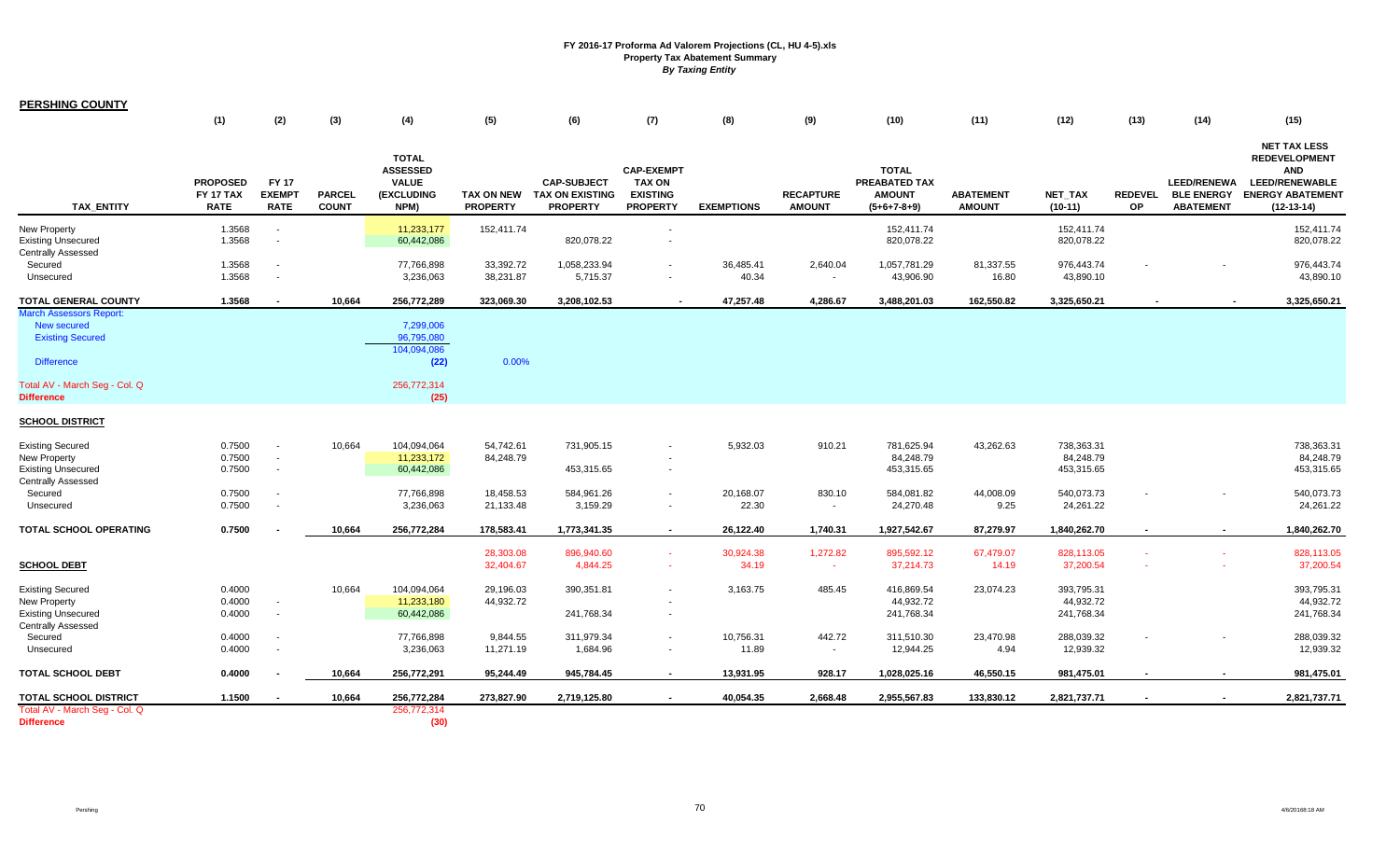# FY 2016-17 Proforma Ad Valorem Projections (CL, HU 4-5).xls
## Property Tax Abatement Summary
### *By Taxing Entity*

**PERSHING COUNTY**

| TAX_ENTITY | (1) PROPOSED FY 17 TAX RATE | (2) FY 17 EXEMPT RATE | (3) PARCEL COUNT | (4) TOTAL ASSESSED VALUE (EXCLUDING NPM) | (5) TAX ON NEW PROPERTY | (6) CAP-SUBJECT TAX ON EXISTING PROPERTY | (7) CAP-EXEMPT TAX ON EXISTING PROPERTY | (8) EXEMPTIONS | (9) RECAPTURE AMOUNT | (10) TOTAL PREABATED TAX AMOUNT (5+6+7-8+9) | (11) ABATEMENT AMOUNT | (12) NET_TAX (10-11) | (13) REDEVEL OP | (14) LEED/RENEWA BLE ENERGY ABATEMENT | (15) NET TAX LESS REDEVELOPMENT AND LEED/RENEWABLE ENERGY ABATEMENT (12-13-14) |
|---|---|---|---|---|---|---|---|---|---|---|---|---|---|---|---|
| New Property | 1.3568 | - | | 11,233,177 | 152,411.74 | | - | | | 152,411.74 | | 152,411.74 | | | 152,411.74 |
| Existing Unsecured | 1.3568 | - | | 60,442,086 | | 820,078.22 | - | | | 820,078.22 | | 820,078.22 | | | 820,078.22 |
| Centrally Assessed | | | | | | | | | | | | | | | |
| Secured | 1.3568 | - | | 77,766,898 | 33,392.72 | 1,058,233.94 | - | 36,485.41 | 2,640.04 | 1,057,781.29 | 81,337.55 | 976,443.74 | - | - | 976,443.74 |
| Unsecured | 1.3568 | - | | 3,236,063 | 38,231.87 | 5,715.37 | - | 40.34 | - | 43,906.90 | 16.80 | 43,890.10 | | | 43,890.10 |
| **TOTAL GENERAL COUNTY** | **1.3568** | **-** | **10,664** | **256,772,289** | **323,069.30** | **3,208,102.53** | **-** | **47,257.48** | **4,286.67** | **3,488,201.03** | **162,550.82** | **3,325,650.21** | **-** | **-** | **3,325,650.21** |
| March Assessors Report: | | | | | | | | | | | | | | | |
| New secured | | | | 7,299,006 | | | | | | | | | | | |
| Existing Secured | | | | 96,795,080 | | | | | | | | | | | |
| | | | | 104,094,086 | | | | | | | | | | | |
| Difference | | | | (22) | 0.00% | | | | | | | | | | |
| Total AV - March Seg - Col. Q | | | | 256,772,314 | | | | | | | | | | | |
| **Difference** | | | | (25) | | | | | | | | | | | |
| **SCHOOL DISTRICT** | | | | | | | | | | | | | | | |
| Existing Secured | 0.7500 | - | 10,664 | 104,094,064 | 54,742.61 | 731,905.15 | - | 5,932.03 | 910.21 | 781,625.94 | 43,262.63 | 738,363.31 | | | 738,363.31 |
| New Property | 0.7500 | - | | 11,233,172 | 84,248.79 | | - | | | 84,248.79 | | 84,248.79 | | | 84,248.79 |
| Existing Unsecured | 0.7500 | - | | 60,442,086 | | 453,315.65 | - | | | 453,315.65 | | 453,315.65 | | | 453,315.65 |
| Centrally Assessed | | | | | | | | | | | | | | | |
| Secured | 0.7500 | - | | 77,766,898 | 18,458.53 | 584,961.26 | - | 20,168.07 | 830.10 | 584,081.82 | 44,008.09 | 540,073.73 | - | - | 540,073.73 |
| Unsecured | 0.7500 | - | | 3,236,063 | 21,133.48 | 3,159.29 | - | 22.30 | - | 24,270.48 | 9.25 | 24,261.22 | | | 24,261.22 |
| **TOTAL SCHOOL OPERATING** | **0.7500** | **-** | **10,664** | **256,772,284** | **178,583.41** | **1,773,341.35** | **-** | **26,122.40** | **1,740.31** | **1,927,562.67** | **87,279.97** | **1,840,262.70** | **-** | **-** | **1,840,262.70** |
| | | | | | 28,303.08 | 896,940.60 | - | 30,924.38 | 1,272.82 | 895,592.12 | 67,479.07 | 828,113.05 | - | - | 828,113.05 |
| **SCHOOL DEBT** | | | | | 32,404.67 | 4,844.25 | - | 34.19 | - | 37,214.73 | 14.19 | 37,200.54 | - | - | 37,200.54 |
| Existing Secured | 0.4000 | | 10,664 | 104,094,064 | 29,196.03 | 390,351.81 | - | 3,163.75 | 485.45 | 416,869.54 | 23,074.23 | 393,795.31 | | | 393,795.31 |
| New Property | 0.4000 | - | | 11,233,180 | 44,932.72 | | - | | | 44,932.72 | | 44,932.72 | | | 44,932.72 |
| Existing Unsecured | 0.4000 | - | | 60,442,086 | | 241,768.34 | - | | | 241,768.34 | | 241,768.34 | | | 241,768.34 |
| Centrally Assessed | | | | | | | | | | | | | | | |
| Secured | 0.4000 | - | | 77,766,898 | 9,844.55 | 311,979.34 | - | 10,756.31 | 442.72 | 311,510.30 | 23,470.98 | 288,039.32 | - | - | 288,039.32 |
| Unsecured | 0.4000 | - | | 3,236,063 | 11,271.19 | 1,684.96 | - | 11.89 | - | 12,944.25 | 4.94 | 12,939.32 | | | 12,939.32 |
| **TOTAL SCHOOL DEBT** | **0.4000** | **-** | **10,664** | **256,772,291** | **95,244.49** | **945,784.45** | **-** | **13,931.95** | **928.17** | **1,028,025.16** | **46,550.15** | **981,475.01** | **-** | **-** | **981,475.01** |
| **TOTAL SCHOOL DISTRICT** | **1.1500** | **-** | **10,664** | **256,772,284** | **273,827.90** | **2,719,125.80** | **-** | **40,054.35** | **2,668.48** | **2,955,567.83** | **133,830.12** | **2,821,737.71** | **-** | **-** | **2,821,737.71** |
| Total AV - March Seg - Col. Q | | | | 256,772,314 | | | | | | | | | | | |
| **Difference** | | | | (30) | | | | | | | | | | | |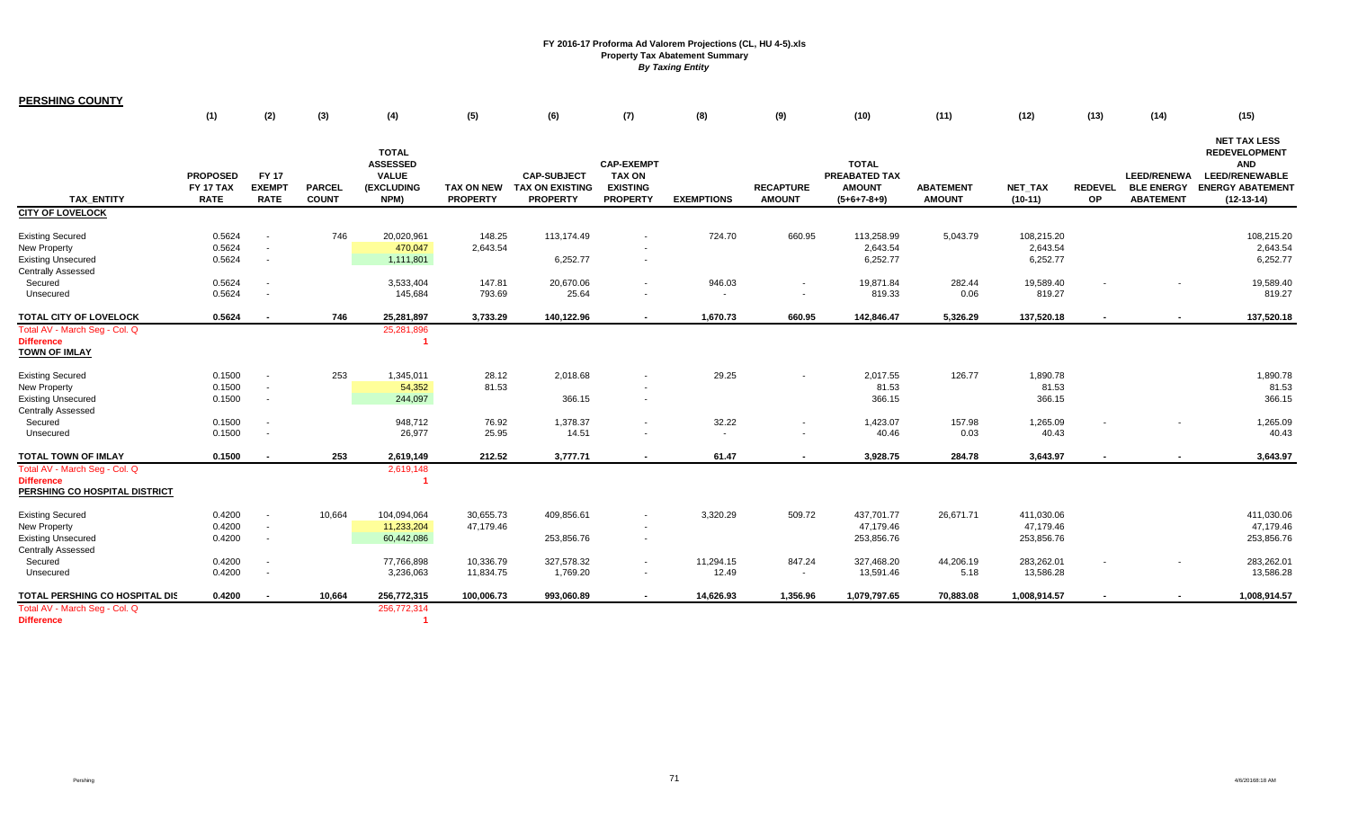**FY 2016-17 Proforma Ad Valorem Projections (CL, HU 4-5).xls**
**Property Tax Abatement Summary**
***By Taxing Entity***

**PERSHING COUNTY**

| TAX_ENTITY | (1) PROPOSED FY 17 TAX RATE | (2) FY 17 EXEMPT RATE | (3) PARCEL COUNT | (4) TOTAL ASSESSED VALUE (EXCLUDING NPM) | (5) TAX ON NEW PROPERTY | (6) CAP-SUBJECT TAX ON EXISTING PROPERTY | (7) CAP-EXEMPT TAX ON EXISTING PROPERTY | (8) EXEMPTIONS | (9) RECAPTURE AMOUNT | (10) TOTAL PREABATED TAX AMOUNT (5+6+7-8+9) | (11) ABATEMENT AMOUNT | (12) NET_TAX (10-11) | (13) REDEVEL OP | (14) LEED/RENEWABLE ENERGY ABATEMENT | (15) NET TAX LESS REDEVELOPMENT AND LEED/RENEWABLE ENERGY ABATEMENT (12-13-14) |
|---|---|---|---|---|---|---|---|---|---|---|---|---|---|---|---|
| **CITY OF LOVELOCK** | | | | | | | | | | | | | | | |
| Existing Secured | 0.5624 | - | 746 | 20,020,961 | 148.25 | 113,174.49 | - | 724.70 | 660.95 | 113,258.99 | 5,043.79 | 108,215.20 | | | 108,215.20 |
| New Property | 0.5624 | - | | 470,047 | 2,643.54 | | - | | | 2,643.54 | | 2,643.54 | | | 2,643.54 |
| Existing Unsecured | 0.5624 | - | | 1,111,801 | | 6,252.77 | - | | | 6,252.77 | | 6,252.77 | | | 6,252.77 |
| Centrally Assessed | | | | | | | | | | | | | | | |
| Secured | 0.5624 | - | | 3,533,404 | 147.81 | 20,670.06 | - | 946.03 | - | 19,871.84 | 282.44 | 19,589.40 | - | - | 19,589.40 |
| Unsecured | 0.5624 | - | | 145,684 | 793.69 | 25.64 | - | - | - | 819.33 | 0.06 | 819.27 | | | 819.27 |
| **TOTAL CITY OF LOVELOCK** | **0.5624** | **-** | **746** | **25,281,897** | **3,733.29** | **140,122.96** | **-** | **1,670.73** | **660.95** | **142,846.47** | **5,326.29** | **137,520.18** | **-** | **-** | **137,520.18** |
| Total AV - March Seg - Col. Q | | | | 25,281,896 | | | | | | | | | | | |
| Difference | | | | 1 | | | | | | | | | | | |
| **TOWN OF IMLAY** | | | | | | | | | | | | | | | |
| Existing Secured | 0.1500 | - | 253 | 1,345,011 | 28.12 | 2,018.68 | - | 29.25 | - | 2,017.55 | 126.77 | 1,890.78 | | | 1,890.78 |
| New Property | 0.1500 | - | | 54,352 | 81.53 | | - | | | 81.53 | | 81.53 | | | 81.53 |
| Existing Unsecured | 0.1500 | - | | 244,097 | | 366.15 | - | | | 366.15 | | 366.15 | | | 366.15 |
| Centrally Assessed | | | | | | | | | | | | | | | |
| Secured | 0.1500 | - | | 948,712 | 76.92 | 1,378.37 | - | 32.22 | - | 1,423.07 | 157.98 | 1,265.09 | - | - | 1,265.09 |
| Unsecured | 0.1500 | - | | 26,977 | 25.95 | 14.51 | - | - | - | 40.46 | 0.03 | 40.43 | | | 40.43 |
| **TOTAL TOWN OF IMLAY** | **0.1500** | **-** | **253** | **2,619,149** | **212.52** | **3,777.71** | **-** | **61.47** | **-** | **3,928.75** | **284.78** | **3,643.97** | **-** | **-** | **3,643.97** |
| Total AV - March Seg - Col. Q | | | | 2,619,148 | | | | | | | | | | | |
| Difference | | | | 1 | | | | | | | | | | | |
| **PERSHING CO HOSPITAL DISTRICT** | | | | | | | | | | | | | | | |
| Existing Secured | 0.4200 | - | 10,664 | 104,094,064 | 30,655.73 | 409,856.61 | - | 3,320.29 | 509.72 | 437,701.77 | 26,671.71 | 411,030.06 | | | 411,030.06 |
| New Property | 0.4200 | - | | 11,233,204 | 47,179.46 | | - | | | 47,179.46 | | 47,179.46 | | | 47,179.46 |
| Existing Unsecured | 0.4200 | - | | 60,442,086 | | 253,856.76 | - | | | 253,856.76 | | 253,856.76 | | | 253,856.76 |
| Centrally Assessed | | | | | | | | | | | | | | | |
| Secured | 0.4200 | - | | 77,766,898 | 10,336.79 | 327,578.32 | - | 11,294.15 | 847.24 | 327,468.20 | 44,206.19 | 283,262.01 | - | - | 283,262.01 |
| Unsecured | 0.4200 | - | | 3,236,063 | 11,834.75 | 1,769.20 | - | 12.49 | - | 13,591.46 | 5.18 | 13,586.28 | | | 13,586.28 |
| **TOTAL PERSHING CO HOSPITAL DIS** | **0.4200** | **-** | **10,664** | **256,772,315** | **100,006.73** | **993,060.89** | **-** | **14,626.93** | **1,356.96** | **1,079,797.65** | **70,883.08** | **1,008,914.57** | **-** | **-** | **1,008,914.57** |
| Total AV - March Seg - Col. Q | | | | 256,772,314 | | | | | | | | | | | |
| Difference | | | | 1 | | | | | | | | | | | |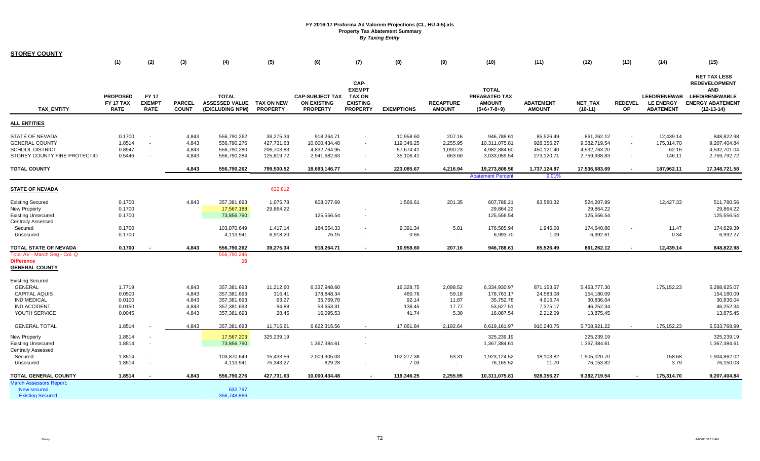# FY 2016-17 Proforma Ad Valorem Projections (CL, HU 4-5).xls
## Property Tax Abatement Summary
### *By Taxing Entity*

**STOREY COUNTY**

| TAX_ENTITY | (1) PROPOSED FY 17 TAX RATE | (2) FY 17 EXEMPT RATE | (3) PARCEL COUNT | (4) TOTAL ASSESSED VALUE (EXCLUDING NPM) | (5) TAX ON NEW PROPERTY | (6) CAP-SUBJECT TAX ON EXISTING PROPERTY | (7) CAP-EXEMPT TAX ON EXISTING PROPERTY | (8) EXEMPTIONS | (9) RECAPTURE AMOUNT | (10) TOTAL PREABATED TAX AMOUNT (5+6+7-8+9) | (11) ABATEMENT AMOUNT | (12) NET_TAX (10-11) | (13) REDEVEL OP | (14) LEED/RENEWAB LE ENERGY ABATEMENT | (15) NET TAX LESS REDEVELOPMENT AND LEED/RENEWABLE ENERGY ABATEMENT (12-13-14) |
|---|---|---|---|---|---|---|---|---|---|---|---|---|---|---|---|
| **ALL ENTITIES** | | | | | | | | | | | | | | | |
| STATE OF NEVADA | 0.1700 | - | 4,843 | 556,790,262 | 39,275.34 | 918,264.71 | - | 10,958.60 | 207.16 | 946,788.61 | 85,526.49 | 861,262.12 | - | 12,439.14 | 848,822.98 |
| GENERAL COUNTY | 1.8514 | - | 4,843 | 556,790,276 | 427,731.63 | 10,000,434.48 | - | 119,346.25 | 2,255.95 | 10,311,075.81 | 928,356.27 | 9,382,719.54 | - | 175,314.70 | 9,207,404.84 |
| SCHOOL DISTRICT | 0.8947 | - | 4,843 | 556,790,280 | 206,703.83 | 4,832,764.95 | - | 57,674.41 | 1,090.23 | 4,982,884.60 | 450,121.40 | 4,532,763.20 | - | 62.16 | 4,532,701.04 |
| STOREY COUNTY FIRE PROTECTIO | 0.5446 | - | 4,843 | 556,790,284 | 125,819.72 | 2,941,682.63 | - | 35,106.41 | 663.60 | 3,033,059.54 | 273,120.71 | 2,759,938.83 | - | 146.11 | 2,759,792.72 |
| **TOTAL COUNTY** | | | **4,843** | **556,790,262** | **799,530.52** | **18,693,146.77** | **-** | **223,085.67** | **4,216.94** | **19,273,808.56** | **1,737,124.87** | **17,536,683.69** | **-** | **187,962.11** | **17,348,721.58** |
| | | | | | | | | | | Abatement Percent | 9.01% | | | | |
| **STATE OF NEVADA** | | | | | 632,812 | | | | | | | | | | |
| Existing Secured | 0.1700 | | 4,843 | 357,381,693 | 1,075.78 | 608,077.69 | | 1,566.61 | 201.35 | 607,788.21 | 83,580.32 | 524,207.89 | | 12,427.33 | 511,780.56 |
| New Property | 0.1700 | | | 17,567,188 | 29,864.22 | | - | | | 29,864.22 | | 29,864.22 | | | 29,864.22 |
| Existing Unsecured | 0.1700 | | | 73,856,790 | | 125,556.54 | - | | | 125,556.54 | | 125,556.54 | | | 125,556.54 |
| Centrally Assessed | | | | | | | | | | | | | | | |
| Secured | 0.1700 | | | 103,870,649 | 1,417.14 | 184,554.33 | - | 9,391.34 | 5.81 | 176,585.94 | 1,945.08 | 174,640.86 | - | 11.47 | 174,629.39 |
| Unsecured | 0.1700 | | | 4,113,941 | 6,918.20 | 76.15 | - | 0.65 | - | 6,993.70 | 1.09 | 6,992.61 | | 0.34 | 6,992.27 |
| **TOTAL STATE OF NEVADA** | **0.1700** | **-** | **4,843** | **556,790,262** | **39,275.34** | **918,264.71** | **-** | **10,958.60** | **207.16** | **946,788.61** | **85,526.49** | **861,262.12** | **-** | **12,439.14** | **848,822.98** |
| Total AV - March Seg - Col. Q | | | | 556,790,246 | | | | | | | | | | | |
| **Difference** | | | | **16** | | | | | | | | | | | |
| **GENERAL COUNTY** | | | | | | | | | | | | | | | |
| Existing Secured | | | | | | | | | | | | | | | |
| GENERAL | 1.7719 | | 4,843 | 357,381,693 | 11,212.60 | 6,337,948.60 | | 16,328.75 | 2,098.52 | 6,334,930.97 | 871,153.67 | 5,463,777.30 | | 175,152.23 | 5,288,625.07 |
| CAPITAL AQUIS | 0.0500 | | 4,843 | 357,381,693 | 316.41 | 178,848.34 | | 460.76 | 59.18 | 178,763.17 | 24,583.08 | 154,180.09 | | | 154,180.09 |
| IND MEDICAL | 0.0100 | | 4,843 | 357,381,693 | 63.27 | 35,769.78 | | 92.14 | 11.87 | 35,752.78 | 4,916.74 | 30,836.04 | | | 30,836.04 |
| IND ACCIDENT | 0.0150 | | 4,843 | 357,381,693 | 94.88 | 53,653.31 | | 138.45 | 17.77 | 53,627.51 | 7,375.17 | 46,252.34 | | | 46,252.34 |
| YOUTH SERVICE | 0.0045 | | 4,843 | 357,381,693 | 28.45 | 16,095.53 | | 41.74 | 5.30 | 16,087.54 | 2,212.09 | 13,875.45 | | | 13,875.45 |
| GENERAL TOTAL | 1.8514 | - | 4,843 | 357,381,693 | 11,715.61 | 6,622,315.56 | - | 17,061.84 | 2,192.64 | 6,619,161.97 | 910,240.75 | 5,708,921.22 | - | 175,152.23 | 5,533,768.99 |
| New Property | 1.8514 | - | | 17,567,203 | 325,239.19 | | - | | | 325,239.19 | | 325,239.19 | | | 325,239.19 |
| Existing Unsecured | 1.8514 | - | | 73,856,790 | | 1,367,384.61 | - | | | 1,367,384.61 | | 1,367,384.61 | | | 1,367,384.61 |
| Centrally Assessed | | | | | | | | | | | | | | | |
| Secured | 1.8514 | - | | 103,870,649 | 15,433.56 | 2,009,905.03 | - | 102,277.38 | 63.31 | 1,923,124.52 | 18,103.82 | 1,905,020.70 | - | 158.68 | 1,904,862.02 |
| Unsecured | 1.8514 | - | | 4,113,941 | 75,343.27 | 829.28 | - | 7.03 | - | 76,165.52 | 11.70 | 76,153.82 | | 3.79 | 76,150.03 |
| **TOTAL GENERAL COUNTY** | **1.8514** | **-** | **4,843** | **556,790,276** | **427,731.63** | **10,000,434.48** | **-** | **119,346.25** | **2,255.95** | **10,311,075.81** | **928,356.27** | **9,382,719.54** | **-** | **175,314.70** | **9,207,404.84** |
| March Assessors Report: | | | | | | | | | | | | | | | |
| New secured | | | | 632,797 | | | | | | | | | | | |
| Existing Secured | | | | 356,748,866 | | | | | | | | | | | |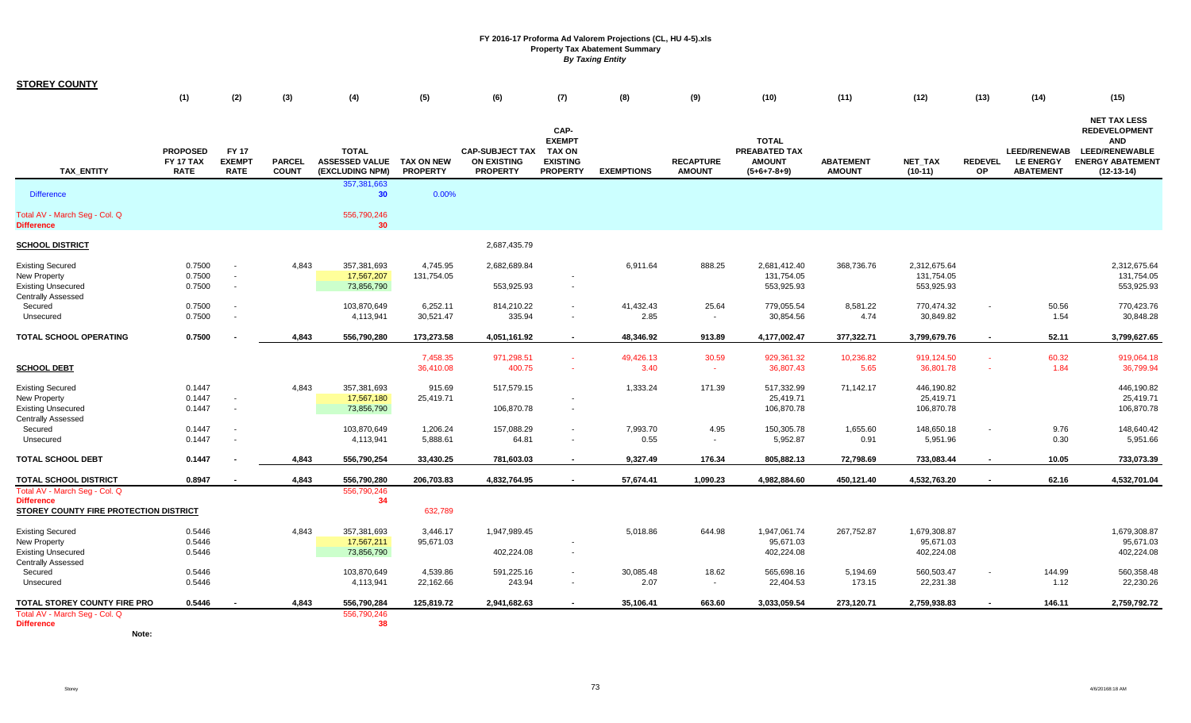FY 2016-17 Proforma Ad Valorem Projections (CL, HU 4-5).xls
Property Tax Abatement Summary
*By Taxing Entity*

**STOREY COUNTY**

| TAX_ENTITY | PROPOSED FY 17 TAX RATE (1) | FY 17 EXEMPT RATE (2) | PARCEL COUNT (3) | TOTAL ASSESSED VALUE (EXCLUDING NPM) (4) | TAX ON NEW PROPERTY (5) | CAP-SUBJECT TAX ON EXISTING PROPERTY (6) | CAP-EXEMPT TAX ON EXISTING PROPERTY (7) | EXEMPTIONS (8) | RECAPTURE AMOUNT (9) | TOTAL PREABATED TAX AMOUNT (5+6+7-8+9) (10) | ABATEMENT AMOUNT (11) | NET_TAX (10-11) (12) | REDEVEL OP (13) | LEED/RENEWABLE ENERGY ABATEMENT (14) | NET TAX LESS REDEVELOPMENT AND LEED/RENEWABLE ENERGY ABATEMENT (12-13-14) (15) |
|---|---|---|---|---|---|---|---|---|---|---|---|---|---|---|---|
| | | | | 357,381,663 | | | | | | | | | | | |
| Difference | | | | 30 | 0.00% | | | | | | | | | | |
| Total AV - March Seg - Col. Q | | | | 556,790,246 | | | | | | | | | | | |
| **Difference** | | | | 30 | | | | | | | | | | | |
| **SCHOOL DISTRICT** | | | | | | 2,687,435.79 | | | | | | | | | |
| Existing Secured | 0.7500 | - | 4,843 | 357,381,693 | 4,745.95 | 2,682,689.84 | | 6,911.64 | 888.25 | 2,681,412.40 | 368,736.76 | 2,312,675.64 | | | 2,312,675.64 |
| New Property | 0.7500 | - | | 17,567,207 | 131,754.05 | | - | | | 131,754.05 | | 131,754.05 | | | 131,754.05 |
| Existing Unsecured | 0.7500 | - | | 73,856,790 | | 553,925.93 | - | | | 553,925.93 | | 553,925.93 | | | 553,925.93 |
| Centrally Assessed | | | | | | | | | | | | | | | |
| Secured | 0.7500 | - | | 103,870,649 | 6,252.11 | 814,210.22 | - | 41,432.43 | 25.64 | 779,055.54 | 8,581.22 | 770,474.32 | - | 50.56 | 770,423.76 |
| Unsecured | 0.7500 | - | | 4,113,941 | 30,521.47 | 335.94 | - | 2.85 | - | 30,854.56 | 4.74 | 30,849.82 | | 1.54 | 30,848.28 |
| **TOTAL SCHOOL OPERATING** | **0.7500** | **-** | **4,843** | **556,790,280** | **173,273.58** | **4,051,161.92** | **-** | **48,346.92** | **913.89** | **4,177,002.47** | **377,322.71** | **3,799,679.76** | **-** | **52.11** | **3,799,627.65** |
| | | | | | 7,458.35 | 971,298.51 | - | 49,426.13 | 30.59 | 929,361.32 | 10,236.82 | 919,124.50 | - | 60.32 | 919,064.18 |
| **SCHOOL DEBT** | | | | | 36,410.08 | 400.75 | - | 3.40 | - | 36,807.43 | 5.65 | 36,801.78 | - | 1.84 | 36,799.94 |
| Existing Secured | 0.1447 | | 4,843 | 357,381,693 | 915.69 | 517,579.15 | | 1,333.24 | 171.39 | 517,332.99 | 71,142.17 | 446,190.82 | | | 446,190.82 |
| New Property | 0.1447 | - | | 17,567,180 | 25,419.71 | | - | | | 25,419.71 | | 25,419.71 | | | 25,419.71 |
| Existing Unsecured | 0.1447 | - | | 73,856,790 | | 106,870.78 | - | | | 106,870.78 | | 106,870.78 | | | 106,870.78 |
| Centrally Assessed | | | | | | | | | | | | | | | |
| Secured | 0.1447 | - | | 103,870,649 | 1,206.24 | 157,088.29 | - | 7,993.70 | 4.95 | 150,305.78 | 1,655.60 | 148,650.18 | - | 9.76 | 148,640.42 |
| Unsecured | 0.1447 | - | | 4,113,941 | 5,888.61 | 64.81 | - | 0.55 | - | 5,952.87 | 0.91 | 5,951.96 | | 0.30 | 5,951.66 |
| **TOTAL SCHOOL DEBT** | **0.1447** | **-** | **4,843** | **556,790,254** | **33,430.25** | **781,603.03** | **-** | **9,327.49** | **176.34** | **805,882.13** | **72,798.69** | **733,083.44** | **-** | **10.05** | **733,073.39** |
| **TOTAL SCHOOL DISTRICT** | **0.8947** | **-** | **4,843** | **556,790,280** | **206,703.83** | **4,832,764.95** | **-** | **57,674.41** | **1,090.23** | **4,982,884.60** | **450,121.40** | **4,532,763.20** | **-** | **62.16** | **4,532,701.04** |
| Total AV - March Seg - Col. Q | | | | 556,790,246 | | | | | | | | | | | |
| **Difference** | | | | 34 | | | | | | | | | | | |
| **STOREY COUNTY FIRE PROTECTION DISTRICT** | | | | | 632,789 | | | | | | | | | | |
| Existing Secured | 0.5446 | | 4,843 | 357,381,693 | 3,446.17 | 1,947,989.45 | | 5,018.86 | 644.98 | 1,947,061.74 | 267,752.87 | 1,679,308.87 | | | 1,679,308.87 |
| New Property | 0.5446 | | | 17,567,211 | 95,671.03 | | - | | | 95,671.03 | | 95,671.03 | | | 95,671.03 |
| Existing Unsecured | 0.5446 | | | 73,856,790 | | 402,224.08 | - | | | 402,224.08 | | 402,224.08 | | | 402,224.08 |
| Centrally Assessed | | | | | | | | | | | | | | | |
| Secured | 0.5446 | | | 103,870,649 | 4,539.86 | 591,225.16 | - | 30,085.48 | 18.62 | 565,698.16 | 5,194.69 | 560,503.47 | - | 144.99 | 560,358.48 |
| Unsecured | 0.5446 | | | 4,113,941 | 22,162.66 | 243.94 | - | 2.07 | - | 22,404.53 | 173.15 | 22,231.38 | | 1.12 | 22,230.26 |
| **TOTAL STOREY COUNTY FIRE PRO** | **0.5446** | **-** | **4,843** | **556,790,284** | **125,819.72** | **2,941,682.63** | **-** | **35,106.41** | **663.60** | **3,033,059.54** | **273,120.71** | **2,759,938.83** | **-** | **146.11** | **2,759,792.72** |
| Total AV - March Seg - Col. Q | | | | 556,790,246 | | | | | | | | | | | |
| **Difference** | | | | 38 | | | | | | | | | | | |

**Note:**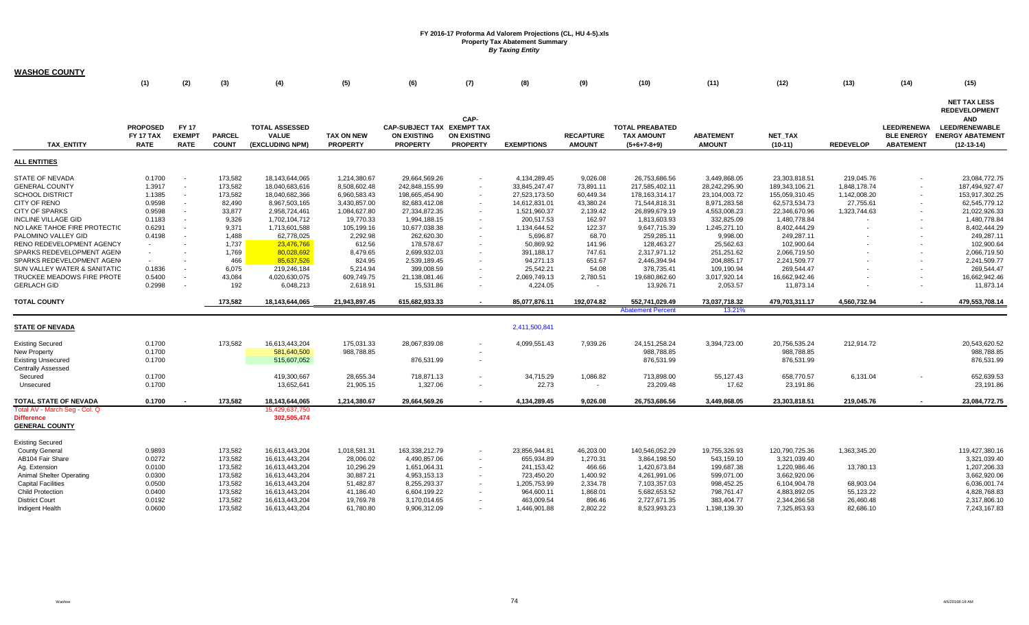**FY 2016-17 Proforma Ad Valorem Projections (CL, HU 4-5).xls**
**Property Tax Abatement Summary**
***By Taxing Entity***

## WASHOE COUNTY

| TAX_ENTITY | (1) PROPOSED FY 17 TAX RATE | (2) FY 17 EXEMPT RATE | (3) PARCEL COUNT | (4) TOTAL ASSESSED VALUE (EXCLUDING NPM) | (5) TAX ON NEW PROPERTY | (6) CAP-SUBJECT TAX ON EXISTING PROPERTY | (7) CAP-EXEMPT TAX ON EXISTING PROPERTY | (8) EXEMPTIONS | (9) RECAPTURE AMOUNT | (10) TOTAL PREABATED TAX AMOUNT (5+6+7-8+9) | (11) ABATEMENT AMOUNT | (12) NET_TAX (10-11) | (13) REDEVELOP | (14) LEED/RENEWABLE ENERGY ABATEMENT | (15) NET TAX LESS REDEVELOPMENT AND LEED/RENEWABLE ENERGY ABATEMENT (12-13-14) |
|---|---|---|---|---|---|---|---|---|---|---|---|---|---|---|---|
| **ALL ENTITIES** | | | | | | | | | | | | | | | |
| STATE OF NEVADA | 0.1700 | - | 173,582 | 18,143,644,065 | 1,214,380.67 | 29,664,569.26 | - | 4,134,289.45 | 9,026.08 | 26,753,686.56 | 3,449,868.05 | 23,303,818.51 | 219,045.76 | - | 23,084,772.75 |
| GENERAL COUNTY | 1.3917 | - | 173,582 | 18,040,683,616 | 8,508,602.48 | 242,848,155.99 | - | 33,845,247.47 | 73,891.11 | 217,585,402.11 | 28,242,295.90 | 189,343,106.21 | 1,848,178.74 | - | 187,494,927.47 |
| SCHOOL DISTRICT | 1.1385 | - | 173,582 | 18,040,682,366 | 6,960,583.43 | 198,665,454.90 | - | 27,523,173.50 | 60,449.34 | 178,163,314.17 | 23,104,003.72 | 155,059,310.45 | 1,142,008.20 | - | 153,917,302.25 |
| CITY OF RENO | 0.9598 | - | 82,490 | 8,967,503,165 | 3,430,857.00 | 82,683,412.08 | - | 14,612,831.01 | 43,380.24 | 71,544,818.31 | 8,971,283.58 | 62,573,534.73 | 27,755.61 | - | 62,545,779.12 |
| CITY OF SPARKS | 0.9598 | - | 33,877 | 2,958,724,461 | 1,084,627.80 | 27,334,872.35 | - | 1,521,960.37 | 2,139.42 | 26,899,679.19 | 4,553,008.23 | 22,346,670.96 | 1,323,744.63 | - | 21,022,926.33 |
| INCLINE VILLAGE GID | 0.1183 | - | 9,326 | 1,702,104,712 | 19,770.33 | 1,994,188.15 | - | 200,517.53 | 162.97 | 1,813,603.93 | 332,825.09 | 1,480,778.84 | - | - | 1,480,778.84 |
| NO LAKE TAHOE FIRE PROTECTIC | 0.6291 | - | 9,371 | 1,713,601,588 | 105,199.16 | 10,677,038.38 | - | 1,134,644.52 | 122.37 | 9,647,715.39 | 1,245,271.10 | 8,402,444.29 | - | - | 8,402,444.29 |
| PALOMINO VALLEY GID | 0.4198 | - | 1,488 | 62,778,025 | 2,292.98 | 262,620.30 | - | 5,696.87 | 68.70 | 259,285.11 | 9,998.00 | 249,287.11 | - | - | 249,287.11 |
| RENO REDEVELOPMENT AGENCY | - | - | 1,737 | 23,476,766 | 612.56 | 178,578.67 | - | 50,869.92 | 141.96 | 128,463.27 | 25,562.63 | 102,900.64 | - | - | 102,900.64 |
| SPARKS REDEVELOPMENT AGEN | - | - | 1,769 | 80,028,692 | 8,479.65 | 2,699,932.03 | - | 391,188.17 | 747.61 | 2,317,971.12 | 251,251.62 | 2,066,719.50 | - | - | 2,066,719.50 |
| SPARKS REDEVELOPMENT AGEN | - | - | 466 | 85,637,526 | 824.95 | 2,539,189.45 | - | 94,271.13 | 651.67 | 2,446,394.94 | 204,885.17 | 2,241,509.77 | - | - | 2,241,509.77 |
| SUN VALLEY WATER & SANITATIC | 0.1836 | - | 6,075 | 219,246,184 | 5,214.94 | 399,008.59 | - | 25,542.21 | 54.08 | 378,735.41 | 109,190.94 | 269,544.47 | - | - | 269,544.47 |
| TRUCKEE MEADOWS FIRE PROTE | 0.5400 | - | 43,084 | 4,020,630,075 | 609,749.75 | 21,138,081.46 | - | 2,069,749.13 | 2,780.51 | 19,680,862.60 | 3,017,920.14 | 16,662,942.46 | - | - | 16,662,942.46 |
| GERLACH GID | 0.2998 | - | 192 | 6,048,213 | 2,618.91 | 15,531.86 | - | 4,224.05 | - | 13,926.71 | 2,053.57 | 11,873.14 | - | - | 11,873.14 |
| **TOTAL COUNTY** | | | **173,582** | **18,143,644,065** | **21,943,897.45** | **615,682,933.33** | **-** | **85,077,876.11** | **192,074.82** | **552,741,029.49** | **73,037,718.32** | **479,703,311.17** | **4,560,732.94** | **-** | **479,553,708.14** |
| | | | | | | | | | | Abatement Percent | 13.21% | | | | |
| **STATE OF NEVADA** | | | | | | | | 2,411,500,841 | | | | | | | |
| Existing Secured | 0.1700 | | 173,582 | 16,613,443,204 | 175,031.33 | 28,067,839.08 | - | 4,099,551.43 | 7,939.26 | 24,151,258.24 | 3,394,723.00 | 20,756,535.24 | 212,914.72 | | 20,543,620.52 |
| New Property | 0.1700 | | | 581,640,500 | 988,788.85 | | | | | 988,788.85 | | 988,788.85 | | | 988,788.85 |
| Existing Unsecured | 0.1700 | | | 515,607,052 | | 876,531.99 | - | | | 876,531.99 | | 876,531.99 | | | 876,531.99 |
| Centrally Assessed | | | | | | | | | | | | | | | |
| Secured | 0.1700 | | | 419,300,667 | 28,655.34 | 718,871.13 | - | 34,715.29 | 1,086.82 | 713,898.00 | 55,127.43 | 658,770.57 | 6,131.04 | - | 652,639.53 |
| Unsecured | 0.1700 | | | 13,652,641 | 21,905.15 | 1,327.06 | - | 22.73 | - | 23,209.48 | 17.62 | 23,191.86 | | | 23,191.86 |
| **TOTAL STATE OF NEVADA** | **0.1700** | **-** | **173,582** | **18,143,644,065** | **1,214,380.67** | **29,664,569.26** | **-** | **4,134,289.45** | **9,026.08** | **26,753,686.56** | **3,449,868.05** | **23,303,818.51** | **219,045.76** | **-** | **23,084,772.75** |
| Total AV - March Seg - Col. Q | | | | 15,429,637,750 | | | | | | | | | | | |
| **Difference** | | | | **302,505,474** | | | | | | | | | | | |
| **GENERAL COUNTY** | | | | | | | | | | | | | | | |
| Existing Secured | | | | | | | | | | | | | | | |
| County General | 0.9893 | | 173,582 | 16,613,443,204 | 1,018,581.31 | 163,338,212.79 | - | 23,856,944.81 | 46,203.00 | 140,546,052.29 | 19,755,326.93 | 120,790,725.36 | 1,363,345.20 | | 119,427,380.16 |
| AB104 Fair Share | 0.0272 | | 173,582 | 16,613,443,204 | 28,006.02 | 4,490,857.06 | - | 655,934.89 | 1,270.31 | 3,864,198.50 | 543,159.10 | 3,321,039.40 | | | 3,321,039.40 |
| Ag. Extension | 0.0100 | | 173,582 | 16,613,443,204 | 10,296.29 | 1,651,064.31 | - | 241,153.42 | 466.66 | 1,420,673.84 | 199,687.38 | 1,220,986.46 | 13,780.13 | | 1,207,206.33 |
| Animal Shelter Operating | 0.0300 | | 173,582 | 16,613,443,204 | 30,887.21 | 4,953,153.13 | - | 723,450.20 | 1,400.92 | 4,261,991.06 | 599,071.00 | 3,662,920.06 | | | 3,662,920.06 |
| Capital Facilities | 0.0500 | | 173,582 | 16,613,443,204 | 51,482.87 | 8,255,293.37 | - | 1,205,753.99 | 2,334.78 | 7,103,357.03 | 998,452.25 | 6,104,904.78 | 68,903.04 | | 6,036,001.74 |
| Child Protection | 0.0400 | | 173,582 | 16,613,443,204 | 41,186.40 | 6,604,199.22 | - | 964,600.11 | 1,868.01 | 5,682,653.52 | 798,761.47 | 4,883,892.05 | 55,123.22 | | 4,828,768.83 |
| District Court | 0.0192 | | 173,582 | 16,613,443,204 | 19,769.78 | 3,170,014.65 | - | 463,009.54 | 896.46 | 2,727,671.35 | 383,404.77 | 2,344,266.58 | 26,460.48 | | 2,317,806.10 |
| Indigent Health | 0.0600 | | 173,582 | 16,613,443,204 | 61,780.80 | 9,906,312.09 | - | 1,446,901.88 | 2,802.22 | 8,523,993.23 | 1,198,139.30 | 7,325,853.93 | 82,686.10 | | 7,243,167.83 |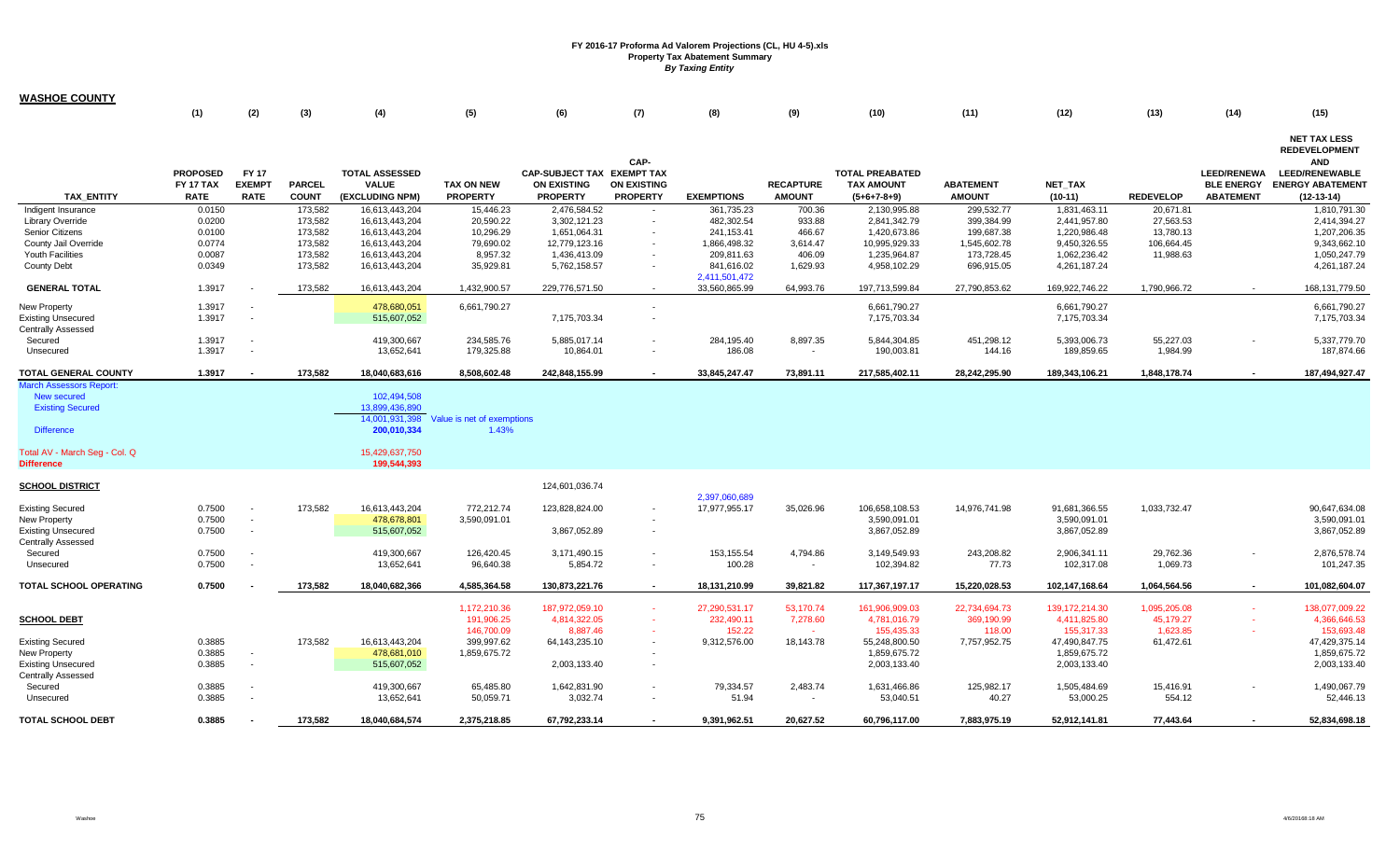**FY 2016-17 Proforma Ad Valorem Projections (CL, HU 4-5).xls**
**Property Tax Abatement Summary**
*By Taxing Entity*

## WASHOE COUNTY

| TAX_ENTITY | (1) PROPOSED FY 17 TAX RATE | (2) FY 17 EXEMPT RATE | (3) PARCEL COUNT | (4) TOTAL ASSESSED VALUE (EXCLUDING NPM) | (5) TAX ON NEW PROPERTY | (6) CAP-SUBJECT TAX ON EXISTING PROPERTY | (7) CAP-EXEMPT TAX ON EXISTING PROPERTY | (8) EXEMPTIONS | (9) RECAPTURE AMOUNT | (10) TOTAL PREABATED TAX AMOUNT (5+6+7-8+9) | (11) ABATEMENT AMOUNT | (12) NET_TAX (10-11) | (13) REDEVELOP | (14) LEED/RENEWABLE ENERGY ABATEMENT | (15) NET TAX LESS REDEVELOPMENT AND LEED/RENEWABLE ENERGY ABATEMENT (12-13-14) |
|---|---|---|---|---|---|---|---|---|---|---|---|---|---|---|---|
| Indigent Insurance | 0.0150 | | 173,582 | 16,613,443,204 | 15,446.23 | 2,476,584.52 | - | 361,735.23 | 700.36 | 2,130,995.88 | 299,532.77 | 1,831,463.11 | 20,671.81 | | 1,810,791.30 |
| Library Override | 0.0200 | | 173,582 | 16,613,443,204 | 20,590.22 | 3,302,121.23 | - | 482,302.54 | 933.88 | 2,841,342.79 | 399,384.99 | 2,441,957.80 | 27,563.53 | | 2,414,394.27 |
| Senior Citizens | 0.0100 | | 173,582 | 16,613,443,204 | 10,296.29 | 1,651,064.31 | - | 241,153.41 | 466.67 | 1,420,673.86 | 199,687.38 | 1,220,986.48 | 13,780.13 | | 1,207,206.35 |
| County Jail Override | 0.0774 | | 173,582 | 16,613,443,204 | 79,690.02 | 12,779,123.16 | - | 1,866,498.32 | 3,614.47 | 10,995,929.33 | 1,545,602.78 | 9,450,326.55 | 106,664.45 | | 9,343,662.10 |
| Youth Facilities | 0.0087 | | 173,582 | 16,613,443,204 | 8,957.32 | 1,436,413.09 | - | 209,811.63 | 406.09 | 1,235,964.87 | 173,728.45 | 1,062,236.42 | 11,988.63 | | 1,050,247.79 |
| County Debt | 0.0349 | | 173,582 | 16,613,443,204 | 35,929.81 | 5,762,158.57 | - | 841,616.02 | 1,629.93 | 4,958,102.29 | 696,915.05 | 4,261,187.24 | | | 4,261,187.24 |
| | | | | | | | | 2,411,501,472 | | | | | | | |
| **GENERAL TOTAL** | 1.3917 | - | 173,582 | 16,613,443,204 | 1,432,900.57 | 229,776,571.50 | - | 33,560,865.99 | 64,993.76 | 197,713,599.84 | 27,790,853.62 | 169,922,746.22 | 1,790,966.72 | - | 168,131,779.50 |
| New Property | 1.3917 | - | | 478,680,051 | 6,661,790.27 | | - | | | 6,661,790.27 | | 6,661,790.27 | | | 6,661,790.27 |
| Existing Unsecured | 1.3917 | - | | 515,607,052 | | 7,175,703.34 | - | | | 7,175,703.34 | | 7,175,703.34 | | | 7,175,703.34 |
| Centrally Assessed | | | | | | | | | | | | | | | |
| Secured | 1.3917 | - | | 419,300,667 | 234,585.76 | 5,885,017.14 | - | 284,195.40 | 8,897.35 | 5,844,304.85 | 451,298.12 | 5,393,006.73 | 55,227.03 | - | 5,337,779.70 |
| Unsecured | 1.3917 | - | | 13,652,641 | 179,325.88 | 10,864.01 | - | 186.08 | - | 190,003.81 | 144.16 | 189,859.65 | 1,984.99 | | 187,874.66 |
| **TOTAL GENERAL COUNTY** | **1.3917** | **-** | **173,582** | **18,040,683,616** | **8,508,602.48** | **242,848,155.99** | **-** | **33,845,247.47** | **73,891.11** | **217,585,402.11** | **28,242,295.90** | **189,343,106.21** | **1,848,178.74** | **-** | **187,494,927.47** |
| March Assessors Report: | | | | | | | | | | | | | | | |
| New secured | | | | 102,494,508 | | | | | | | | | | | |
| Existing Secured | | | | 13,899,436,890 | | | | | | | | | | | |
| | | | | 14,001,931,398 | Value is net of exemptions | | | | | | | | | | |
| Difference | | | | 200,010,334 | 1.43% | | | | | | | | | | |
| Total AV - March Seg - Col. Q | | | | 15,429,637,750 | | | | | | | | | | | |
| **Difference** | | | | **199,544,393** | | | | | | | | | | | |
| **SCHOOL DISTRICT** | | | | | | 124,601,036.74 | | | | | | | | | |
| | | | | | | | | 2,397,060,689 | | | | | | | |
| Existing Secured | 0.7500 | - | 173,582 | 16,613,443,204 | 772,212.74 | 123,828,824.00 | - | 17,977,955.17 | 35,026.96 | 106,658,108.53 | 14,976,741.98 | 91,681,366.55 | 1,033,732.47 | | 90,647,634.08 |
| New Property | 0.7500 | - | | 478,678,801 | 3,590,091.01 | | - | | | 3,590,091.01 | | 3,590,091.01 | | | 3,590,091.01 |
| Existing Unsecured | 0.7500 | - | | 515,607,052 | | 3,867,052.89 | - | | | 3,867,052.89 | | 3,867,052.89 | | | 3,867,052.89 |
| Centrally Assessed | | | | | | | | | | | | | | | |
| Secured | 0.7500 | - | | 419,300,667 | 126,420.45 | 3,171,490.15 | - | 153,155.54 | 4,794.86 | 3,149,549.93 | 243,208.82 | 2,906,341.11 | 29,762.36 | - | 2,876,578.74 |
| Unsecured | 0.7500 | - | | 13,652,641 | 96,640.38 | 5,854.72 | - | 100.28 | - | 102,394.82 | 77.73 | 102,317.08 | 1,069.73 | | 101,247.35 |
| **TOTAL SCHOOL OPERATING** | **0.7500** | **-** | **173,582** | **18,040,682,366** | **4,585,364.58** | **130,873,221.76** | **-** | **18,131,210.99** | **39,821.82** | **117,367,197.17** | **15,220,028.53** | **102,147,168.64** | **1,064,564.56** | **-** | **101,082,604.07** |
| | | | | | 1,172,210.36 | 187,972,059.10 | - | 27,290,531.17 | 53,170.74 | 161,906,909.03 | 22,734,694.73 | 139,172,214.30 | 1,095,205.08 | - | 138,077,009.22 |
| **SCHOOL DEBT** | | | | | 191,906.25 | 4,814,322.05 | - | 232,490.11 | 7,278.60 | 4,781,016.79 | 369,190.99 | 4,411,825.80 | 45,179.27 | - | 4,366,646.53 |
| | | | | | 146,700.09 | 8,887.46 | - | 152.22 | - | 155,435.33 | 118.00 | 155,317.33 | 1,623.85 | - | 153,693.48 |
| Existing Secured | 0.3885 | | 173,582 | 16,613,443,204 | 399,997.62 | 64,143,235.10 | - | 9,312,576.00 | 18,143.78 | 55,248,800.50 | 7,757,952.75 | 47,490,847.75 | 61,472.61 | | 47,429,375.14 |
| New Property | 0.3885 | - | | 478,681,010 | 1,859,675.72 | | - | | | 1,859,675.72 | | 1,859,675.72 | | | 1,859,675.72 |
| Existing Unsecured | 0.3885 | - | | 515,607,052 | | 2,003,133.40 | - | | | 2,003,133.40 | | 2,003,133.40 | | | 2,003,133.40 |
| Centrally Assessed | | | | | | | | | | | | | | | |
| Secured | 0.3885 | - | | 419,300,667 | 65,485.80 | 1,642,831.90 | - | 79,334.57 | 2,483.74 | 1,631,466.86 | 125,982.17 | 1,505,484.69 | 15,416.91 | - | 1,490,067.79 |
| Unsecured | 0.3885 | - | | 13,652,641 | 50,059.71 | 3,032.74 | - | 51.94 | - | 53,040.51 | 40.27 | 53,000.25 | 554.12 | | 52,446.13 |
| **TOTAL SCHOOL DEBT** | **0.3885** | **-** | **173,582** | **18,040,684,574** | **2,375,218.85** | **67,792,233.14** | **-** | **9,391,962.51** | **20,627.52** | **60,796,117.00** | **7,883,975.19** | **52,912,141.81** | **77,443.64** | **-** | **52,834,698.18** |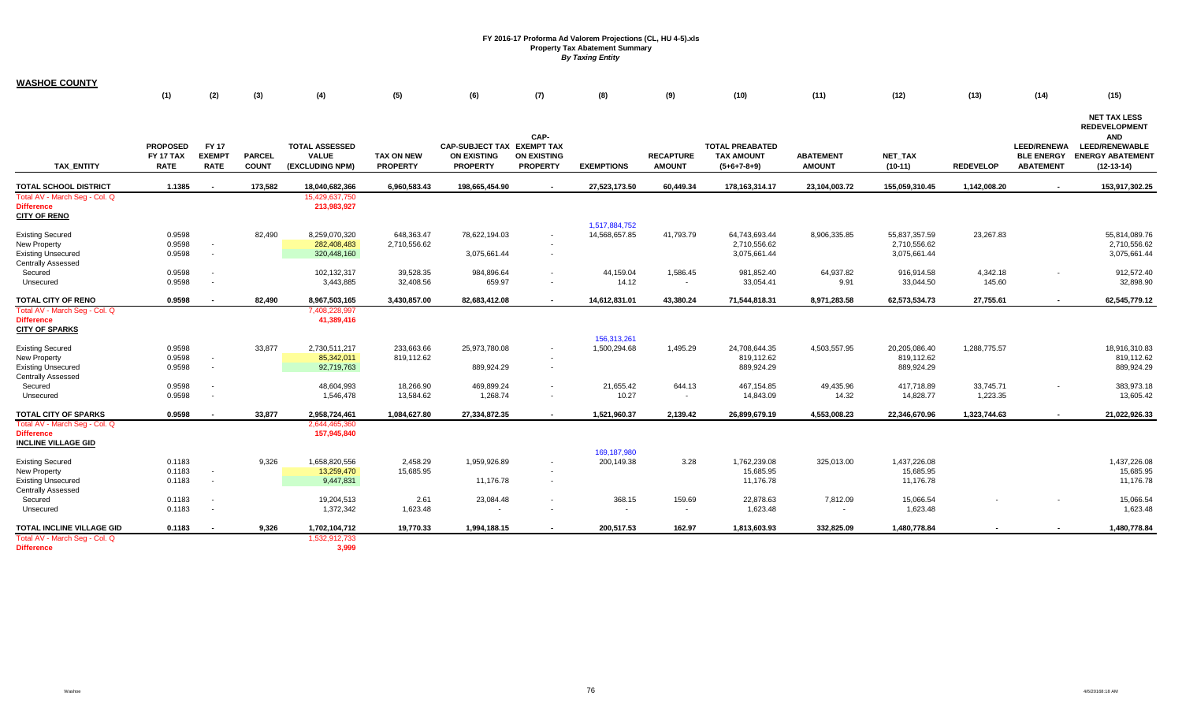**FY 2016-17 Proforma Ad Valorem Projections (CL, HU 4-5).xls**
**Property Tax Abatement Summary**
***By Taxing Entity***

## WASHOE COUNTY

| | (1) | (2) | (3) | (4) | (5) | (6) | (7) | (8) | (9) | (10) | (11) | (12) | (13) | (14) | (15) |
|---|---|---|---|---|---|---|---|---|---|---|---|---|---|---|---|
| TAX_ENTITY | PROPOSED FY 17 TAX RATE | FY 17 EXEMPT RATE | PARCEL COUNT | TOTAL ASSESSED VALUE (EXCLUDING NPM) | TAX ON NEW PROPERTY | CAP-SUBJECT TAX ON EXISTING PROPERTY | CAP-EXEMPT TAX ON EXISTING PROPERTY | EXEMPTIONS | RECAPTURE AMOUNT | TOTAL PREABATED TAX AMOUNT (5+6+7-8+9) | ABATEMENT AMOUNT | NET_TAX (10-11) | REDEVELOP | LEED/RENEWABLE ENERGY ABATEMENT | NET TAX LESS REDEVELOPMENT AND LEED/RENEWABLE ENERGY ABATEMENT (12-13-14) |
| **TOTAL SCHOOL DISTRICT** | **1.1385** | **-** | **173,582** | **18,040,682,366** | **6,960,583.43** | **198,665,454.90** | **-** | **27,523,173.50** | **60,449.34** | **178,163,314.17** | **23,104,003.72** | **155,059,310.45** | **1,142,008.20** | **-** | **153,917,302.25** |
| Total AV - March Seg - Col. Q | | | | 15,429,637,750 | | | | | | | | | | | |
| **Difference** | | | | **213,983,927** | | | | | | | | | | | |
| **CITY OF RENO** | | | | | | | | | | | | | | | |
| | | | | | | | | 1,517,884,752 | | | | | | | |
| Existing Secured | 0.9598 | | 82,490 | 8,259,070,320 | 648,363.47 | 78,622,194.03 | - | 14,568,657.85 | 41,793.79 | 64,743,693.44 | 8,906,335.85 | 55,837,357.59 | 23,267.83 | | 55,814,089.76 |
| New Property | 0.9598 | - | | 282,408,483 | 2,710,556.62 | | - | | | 2,710,556.62 | | 2,710,556.62 | | | 2,710,556.62 |
| Existing Unsecured | 0.9598 | - | | 320,448,160 | | 3,075,661.44 | - | | | 3,075,661.44 | | 3,075,661.44 | | | 3,075,661.44 |
| Centrally Assessed | | | | | | | | | | | | | | | |
| Secured | 0.9598 | - | | 102,132,317 | 39,528.35 | 984,896.64 | - | 44,159.04 | 1,586.45 | 981,852.40 | 64,937.82 | 916,914.58 | 4,342.18 | - | 912,572.40 |
| Unsecured | 0.9598 | - | | 3,443,885 | 32,408.56 | 659.97 | - | 14.12 | - | 33,054.41 | 9.91 | 33,044.50 | 145.60 | | 32,898.90 |
| **TOTAL CITY OF RENO** | **0.9598** | **-** | **82,490** | **8,967,503,165** | **3,430,857.00** | **82,683,412.08** | **-** | **14,612,831.01** | **43,380.24** | **71,544,818.31** | **8,971,283.58** | **62,573,534.73** | **27,755.61** | **-** | **62,545,779.12** |
| Total AV - March Seg - Col. Q | | | | 7,408,228,997 | | | | | | | | | | | |
| **Difference** | | | | **41,389,416** | | | | | | | | | | | |
| **CITY OF SPARKS** | | | | | | | | | | | | | | | |
| | | | | | | | | 156,313,261 | | | | | | | |
| Existing Secured | 0.9598 | | 33,877 | 2,730,511,217 | 233,663.66 | 25,973,780.08 | - | 1,500,294.68 | 1,495.29 | 24,708,644.35 | 4,503,557.95 | 20,205,086.40 | 1,288,775.57 | | 18,916,310.83 |
| New Property | 0.9598 | - | | 85,342,011 | 819,112.62 | | - | | | 819,112.62 | | 819,112.62 | | | 819,112.62 |
| Existing Unsecured | 0.9598 | - | | 92,719,763 | | 889,924.29 | - | | | 889,924.29 | | 889,924.29 | | | 889,924.29 |
| Centrally Assessed | | | | | | | | | | | | | | | |
| Secured | 0.9598 | - | | 48,604,993 | 18,266.90 | 469,899.24 | - | 21,655.42 | 644.13 | 467,154.85 | 49,435.96 | 417,718.89 | 33,745.71 | - | 383,973.18 |
| Unsecured | 0.9598 | - | | 1,546,478 | 13,584.62 | 1,268.74 | - | 10.27 | - | 14,843.09 | 14.32 | 14,828.77 | 1,223.35 | | 13,605.42 |
| **TOTAL CITY OF SPARKS** | **0.9598** | **-** | **33,877** | **2,958,724,461** | **1,084,627.80** | **27,334,872.35** | **-** | **1,521,960.37** | **2,139.42** | **26,899,679.19** | **4,553,008.23** | **22,346,670.96** | **1,323,744.63** | **-** | **21,022,926.33** |
| Total AV - March Seg - Col. Q | | | | 2,644,465,360 | | | | | | | | | | | |
| **Difference** | | | | **157,945,840** | | | | | | | | | | | |
| **INCLINE VILLAGE GID** | | | | | | | | | | | | | | | |
| | | | | | | | | 169,187,980 | | | | | | | |
| Existing Secured | 0.1183 | | 9,326 | 1,658,820,556 | 2,458.29 | 1,959,926.89 | - | 200,149.38 | 3.28 | 1,762,239.08 | 325,013.00 | 1,437,226.08 | | | 1,437,226.08 |
| New Property | 0.1183 | - | | 13,259,470 | 15,685.95 | | - | | | 15,685.95 | | 15,685.95 | | | 15,685.95 |
| Existing Unsecured | 0.1183 | - | | 9,447,831 | | 11,176.78 | - | | | 11,176.78 | | 11,176.78 | | | 11,176.78 |
| Centrally Assessed | | | | | | | | | | | | | | | |
| Secured | 0.1183 | - | | 19,204,513 | 2.61 | 23,084.48 | - | 368.15 | 159.69 | 22,878.63 | 7,812.09 | 15,066.54 | - | - | 15,066.54 |
| Unsecured | 0.1183 | - | | 1,372,342 | 1,623.48 | - | - | - | - | 1,623.48 | - | 1,623.48 | | | 1,623.48 |
| **TOTAL INCLINE VILLAGE GID** | **0.1183** | **-** | **9,326** | **1,702,104,712** | **19,770.33** | **1,994,188.15** | **-** | **200,517.53** | **162.97** | **1,813,603.93** | **332,825.09** | **1,480,778.84** | **-** | **-** | **1,480,778.84** |
| Total AV - March Seg - Col. Q | | | | 1,532,912,733 | | | | | | | | | | | |
| **Difference** | | | | **3,999** | | | | | | | | | | | |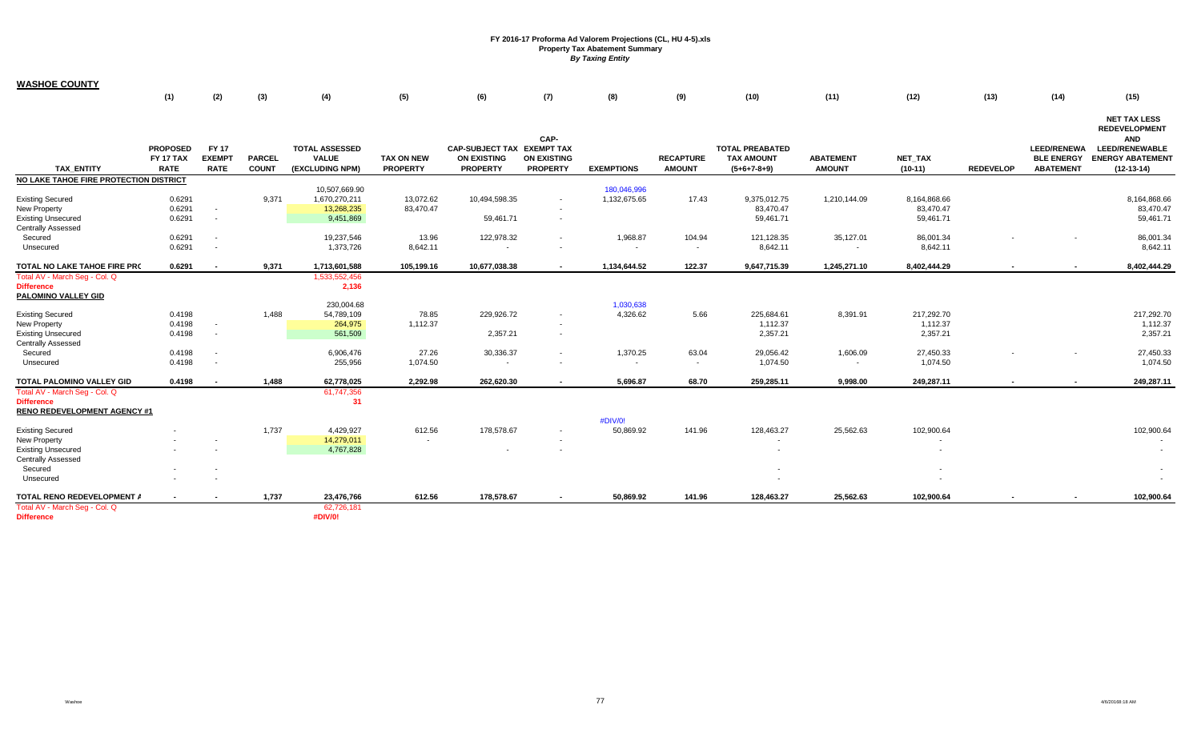# FY 2016-17 Proforma Ad Valorem Projections (CL, HU 4-5).xls
## Property Tax Abatement Summary
### *By Taxing Entity*

**WASHOE COUNTY**

| TAX_ENTITY | (1) PROPOSED FY 17 TAX RATE | (2) FY 17 EXEMPT RATE | (3) PARCEL COUNT | (4) TOTAL ASSESSED VALUE (EXCLUDING NPM) | (5) TAX ON NEW PROPERTY | (6) CAP-SUBJECT TAX ON EXISTING PROPERTY | (7) CAP-EXEMPT TAX ON EXISTING PROPERTY | (8) EXEMPTIONS | (9) RECAPTURE AMOUNT | (10) TOTAL PREABATED TAX AMOUNT (5+6+7-8+9) | (11) ABATEMENT AMOUNT | (12) NET_TAX (10-11) | (13) REDEVELOP | (14) LEED/RENEWABLE ENERGY ABATEMENT | (15) NET TAX LESS REDEVELOPMENT AND LEED/RENEWABLE ENERGY ABATEMENT (12-13-14) |
|---|---|---|---|---|---|---|---|---|---|---|---|---|---|---|---|
| **NO LAKE TAHOE FIRE PROTECTION DISTRICT** | | | | | | | | | | | | | | | |
| | | | | 10,507,669.90 | | | | 180,046,996 | | | | | | | |
| Existing Secured | 0.6291 | | 9,371 | 1,670,270,211 | 13,072.62 | 10,494,598.35 | - | 1,132,675.65 | 17.43 | 9,375,012.75 | 1,210,144.09 | 8,164,868.66 | | | 8,164,868.66 |
| New Property | 0.6291 | - | | 13,268,235 | 83,470.47 | | - | | | 83,470.47 | | 83,470.47 | | | 83,470.47 |
| Existing Unsecured | 0.6291 | - | | 9,451,869 | | 59,461.71 | - | | | 59,461.71 | | 59,461.71 | | | 59,461.71 |
| Centrally Assessed | | | | | | | | | | | | | | | |
| Secured | 0.6291 | - | | 19,237,546 | 13.96 | 122,978.32 | - | 1,968.87 | 104.94 | 121,128.35 | 35,127.01 | 86,001.34 | - | - | 86,001.34 |
| Unsecured | 0.6291 | - | | 1,373,726 | 8,642.11 | - | - | - | - | 8,642.11 | - | 8,642.11 | | | 8,642.11 |
| **TOTAL NO LAKE TAHOE FIRE PRC** | **0.6291** | **-** | **9,371** | **1,713,601,588** | **105,199.16** | **10,677,038.38** | **-** | **1,134,644.52** | **122.37** | **9,647,715.39** | **1,245,271.10** | **8,402,444.29** | **-** | **-** | **8,402,444.29** |
| Total AV - March Seg - Col. Q | | | | 1,533,552,456 | | | | | | | | | | | |
| **Difference** | | | | **2,136** | | | | | | | | | | | |
| **PALOMINO VALLEY GID** | | | | | | | | | | | | | | | |
| | | | | 230,004.68 | | | | 1,030,638 | | | | | | | |
| Existing Secured | 0.4198 | | 1,488 | 54,789,109 | 78.85 | 229,926.72 | - | 4,326.62 | 5.66 | 225,684.61 | 8,391.91 | 217,292.70 | | | 217,292.70 |
| New Property | 0.4198 | - | | 264,975 | 1,112.37 | | - | | | 1,112.37 | | 1,112.37 | | | 1,112.37 |
| Existing Unsecured | 0.4198 | - | | 561,509 | | 2,357.21 | - | | | 2,357.21 | | 2,357.21 | | | 2,357.21 |
| Centrally Assessed | | | | | | | | | | | | | | | |
| Secured | 0.4198 | - | | 6,906,476 | 27.26 | 30,336.37 | - | 1,370.25 | 63.04 | 29,056.42 | 1,606.09 | 27,450.33 | - | - | 27,450.33 |
| Unsecured | 0.4198 | - | | 255,956 | 1,074.50 | - | - | - | - | 1,074.50 | - | 1,074.50 | | | 1,074.50 |
| **TOTAL PALOMINO VALLEY GID** | **0.4198** | **-** | **1,488** | **62,778,025** | **2,292.98** | **262,620.30** | **-** | **5,696.87** | **68.70** | **259,285.11** | **9,998.00** | **249,287.11** | **-** | **-** | **249,287.11** |
| Total AV - March Seg - Col. Q | | | | 61,747,356 | | | | | | | | | | | |
| **Difference** | | | | **31** | | | | | | | | | | | |
| **RENO REDEVELOPMENT AGENCY #1** | | | | | | | | | | | | | | | |
| | | | | | | | | #DIV/0! | | | | | | | |
| Existing Secured | - | | 1,737 | 4,429,927 | 612.56 | 178,578.67 | - | 50,869.92 | 141.96 | 128,463.27 | 25,562.63 | 102,900.64 | | | 102,900.64 |
| New Property | - | - | | 14,279,011 | - | | - | | | - | | - | | | - |
| Existing Unsecured | - | - | | 4,767,828 | | - | - | | | - | | - | | | - |
| Centrally Assessed | | | | | | | | | | | | | | | |
| Secured | - | - | | | | | | | | - | | - | | | - |
| Unsecured | - | - | | | | | | | | - | | - | | | - |
| **TOTAL RENO REDEVELOPMENT A** | **-** | **-** | **1,737** | **23,476,766** | **612.56** | **178,578.67** | **-** | **50,869.92** | **141.96** | **128,463.27** | **25,562.63** | **102,900.64** | **-** | **-** | **102,900.64** |
| Total AV - March Seg - Col. Q | | | | 62,726,181 | | | | | | | | | | | |
| **Difference** | | | | **#DIV/0!** | | | | | | | | | | | |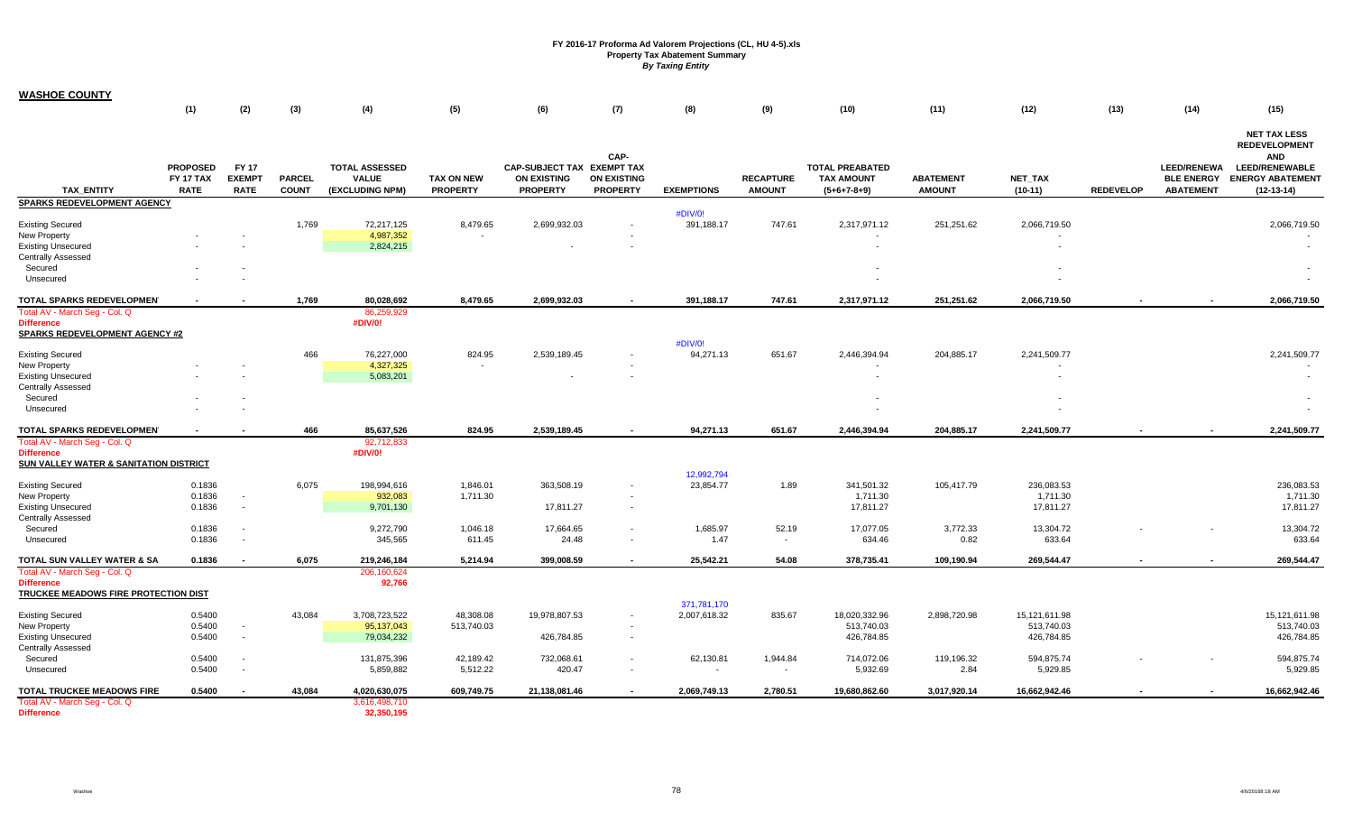**FY 2016-17 Proforma Ad Valorem Projections (CL, HU 4-5).xls**
**Property Tax Abatement Summary**
***By Taxing Entity***

## WASHOE COUNTY

| TAX_ENTITY | (1) PROPOSED FY 17 TAX RATE | (2) FY 17 EXEMPT RATE | (3) PARCEL COUNT | (4) TOTAL ASSESSED VALUE (EXCLUDING NPM) | (5) TAX ON NEW PROPERTY | (6) CAP-SUBJECT TAX ON EXISTING PROPERTY | (7) CAP-EXEMPT TAX ON EXISTING PROPERTY | (8) EXEMPTIONS | (9) RECAPTURE AMOUNT | (10) TOTAL PREABATED TAX AMOUNT (5+6+7-8+9) | (11) ABATEMENT AMOUNT | (12) NET_TAX (10-11) | (13) REDEVELOP | (14) LEED/RENEWABLE ENERGY ABATEMENT | (15) NET TAX LESS REDEVELOPMENT AND LEED/RENEWABLE ENERGY ABATEMENT (12-13-14) |
|---|---|---|---|---|---|---|---|---|---|---|---|---|---|---|---|
| **SPARKS REDEVELOPMENT AGENCY** | | | | | | | | #DIV/0! | | | | | | | |
| Existing Secured | | | 1,769 | 72,217,125 | 8,479.65 | 2,699,932.03 | - | 391,188.17 | 747.61 | 2,317,971.12 | 251,251.62 | 2,066,719.50 | | | 2,066,719.50 |
| New Property | - | - | | 4,987,352 | - | | - | | | - | | - | | | - |
| Existing Unsecured | - | - | | 2,824,215 | | - | - | | | - | | - | | | - |
| Centrally Assessed | | | | | | | | | | | | | | | |
| Secured | - | - | | | | | | | | - | | - | | | - |
| Unsecured | - | - | | | | | | | | - | | - | | | - |
| **TOTAL SPARKS REDEVELOPMEN** | **-** | **-** | **1,769** | **80,028,692** | **8,479.65** | **2,699,932.03** | **-** | **391,188.17** | **747.61** | **2,317,971.12** | **251,251.62** | **2,066,719.50** | **-** | **-** | **2,066,719.50** |
| Total AV - March Seg - Col. Q | | | | 86,259,929 | | | | | | | | | | | |
| **Difference** | | | | #DIV/0! | | | | | | | | | | | |
| **SPARKS REDEVELOPMENT AGENCY #2** | | | | | | | | #DIV/0! | | | | | | | |
| Existing Secured | | | 466 | 76,227,000 | 824.95 | 2,539,189.45 | - | 94,271.13 | 651.67 | 2,446,394.94 | 204,885.17 | 2,241,509.77 | | | 2,241,509.77 |
| New Property | - | - | | 4,327,325 | - | | - | | | - | | - | | | - |
| Existing Unsecured | - | - | | 5,083,201 | | - | - | | | - | | - | | | - |
| Centrally Assessed | | | | | | | | | | | | | | | |
| Secured | - | - | | | | | | | | - | | - | | | - |
| Unsecured | - | - | | | | | | | | - | | - | | | - |
| **TOTAL SPARKS REDEVELOPMEN** | **-** | **-** | **466** | **85,637,526** | **824.95** | **2,539,189.45** | **-** | **94,271.13** | **651.67** | **2,446,394.94** | **204,885.17** | **2,241,509.77** | **-** | **-** | **2,241,509.77** |
| Total AV - March Seg - Col. Q | | | | 92,712,833 | | | | | | | | | | | |
| **Difference** | | | | #DIV/0! | | | | | | | | | | | |
| **SUN VALLEY WATER & SANITATION DISTRICT** | | | | | | | | 12,992,794 | | | | | | | |
| Existing Secured | 0.1836 | | 6,075 | 198,994,616 | 1,846.01 | 363,508.19 | - | 23,854.77 | 1.89 | 341,501.32 | 105,417.79 | 236,083.53 | | | 236,083.53 |
| New Property | 0.1836 | - | | 932,083 | 1,711.30 | | - | | | 1,711.30 | | 1,711.30 | | | 1,711.30 |
| Existing Unsecured | 0.1836 | - | | 9,701,130 | | 17,811.27 | - | | | 17,811.27 | | 17,811.27 | | | 17,811.27 |
| Centrally Assessed | | | | | | | | | | | | | | | |
| Secured | 0.1836 | - | | 9,272,790 | 1,046.18 | 17,664.65 | - | 1,685.97 | 52.19 | 17,077.05 | 3,772.33 | 13,304.72 | - | - | 13,304.72 |
| Unsecured | 0.1836 | - | | 345,565 | 611.45 | 24.48 | - | 1.47 | - | 634.46 | 0.82 | 633.64 | | | 633.64 |
| **TOTAL SUN VALLEY WATER & SA** | **0.1836** | **-** | **6,075** | **219,246,184** | **5,214.94** | **399,008.59** | **-** | **25,542.21** | **54.08** | **378,735.41** | **109,190.94** | **269,544.47** | **-** | **-** | **269,544.47** |
| Total AV - March Seg - Col. Q | | | | 206,160,624 | | | | | | | | | | | |
| **Difference** | | | | 92,766 | | | | | | | | | | | |
| **TRUCKEE MEADOWS FIRE PROTECTION DIST** | | | | | | | | 371,781,170 | | | | | | | |
| Existing Secured | 0.5400 | | 43,084 | 3,708,723,522 | 48,308.08 | 19,978,807.53 | - | 2,007,618.32 | 835.67 | 18,020,332.96 | 2,898,720.98 | 15,121,611.98 | | | 15,121,611.98 |
| New Property | 0.5400 | - | | 95,137,043 | 513,740.03 | | - | | | 513,740.03 | | 513,740.03 | | | 513,740.03 |
| Existing Unsecured | 0.5400 | - | | 79,034,232 | | 426,784.85 | - | | | 426,784.85 | | 426,784.85 | | | 426,784.85 |
| Centrally Assessed | | | | | | | | | | | | | | | |
| Secured | 0.5400 | - | | 131,875,396 | 42,189.42 | 732,068.61 | - | 62,130.81 | 1,944.84 | 714,072.06 | 119,196.32 | 594,875.74 | - | - | 594,875.74 |
| Unsecured | 0.5400 | - | | 5,859,882 | 5,512.22 | 420.47 | - | - | - | 5,932.69 | 2.84 | 5,929.85 | | | 5,929.85 |
| **TOTAL TRUCKEE MEADOWS FIRE** | **0.5400** | **-** | **43,084** | **4,020,630,075** | **609,749.75** | **21,138,081.46** | **-** | **2,069,749.13** | **2,780.51** | **19,680,862.60** | **3,017,920.14** | **16,662,942.46** | **-** | **-** | **16,662,942.46** |
| Total AV - March Seg - Col. Q | | | | 3,616,498,710 | | | | | | | | | | | |
| **Difference** | | | | 32,350,195 | | | | | | | | | | | |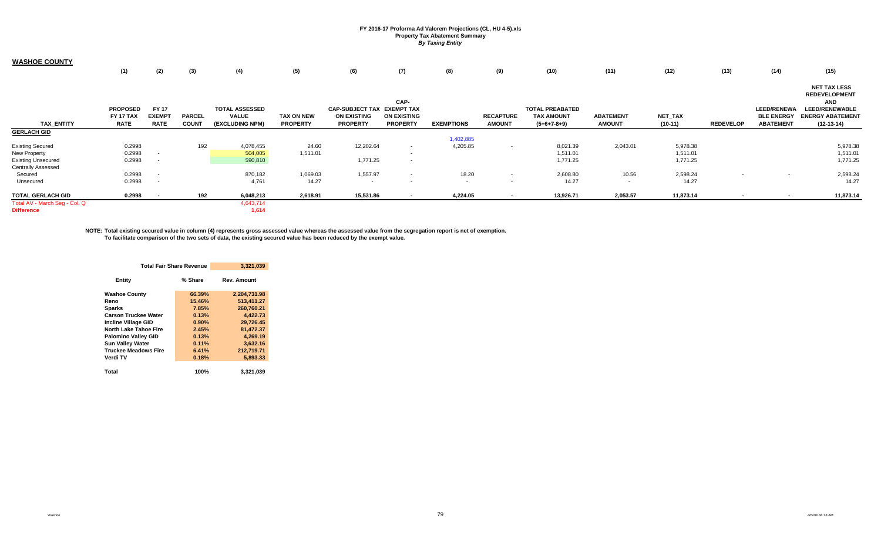**FY 2016-17 Proforma Ad Valorem Projections (CL, HU 4-5).xls**
**Property Tax Abatement Summary**
***By Taxing Entity***

## WASHOE COUNTY

| TAX_ENTITY | (1) PROPOSED FY 17 TAX RATE | (2) FY 17 EXEMPT RATE | (3) PARCEL COUNT | (4) TOTAL ASSESSED VALUE (EXCLUDING NPM) | (5) TAX ON NEW PROPERTY | (6) CAP-SUBJECT TAX ON EXISTING PROPERTY | (7) CAP-EXEMPT TAX ON EXISTING PROPERTY | (8) EXEMPTIONS | (9) RECAPTURE AMOUNT | (10) TOTAL PREABATED TAX AMOUNT (5+6+7-8+9) | (11) ABATEMENT AMOUNT | (12) NET_TAX (10-11) | (13) REDEVELOP | (14) LEED/RENEWABLE ENERGY ABATEMENT | (15) NET TAX LESS REDEVELOPMENT AND LEED/RENEWABLE ENERGY ABATEMENT (12-13-14) |
|---|---|---|---|---|---|---|---|---|---|---|---|---|---|---|---|
| **GERLACH GID** | | | | | | | | | | | | | | | |
| | | | | | | | | 1,402,885 | | | | | | | |
| Existing Secured | 0.2998 | | 192 | 4,078,455 | 24.60 | 12,202.64 | - | 4,205.85 | - | 8,021.39 | 2,043.01 | 5,978.38 | | | 5,978.38 |
| New Property | 0.2998 | - | | 504,005 | 1,511.01 | | - | | | 1,511.01 | | 1,511.01 | | | 1,511.01 |
| Existing Unsecured | 0.2998 | - | | 590,810 | | 1,771.25 | - | | | 1,771.25 | | 1,771.25 | | | 1,771.25 |
| Centrally Assessed | | | | | | | | | | | | | | | |
| Secured | 0.2998 | - | | 870,182 | 1,069.03 | 1,557.97 | - | 18.20 | - | 2,608.80 | 10.56 | 2,598.24 | - | - | 2,598.24 |
| Unsecured | 0.2998 | - | | 4,761 | 14.27 | - | - | - | - | 14.27 | - | 14.27 | | | 14.27 |
| **TOTAL GERLACH GID** | **0.2998** | **-** | **192** | **6,048,213** | **2,618.91** | **15,531.86** | **-** | **4,224.05** | **-** | **13,926.71** | **2,053.57** | **11,873.14** | **-** | **-** | **11,873.14** |
| Total AV - March Seg - Col. Q | | | | 4,643,714 | | | | | | | | | | | |
| **Difference** | | | | **1,614** | | | | | | | | | | | |

**NOTE: Total existing secured value in column (4) represents gross assessed value whereas the assessed value from the segregation report is net of exemption.**
**To facilitate comparison of the two sets of data, the existing secured value has been reduced by the exempt value.**

| Total Fair Share Revenue | | 3,321,039 |
|---|---|---|
| **Entity** | **% Share** | **Rev. Amount** |
| **Washoe County** | **66.39%** | **2,204,731.98** |
| **Reno** | **15.46%** | **513,411.27** |
| **Sparks** | **7.85%** | **260,760.21** |
| **Carson Truckee Water** | **0.13%** | **4,422.73** |
| **Incline Village GID** | **0.90%** | **29,726.45** |
| **North Lake Tahoe Fire** | **2.45%** | **81,472.37** |
| **Palomino Valley GID** | **0.13%** | **4,269.19** |
| **Sun Valley Water** | **0.11%** | **3,632.16** |
| **Truckee Meadows Fire** | **6.41%** | **212,719.71** |
| **Verdi TV** | **0.18%** | **5,893.33** |
| **Total** | **100%** | **3,321,039** |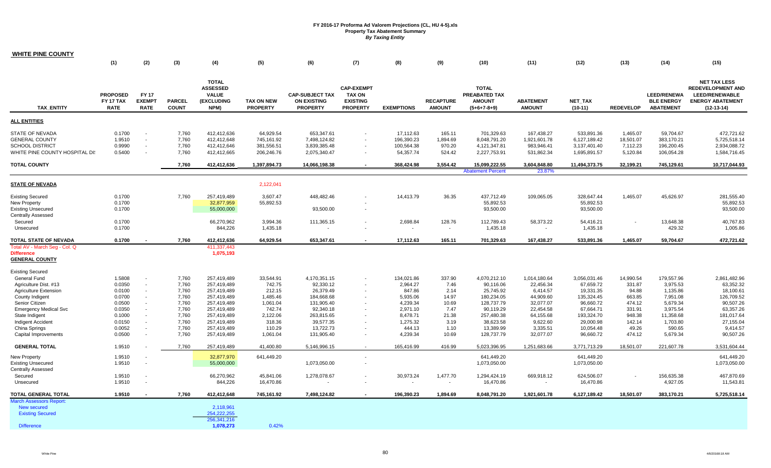# FY 2016-17 Proforma Ad Valorem Projections (CL, HU 4-5).xls
## Property Tax Abatement Summary
### *By Taxing Entity*

**WHITE PINE COUNTY**

| TAX_ENTITY | (1) PROPOSED FY 17 TAX RATE | (2) FY 17 EXEMPT RATE | (3) PARCEL COUNT | (4) TOTAL ASSESSED VALUE (EXCLUDING NPM) | (5) TAX ON NEW PROPERTY | (6) CAP-SUBJECT TAX ON EXISTING PROPERTY | (7) CAP-EXEMPT TAX ON EXISTING PROPERTY | (8) EXEMPTIONS | (9) RECAPTURE AMOUNT | (10) TOTAL PREABATED TAX AMOUNT (5+6+7-8+9) | (11) ABATEMENT AMOUNT | (12) NET_TAX (10-11) | (13) REDEVELOP | (14) LEED/RENEWA BLE ENERGY ABATEMENT | (15) NET TAX LESS REDEVELOPMENT AND LEED/RENEWABLE ENERGY ABATEMENT (12-13-14) |
|---|---|---|---|---|---|---|---|---|---|---|---|---|---|---|---|
| **ALL ENTITIES** | | | | | | | | | | | | | | | |
| STATE OF NEVADA | 0.1700 | - | 7,760 | 412,412,636 | 64,929.54 | 653,347.61 | - | 17,112.63 | 165.11 | 701,329.63 | 167,438.27 | 533,891.36 | 1,465.07 | 59,704.67 | 472,721.62 |
| GENERAL COUNTY | 1.9510 | - | 7,760 | 412,412,648 | 745,161.92 | 7,498,124.82 | - | 196,390.23 | 1,894.69 | 8,048,791.20 | 1,921,601.78 | 6,127,189.42 | 18,501.07 | 383,170.21 | 5,725,518.14 |
| SCHOOL DISTRICT | 0.9990 | - | 7,760 | 412,412,646 | 381,556.51 | 3,839,385.48 | - | 100,564.38 | 970.20 | 4,121,347.81 | 983,946.41 | 3,137,401.40 | 7,112.23 | 196,200.45 | 2,934,088.72 |
| WHITE PINE COUNTY HOSPITAL DI: | 0.5400 | - | 7,760 | 412,412,665 | 206,246.76 | 2,075,340.47 | - | 54,357.74 | 524.42 | 2,227,753.91 | 531,862.34 | 1,695,891.57 | 5,120.84 | 106,054.28 | 1,584,716.45 |
| **TOTAL COUNTY** | | | **7,760** | **412,412,636** | **1,397,894.73** | **14,066,198.38** | **-** | **368,424.98** | **3,554.42** | **15,099,222.55** | **3,604,848.80** | **11,494,373.75** | **32,199.21** | **745,129.61** | **10,717,044.93** |
| | | | | | | | | | | Abatement Percent | 23.87% | | | | |
| **STATE OF NEVADA** | | | | | 2,122,041 | | | | | | | | | | |
| Existing Secured | 0.1700 | | 7,760 | 257,419,489 | 3,607.47 | 448,482.46 | - | 14,413.79 | 36.35 | 437,712.49 | 109,065.05 | 328,647.44 | 1,465.07 | 45,626.97 | 281,555.40 |
| New Property | 0.1700 | | | 32,877,959 | 55,892.53 | | - | | | 55,892.53 | | 55,892.53 | | | 55,892.53 |
| Existing Unsecured | 0.1700 | | | 55,000,000 | | 93,500.00 | - | | | 93,500.00 | | 93,500.00 | | | 93,500.00 |
| Centrally Assessed | | | | | | | | | | | | | | | |
| Secured | 0.1700 | | | 66,270,962 | 3,994.36 | 111,365.15 | - | 2,698.84 | 128.76 | 112,789.43 | 58,373.22 | 54,416.21 | - | 13,648.38 | 40,767.83 |
| Unsecured | 0.1700 | | | 844,226 | 1,435.18 | - | - | - | - | 1,435.18 | - | 1,435.18 | | 429.32 | 1,005.86 |
| **TOTAL STATE OF NEVADA** | **0.1700** | **-** | **7,760** | **412,412,636** | **64,929.54** | **653,347.61** | **-** | **17,112.63** | **165.11** | **701,329.63** | **167,438.27** | **533,891.36** | **1,465.07** | **59,704.67** | **472,721.62** |
| Total AV - March Seg - Col. Q | | | | 411,337,443 | | | | | | | | | | | |
| Difference | | | | 1,075,193 | | | | | | | | | | | |
| **GENERAL COUNTY** | | | | | | | | | | | | | | | |
| Existing Secured | | | | | | | | | | | | | | | |
| General Fund | 1.5808 | - | 7,760 | 257,419,489 | 33,544.91 | 4,170,351.15 | - | 134,021.86 | 337.90 | 4,070,212.10 | 1,014,180.64 | 3,056,031.46 | 14,990.54 | 179,557.96 | 2,861,482.96 |
| Agriculture Dist. #13 | 0.0350 | - | 7,760 | 257,419,489 | 742.75 | 92,330.12 | - | 2,964.27 | 7.46 | 90,116.06 | 22,456.34 | 67,659.72 | 331.87 | 3,975.53 | 63,352.32 |
| Agriculture Extension | 0.0100 | - | 7,760 | 257,419,489 | 212.15 | 26,379.49 | - | 847.86 | 2.14 | 25,745.92 | 6,414.57 | 19,331.35 | 94.88 | 1,135.86 | 18,100.61 |
| County Indigent | 0.0700 | - | 7,760 | 257,419,489 | 1,485.46 | 184,668.68 | - | 5,935.06 | 14.97 | 180,234.05 | 44,909.60 | 135,324.45 | 663.85 | 7,951.08 | 126,709.52 |
| Senior Citizen | 0.0500 | - | 7,760 | 257,419,489 | 1,061.04 | 131,905.40 | - | 4,239.34 | 10.69 | 128,737.79 | 32,077.07 | 96,660.72 | 474.12 | 5,679.34 | 90,507.26 |
| Emergency Medical Svc | 0.0350 | - | 7,760 | 257,419,489 | 742.74 | 92,340.18 | - | 2,971.10 | 7.47 | 90,119.29 | 22,454.58 | 67,664.71 | 331.91 | 3,975.54 | 63,357.26 |
| State Indigent | 0.1000 | - | 7,760 | 257,419,489 | 2,122.06 | 263,815.65 | - | 8,478.71 | 21.38 | 257,480.38 | 64,155.68 | 193,324.70 | 948.38 | 11,358.68 | 181,017.64 |
| Indigent Accident | 0.0150 | - | 7,760 | 257,419,489 | 318.36 | 39,577.35 | - | 1,275.32 | 3.19 | 38,623.58 | 9,622.60 | 29,000.98 | 142.14 | 1,703.80 | 27,155.04 |
| China Springs | 0.0052 | - | 7,760 | 257,419,489 | 110.29 | 13,722.73 | - | 444.13 | 1.10 | 13,389.99 | 3,335.51 | 10,054.48 | 49.26 | 590.65 | 9,414.57 |
| Capital Improvements | 0.0500 | - | 7,760 | 257,419,489 | 1,061.04 | 131,905.40 | - | 4,239.34 | 10.69 | 128,737.79 | 32,077.07 | 96,660.72 | 474.12 | 5,679.34 | 90,507.26 |
| **GENERAL TOTAL** | 1.9510 | - | 7,760 | 257,419,489 | 41,400.80 | 5,146,996.15 | - | 165,416.99 | 416.99 | 5,023,396.95 | 1,251,683.66 | 3,771,713.29 | 18,501.07 | 221,607.78 | 3,531,604.44 |
| New Property | 1.9510 | - | | 32,877,970 | 641,449.20 | | - | | | 641,449.20 | | 641,449.20 | | | 641,449.20 |
| Existing Unsecured | 1.9510 | - | | 55,000,000 | | 1,073,050.00 | - | | | 1,073,050.00 | | 1,073,050.00 | | | 1,073,050.00 |
| Centrally Assessed | | | | | | | | | | | | | | | |
| Secured | 1.9510 | - | | 66,270,962 | 45,841.06 | 1,278,078.67 | - | 30,973.24 | 1,477.70 | 1,294,424.19 | 669,918.12 | 624,506.07 | - | 156,635.38 | 467,870.69 |
| Unsecured | 1.9510 | - | | 844,226 | 16,470.86 | - | - | - | - | 16,470.86 | - | 16,470.86 | | 4,927.05 | 11,543.81 |
| **TOTAL GENERAL TOTAL** | **1.9510** | **-** | **7,760** | **412,412,648** | **745,161.92** | **7,498,124.82** | **-** | **196,390.23** | **1,894.69** | **8,048,791.20** | **1,921,601.78** | **6,127,189.42** | **18,501.07** | **383,170.21** | **5,725,518.14** |
| March Assessors Report: | | | | | | | | | | | | | | | |
| New secured | | | | 2,118,961 | | | | | | | | | | | |
| Existing Secured | | | | 254,222,255 | | | | | | | | | | | |
| | | | | 256,341,216 | | | | | | | | | | | |
| Difference | | | | 1,078,273 | 0.42% | | | | | | | | | | |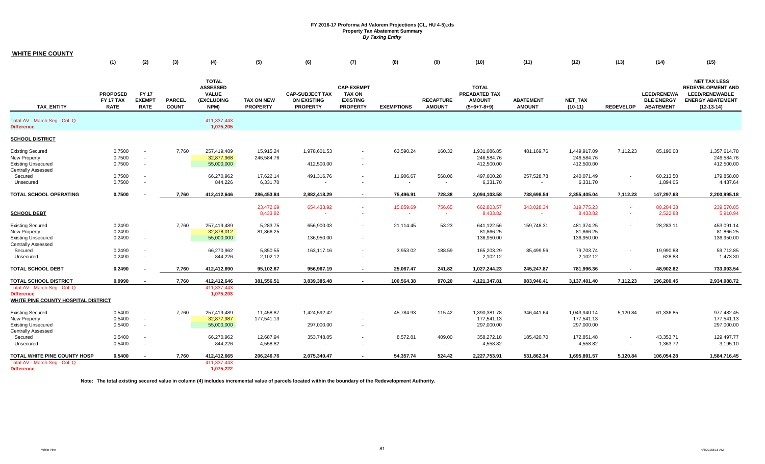**FY 2016-17 Proforma Ad Valorem Projections (CL, HU 4-5).xls**
**Property Tax Abatement Summary**
***By Taxing Entity***

## WHITE PINE COUNTY

| TAX_ENTITY | (1) PROPOSED FY 17 TAX RATE | (2) FY 17 EXEMPT RATE | (3) PARCEL COUNT | (4) TOTAL ASSESSED VALUE (EXCLUDING NPM) | (5) TAX ON NEW PROPERTY | (6) CAP-SUBJECT TAX ON EXISTING PROPERTY | (7) CAP-EXEMPT TAX ON EXISTING PROPERTY | (8) EXEMPTIONS | (9) RECAPTURE AMOUNT | (10) TOTAL PREABATED TAX AMOUNT (5+6+7-8+9) | (11) ABATEMENT AMOUNT | (12) NET_TAX (10-11) | (13) REDEVELOP | (14) LEED/RENEWABLE ENERGY ABATEMENT | (15) NET TAX LESS REDEVELOPMENT AND LEED/RENEWABLE ENERGY ABATEMENT (12-13-14) |
|---|---|---|---|---|---|---|---|---|---|---|---|---|---|---|---|
| Total AV - March Seg - Col. Q | | | | 411,337,443 | | | | | | | | | | | |
| Difference | | | | 1,075,205 | | | | | | | | | | | |
| **SCHOOL DISTRICT** | | | | | | | | | | | | | | | |
| Existing Secured | 0.7500 | - | 7,760 | 257,419,489 | 15,915.24 | 1,978,601.53 | - | 63,590.24 | 160.32 | 1,931,086.85 | 481,169.76 | 1,449,917.09 | 7,112.23 | 85,190.08 | 1,357,614.78 |
| New Property | 0.7500 | - | | 32,877,968 | 246,584.76 | | - | | | 246,584.76 | | 246,584.76 | | | 246,584.76 |
| Existing Unsecured | 0.7500 | - | | 55,000,000 | | 412,500.00 | - | | | 412,500.00 | | 412,500.00 | | | 412,500.00 |
| Centrally Assessed | | | | | | | | | | | | | | | |
| Secured | 0.7500 | - | | 66,270,962 | 17,622.14 | 491,316.76 | - | 11,906.67 | 568.06 | 497,600.28 | 257,528.78 | 240,071.49 | - | 60,213.50 | 179,858.00 |
| Unsecured | 0.7500 | - | | 844,226 | 6,331.70 | - | - | - | - | 6,331.70 | - | 6,331.70 | | 1,894.05 | 4,437.64 |
| **TOTAL SCHOOL OPERATING** | **0.7500** | **-** | **7,760** | **412,412,646** | **286,453.84** | **2,882,418.29** | **-** | **75,496.91** | **728.38** | **3,094,103.58** | **738,698.54** | **2,355,405.04** | **7,112.23** | **147,297.63** | **2,200,995.18** |
| | | | | | 23,472.69 | 654,433.92 | - | 15,859.69 | 756.65 | 662,803.57 | 343,028.34 | 319,775.23 | - | 80,204.38 | 239,570.85 |
| **SCHOOL DEBT** | | | | | 8,433.82 | - | - | - | - | 8,433.82 | - | 8,433.82 | - | 2,522.88 | 5,910.94 |
| Existing Secured | 0.2490 | - | 7,760 | 257,419,489 | 5,283.75 | 656,900.03 | - | 21,114.45 | 53.23 | 641,122.56 | 159,748.31 | 481,374.25 | - | 28,283.11 | 453,091.14 |
| New Property | 0.2490 | - | | 32,878,012 | 81,866.25 | | - | | | 81,866.25 | | 81,866.25 | | | 81,866.25 |
| Existing Unsecured | 0.2490 | - | | 55,000,000 | | 136,950.00 | - | | | 136,950.00 | | 136,950.00 | | | 136,950.00 |
| Centrally Assessed | | | | | | | | | | | | | | | |
| Secured | 0.2490 | - | | 66,270,962 | 5,850.55 | 163,117.16 | - | 3,953.02 | 188.59 | 165,203.29 | 85,499.56 | 79,703.74 | - | 19,990.88 | 59,712.85 |
| Unsecured | 0.2490 | - | | 844,226 | 2,102.12 | - | - | - | - | 2,102.12 | - | 2,102.12 | | 628.83 | 1,473.30 |
| **TOTAL SCHOOL DEBT** | **0.2490** | **-** | **7,760** | **412,412,690** | **95,102.67** | **956,967.19** | **-** | **25,067.47** | **241.82** | **1,027,244.23** | **245,247.87** | **781,996.36** | **-** | **48,902.82** | **733,093.54** |
| **TOTAL SCHOOL DISTRICT** | **0.9990** | **-** | **7,760** | **412,412,646** | **381,556.51** | **3,839,385.48** | **-** | **100,564.38** | **970.20** | **4,121,347.81** | **983,946.41** | **3,137,401.40** | **7,112.23** | **196,200.45** | **2,934,088.72** |
| Total AV - March Seg - Col. Q | | | | 411,337,443 | | | | | | | | | | | |
| Difference | | | | 1,075,203 | | | | | | | | | | | |
| **WHITE PINE COUNTY HOSPITAL DISTRICT** | | | | | | | | | | | | | | | |
| Existing Secured | 0.5400 | - | 7,760 | 257,419,489 | 11,458.87 | 1,424,592.42 | - | 45,784.93 | 115.42 | 1,390,381.78 | 346,441.64 | 1,043,940.14 | 5,120.84 | 61,336.85 | 977,482.45 |
| New Property | 0.5400 | - | | 32,877,987 | 177,541.13 | | - | | | 177,541.13 | | 177,541.13 | | | 177,541.13 |
| Existing Unsecured | 0.5400 | - | | 55,000,000 | | 297,000.00 | - | | | 297,000.00 | | 297,000.00 | | | 297,000.00 |
| Centrally Assessed | | | | | | | | | | | | | | | |
| Secured | 0.5400 | - | | 66,270,962 | 12,687.94 | 353,748.05 | - | 8,572.81 | 409.00 | 358,272.18 | 185,420.70 | 172,851.48 | - | 43,353.71 | 129,497.77 |
| Unsecured | 0.5400 | - | | 844,226 | 4,558.82 | - | - | - | - | 4,558.82 | - | 4,558.82 | - | 1,363.72 | 3,195.10 |
| **TOTAL WHITE PINE COUNTY HOSP** | **0.5400** | **-** | **7,760** | **412,412,665** | **206,246.76** | **2,075,340.47** | **-** | **54,357.74** | **524.42** | **2,227,753.91** | **531,862.34** | **1,695,891.57** | **5,120.84** | **106,054.28** | **1,584,716.45** |
| Total AV - March Seg - Col. Q | | | | 411,337,443 | | | | | | | | | | | |
| Difference | | | | 1,075,222 | | | | | | | | | | | |

**Note: The total existing secured value in column (4) includes incremental value of parcels located within the boundary of the Redevelopment Authority.**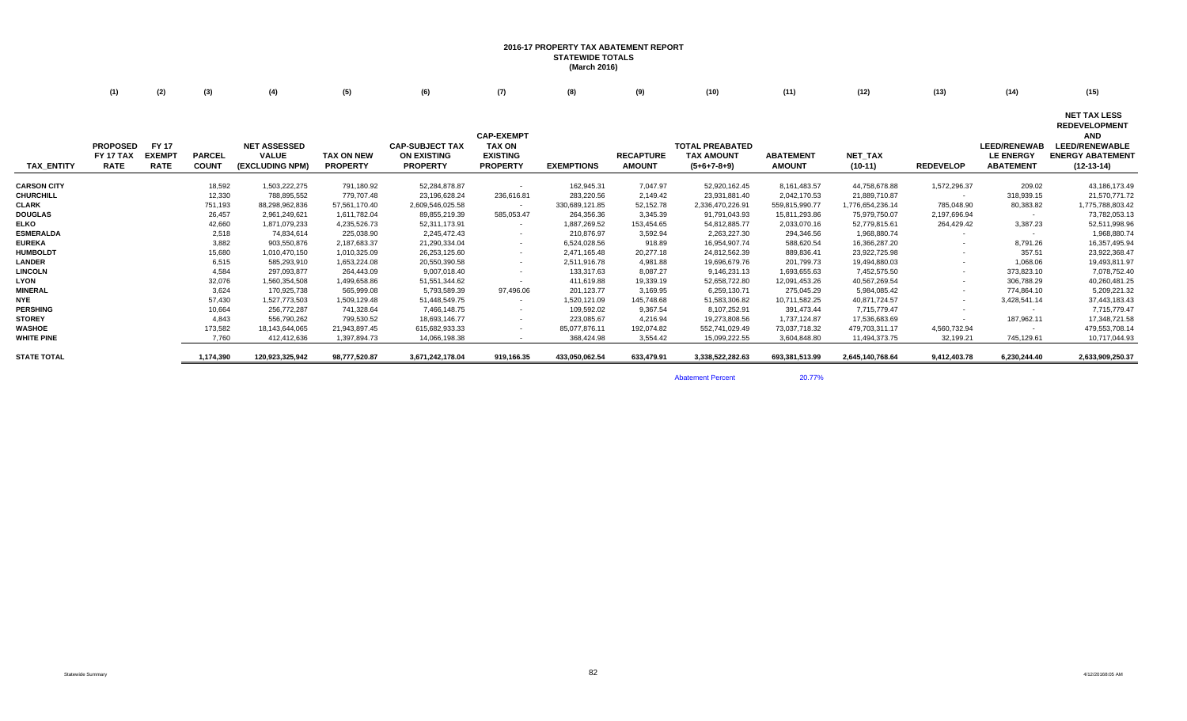# 2016-17 PROPERTY TAX ABATEMENT REPORT
## STATEWIDE TOTALS
### (March 2016)

| | (1) | (2) | (3) | (4) | (5) | (6) | (7) | (8) | (9) | (10) | (11) | (12) | (13) | (14) | (15) |
|---|---|---|---|---|---|---|---|---|---|---|---|---|---|---|---|
| TAX_ENTITY | PROPOSED FY 17 TAX RATE | FY 17 EXEMPT RATE | PARCEL COUNT | NET ASSESSED VALUE (EXCLUDING NPM) | TAX ON NEW PROPERTY | CAP-SUBJECT TAX ON EXISTING PROPERTY | CAP-EXEMPT TAX ON EXISTING PROPERTY | EXEMPTIONS | RECAPTURE AMOUNT | TOTAL PREABATED TAX AMOUNT (5+6+7-8+9) | ABATEMENT AMOUNT | NET_TAX (10-11) | REDEVELOP | LEED/RENEWAB LE ENERGY ABATEMENT | NET TAX LESS REDEVELOPMENT AND LEED/RENEWABLE ENERGY ABATEMENT (12-13-14) |
| CARSON CITY | | | 18,592 | 1,503,222,275 | 791,180.92 | 52,284,878.87 | - | 162,945.31 | 7,047.97 | 52,920,162.45 | 8,161,483.57 | 44,758,678.88 | 1,572,296.37 | 209.02 | 43,186,173.49 |
| CHURCHILL | | | 12,330 | 788,895,552 | 779,707.48 | 23,196,628.24 | 236,616.81 | 283,220.56 | 2,149.42 | 23,931,881.40 | 2,042,170.53 | 21,889,710.87 | - | 318,939.15 | 21,570,771.72 |
| CLARK | | | 751,193 | 88,298,962,836 | 57,561,170.40 | 2,609,546,025.58 | - | 330,689,121.85 | 52,152.78 | 2,336,470,226.91 | 559,815,990.77 | 1,776,654,236.14 | 785,048.90 | 80,383.82 | 1,775,788,803.42 |
| DOUGLAS | | | 26,457 | 2,961,249,621 | 1,611,782.04 | 89,855,219.39 | 585,053.47 | 264,356.36 | 3,345.39 | 91,791,043.93 | 15,811,293.86 | 75,979,750.07 | 2,197,696.94 | - | 73,782,053.13 |
| ELKO | | | 42,660 | 1,871,079,233 | 4,235,526.73 | 52,311,173.91 | - | 1,887,269.52 | 153,454.65 | 54,812,885.77 | 2,033,070.16 | 52,779,815.61 | 264,429.42 | 3,387.23 | 52,511,998.96 |
| ESMERALDA | | | 2,518 | 74,834,614 | 225,038.90 | 2,245,472.43 | - | 210,876.97 | 3,592.94 | 2,263,227.30 | 294,346.56 | 1,968,880.74 | - | - | 1,968,880.74 |
| EUREKA | | | 3,882 | 903,550,876 | 2,187,683.37 | 21,290,334.04 | - | 6,524,028.56 | 918.89 | 16,954,907.74 | 588,620.54 | 16,366,287.20 | - | 8,791.26 | 16,357,495.94 |
| HUMBOLDT | | | 15,680 | 1,010,470,150 | 1,010,325.09 | 26,253,125.60 | - | 2,471,165.48 | 20,277.18 | 24,812,562.39 | 889,836.41 | 23,922,725.98 | - | 357.51 | 23,922,368.47 |
| LANDER | | | 6,515 | 585,293,910 | 1,653,224.08 | 20,550,390.58 | - | 2,511,916.78 | 4,981.88 | 19,696,679.76 | 201,799.73 | 19,494,880.03 | - | 1,068.06 | 19,493,811.97 |
| LINCOLN | | | 4,584 | 297,093,877 | 264,443.09 | 9,007,018.40 | - | 133,317.63 | 8,087.27 | 9,146,231.13 | 1,693,655.63 | 7,452,575.50 | - | 373,823.10 | 7,078,752.40 |
| LYON | | | 32,076 | 1,560,354,508 | 1,499,658.86 | 51,551,344.62 | - | 411,619.88 | 19,339.19 | 52,658,722.80 | 12,091,453.26 | 40,567,269.54 | - | 306,788.29 | 40,260,481.25 |
| MINERAL | | | 3,624 | 170,925,738 | 565,999.08 | 5,793,589.39 | 97,496.06 | 201,123.77 | 3,169.95 | 6,259,130.71 | 275,045.29 | 5,984,085.42 | - | 774,864.10 | 5,209,221.32 |
| NYE | | | 57,430 | 1,527,773,503 | 1,509,129.48 | 51,448,549.75 | - | 1,520,121.09 | 145,748.68 | 51,583,306.82 | 10,711,582.25 | 40,871,724.57 | - | 3,428,541.14 | 37,443,183.43 |
| PERSHING | | | 10,664 | 256,772,287 | 741,328.64 | 7,466,148.75 | - | 109,592.02 | 9,367.54 | 8,107,252.91 | 391,473.44 | 7,715,779.47 | - | - | 7,715,779.47 |
| STOREY | | | 4,843 | 556,790,262 | 799,530.52 | 18,693,146.77 | - | 223,085.67 | 4,216.94 | 19,273,808.56 | 1,737,124.87 | 17,536,683.69 | - | 187,962.11 | 17,348,721.58 |
| WASHOE | | | 173,582 | 18,143,644,065 | 21,943,897.45 | 615,682,933.33 | - | 85,077,876.11 | 192,074.82 | 552,741,029.49 | 73,037,718.32 | 479,703,311.17 | 4,560,732.94 | - | 479,553,708.14 |
| WHITE PINE | | | 7,760 | 412,412,636 | 1,397,894.73 | 14,066,198.38 | - | 368,424.98 | 3,554.42 | 15,099,222.55 | 3,604,848.80 | 11,494,373.75 | 32,199.21 | 745,129.61 | 10,717,044.93 |
| STATE TOTAL | | | 1,174,390 | 120,923,325,942 | 98,777,520.87 | 3,671,242,178.04 | 919,166.35 | 433,050,062.54 | 633,479.91 | 3,338,522,282.63 | 693,381,513.99 | 2,645,140,768.64 | 9,412,403.78 | 6,230,244.40 | 2,633,909,250.37 |

Abatement Percent 20.77%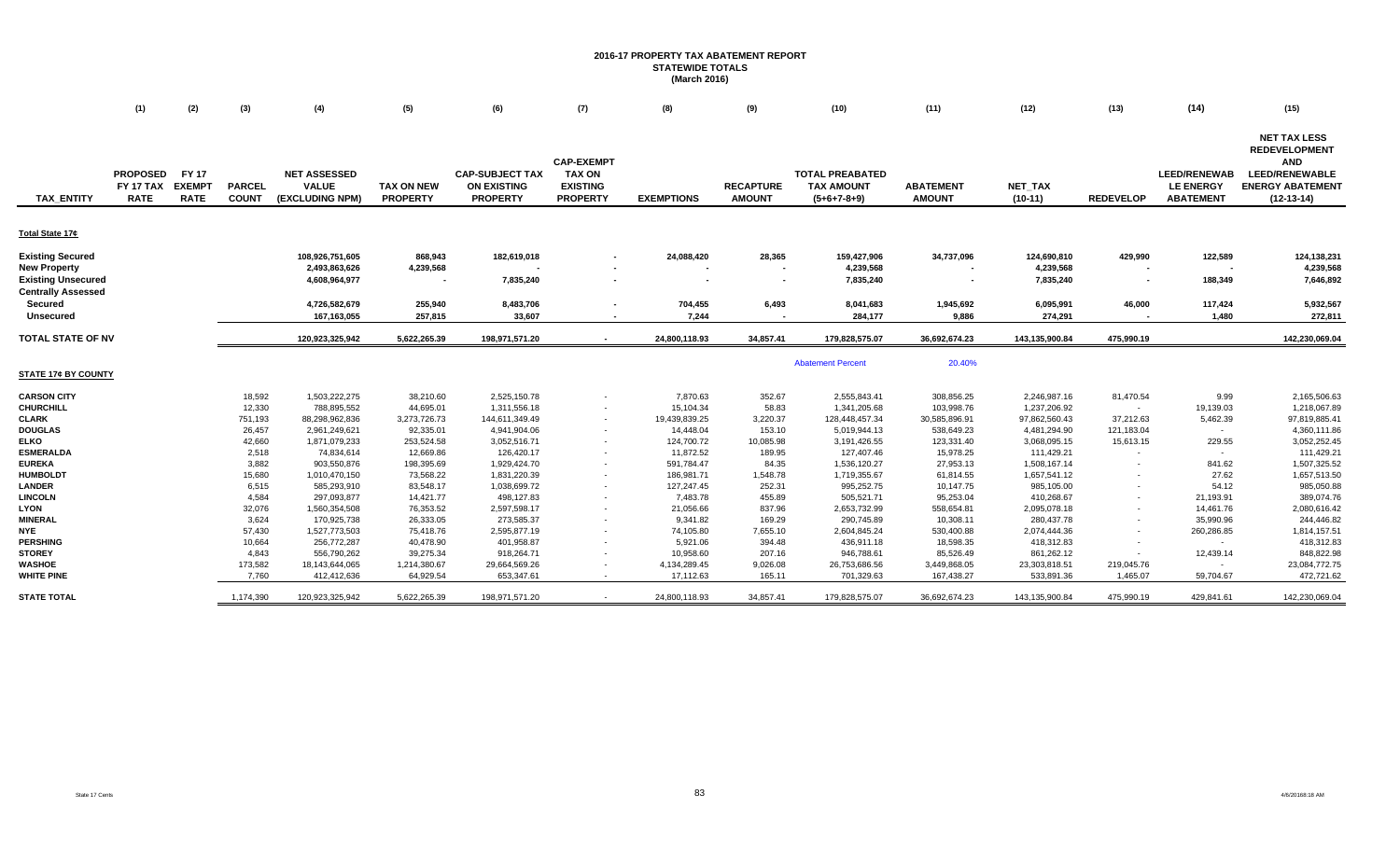# 2016-17 PROPERTY TAX ABATEMENT REPORT
## STATEWIDE TOTALS
### (March 2016)

| TAX_ENTITY | (1) PROPOSED FY 17 TAX RATE | (2) FY 17 EXEMPT RATE | (3) PARCEL COUNT | (4) NET ASSESSED VALUE (EXCLUDING NPM) | (5) TAX ON NEW PROPERTY | (6) CAP-SUBJECT TAX ON EXISTING PROPERTY | (7) CAP-EXEMPT TAX ON EXISTING PROPERTY | (8) EXEMPTIONS | (9) RECAPTURE AMOUNT | (10) TOTAL PREABATED TAX AMOUNT (5+6+7-8+9) | (11) ABATEMENT AMOUNT | (12) NET_TAX (10-11) | (13) REDEVELOP | (14) LEED/RENEWAB LE ENERGY ABATEMENT | (15) NET TAX LESS REDEVELOPMENT AND LEED/RENEWABLE ENERGY ABATEMENT (12-13-14) |
|---|---|---|---|---|---|---|---|---|---|---|---|---|---|---|---|
| **Total State 17¢** | | | | | | | | | | | | | | | |
| **Existing Secured** | | | | 108,926,751,605 | 868,943 | 182,619,018 | - | 24,088,420 | 28,365 | 159,427,906 | 34,737,096 | 124,690,810 | 429,990 | 122,589 | 124,138,231 |
| **New Property** | | | | 2,493,863,626 | 4,239,568 | - | - | - | - | 4,239,568 | - | 4,239,568 | - | - | 4,239,568 |
| **Existing Unsecured** | | | | 4,608,964,977 | - | 7,835,240 | - | - | - | 7,835,240 | - | 7,835,240 | - | 188,349 | 7,646,892 |
| **Centrally Assessed** | | | | | | | | | | | | | | | |
| **Secured** | | | | 4,726,582,679 | 255,940 | 8,483,706 | - | 704,455 | 6,493 | 8,041,683 | 1,945,692 | 6,095,991 | 46,000 | 117,424 | 5,932,567 |
| **Unsecured** | | | | 167,163,055 | 257,815 | 33,607 | - | 7,244 | - | 284,177 | 9,886 | 274,291 | - | 1,480 | 272,811 |
| **TOTAL STATE OF NV** | | | | 120,923,325,942 | 5,622,265.39 | 198,971,571.20 | - | 24,800,118.93 | 34,857.41 | 179,828,575.07 | 36,692,674.23 | 143,135,900.84 | 475,990.19 | | 142,230,069.04 |
| | | | | | | | | | | Abatement Percent | 20.40% | | | | |
| **STATE 17¢ BY COUNTY** | | | | | | | | | | | | | | | |
| **CARSON CITY** | | | 18,592 | 1,503,222,275 | 38,210.60 | 2,525,150.78 | - | 7,870.63 | 352.67 | 2,555,843.41 | 308,856.25 | 2,246,987.16 | 81,470.54 | 9.99 | 2,165,506.63 |
| **CHURCHILL** | | | 12,330 | 788,895,552 | 44,695.01 | 1,311,556.18 | - | 15,104.34 | 58.83 | 1,341,205.68 | 103,998.76 | 1,237,206.92 | - | 19,139.03 | 1,218,067.89 |
| **CLARK** | | | 751,193 | 88,298,962,836 | 3,273,726.73 | 144,611,349.49 | - | 19,439,839.25 | 3,220.37 | 128,448,457.34 | 30,585,896.91 | 97,862,560.43 | 37,212.63 | 5,462.39 | 97,819,885.41 |
| **DOUGLAS** | | | 26,457 | 2,961,249,621 | 92,335.01 | 4,941,904.06 | - | 14,448.04 | 153.10 | 5,019,944.13 | 538,649.23 | 4,481,294.90 | 121,183.04 | - | 4,360,111.86 |
| **ELKO** | | | 42,660 | 1,871,079,233 | 253,524.58 | 3,052,516.71 | - | 124,700.72 | 10,085.98 | 3,191,426.55 | 123,331.40 | 3,068,095.15 | 15,613.15 | 229.55 | 3,052,252.45 |
| **ESMERALDA** | | | 2,518 | 74,834,614 | 12,669.86 | 126,420.17 | - | 11,872.52 | 189.95 | 127,407.46 | 15,978.25 | 111,429.21 | - | - | 111,429.21 |
| **EUREKA** | | | 3,882 | 903,550,876 | 198,395.69 | 1,929,424.70 | - | 591,784.47 | 84.35 | 1,536,120.27 | 27,953.13 | 1,508,167.14 | - | 841.62 | 1,507,325.52 |
| **HUMBOLDT** | | | 15,680 | 1,010,470,150 | 73,568.22 | 1,831,220.39 | - | 186,981.71 | 1,548.78 | 1,719,355.67 | 61,814.55 | 1,657,541.12 | - | 27.62 | 1,657,513.50 |
| **LANDER** | | | 6,515 | 585,293,910 | 83,548.17 | 1,038,699.72 | - | 127,247.45 | 252.31 | 995,252.75 | 10,147.75 | 985,105.00 | - | 54.12 | 985,050.88 |
| **LINCOLN** | | | 4,584 | 297,093,877 | 14,421.77 | 498,127.83 | - | 7,483.78 | 455.89 | 505,521.71 | 95,253.04 | 410,268.67 | - | 21,193.91 | 389,074.76 |
| **LYON** | | | 32,076 | 1,560,354,508 | 76,353.52 | 2,597,598.17 | - | 21,056.66 | 837.96 | 2,653,732.99 | 558,654.81 | 2,095,078.18 | - | 14,461.76 | 2,080,616.42 |
| **MINERAL** | | | 3,624 | 170,925,738 | 26,333.05 | 273,585.37 | - | 9,341.82 | 169.29 | 290,745.89 | 10,308.11 | 280,437.78 | - | 35,990.96 | 244,446.82 |
| **NYE** | | | 57,430 | 1,527,773,503 | 75,418.76 | 2,595,877.19 | - | 74,105.80 | 7,655.10 | 2,604,845.24 | 530,400.88 | 2,074,444.36 | - | 260,286.85 | 1,814,157.51 |
| **PERSHING** | | | 10,664 | 256,772,287 | 40,478.90 | 401,958.87 | - | 5,921.06 | 394.48 | 436,911.18 | 18,598.35 | 418,312.83 | - | - | 418,312.83 |
| **STOREY** | | | 4,843 | 556,790,262 | 39,275.34 | 918,264.71 | - | 10,958.60 | 207.16 | 946,788.61 | 85,526.49 | 861,262.12 | - | 12,439.14 | 848,822.98 |
| **WASHOE** | | | 173,582 | 18,143,644,065 | 1,214,380.67 | 29,664,569.26 | - | 4,134,289.45 | 9,026.08 | 26,753,686.56 | 3,449,868.05 | 23,303,818.51 | 219,045.76 | - | 23,084,772.75 |
| **WHITE PINE** | | | 7,760 | 412,412,636 | 64,929.54 | 653,347.61 | - | 17,112.63 | 165.11 | 701,329.63 | 167,438.27 | 533,891.36 | 1,465.07 | 59,704.67 | 472,721.62 |
| **STATE TOTAL** | | | 1,174,390 | 120,923,325,942 | 5,622,265.39 | 198,971,571.20 | - | 24,800,118.93 | 34,857.41 | 179,828,575.07 | 36,692,674.23 | 143,135,900.84 | 475,990.19 | 429,841.61 | 142,230,069.04 |

State 17 Cents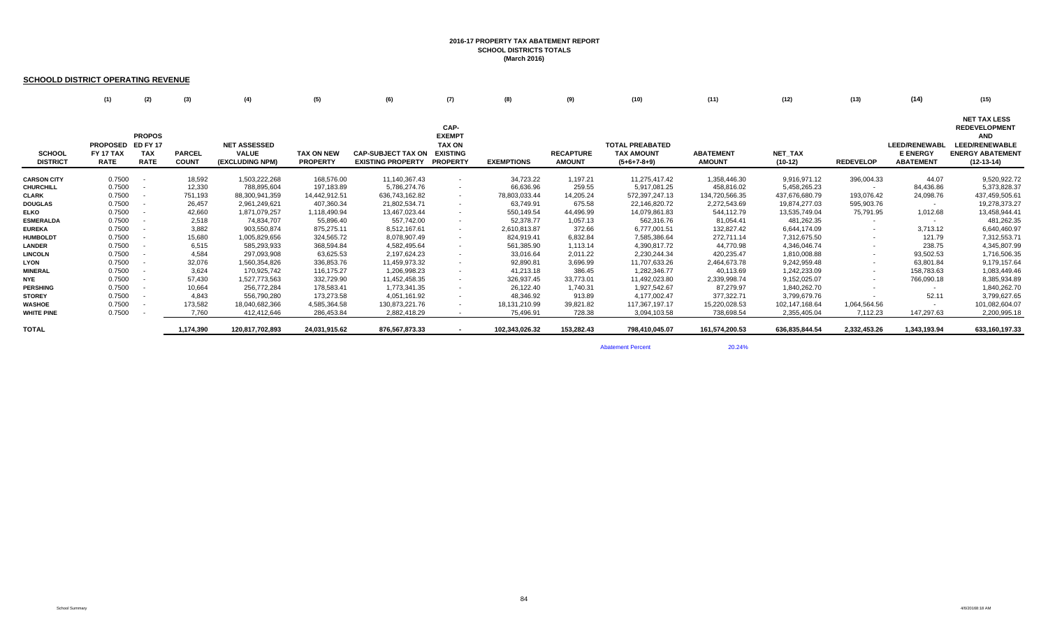**2016-17 PROPERTY TAX ABATEMENT REPORT**
**SCHOOL DISTRICTS TOTALS**
**(March 2016)**

## SCHOOLD DISTRICT OPERATING REVENUE

| | (1) | (2) | (3) | (4) | (5) | (6) | (7) | (8) | (9) | (10) | (11) | (12) | (13) | (14) | (15) |
|---|---|---|---|---|---|---|---|---|---|---|---|---|---|---|---|
| **SCHOOL DISTRICT** | **PROPOSED FY 17 TAX RATE** | **PROPOS ED FY 17 TAX RATE** | **PARCEL COUNT** | **NET ASSESSED VALUE (EXCLUDING NPM)** | **TAX ON NEW PROPERTY** | **CAP-SUBJECT TAX ON EXISTING PROPERTY** | **CAP-EXEMPT TAX ON EXISTING PROPERTY** | **EXEMPTIONS** | **RECAPTURE AMOUNT** | **TOTAL PREABATED TAX AMOUNT (5+6+7-8+9)** | **ABATEMENT AMOUNT** | **NET_TAX (10-12)** | **REDEVELOP** | **LEED/RENEWABL E ENERGY ABATEMENT** | **NET TAX LESS REDEVELOPMENT AND LEED/RENEWABLE ENERGY ABATEMENT (12-13-14)** |
| **CARSON CITY** | 0.7500 | - | 18,592 | 1,503,222,268 | 168,576.00 | 11,140,367.43 | - | 34,723.22 | 1,197.21 | 11,275,417.42 | 1,358,446.30 | 9,916,971.12 | 396,004.33 | 44.07 | 9,520,922.72 |
| **CHURCHILL** | 0.7500 | - | 12,330 | 788,895,604 | 197,183.89 | 5,786,274.76 | - | 66,636.96 | 259.55 | 5,917,081.25 | 458,816.02 | 5,458,265.23 | - | 84,436.86 | 5,373,828.37 |
| **CLARK** | 0.7500 | - | 751,193 | 88,300,941,359 | 14,442,912.51 | 636,743,162.82 | - | 78,803,033.44 | 14,205.24 | 572,397,247.13 | 134,720,566.35 | 437,676,680.79 | 193,076.42 | 24,098.76 | 437,459,505.61 |
| **DOUGLAS** | 0.7500 | - | 26,457 | 2,961,249,621 | 407,360.34 | 21,802,534.71 | - | 63,749.91 | 675.58 | 22,146,820.72 | 2,272,543.69 | 19,874,277.03 | 595,903.76 | - | 19,278,373.27 |
| **ELKO** | 0.7500 | - | 42,660 | 1,871,079,257 | 1,118,490.94 | 13,467,023.44 | - | 550,149.54 | 44,496.99 | 14,079,861.83 | 544,112.79 | 13,535,749.04 | 75,791.95 | 1,012.68 | 13,458,944.41 |
| **ESMERALDA** | 0.7500 | - | 2,518 | 74,834,707 | 55,896.40 | 557,742.00 | - | 52,378.77 | 1,057.13 | 562,316.76 | 81,054.41 | 481,262.35 | - | - | 481,262.35 |
| **EUREKA** | 0.7500 | - | 3,882 | 903,550,874 | 875,275.11 | 8,512,167.61 | - | 2,610,813.87 | 372.66 | 6,777,001.51 | 132,827.42 | 6,644,174.09 | - | 3,713.12 | 6,640,460.97 |
| **HUMBOLDT** | 0.7500 | - | 15,680 | 1,005,829,656 | 324,565.72 | 8,078,907.49 | - | 824,919.41 | 6,832.84 | 7,585,386.64 | 272,711.14 | 7,312,675.50 | - | 121.79 | 7,312,553.71 |
| **LANDER** | 0.7500 | - | 6,515 | 585,293,933 | 368,594.84 | 4,582,495.64 | - | 561,385.90 | 1,113.14 | 4,390,817.72 | 44,770.98 | 4,346,046.74 | - | 238.75 | 4,345,807.99 |
| **LINCOLN** | 0.7500 | - | 4,584 | 297,093,908 | 63,625.53 | 2,197,624.23 | - | 33,016.64 | 2,011.22 | 2,230,244.34 | 420,235.47 | 1,810,008.88 | - | 93,502.53 | 1,716,506.35 |
| **LYON** | 0.7500 | - | 32,076 | 1,560,354,826 | 336,853.76 | 11,459,973.32 | - | 92,890.81 | 3,696.99 | 11,707,633.26 | 2,464,673.78 | 9,242,959.48 | - | 63,801.84 | 9,179,157.64 |
| **MINERAL** | 0.7500 | - | 3,624 | 170,925,742 | 116,175.27 | 1,206,998.23 | - | 41,213.18 | 386.45 | 1,282,346.77 | 40,113.69 | 1,242,233.09 | - | 158,783.63 | 1,083,449.46 |
| **NYE** | 0.7500 | - | 57,430 | 1,527,773,563 | 332,729.90 | 11,452,458.35 | - | 326,937.45 | 33,773.01 | 11,492,023.80 | 2,339,998.74 | 9,152,025.07 | - | 766,090.18 | 8,385,934.89 |
| **PERSHING** | 0.7500 | - | 10,664 | 256,772,284 | 178,583.41 | 1,773,341.35 | - | 26,122.40 | 1,740.31 | 1,927,542.67 | 87,279.97 | 1,840,262.70 | - | - | 1,840,262.70 |
| **STOREY** | 0.7500 | - | 4,843 | 556,790,280 | 173,273.58 | 4,051,161.92 | - | 48,346.92 | 913.89 | 4,177,002.47 | 377,322.71 | 3,799,679.76 | - | 52.11 | 3,799,627.65 |
| **WASHOE** | 0.7500 | - | 173,582 | 18,040,682,366 | 4,585,364.58 | 130,873,221.76 | - | 18,131,210.99 | 39,821.82 | 117,367,197.17 | 15,220,028.53 | 102,147,168.64 | 1,064,564.56 | - | 101,082,604.07 |
| **WHITE PINE** | 0.7500 | - | 7,760 | 412,412,646 | 286,453.84 | 2,882,418.29 | - | 75,496.91 | 728.38 | 3,094,103.58 | 738,698.54 | 2,355,405.04 | 7,112.23 | 147,297.63 | 2,200,995.18 |
| **TOTAL** | | | 1,174,390 | 120,817,702,893 | 24,031,915.62 | 876,567,873.33 | - | 102,343,026.32 | 153,282.43 | 798,410,045.07 | 161,574,200.53 | 636,835,844.54 | 2,332,453.26 | 1,343,193.94 | 633,160,197.33 |

Abatement Percent 20.24%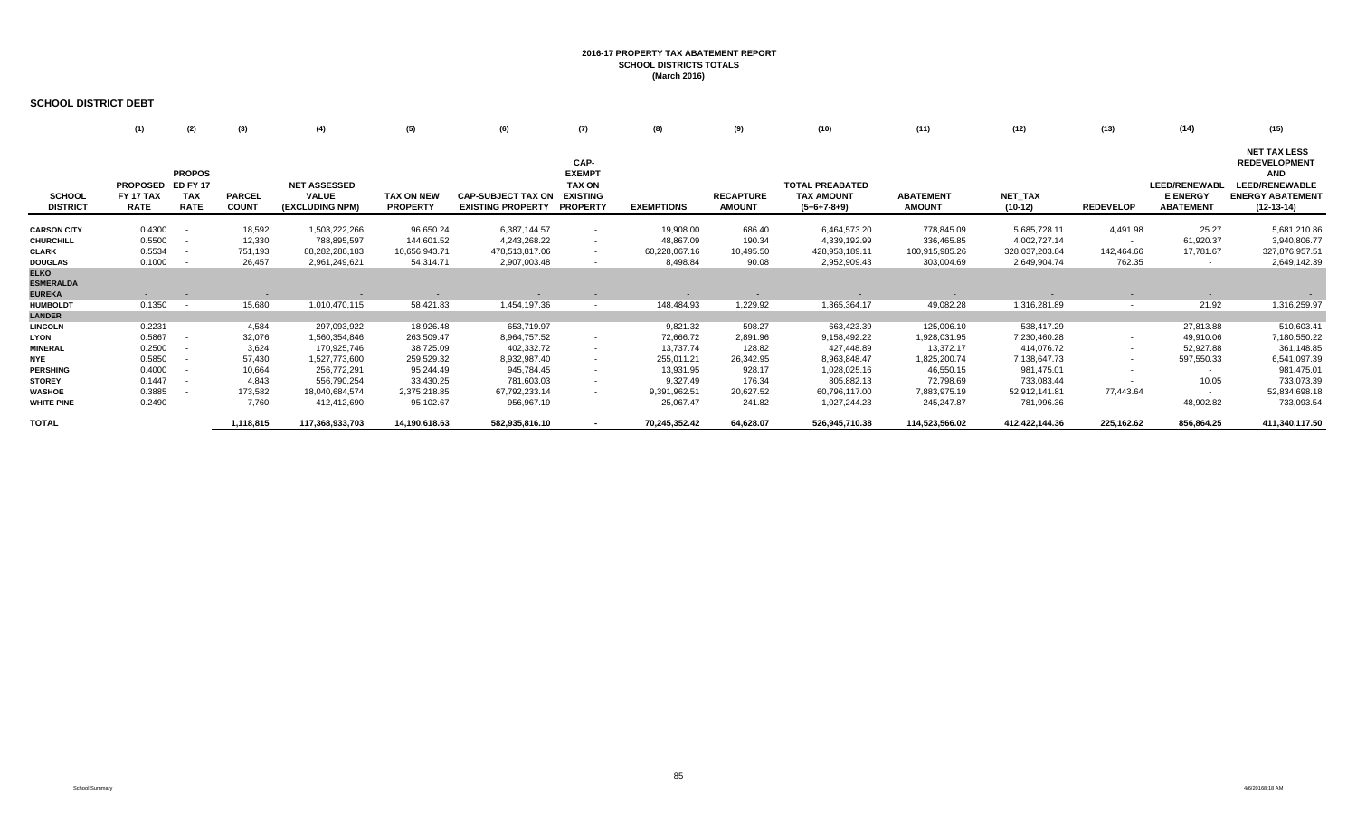**2016-17 PROPERTY TAX ABATEMENT REPORT**
**SCHOOL DISTRICTS TOTALS**
**(March 2016)**

## SCHOOL DISTRICT DEBT

| | (1) | (2) | (3) | (4) | (5) | (6) | (7) | (8) | (9) | (10) | (11) | (12) | (13) | (14) | (15) |
|---|---|---|---|---|---|---|---|---|---|---|---|---|---|---|---|
| SCHOOL DISTRICT | PROPOSED FY 17 TAX RATE | PROPOS ED FY 17 TAX RATE | PARCEL COUNT | NET ASSESSED VALUE (EXCLUDING NPM) | TAX ON NEW PROPERTY | CAP-SUBJECT TAX ON EXISTING PROPERTY | CAP-EXEMPT TAX ON EXISTING PROPERTY | EXEMPTIONS | RECAPTURE AMOUNT | TOTAL PREABATED TAX AMOUNT (5+6+7-8+9) | ABATEMENT AMOUNT | NET_TAX (10-12) | REDEVELOP | LEED/RENEWABLE ENERGY ABATEMENT | NET TAX LESS REDEVELOPMENT AND LEED/RENEWABLE ENERGY ABATEMENT (12-13-14) |
| CARSON CITY | 0.4300 | - | 18,592 | 1,503,222,266 | 96,650.24 | 6,387,144.57 | - | 19,908.00 | 686.40 | 6,464,573.20 | 778,845.09 | 5,685,728.11 | 4,491.98 | 25.27 | 5,681,210.86 |
| CHURCHILL | 0.5500 | - | 12,330 | 788,895,597 | 144,601.52 | 4,243,268.22 | - | 48,867.09 | 190.34 | 4,339,192.99 | 336,465.85 | 4,002,727.14 | - | 61,920.37 | 3,940,806.77 |
| CLARK | 0.5534 | - | 751,193 | 88,282,288,183 | 10,656,943.71 | 478,513,817.06 | - | 60,228,067.16 | 10,495.50 | 428,953,189.11 | 100,915,985.26 | 328,037,203.84 | 142,464.66 | 17,781.67 | 327,876,957.51 |
| DOUGLAS | 0.1000 | - | 26,457 | 2,961,249,621 | 54,314.71 | 2,907,003.48 | - | 8,498.84 | 90.08 | 2,952,909.43 | 303,004.69 | 2,649,904.74 | 762.35 | - | 2,649,142.39 |
| ELKO | | | | | | | | | | | | | | | |
| ESMERALDA | | | | | | | | | | | | | | | |
| EUREKA | - | - | - | - | - | - | - | - | - | - | - | - | - | - | - |
| HUMBOLDT | 0.1350 | - | 15,680 | 1,010,470,115 | 58,421.83 | 1,454,197.36 | - | 148,484.93 | 1,229.92 | 1,365,364.17 | 49,082.28 | 1,316,281.89 | - | 21.92 | 1,316,259.97 |
| LANDER | | | | | | | | | | | | | | | |
| LINCOLN | 0.2231 | - | 4,584 | 297,093,922 | 18,926.48 | 653,719.97 | - | 9,821.32 | 598.27 | 663,423.39 | 125,006.10 | 538,417.29 | - | 27,813.88 | 510,603.41 |
| LYON | 0.5867 | - | 32,076 | 1,560,354,846 | 263,509.47 | 8,964,757.52 | - | 72,666.72 | 2,891.96 | 9,158,492.22 | 1,928,031.95 | 7,230,460.28 | - | 49,910.06 | 7,180,550.22 |
| MINERAL | 0.2500 | - | 3,624 | 170,925,746 | 38,725.09 | 402,332.72 | - | 13,737.74 | 128.82 | 427,448.89 | 13,372.17 | 414,076.72 | - | 52,927.88 | 361,148.85 |
| NYE | 0.5850 | - | 57,430 | 1,527,773,600 | 259,529.32 | 8,932,987.40 | - | 255,011.21 | 26,342.95 | 8,963,848.47 | 1,825,200.74 | 7,138,647.73 | - | 597,550.33 | 6,541,097.39 |
| PERSHING | 0.4000 | - | 10,664 | 256,772,291 | 95,244.49 | 945,784.45 | - | 13,931.95 | 928.17 | 1,028,025.16 | 46,550.15 | 981,475.01 | - | - | 981,475.01 |
| STOREY | 0.1447 | - | 4,843 | 556,790,254 | 33,430.25 | 781,603.03 | - | 9,327.49 | 176.34 | 805,882.13 | 72,798.69 | 733,083.44 | - | 10.05 | 733,073.39 |
| WASHOE | 0.3885 | - | 173,582 | 18,040,684,574 | 2,375,218.85 | 67,792,233.14 | - | 9,391,962.51 | 20,627.52 | 60,796,117.00 | 7,883,975.19 | 52,912,141.81 | 77,443.64 | - | 52,834,698.18 |
| WHITE PINE | 0.2490 | - | 7,760 | 412,412,690 | 95,102.67 | 956,967.19 | - | 25,067.47 | 241.82 | 1,027,244.23 | 245,247.87 | 781,996.36 | - | 48,902.82 | 733,093.54 |
| TOTAL | | | 1,118,815 | 117,368,933,703 | 14,190,618.63 | 582,935,816.10 | - | 70,245,352.42 | 64,628.07 | 526,945,710.38 | 114,523,566.02 | 412,422,144.36 | 225,162.62 | 856,864.25 | 411,340,117.50 |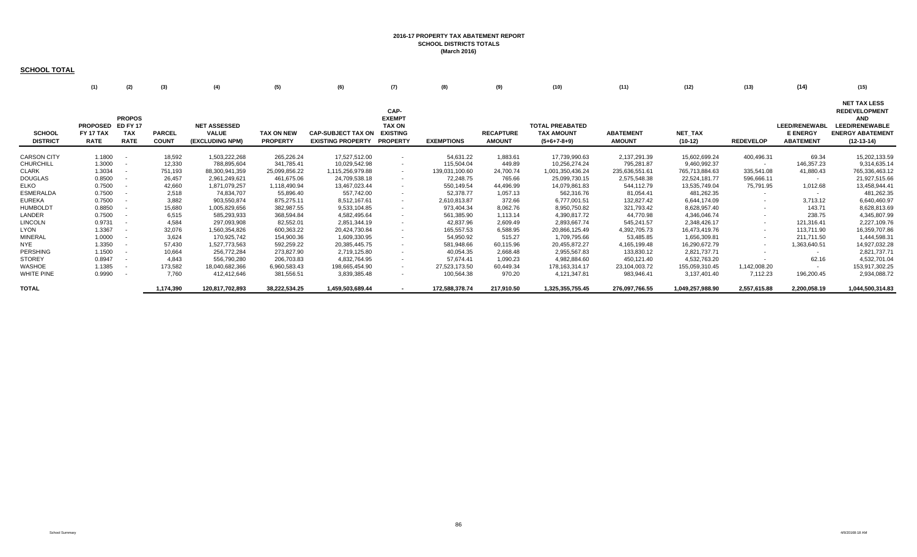**2016-17 PROPERTY TAX ABATEMENT REPORT**
**SCHOOL DISTRICTS TOTALS**
**(March 2016)**

**SCHOOL TOTAL**

| | (1) | (2) | (3) | (4) | (5) | (6) | (7) | (8) | (9) | (10) | (11) | (12) | (13) | (14) | (15) |
|---|---|---|---|---|---|---|---|---|---|---|---|---|---|---|---|
| **SCHOOL DISTRICT** | **PROPOSED FY 17 TAX RATE** | **PROPOSED FY 17 TAX RATE** | **PARCEL COUNT** | **NET ASSESSED VALUE (EXCLUDING NPM)** | **TAX ON NEW PROPERTY** | **CAP-SUBJECT TAX ON EXISTING PROPERTY** | **CAP-EXEMPT TAX ON EXISTING PROPERTY** | **EXEMPTIONS** | **RECAPTURE AMOUNT** | **TOTAL PREABATED TAX AMOUNT (5+6+7-8+9)** | **ABATEMENT AMOUNT** | **NET_TAX (10-12)** | **REDEVELOP** | **LEED/RENEWABLE ENERGY ABATEMENT** | **NET TAX LESS REDEVELOPMENT AND LEED/RENEWABLE ENERGY ABATEMENT (12-13-14)** |
| CARSON CITY | 1.1800 | - | 18,592 | 1,503,222,268 | 265,226.24 | 17,527,512.00 | - | 54,631.22 | 1,883.61 | 17,739,990.63 | 2,137,291.39 | 15,602,699.24 | 400,496.31 | 69.34 | 15,202,133.59 |
| CHURCHILL | 1.3000 | - | 12,330 | 788,895,604 | 341,785.41 | 10,029,542.98 | - | 115,504.04 | 449.89 | 10,256,274.24 | 795,281.87 | 9,460,992.37 | - | 146,357.23 | 9,314,635.14 |
| CLARK | 1.3034 | - | 751,193 | 88,300,941,359 | 25,099,856.22 | 1,115,256,979.88 | - | 139,031,100.60 | 24,700.74 | 1,001,350,436.24 | 235,636,551.61 | 765,713,884.63 | 335,541.08 | 41,880.43 | 765,336,463.12 |
| DOUGLAS | 0.8500 | - | 26,457 | 2,961,249,621 | 461,675.06 | 24,709,538.18 | - | 72,248.75 | 765.66 | 25,099,730.15 | 2,575,548.38 | 22,524,181.77 | 596,666.11 | - | 21,927,515.66 |
| ELKO | 0.7500 | - | 42,660 | 1,871,079,257 | 1,118,490.94 | 13,467,023.44 | - | 550,149.54 | 44,496.99 | 14,079,861.83 | 544,112.79 | 13,535,749.04 | 75,791.95 | 1,012.68 | 13,458,944.41 |
| ESMERALDA | 0.7500 | - | 2,518 | 74,834,707 | 55,896.40 | 557,742.00 | - | 52,378.77 | 1,057.13 | 562,316.76 | 81,054.41 | 481,262.35 | - | - | 481,262.35 |
| EUREKA | 0.7500 | - | 3,882 | 903,550,874 | 875,275.11 | 8,512,167.61 | - | 2,610,813.87 | 372.66 | 6,777,001.51 | 132,827.42 | 6,644,174.09 | - | 3,713.12 | 6,640,460.97 |
| HUMBOLDT | 0.8850 | - | 15,680 | 1,005,829,656 | 382,987.55 | 9,533,104.85 | - | 973,404.34 | 8,062.76 | 8,950,750.82 | 321,793.42 | 8,628,957.40 | - | 143.71 | 8,628,813.69 |
| LANDER | 0.7500 | - | 6,515 | 585,293,933 | 368,594.84 | 4,582,495.64 | - | 561,385.90 | 1,113.14 | 4,390,817.72 | 44,770.98 | 4,346,046.74 | - | 238.75 | 4,345,807.99 |
| LINCOLN | 0.9731 | - | 4,584 | 297,093,908 | 82,552.01 | 2,851,344.19 | - | 42,837.96 | 2,609.49 | 2,893,667.74 | 545,241.57 | 2,348,426.17 | - | 121,316.41 | 2,227,109.76 |
| LYON | 1.3367 | - | 32,076 | 1,560,354,826 | 600,363.22 | 20,424,730.84 | - | 165,557.53 | 6,588.95 | 20,866,125.49 | 4,392,705.73 | 16,473,419.76 | - | 113,711.90 | 16,359,707.86 |
| MINERAL | 1.0000 | - | 3,624 | 170,925,742 | 154,900.36 | 1,609,330.95 | - | 54,950.92 | 515.27 | 1,709,795.66 | 53,485.85 | 1,656,309.81 | - | 211,711.50 | 1,444,598.31 |
| NYE | 1.3350 | - | 57,430 | 1,527,773,563 | 592,259.22 | 20,385,445.75 | - | 581,948.66 | 60,115.96 | 20,455,872.27 | 4,165,199.48 | 16,290,672.79 | - | 1,363,640.51 | 14,927,032.28 |
| PERSHING | 1.1500 | - | 10,664 | 256,772,284 | 273,827.90 | 2,719,125.80 | - | 40,054.35 | 2,668.48 | 2,955,567.83 | 133,830.12 | 2,821,737.71 | - | - | 2,821,737.71 |
| STOREY | 0.8947 | - | 4,843 | 556,790,280 | 206,703.83 | 4,832,764.95 | - | 57,674.41 | 1,090.23 | 4,982,884.60 | 450,121.40 | 4,532,763.20 | - | 62.16 | 4,532,701.04 |
| WASHOE | 1.1385 | - | 173,582 | 18,040,682,366 | 6,960,583.43 | 198,665,454.90 | - | 27,523,173.50 | 60,449.34 | 178,163,314.17 | 23,104,003.72 | 155,059,310.45 | 1,142,008.20 | - | 153,917,302.25 |
| WHITE PINE | 0.9990 | - | 7,760 | 412,412,646 | 381,556.51 | 3,839,385.48 | - | 100,564.38 | 970.20 | 4,121,347.81 | 983,946.41 | 3,137,401.40 | 7,112.23 | 196,200.45 | 2,934,088.72 |
| **TOTAL** | | | **1,174,390** | **120,817,702,893** | **38,222,534.25** | **1,459,503,689.44** | **-** | **172,588,378.74** | **217,910.50** | **1,325,355,755.45** | **276,097,766.55** | **1,049,257,988.90** | **2,557,615.88** | **2,200,058.19** | **1,044,500,314.83** |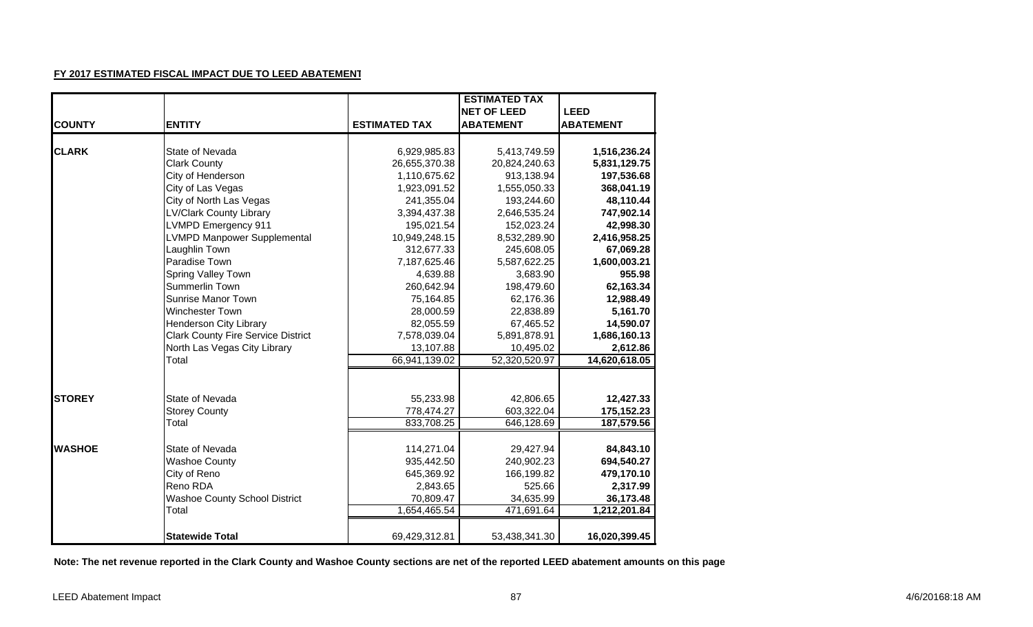**FY 2017 ESTIMATED FISCAL IMPACT DUE TO LEED ABATEMENT**

| COUNTY | ENTITY | ESTIMATED TAX | ESTIMATED TAX NET OF LEED ABATEMENT | LEED ABATEMENT |
|---|---|---|---|---|
| **CLARK** | State of Nevada | 6,929,985.83 | 5,413,749.59 | **1,516,236.24** |
| | Clark County | 26,655,370.38 | 20,824,240.63 | **5,831,129.75** |
| | City of Henderson | 1,110,675.62 | 913,138.94 | **197,536.68** |
| | City of Las Vegas | 1,923,091.52 | 1,555,050.33 | **368,041.19** |
| | City of North Las Vegas | 241,355.04 | 193,244.60 | **48,110.44** |
| | LV/Clark County Library | 3,394,437.38 | 2,646,535.24 | **747,902.14** |
| | LVMPD Emergency 911 | 195,021.54 | 152,023.24 | **42,998.30** |
| | LVMPD Manpower Supplemental | 10,949,248.15 | 8,532,289.90 | **2,416,958.25** |
| | Laughlin Town | 312,677.33 | 245,608.05 | **67,069.28** |
| | Paradise Town | 7,187,625.46 | 5,587,622.25 | **1,600,003.21** |
| | Spring Valley Town | 4,639.88 | 3,683.90 | **955.98** |
| | Summerlin Town | 260,642.94 | 198,479.60 | **62,163.34** |
| | Sunrise Manor Town | 75,164.85 | 62,176.36 | **12,988.49** |
| | Winchester Town | 28,000.59 | 22,838.89 | **5,161.70** |
| | Henderson City Library | 82,055.59 | 67,465.52 | **14,590.07** |
| | Clark County Fire Service District | 7,578,039.04 | 5,891,878.91 | **1,686,160.13** |
| | North Las Vegas City Library | 13,107.88 | 10,495.02 | **2,612.86** |
| | Total | 66,941,139.02 | 52,320,520.97 | **14,620,618.05** |
| **STOREY** | State of Nevada | 55,233.98 | 42,806.65 | **12,427.33** |
| | Storey County | 778,474.27 | 603,322.04 | **175,152.23** |
| | Total | 833,708.25 | 646,128.69 | **187,579.56** |
| **WASHOE** | State of Nevada | 114,271.04 | 29,427.94 | **84,843.10** |
| | Washoe County | 935,442.50 | 240,902.23 | **694,540.27** |
| | City of Reno | 645,369.92 | 166,199.82 | **479,170.10** |
| | Reno RDA | 2,843.65 | 525.66 | **2,317.99** |
| | Washoe County School District | 70,809.47 | 34,635.99 | **36,173.48** |
| | Total | 1,654,465.54 | 471,691.64 | **1,212,201.84** |
| | **Statewide Total** | 69,429,312.81 | 53,438,341.30 | **16,020,399.45** |

**Note: The net revenue reported in the Clark County and Washoe County sections are net of the reported LEED abatement amounts on this page**

LEED Abatement Impact